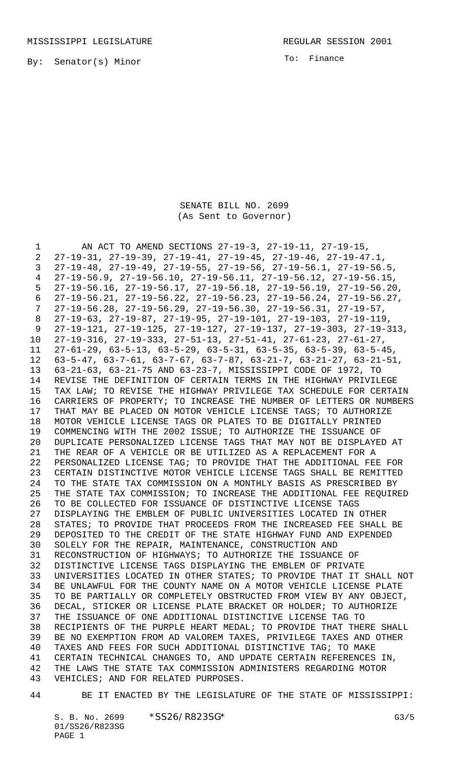MISSISSIPPI LEGISLATURE REGULAR SESSION 2001

By: Senator(s) Minor

To: Finance

SENATE BILL NO. 2699
(As Sent to Governor)

AN ACT TO AMEND SECTIONS 27-19-3, 27-19-11, 27-19-15, 27-19-31, 27-19-39, 27-19-41, 27-19-45, 27-19-46, 27-19-47.1, 27-19-48, 27-19-49, 27-19-55, 27-19-56, 27-19-56.1, 27-19-56.5, 27-19-56.9, 27-19-56.10, 27-19-56.11, 27-19-56.12, 27-19-56.15, 27-19-56.16, 27-19-56.17, 27-19-56.18, 27-19-56.19, 27-19-56.20, 27-19-56.21, 27-19-56.22, 27-19-56.23, 27-19-56.24, 27-19-56.27, 27-19-56.28, 27-19-56.29, 27-19-56.30, 27-19-56.31, 27-19-57, 27-19-63, 27-19-87, 27-19-95, 27-19-101, 27-19-103, 27-19-119, 27-19-121, 27-19-125, 27-19-127, 27-19-137, 27-19-303, 27-19-313, 27-19-316, 27-19-333, 27-51-13, 27-51-41, 27-61-23, 27-61-27, 27-61-29, 63-5-13, 63-5-29, 63-5-31, 63-5-35, 63-5-39, 63-5-45, 63-5-47, 63-7-61, 63-7-67, 63-7-87, 63-21-7, 63-21-27, 63-21-51, 63-21-63, 63-21-75 AND 63-23-7, MISSISSIPPI CODE OF 1972, TO REVISE THE DEFINITION OF CERTAIN TERMS IN THE HIGHWAY PRIVILEGE TAX LAW; TO REVISE THE HIGHWAY PRIVILEGE TAX SCHEDULE FOR CERTAIN CARRIERS OF PROPERTY; TO INCREASE THE NUMBER OF LETTERS OR NUMBERS THAT MAY BE PLACED ON MOTOR VEHICLE LICENSE TAGS; TO AUTHORIZE MOTOR VEHICLE LICENSE TAGS OR PLATES TO BE DIGITALLY PRINTED COMMENCING WITH THE 2002 ISSUE; TO AUTHORIZE THE ISSUANCE OF DUPLICATE PERSONALIZED LICENSE TAGS THAT MAY NOT BE DISPLAYED AT THE REAR OF A VEHICLE OR BE UTILIZED AS A REPLACEMENT FOR A PERSONALIZED LICENSE TAG; TO PROVIDE THAT THE ADDITIONAL FEE FOR CERTAIN DISTINCTIVE MOTOR VEHICLE LICENSE TAGS SHALL BE REMITTED TO THE STATE TAX COMMISSION ON A MONTHLY BASIS AS PRESCRIBED BY THE STATE TAX COMMISSION; TO INCREASE THE ADDITIONAL FEE REQUIRED TO BE COLLECTED FOR ISSUANCE OF DISTINCTIVE LICENSE TAGS DISPLAYING THE EMBLEM OF PUBLIC UNIVERSITIES LOCATED IN OTHER STATES; TO PROVIDE THAT PROCEEDS FROM THE INCREASED FEE SHALL BE DEPOSITED TO THE CREDIT OF THE STATE HIGHWAY FUND AND EXPENDED SOLELY FOR THE REPAIR, MAINTENANCE, CONSTRUCTION AND RECONSTRUCTION OF HIGHWAYS; TO AUTHORIZE THE ISSUANCE OF DISTINCTIVE LICENSE TAGS DISPLAYING THE EMBLEM OF PRIVATE UNIVERSITIES LOCATED IN OTHER STATES; TO PROVIDE THAT IT SHALL NOT BE UNLAWFUL FOR THE COUNTY NAME ON A MOTOR VEHICLE LICENSE PLATE TO BE PARTIALLY OR COMPLETELY OBSTRUCTED FROM VIEW BY ANY OBJECT, DECAL, STICKER OR LICENSE PLATE BRACKET OR HOLDER; TO AUTHORIZE THE ISSUANCE OF ONE ADDITIONAL DISTINCTIVE LICENSE TAG TO RECIPIENTS OF THE PURPLE HEART MEDAL; TO PROVIDE THAT THERE SHALL BE NO EXEMPTION FROM AD VALOREM TAXES, PRIVILEGE TAXES AND OTHER TAXES AND FEES FOR SUCH ADDITIONAL DISTINCTIVE TAG; TO MAKE CERTAIN TECHNICAL CHANGES TO, AND UPDATE CERTAIN REFERENCES IN, THE LAWS THE STATE TAX COMMISSION ADMINISTERS REGARDING MOTOR VEHICLES; AND FOR RELATED PURPOSES.

BE IT ENACTED BY THE LEGISLATURE OF THE STATE OF MISSISSIPPI: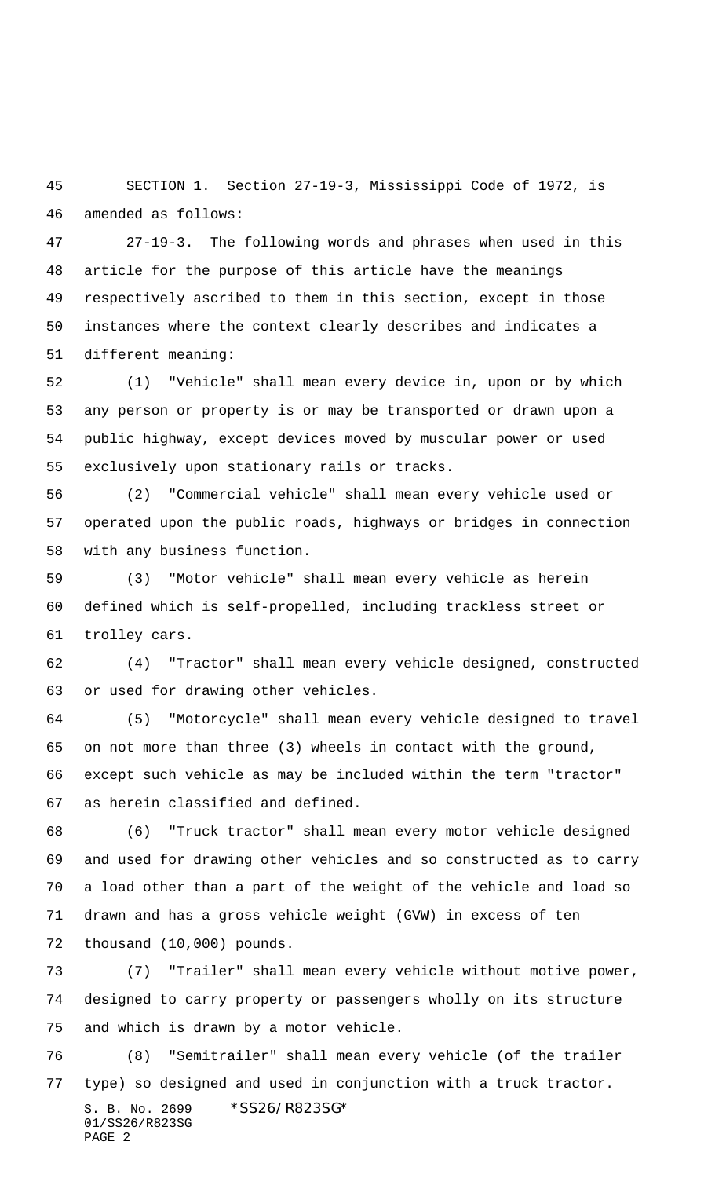SECTION 1. Section 27-19-3, Mississippi Code of 1972, is amended as follows:

27-19-3. The following words and phrases when used in this article for the purpose of this article have the meanings respectively ascribed to them in this section, except in those instances where the context clearly describes and indicates a different meaning:

(1) "Vehicle" shall mean every device in, upon or by which any person or property is or may be transported or drawn upon a public highway, except devices moved by muscular power or used exclusively upon stationary rails or tracks.

(2) "Commercial vehicle" shall mean every vehicle used or operated upon the public roads, highways or bridges in connection with any business function.

(3) "Motor vehicle" shall mean every vehicle as herein defined which is self-propelled, including trackless street or trolley cars.

(4) "Tractor" shall mean every vehicle designed, constructed or used for drawing other vehicles.

(5) "Motorcycle" shall mean every vehicle designed to travel on not more than three (3) wheels in contact with the ground, except such vehicle as may be included within the term "tractor" as herein classified and defined.

(6) "Truck tractor" shall mean every motor vehicle designed and used for drawing other vehicles and so constructed as to carry a load other than a part of the weight of the vehicle and load so drawn and has a gross vehicle weight (GVW) in excess of ten thousand (10,000) pounds.

(7) "Trailer" shall mean every vehicle without motive power, designed to carry property or passengers wholly on its structure and which is drawn by a motor vehicle.

(8) "Semitrailer" shall mean every vehicle (of the trailer type) so designed and used in conjunction with a truck tractor.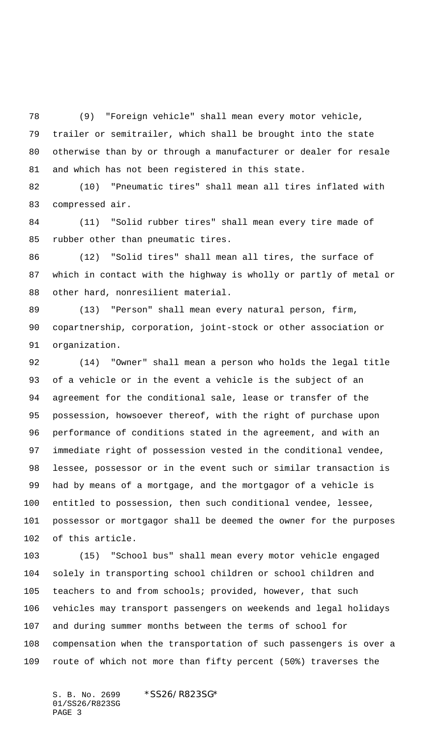(9) "Foreign vehicle" shall mean every motor vehicle, trailer or semitrailer, which shall be brought into the state otherwise than by or through a manufacturer or dealer for resale and which has not been registered in this state.

(10) "Pneumatic tires" shall mean all tires inflated with compressed air.

(11) "Solid rubber tires" shall mean every tire made of rubber other than pneumatic tires.

(12) "Solid tires" shall mean all tires, the surface of which in contact with the highway is wholly or partly of metal or other hard, nonresilient material.

(13) "Person" shall mean every natural person, firm, copartnership, corporation, joint-stock or other association or organization.

(14) "Owner" shall mean a person who holds the legal title of a vehicle or in the event a vehicle is the subject of an agreement for the conditional sale, lease or transfer of the possession, howsoever thereof, with the right of purchase upon performance of conditions stated in the agreement, and with an immediate right of possession vested in the conditional vendee, lessee, possessor or in the event such or similar transaction is had by means of a mortgage, and the mortgagor of a vehicle is entitled to possession, then such conditional vendee, lessee, possessor or mortgagor shall be deemed the owner for the purposes of this article.

(15) "School bus" shall mean every motor vehicle engaged solely in transporting school children or school children and teachers to and from schools; provided, however, that such vehicles may transport passengers on weekends and legal holidays and during summer months between the terms of school for compensation when the transportation of such passengers is over a route of which not more than fifty percent (50%) traverses the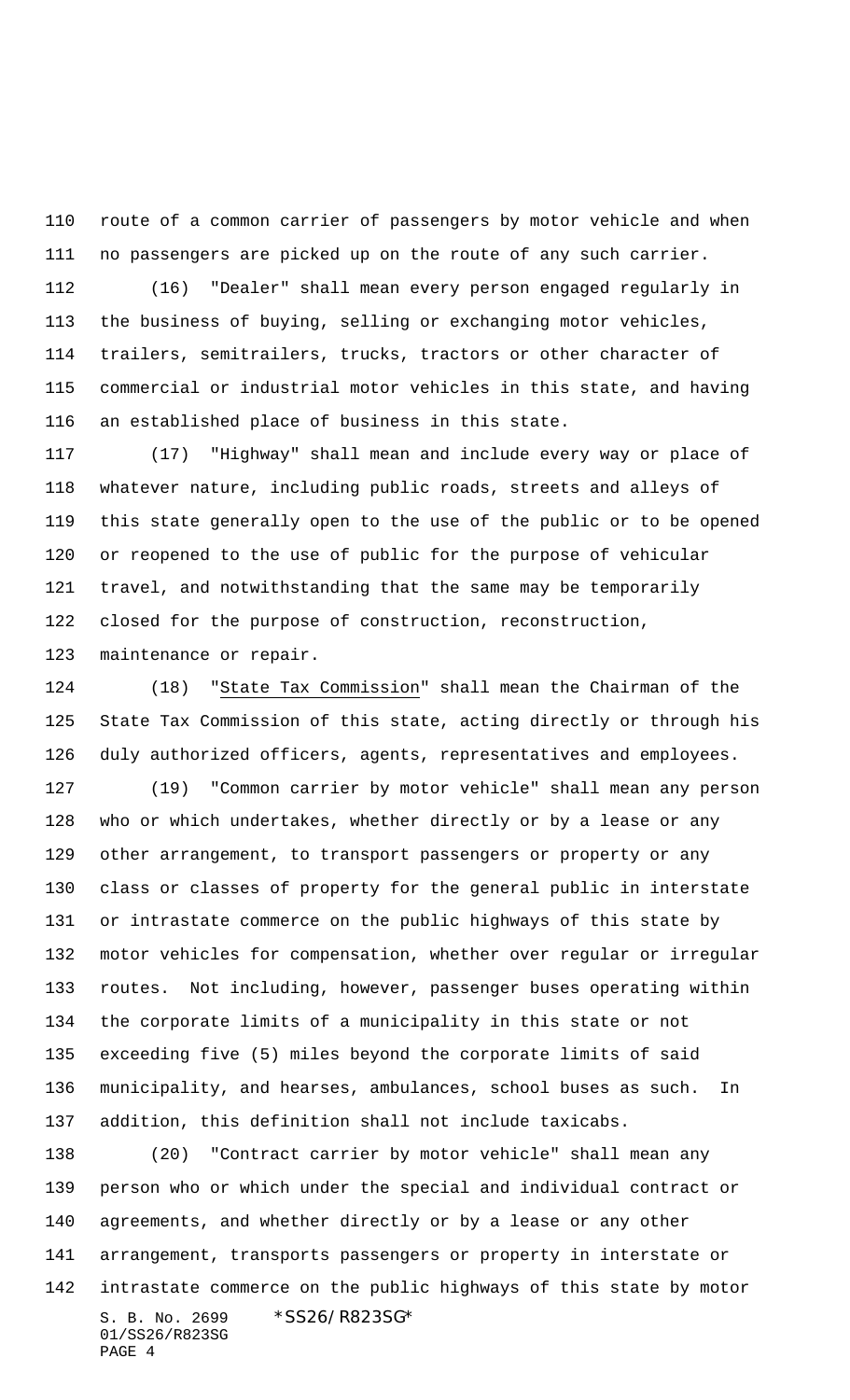route of a common carrier of passengers by motor vehicle and when no passengers are picked up on the route of any such carrier.

(16) "Dealer" shall mean every person engaged regularly in the business of buying, selling or exchanging motor vehicles, trailers, semitrailers, trucks, tractors or other character of commercial or industrial motor vehicles in this state, and having an established place of business in this state.

(17) "Highway" shall mean and include every way or place of whatever nature, including public roads, streets and alleys of this state generally open to the use of the public or to be opened or reopened to the use of public for the purpose of vehicular travel, and notwithstanding that the same may be temporarily closed for the purpose of construction, reconstruction, maintenance or repair.

(18) "State Tax Commission" shall mean the Chairman of the State Tax Commission of this state, acting directly or through his duly authorized officers, agents, representatives and employees.

(19) "Common carrier by motor vehicle" shall mean any person who or which undertakes, whether directly or by a lease or any other arrangement, to transport passengers or property or any class or classes of property for the general public in interstate or intrastate commerce on the public highways of this state by motor vehicles for compensation, whether over regular or irregular routes. Not including, however, passenger buses operating within the corporate limits of a municipality in this state or not exceeding five (5) miles beyond the corporate limits of said municipality, and hearses, ambulances, school buses as such. In addition, this definition shall not include taxicabs.

(20) "Contract carrier by motor vehicle" shall mean any person who or which under the special and individual contract or agreements, and whether directly or by a lease or any other arrangement, transports passengers or property in interstate or intrastate commerce on the public highways of this state by motor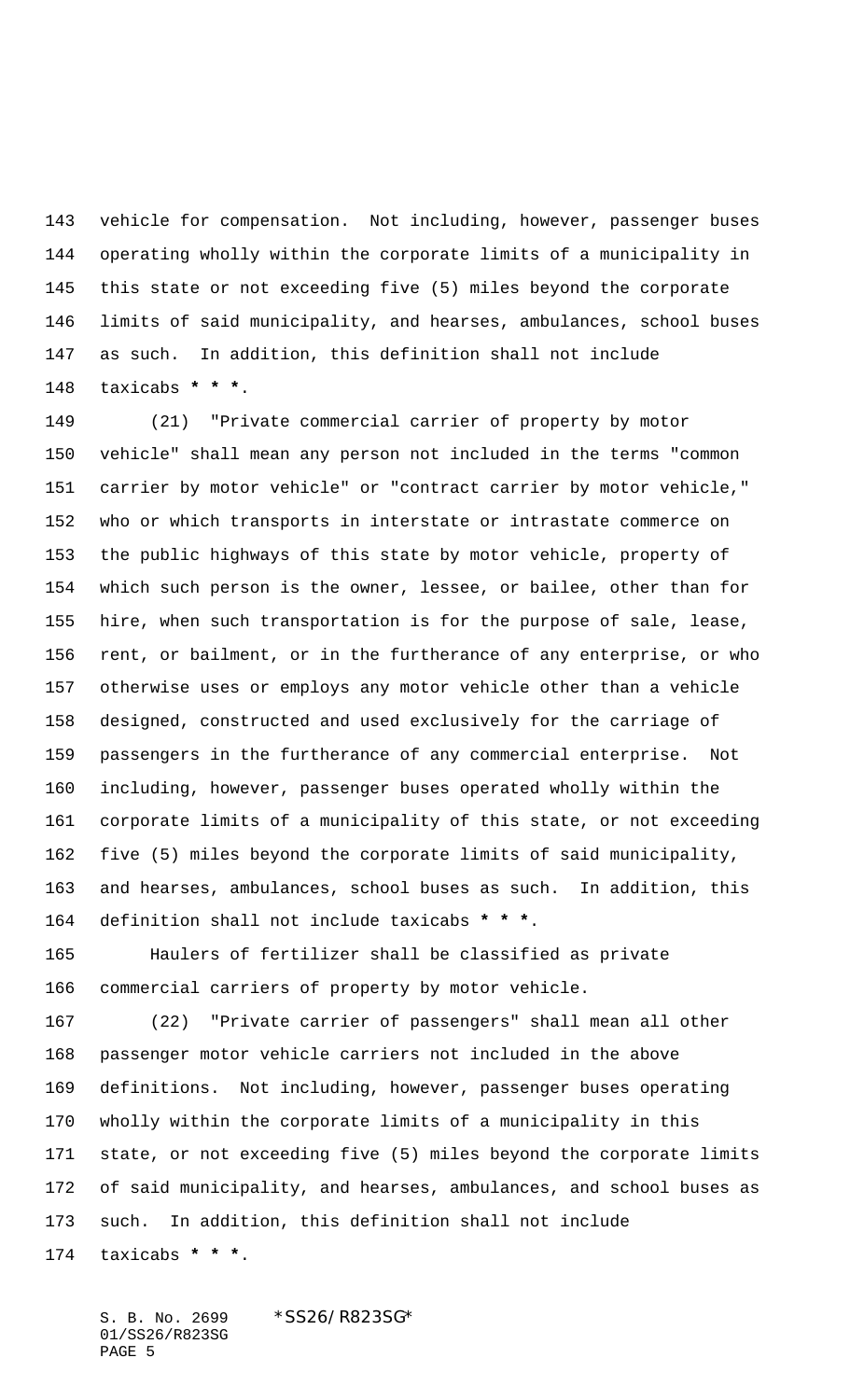vehicle for compensation. Not including, however, passenger buses operating wholly within the corporate limits of a municipality in this state or not exceeding five (5) miles beyond the corporate limits of said municipality, and hearses, ambulances, school buses as such. In addition, this definition shall not include taxicabs *** * ***.

(21) "Private commercial carrier of property by motor vehicle" shall mean any person not included in the terms "common carrier by motor vehicle" or "contract carrier by motor vehicle," who or which transports in interstate or intrastate commerce on the public highways of this state by motor vehicle, property of which such person is the owner, lessee, or bailee, other than for hire, when such transportation is for the purpose of sale, lease, rent, or bailment, or in the furtherance of any enterprise, or who otherwise uses or employs any motor vehicle other than a vehicle designed, constructed and used exclusively for the carriage of passengers in the furtherance of any commercial enterprise. Not including, however, passenger buses operated wholly within the corporate limits of a municipality of this state, or not exceeding five (5) miles beyond the corporate limits of said municipality, and hearses, ambulances, school buses as such. In addition, this definition shall not include taxicabs *** * ***.

Haulers of fertilizer shall be classified as private commercial carriers of property by motor vehicle.

(22) "Private carrier of passengers" shall mean all other passenger motor vehicle carriers not included in the above definitions. Not including, however, passenger buses operating wholly within the corporate limits of a municipality in this state, or not exceeding five (5) miles beyond the corporate limits of said municipality, and hearses, ambulances, and school buses as such. In addition, this definition shall not include taxicabs *** * ***.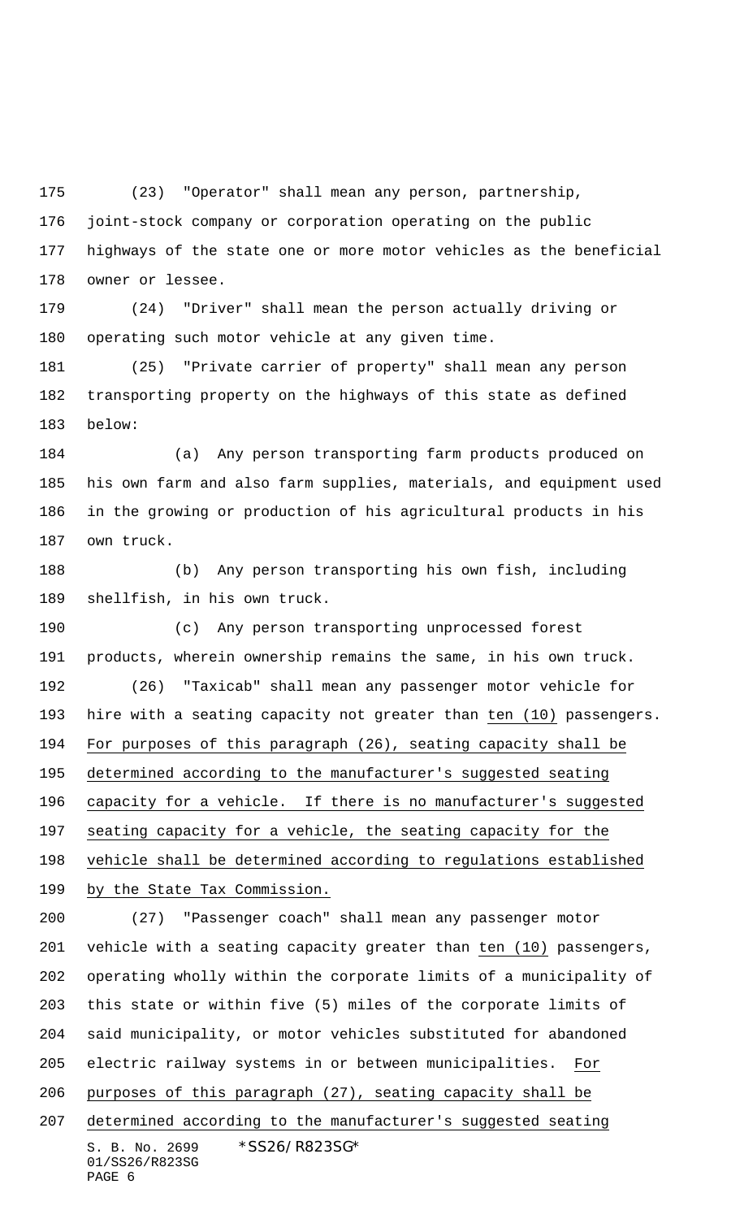(23) "Operator" shall mean any person, partnership, joint-stock company or corporation operating on the public highways of the state one or more motor vehicles as the beneficial owner or lessee.

(24) "Driver" shall mean the person actually driving or operating such motor vehicle at any given time.

(25) "Private carrier of property" shall mean any person transporting property on the highways of this state as defined below:

(a) Any person transporting farm products produced on his own farm and also farm supplies, materials, and equipment used in the growing or production of his agricultural products in his own truck.

(b) Any person transporting his own fish, including shellfish, in his own truck.

(c) Any person transporting unprocessed forest products, wherein ownership remains the same, in his own truck.

(26) "Taxicab" shall mean any passenger motor vehicle for hire with a seating capacity not greater than ten (10) passengers. For purposes of this paragraph (26), seating capacity shall be determined according to the manufacturer's suggested seating capacity for a vehicle. If there is no manufacturer's suggested seating capacity for a vehicle, the seating capacity for the vehicle shall be determined according to regulations established by the State Tax Commission.

(27) "Passenger coach" shall mean any passenger motor vehicle with a seating capacity greater than ten (10) passengers, operating wholly within the corporate limits of a municipality of this state or within five (5) miles of the corporate limits of said municipality, or motor vehicles substituted for abandoned electric railway systems in or between municipalities. For purposes of this paragraph (27), seating capacity shall be determined according to the manufacturer's suggested seating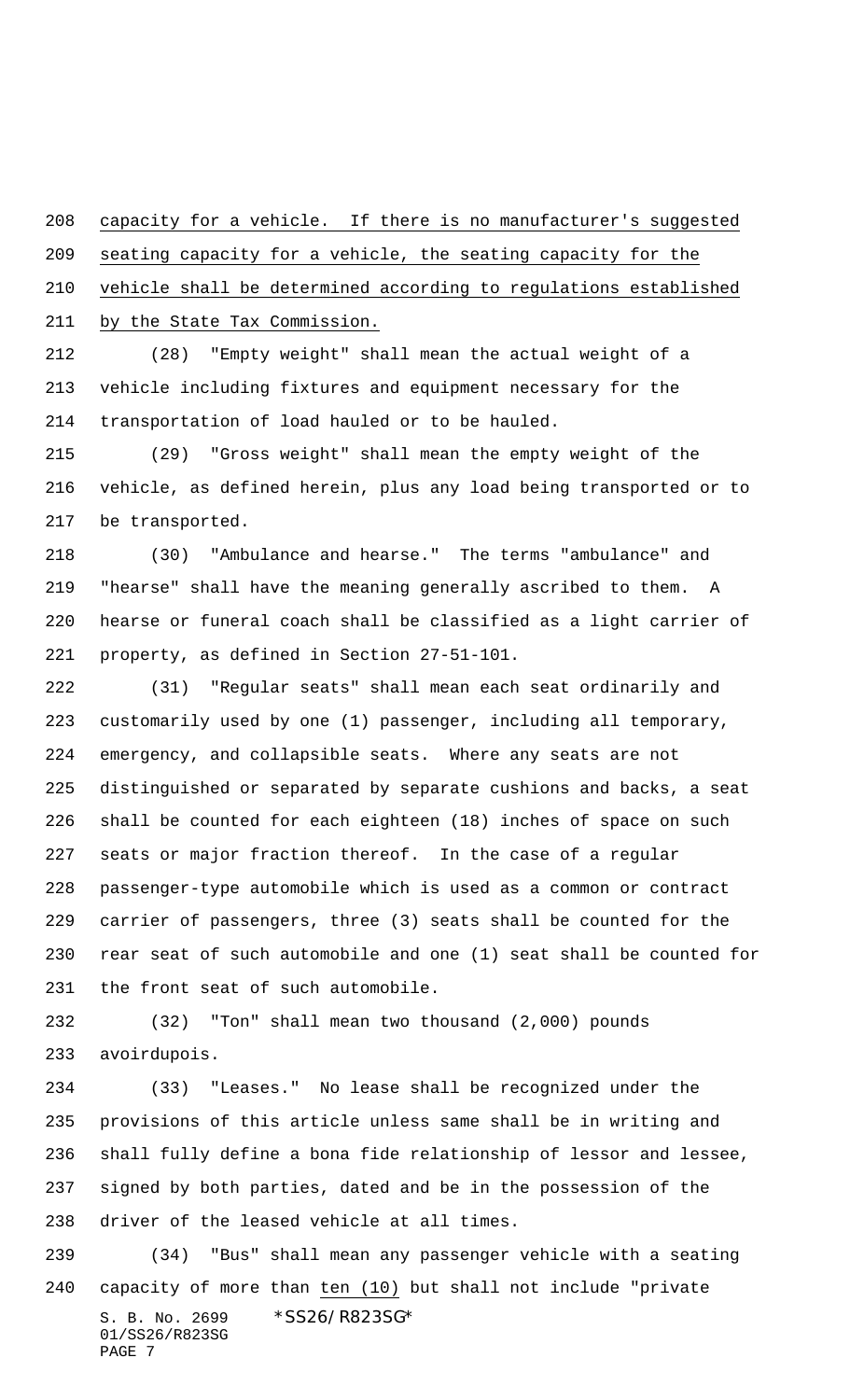capacity for a vehicle. If there is no manufacturer's suggested seating capacity for a vehicle, the seating capacity for the vehicle shall be determined according to regulations established by the State Tax Commission.

(28) "Empty weight" shall mean the actual weight of a vehicle including fixtures and equipment necessary for the transportation of load hauled or to be hauled.

(29) "Gross weight" shall mean the empty weight of the vehicle, as defined herein, plus any load being transported or to be transported.

(30) "Ambulance and hearse." The terms "ambulance" and "hearse" shall have the meaning generally ascribed to them. A hearse or funeral coach shall be classified as a light carrier of property, as defined in Section 27-51-101.

(31) "Regular seats" shall mean each seat ordinarily and customarily used by one (1) passenger, including all temporary, emergency, and collapsible seats. Where any seats are not distinguished or separated by separate cushions and backs, a seat shall be counted for each eighteen (18) inches of space on such seats or major fraction thereof. In the case of a regular passenger-type automobile which is used as a common or contract carrier of passengers, three (3) seats shall be counted for the rear seat of such automobile and one (1) seat shall be counted for the front seat of such automobile.

(32) "Ton" shall mean two thousand (2,000) pounds avoirdupois.

(33) "Leases." No lease shall be recognized under the provisions of this article unless same shall be in writing and shall fully define a bona fide relationship of lessor and lessee, signed by both parties, dated and be in the possession of the driver of the leased vehicle at all times.

(34) "Bus" shall mean any passenger vehicle with a seating capacity of more than ten (10) but shall not include "private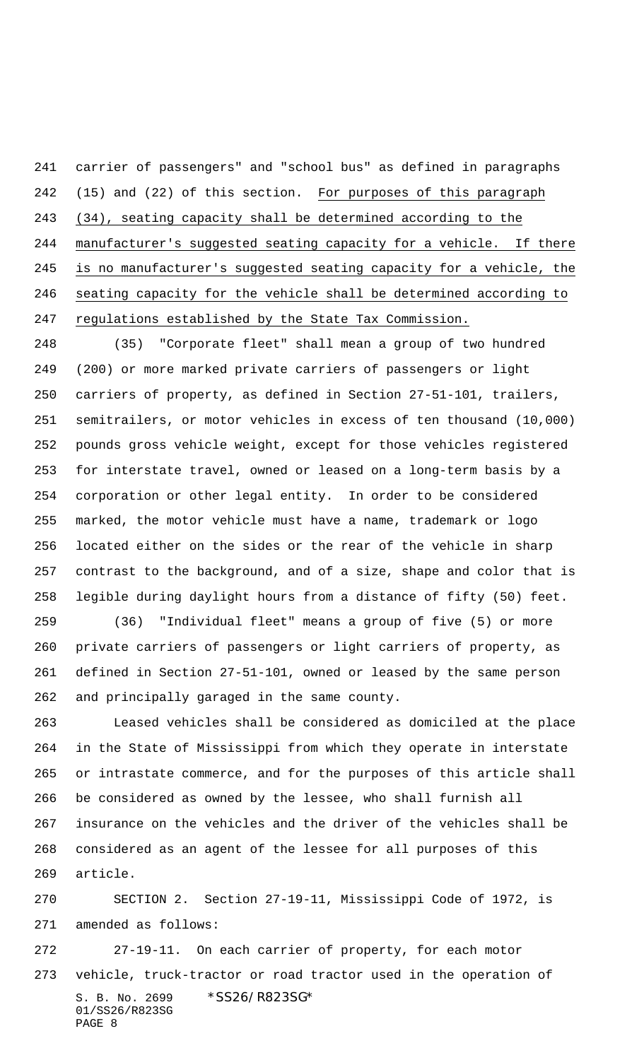carrier of passengers" and "school bus" as defined in paragraphs (15) and (22) of this section. <u>For purposes of this paragraph (34), seating capacity shall be determined according to the manufacturer's suggested seating capacity for a vehicle. If there is no manufacturer's suggested seating capacity for a vehicle, the seating capacity for the vehicle shall be determined according to regulations established by the State Tax Commission.</u>

(35) "Corporate fleet" shall mean a group of two hundred (200) or more marked private carriers of passengers or light carriers of property, as defined in Section 27-51-101, trailers, semitrailers, or motor vehicles in excess of ten thousand (10,000) pounds gross vehicle weight, except for those vehicles registered for interstate travel, owned or leased on a long-term basis by a corporation or other legal entity. In order to be considered marked, the motor vehicle must have a name, trademark or logo located either on the sides or the rear of the vehicle in sharp contrast to the background, and of a size, shape and color that is legible during daylight hours from a distance of fifty (50) feet.

(36) "Individual fleet" means a group of five (5) or more private carriers of passengers or light carriers of property, as defined in Section 27-51-101, owned or leased by the same person and principally garaged in the same county.

Leased vehicles shall be considered as domiciled at the place in the State of Mississippi from which they operate in interstate or intrastate commerce, and for the purposes of this article shall be considered as owned by the lessee, who shall furnish all insurance on the vehicles and the driver of the vehicles shall be considered as an agent of the lessee for all purposes of this article.

SECTION 2. Section 27-19-11, Mississippi Code of 1972, is amended as follows:

27-19-11. On each carrier of property, for each motor vehicle, truck-tractor or road tractor used in the operation of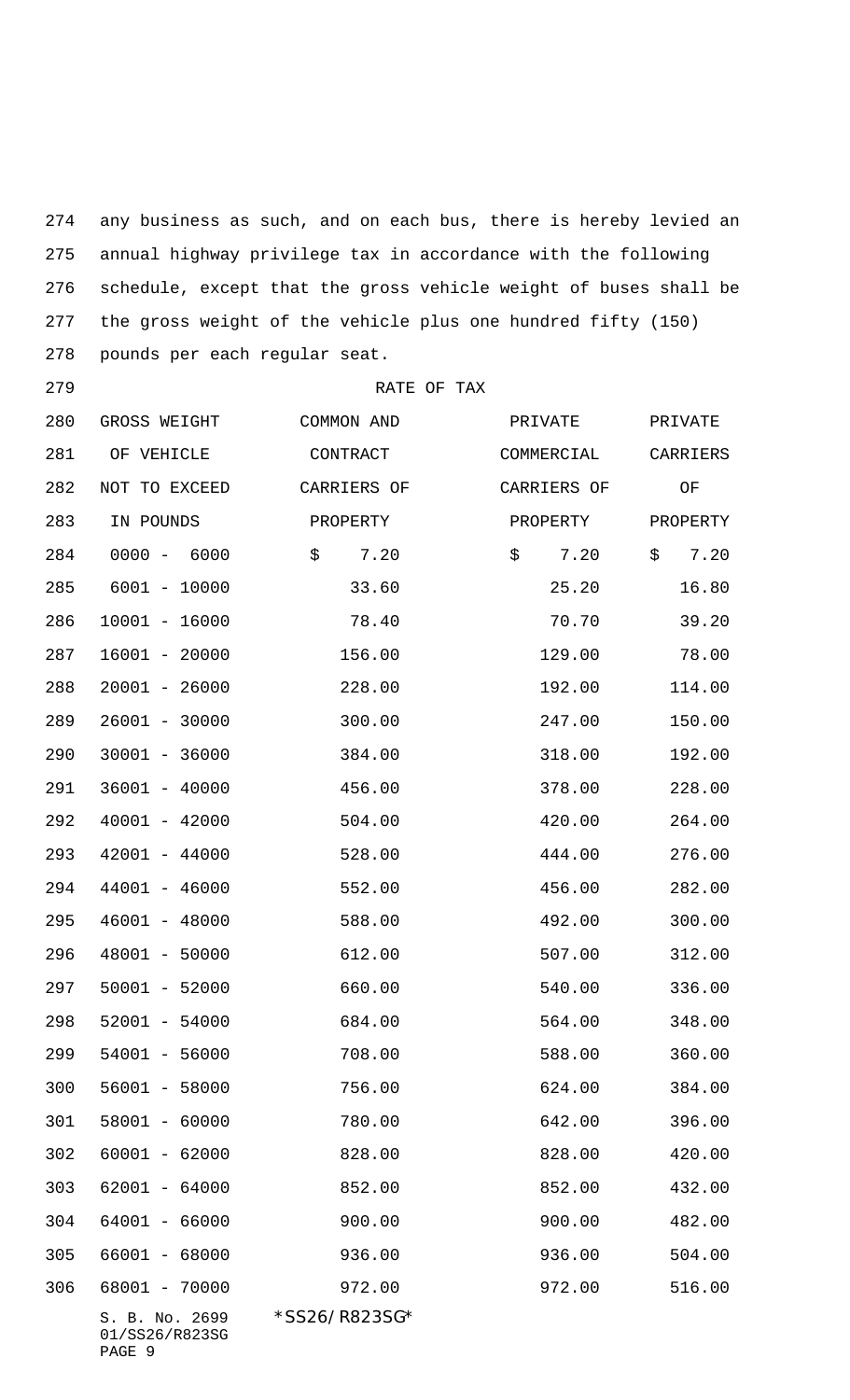any business as such, and on each bus, there is hereby levied an annual highway privilege tax in accordance with the following schedule, except that the gross vehicle weight of buses shall be the gross weight of the vehicle plus one hundred fifty (150) pounds per each regular seat.

RATE OF TAX

| GROSS WEIGHT OF VEHICLE NOT TO EXCEED IN POUNDS | COMMON AND CONTRACT CARRIERS OF PROPERTY | PRIVATE COMMERCIAL CARRIERS OF PROPERTY | PRIVATE CARRIERS OF PROPERTY |
|---|---|---|---|
| 0000 - 6000 | $ 7.20 | $ 7.20 | $ 7.20 |
| 6001 - 10000 | 33.60 | 25.20 | 16.80 |
| 10001 - 16000 | 78.40 | 70.70 | 39.20 |
| 16001 - 20000 | 156.00 | 129.00 | 78.00 |
| 20001 - 26000 | 228.00 | 192.00 | 114.00 |
| 26001 - 30000 | 300.00 | 247.00 | 150.00 |
| 30001 - 36000 | 384.00 | 318.00 | 192.00 |
| 36001 - 40000 | 456.00 | 378.00 | 228.00 |
| 40001 - 42000 | 504.00 | 420.00 | 264.00 |
| 42001 - 44000 | 528.00 | 444.00 | 276.00 |
| 44001 - 46000 | 552.00 | 456.00 | 282.00 |
| 46001 - 48000 | 588.00 | 492.00 | 300.00 |
| 48001 - 50000 | 612.00 | 507.00 | 312.00 |
| 50001 - 52000 | 660.00 | 540.00 | 336.00 |
| 52001 - 54000 | 684.00 | 564.00 | 348.00 |
| 54001 - 56000 | 708.00 | 588.00 | 360.00 |
| 56001 - 58000 | 756.00 | 624.00 | 384.00 |
| 58001 - 60000 | 780.00 | 642.00 | 396.00 |
| 60001 - 62000 | 828.00 | 828.00 | 420.00 |
| 62001 - 64000 | 852.00 | 852.00 | 432.00 |
| 64001 - 66000 | 900.00 | 900.00 | 482.00 |
| 66001 - 68000 | 936.00 | 936.00 | 504.00 |
| 68001 - 70000 | 972.00 | 972.00 | 516.00 |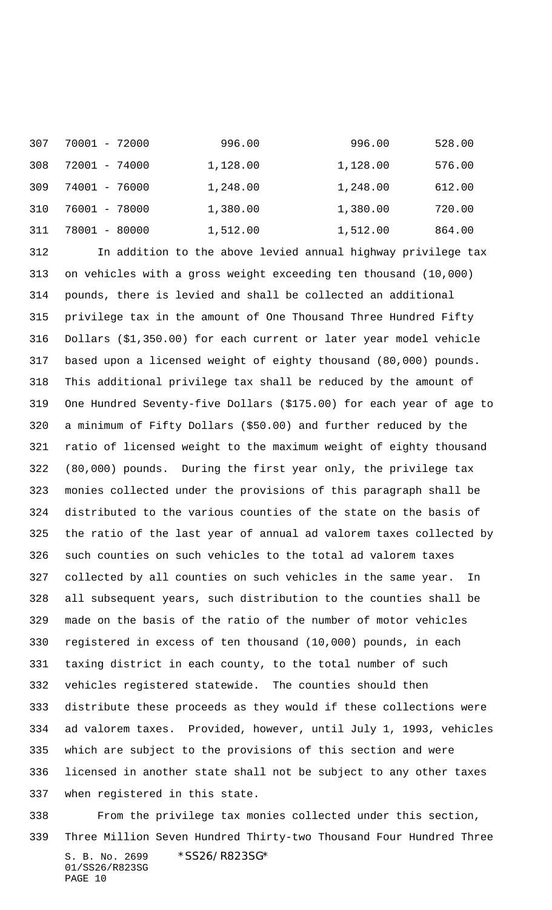| | | | |
|---|---|---|---|
| 70001 - 72000 | 996.00 | 996.00 | 528.00 |
| 72001 - 74000 | 1,128.00 | 1,128.00 | 576.00 |
| 74001 - 76000 | 1,248.00 | 1,248.00 | 612.00 |
| 76001 - 78000 | 1,380.00 | 1,380.00 | 720.00 |
| 78001 - 80000 | 1,512.00 | 1,512.00 | 864.00 |

In addition to the above levied annual highway privilege tax on vehicles with a gross weight exceeding ten thousand (10,000) pounds, there is levied and shall be collected an additional privilege tax in the amount of One Thousand Three Hundred Fifty Dollars ($1,350.00) for each current or later year model vehicle based upon a licensed weight of eighty thousand (80,000) pounds. This additional privilege tax shall be reduced by the amount of One Hundred Seventy-five Dollars ($175.00) for each year of age to a minimum of Fifty Dollars ($50.00) and further reduced by the ratio of licensed weight to the maximum weight of eighty thousand (80,000) pounds. During the first year only, the privilege tax monies collected under the provisions of this paragraph shall be distributed to the various counties of the state on the basis of the ratio of the last year of annual ad valorem taxes collected by such counties on such vehicles to the total ad valorem taxes collected by all counties on such vehicles in the same year. In all subsequent years, such distribution to the counties shall be made on the basis of the ratio of the number of motor vehicles registered in excess of ten thousand (10,000) pounds, in each taxing district in each county, to the total number of such vehicles registered statewide. The counties should then distribute these proceeds as they would if these collections were ad valorem taxes. Provided, however, until July 1, 1993, vehicles which are subject to the provisions of this section and were licensed in another state shall not be subject to any other taxes when registered in this state.

From the privilege tax monies collected under this section, Three Million Seven Hundred Thirty-two Thousand Four Hundred Three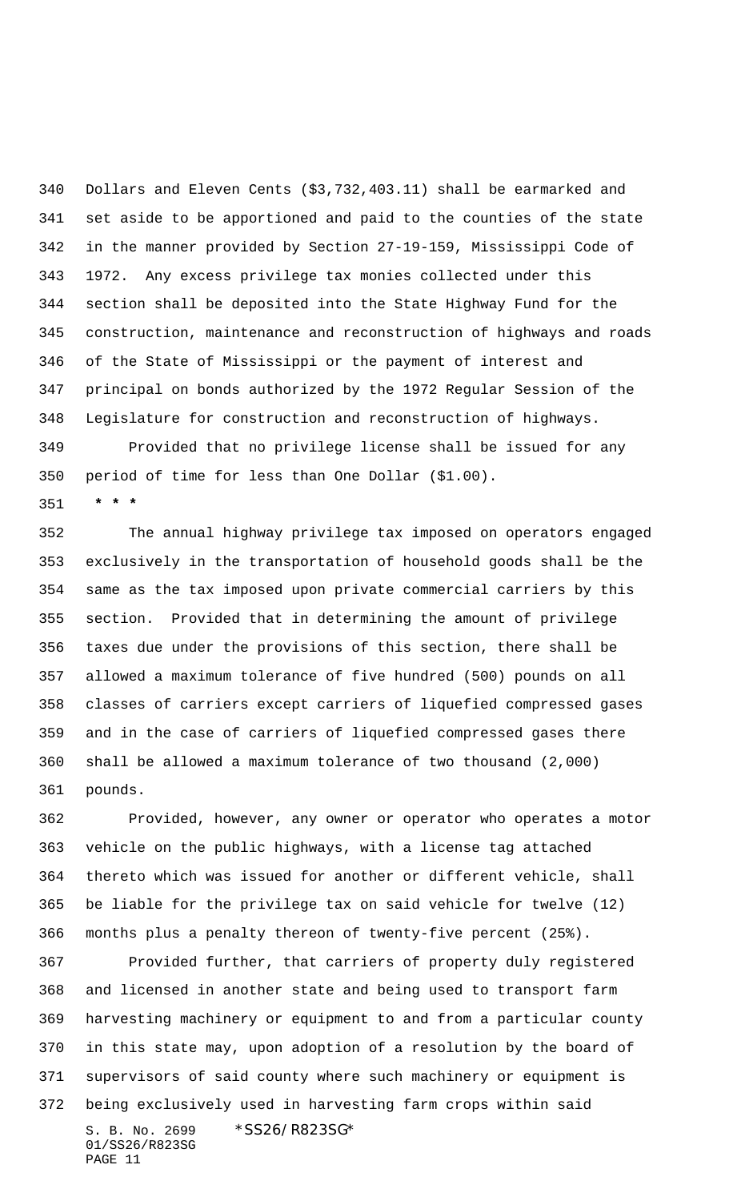Dollars and Eleven Cents ($3,732,403.11) shall be earmarked and set aside to be apportioned and paid to the counties of the state in the manner provided by Section 27-19-159, Mississippi Code of 1972. Any excess privilege tax monies collected under this section shall be deposited into the State Highway Fund for the construction, maintenance and reconstruction of highways and roads of the State of Mississippi or the payment of interest and principal on bonds authorized by the 1972 Regular Session of the Legislature for construction and reconstruction of highways.

Provided that no privilege license shall be issued for any period of time for less than One Dollar ($1.00).

* * *

The annual highway privilege tax imposed on operators engaged exclusively in the transportation of household goods shall be the same as the tax imposed upon private commercial carriers by this section. Provided that in determining the amount of privilege taxes due under the provisions of this section, there shall be allowed a maximum tolerance of five hundred (500) pounds on all classes of carriers except carriers of liquefied compressed gases and in the case of carriers of liquefied compressed gases there shall be allowed a maximum tolerance of two thousand (2,000) pounds.

Provided, however, any owner or operator who operates a motor vehicle on the public highways, with a license tag attached thereto which was issued for another or different vehicle, shall be liable for the privilege tax on said vehicle for twelve (12) months plus a penalty thereon of twenty-five percent (25%).

Provided further, that carriers of property duly registered and licensed in another state and being used to transport farm harvesting machinery or equipment to and from a particular county in this state may, upon adoption of a resolution by the board of supervisors of said county where such machinery or equipment is being exclusively used in harvesting farm crops within said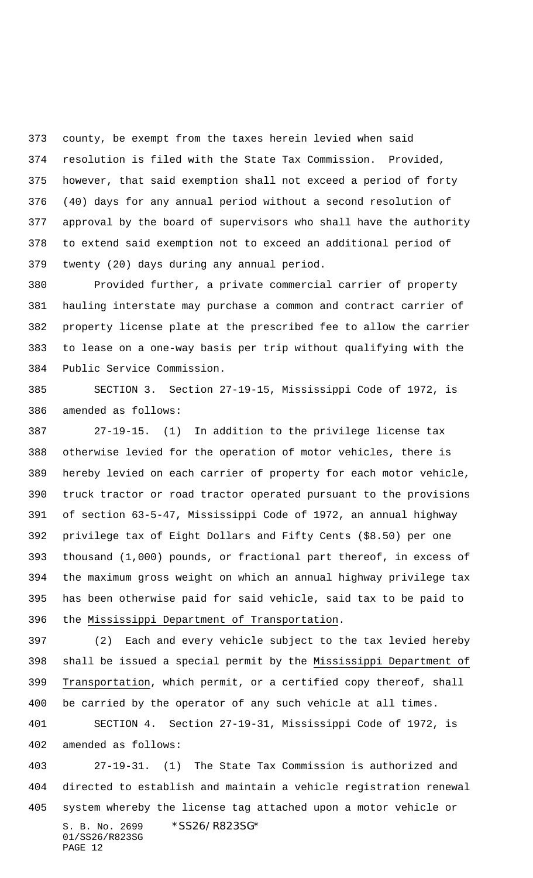county, be exempt from the taxes herein levied when said resolution is filed with the State Tax Commission. Provided, however, that said exemption shall not exceed a period of forty (40) days for any annual period without a second resolution of approval by the board of supervisors who shall have the authority to extend said exemption not to exceed an additional period of twenty (20) days during any annual period.

Provided further, a private commercial carrier of property hauling interstate may purchase a common and contract carrier of property license plate at the prescribed fee to allow the carrier to lease on a one-way basis per trip without qualifying with the Public Service Commission.

SECTION 3. Section 27-19-15, Mississippi Code of 1972, is amended as follows:

27-19-15. (1) In addition to the privilege license tax otherwise levied for the operation of motor vehicles, there is hereby levied on each carrier of property for each motor vehicle, truck tractor or road tractor operated pursuant to the provisions of section 63-5-47, Mississippi Code of 1972, an annual highway privilege tax of Eight Dollars and Fifty Cents ($8.50) per one thousand (1,000) pounds, or fractional part thereof, in excess of the maximum gross weight on which an annual highway privilege tax has been otherwise paid for said vehicle, said tax to be paid to the <u>Mississippi Department of Transportation</u>.

(2) Each and every vehicle subject to the tax levied hereby shall be issued a special permit by the <u>Mississippi Department of Transportation</u>, which permit, or a certified copy thereof, shall be carried by the operator of any such vehicle at all times.

SECTION 4. Section 27-19-31, Mississippi Code of 1972, is amended as follows:

27-19-31. (1) The State Tax Commission is authorized and directed to establish and maintain a vehicle registration renewal system whereby the license tag attached upon a motor vehicle or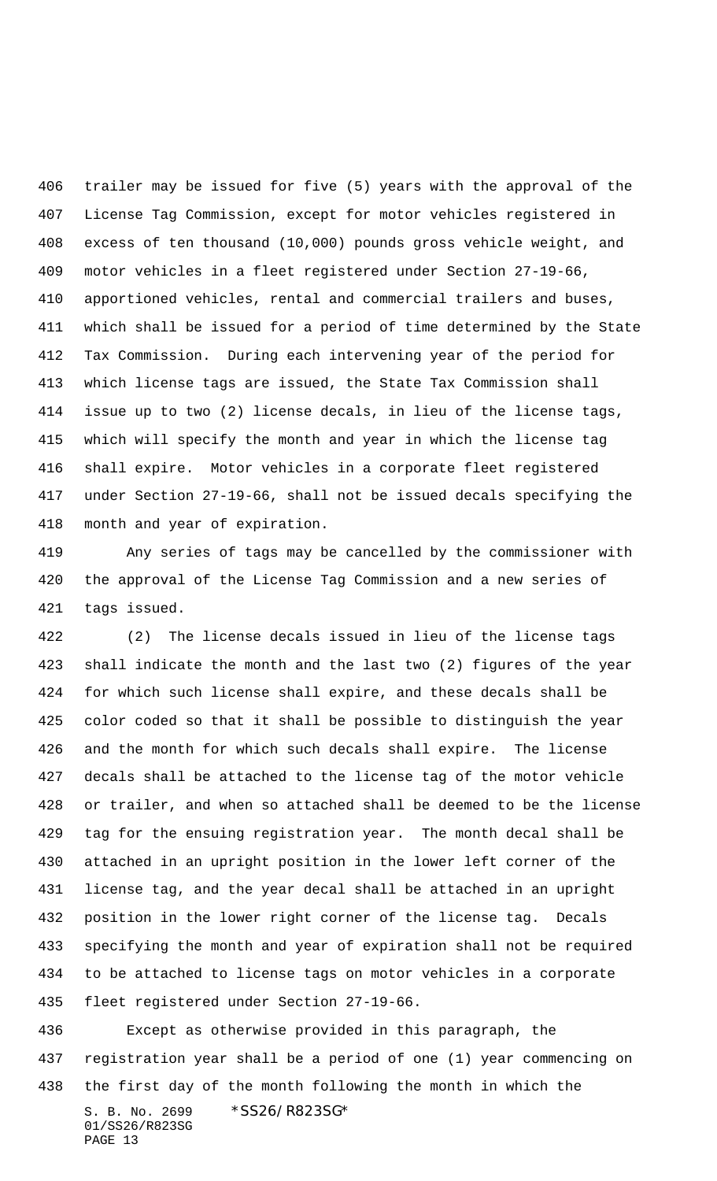trailer may be issued for five (5) years with the approval of the License Tag Commission, except for motor vehicles registered in excess of ten thousand (10,000) pounds gross vehicle weight, and motor vehicles in a fleet registered under Section 27-19-66, apportioned vehicles, rental and commercial trailers and buses, which shall be issued for a period of time determined by the State Tax Commission. During each intervening year of the period for which license tags are issued, the State Tax Commission shall issue up to two (2) license decals, in lieu of the license tags, which will specify the month and year in which the license tag shall expire. Motor vehicles in a corporate fleet registered under Section 27-19-66, shall not be issued decals specifying the month and year of expiration.

Any series of tags may be cancelled by the commissioner with the approval of the License Tag Commission and a new series of tags issued.

(2) The license decals issued in lieu of the license tags shall indicate the month and the last two (2) figures of the year for which such license shall expire, and these decals shall be color coded so that it shall be possible to distinguish the year and the month for which such decals shall expire. The license decals shall be attached to the license tag of the motor vehicle or trailer, and when so attached shall be deemed to be the license tag for the ensuing registration year. The month decal shall be attached in an upright position in the lower left corner of the license tag, and the year decal shall be attached in an upright position in the lower right corner of the license tag. Decals specifying the month and year of expiration shall not be required to be attached to license tags on motor vehicles in a corporate fleet registered under Section 27-19-66.

Except as otherwise provided in this paragraph, the registration year shall be a period of one (1) year commencing on the first day of the month following the month in which the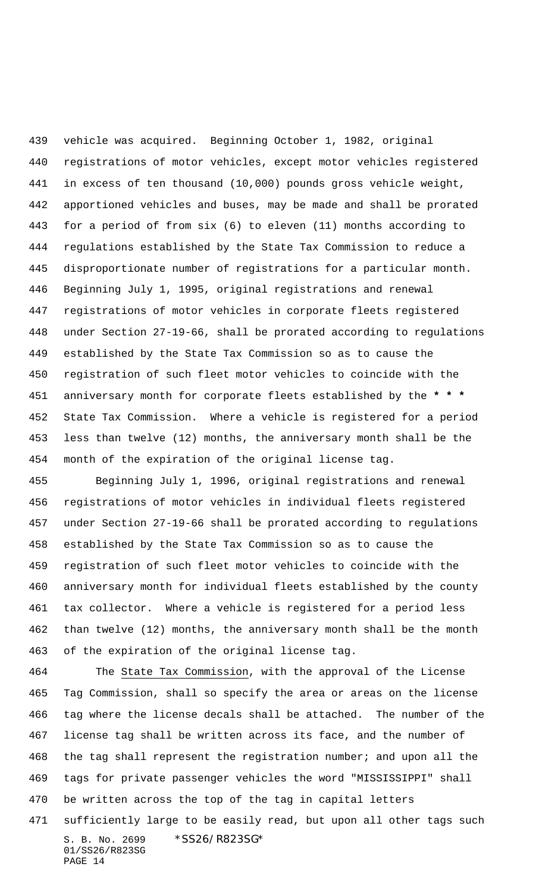vehicle was acquired. Beginning October 1, 1982, original registrations of motor vehicles, except motor vehicles registered in excess of ten thousand (10,000) pounds gross vehicle weight, apportioned vehicles and buses, may be made and shall be prorated for a period of from six (6) to eleven (11) months according to regulations established by the State Tax Commission to reduce a disproportionate number of registrations for a particular month. Beginning July 1, 1995, original registrations and renewal registrations of motor vehicles in corporate fleets registered under Section 27-19-66, shall be prorated according to regulations established by the State Tax Commission so as to cause the registration of such fleet motor vehicles to coincide with the anniversary month for corporate fleets established by the *** State Tax Commission. Where a vehicle is registered for a period less than twelve (12) months, the anniversary month shall be the month of the expiration of the original license tag.

Beginning July 1, 1996, original registrations and renewal registrations of motor vehicles in individual fleets registered under Section 27-19-66 shall be prorated according to regulations established by the State Tax Commission so as to cause the registration of such fleet motor vehicles to coincide with the anniversary month for individual fleets established by the county tax collector. Where a vehicle is registered for a period less than twelve (12) months, the anniversary month shall be the month of the expiration of the original license tag.

The State Tax Commission, with the approval of the License Tag Commission, shall so specify the area or areas on the license tag where the license decals shall be attached. The number of the license tag shall be written across its face, and the number of the tag shall represent the registration number; and upon all the tags for private passenger vehicles the word "MISSISSIPPI" shall be written across the top of the tag in capital letters sufficiently large to be easily read, but upon all other tags such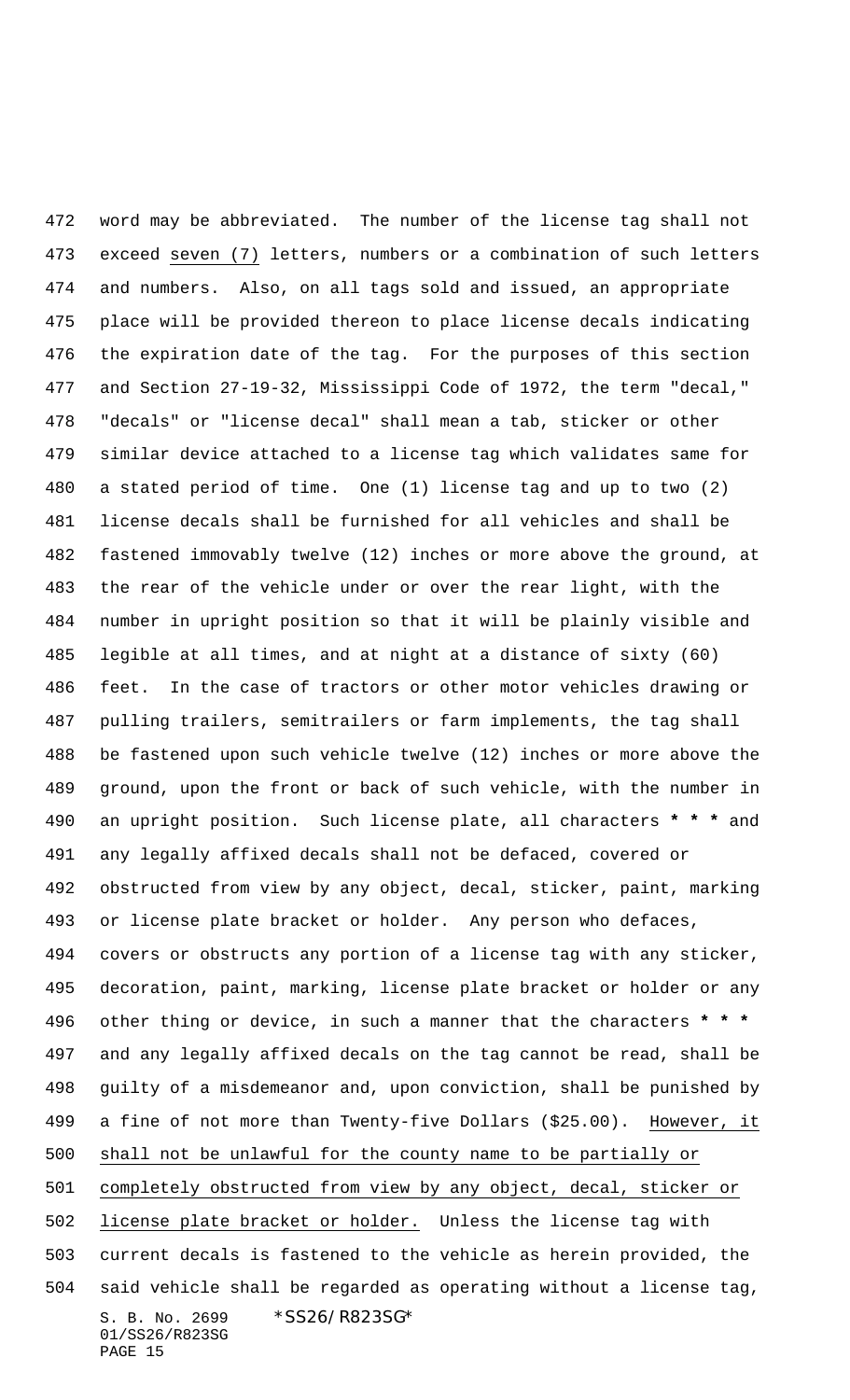word may be abbreviated. The number of the license tag shall not exceed seven (7) letters, numbers or a combination of such letters and numbers. Also, on all tags sold and issued, an appropriate place will be provided thereon to place license decals indicating the expiration date of the tag. For the purposes of this section and Section 27-19-32, Mississippi Code of 1972, the term "decal," "decals" or "license decal" shall mean a tab, sticker or other similar device attached to a license tag which validates same for a stated period of time. One (1) license tag and up to two (2) license decals shall be furnished for all vehicles and shall be fastened immovably twelve (12) inches or more above the ground, at the rear of the vehicle under or over the rear light, with the number in upright position so that it will be plainly visible and legible at all times, and at night at a distance of sixty (60) feet. In the case of tractors or other motor vehicles drawing or pulling trailers, semitrailers or farm implements, the tag shall be fastened upon such vehicle twelve (12) inches or more above the ground, upon the front or back of such vehicle, with the number in an upright position. Such license plate, all characters * * * and any legally affixed decals shall not be defaced, covered or obstructed from view by any object, decal, sticker, paint, marking or license plate bracket or holder. Any person who defaces, covers or obstructs any portion of a license tag with any sticker, decoration, paint, marking, license plate bracket or holder or any other thing or device, in such a manner that the characters * * * and any legally affixed decals on the tag cannot be read, shall be guilty of a misdemeanor and, upon conviction, shall be punished by a fine of not more than Twenty-five Dollars ($25.00). However, it shall not be unlawful for the county name to be partially or completely obstructed from view by any object, decal, sticker or license plate bracket or holder. Unless the license tag with current decals is fastened to the vehicle as herein provided, the said vehicle shall be regarded as operating without a license tag,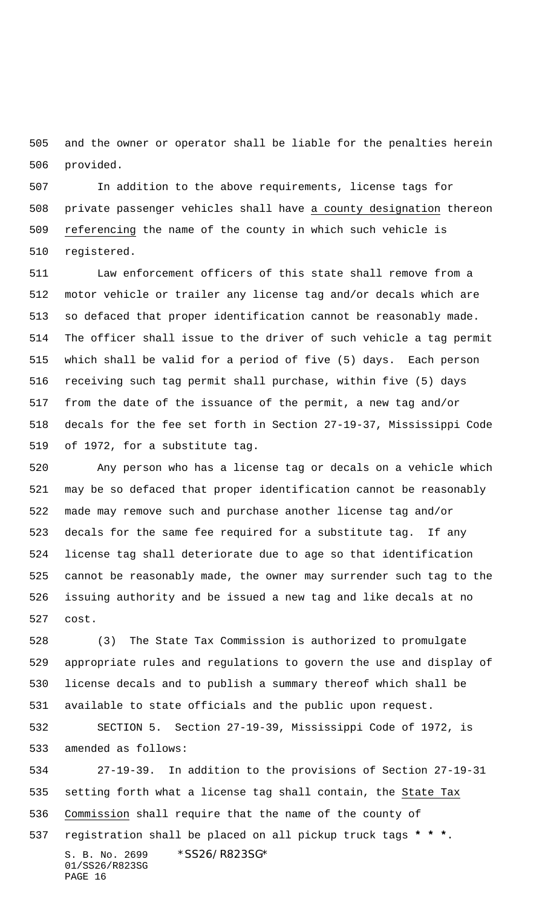and the owner or operator shall be liable for the penalties herein provided.

In addition to the above requirements, license tags for private passenger vehicles shall have a county designation thereon referencing the name of the county in which such vehicle is registered.

Law enforcement officers of this state shall remove from a motor vehicle or trailer any license tag and/or decals which are so defaced that proper identification cannot be reasonably made. The officer shall issue to the driver of such vehicle a tag permit which shall be valid for a period of five (5) days. Each person receiving such tag permit shall purchase, within five (5) days from the date of the issuance of the permit, a new tag and/or decals for the fee set forth in Section 27-19-37, Mississippi Code of 1972, for a substitute tag.

Any person who has a license tag or decals on a vehicle which may be so defaced that proper identification cannot be reasonably made may remove such and purchase another license tag and/or decals for the same fee required for a substitute tag. If any license tag shall deteriorate due to age so that identification cannot be reasonably made, the owner may surrender such tag to the issuing authority and be issued a new tag and like decals at no cost.

(3) The State Tax Commission is authorized to promulgate appropriate rules and regulations to govern the use and display of license decals and to publish a summary thereof which shall be available to state officials and the public upon request.

SECTION 5. Section 27-19-39, Mississippi Code of 1972, is amended as follows:

27-19-39. In addition to the provisions of Section 27-19-31 setting forth what a license tag shall contain, the State Tax Commission shall require that the name of the county of registration shall be placed on all pickup truck tags * * *.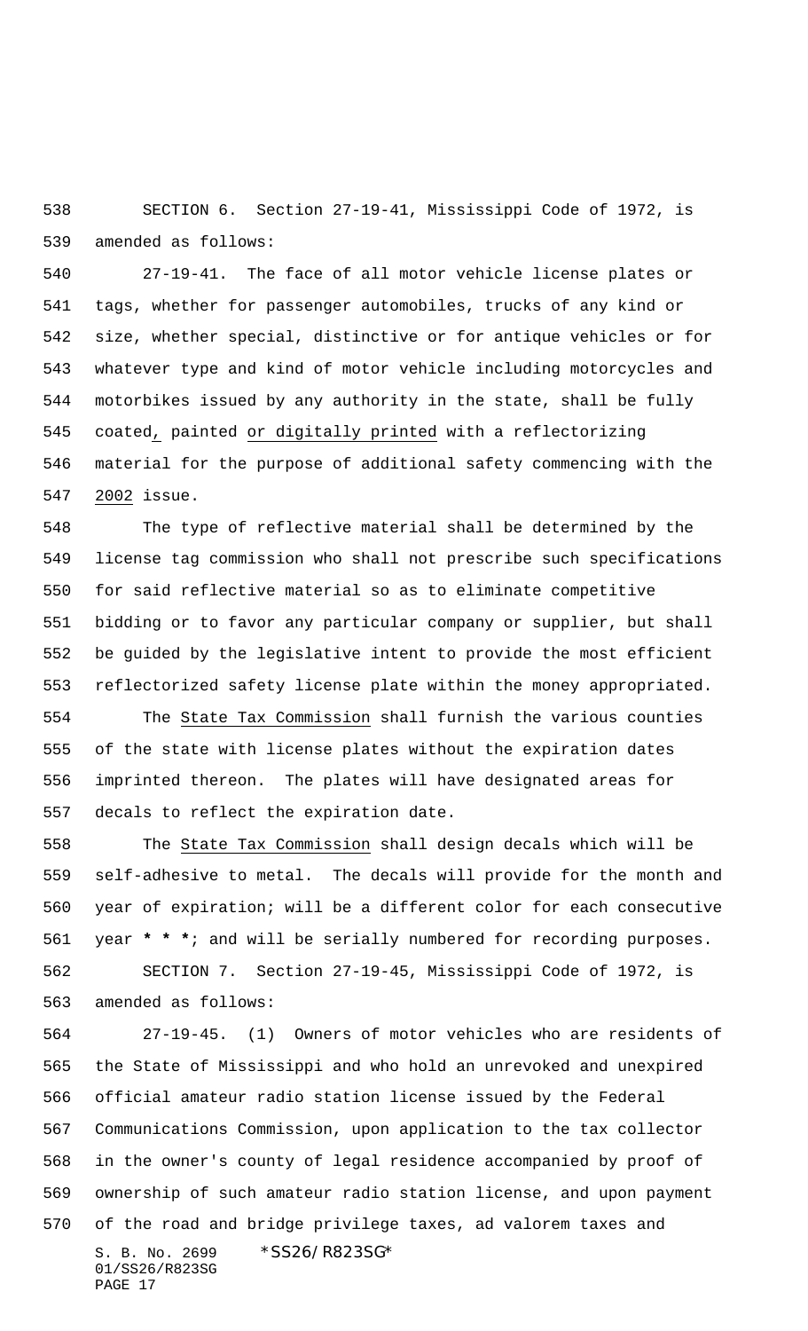SECTION 6. Section 27-19-41, Mississippi Code of 1972, is amended as follows:

27-19-41. The face of all motor vehicle license plates or tags, whether for passenger automobiles, trucks of any kind or size, whether special, distinctive or for antique vehicles or for whatever type and kind of motor vehicle including motorcycles and motorbikes issued by any authority in the state, shall be fully coated, painted or digitally printed with a reflectorizing material for the purpose of additional safety commencing with the 2002 issue.

The type of reflective material shall be determined by the license tag commission who shall not prescribe such specifications for said reflective material so as to eliminate competitive bidding or to favor any particular company or supplier, but shall be guided by the legislative intent to provide the most efficient reflectorized safety license plate within the money appropriated.

The State Tax Commission shall furnish the various counties of the state with license plates without the expiration dates imprinted thereon. The plates will have designated areas for decals to reflect the expiration date.

The State Tax Commission shall design decals which will be self-adhesive to metal. The decals will provide for the month and year of expiration; will be a different color for each consecutive year **\* \* \***; and will be serially numbered for recording purposes.

SECTION 7. Section 27-19-45, Mississippi Code of 1972, is amended as follows:

27-19-45. (1) Owners of motor vehicles who are residents of the State of Mississippi and who hold an unrevoked and unexpired official amateur radio station license issued by the Federal Communications Commission, upon application to the tax collector in the owner's county of legal residence accompanied by proof of ownership of such amateur radio station license, and upon payment of the road and bridge privilege taxes, ad valorem taxes and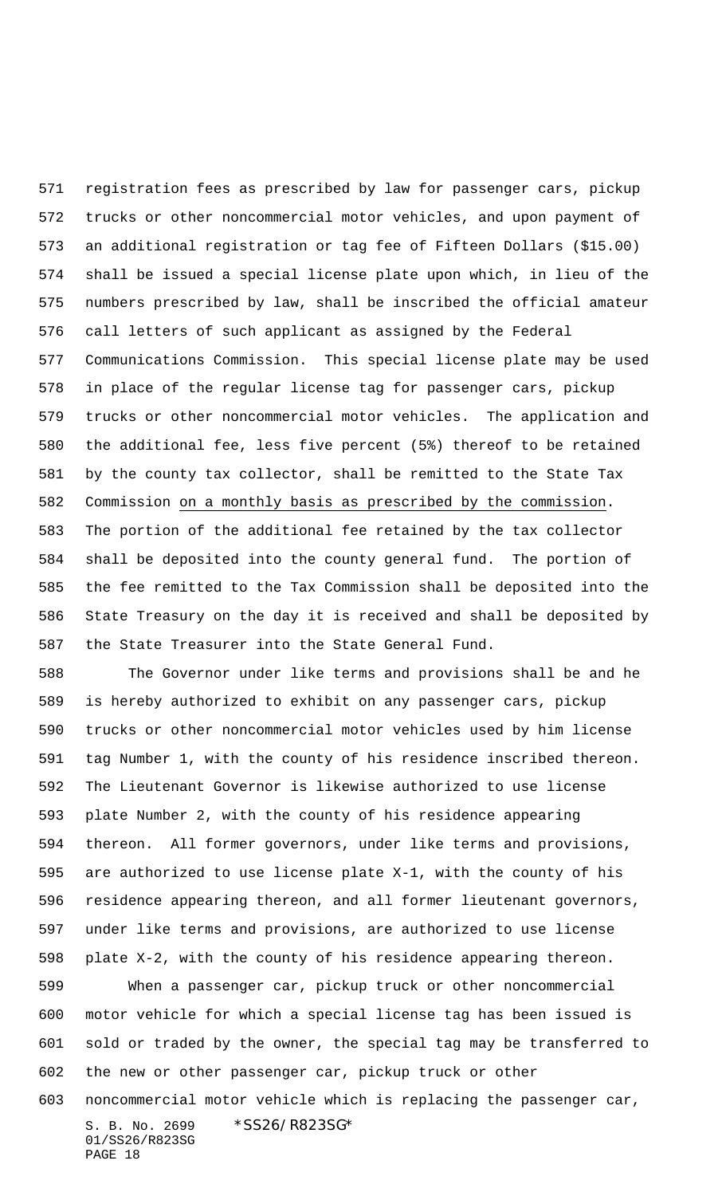registration fees as prescribed by law for passenger cars, pickup trucks or other noncommercial motor vehicles, and upon payment of an additional registration or tag fee of Fifteen Dollars ($15.00) shall be issued a special license plate upon which, in lieu of the numbers prescribed by law, shall be inscribed the official amateur call letters of such applicant as assigned by the Federal Communications Commission. This special license plate may be used in place of the regular license tag for passenger cars, pickup trucks or other noncommercial motor vehicles. The application and the additional fee, less five percent (5%) thereof to be retained by the county tax collector, shall be remitted to the State Tax Commission on a monthly basis as prescribed by the commission. The portion of the additional fee retained by the tax collector shall be deposited into the county general fund. The portion of the fee remitted to the Tax Commission shall be deposited into the State Treasury on the day it is received and shall be deposited by the State Treasurer into the State General Fund.

The Governor under like terms and provisions shall be and he is hereby authorized to exhibit on any passenger cars, pickup trucks or other noncommercial motor vehicles used by him license tag Number 1, with the county of his residence inscribed thereon. The Lieutenant Governor is likewise authorized to use license plate Number 2, with the county of his residence appearing thereon. All former governors, under like terms and provisions, are authorized to use license plate X-1, with the county of his residence appearing thereon, and all former lieutenant governors, under like terms and provisions, are authorized to use license plate X-2, with the county of his residence appearing thereon.

When a passenger car, pickup truck or other noncommercial motor vehicle for which a special license tag has been issued is sold or traded by the owner, the special tag may be transferred to the new or other passenger car, pickup truck or other noncommercial motor vehicle which is replacing the passenger car,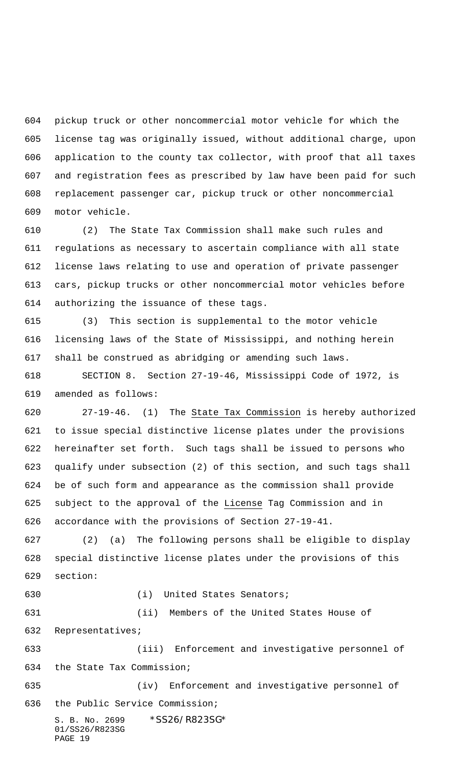pickup truck or other noncommercial motor vehicle for which the license tag was originally issued, without additional charge, upon application to the county tax collector, with proof that all taxes and registration fees as prescribed by law have been paid for such replacement passenger car, pickup truck or other noncommercial motor vehicle.

(2) The State Tax Commission shall make such rules and regulations as necessary to ascertain compliance with all state license laws relating to use and operation of private passenger cars, pickup trucks or other noncommercial motor vehicles before authorizing the issuance of these tags.

(3) This section is supplemental to the motor vehicle licensing laws of the State of Mississippi, and nothing herein shall be construed as abridging or amending such laws.

SECTION 8. Section 27-19-46, Mississippi Code of 1972, is amended as follows:

27-19-46. (1) The <u>State Tax Commission</u> is hereby authorized to issue special distinctive license plates under the provisions hereinafter set forth. Such tags shall be issued to persons who qualify under subsection (2) of this section, and such tags shall be of such form and appearance as the commission shall provide subject to the approval of the <u>License</u> Tag Commission and in accordance with the provisions of Section 27-19-41.

(2) (a) The following persons shall be eligible to display special distinctive license plates under the provisions of this section:

(i) United States Senators;

(ii) Members of the United States House of Representatives;

(iii) Enforcement and investigative personnel of the State Tax Commission;

(iv) Enforcement and investigative personnel of the Public Service Commission;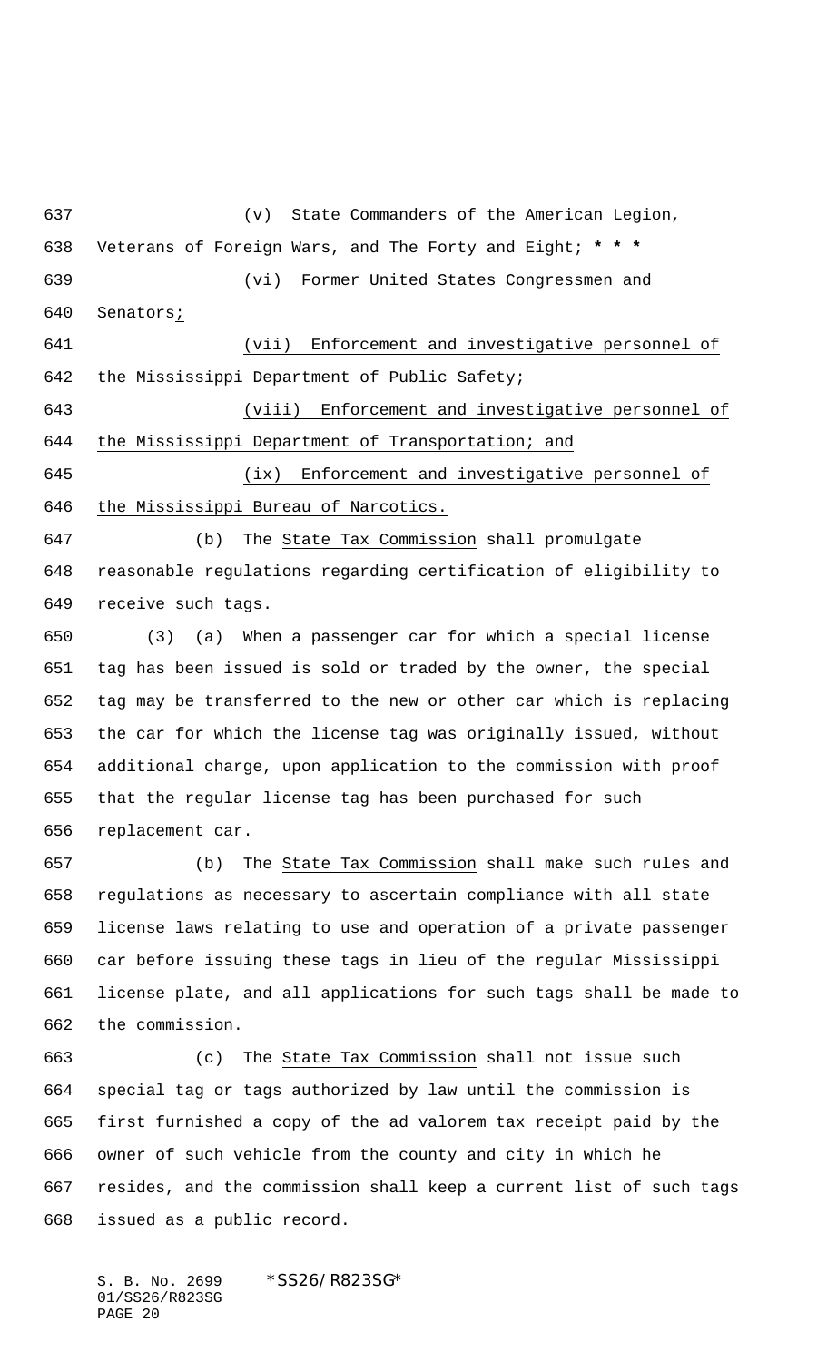(v) State Commanders of the American Legion, Veterans of Foreign Wars, and The Forty and Eight; * * *

(vi) Former United States Congressmen and Senators;

(vii) Enforcement and investigative personnel of the Mississippi Department of Public Safety;

(viii) Enforcement and investigative personnel of the Mississippi Department of Transportation; and

(ix) Enforcement and investigative personnel of the Mississippi Bureau of Narcotics.

(b) The State Tax Commission shall promulgate reasonable regulations regarding certification of eligibility to receive such tags.

(3) (a) When a passenger car for which a special license tag has been issued is sold or traded by the owner, the special tag may be transferred to the new or other car which is replacing the car for which the license tag was originally issued, without additional charge, upon application to the commission with proof that the regular license tag has been purchased for such replacement car.

(b) The State Tax Commission shall make such rules and regulations as necessary to ascertain compliance with all state license laws relating to use and operation of a private passenger car before issuing these tags in lieu of the regular Mississippi license plate, and all applications for such tags shall be made to the commission.

(c) The State Tax Commission shall not issue such special tag or tags authorized by law until the commission is first furnished a copy of the ad valorem tax receipt paid by the owner of such vehicle from the county and city in which he resides, and the commission shall keep a current list of such tags issued as a public record.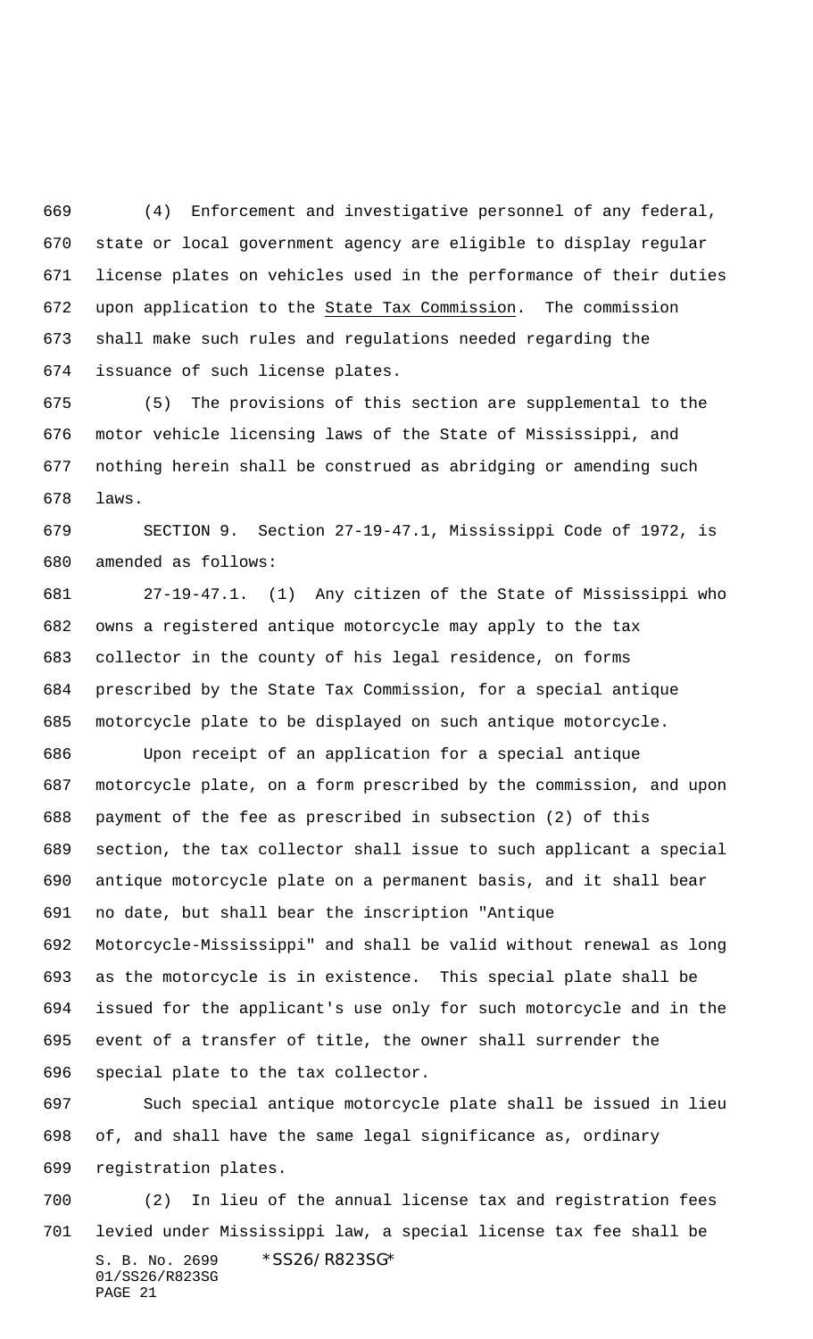(4) Enforcement and investigative personnel of any federal, state or local government agency are eligible to display regular license plates on vehicles used in the performance of their duties upon application to the State Tax Commission. The commission shall make such rules and regulations needed regarding the issuance of such license plates.

(5) The provisions of this section are supplemental to the motor vehicle licensing laws of the State of Mississippi, and nothing herein shall be construed as abridging or amending such laws.

SECTION 9. Section 27-19-47.1, Mississippi Code of 1972, is amended as follows:

27-19-47.1. (1) Any citizen of the State of Mississippi who owns a registered antique motorcycle may apply to the tax collector in the county of his legal residence, on forms prescribed by the State Tax Commission, for a special antique motorcycle plate to be displayed on such antique motorcycle.

Upon receipt of an application for a special antique motorcycle plate, on a form prescribed by the commission, and upon payment of the fee as prescribed in subsection (2) of this section, the tax collector shall issue to such applicant a special antique motorcycle plate on a permanent basis, and it shall bear no date, but shall bear the inscription "Antique Motorcycle-Mississippi" and shall be valid without renewal as long as the motorcycle is in existence. This special plate shall be issued for the applicant's use only for such motorcycle and in the event of a transfer of title, the owner shall surrender the special plate to the tax collector.

Such special antique motorcycle plate shall be issued in lieu of, and shall have the same legal significance as, ordinary registration plates.

(2) In lieu of the annual license tax and registration fees levied under Mississippi law, a special license tax fee shall be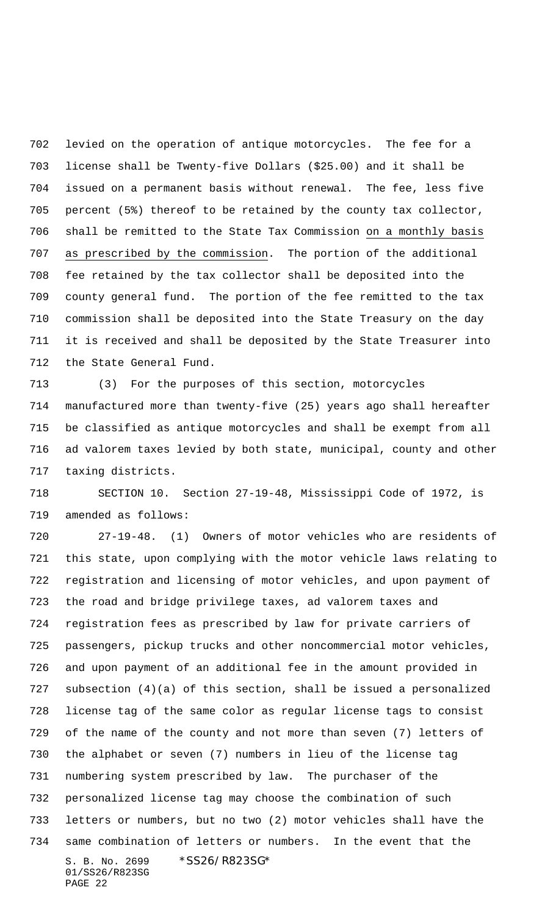levied on the operation of antique motorcycles. The fee for a license shall be Twenty-five Dollars ($25.00) and it shall be issued on a permanent basis without renewal. The fee, less five percent (5%) thereof to be retained by the county tax collector, shall be remitted to the State Tax Commission on a monthly basis as prescribed by the commission. The portion of the additional fee retained by the tax collector shall be deposited into the county general fund. The portion of the fee remitted to the tax commission shall be deposited into the State Treasury on the day it is received and shall be deposited by the State Treasurer into the State General Fund.

(3) For the purposes of this section, motorcycles manufactured more than twenty-five (25) years ago shall hereafter be classified as antique motorcycles and shall be exempt from all ad valorem taxes levied by both state, municipal, county and other taxing districts.

SECTION 10. Section 27-19-48, Mississippi Code of 1972, is amended as follows:

27-19-48. (1) Owners of motor vehicles who are residents of this state, upon complying with the motor vehicle laws relating to registration and licensing of motor vehicles, and upon payment of the road and bridge privilege taxes, ad valorem taxes and registration fees as prescribed by law for private carriers of passengers, pickup trucks and other noncommercial motor vehicles, and upon payment of an additional fee in the amount provided in subsection (4)(a) of this section, shall be issued a personalized license tag of the same color as regular license tags to consist of the name of the county and not more than seven (7) letters of the alphabet or seven (7) numbers in lieu of the license tag numbering system prescribed by law. The purchaser of the personalized license tag may choose the combination of such letters or numbers, but no two (2) motor vehicles shall have the same combination of letters or numbers. In the event that the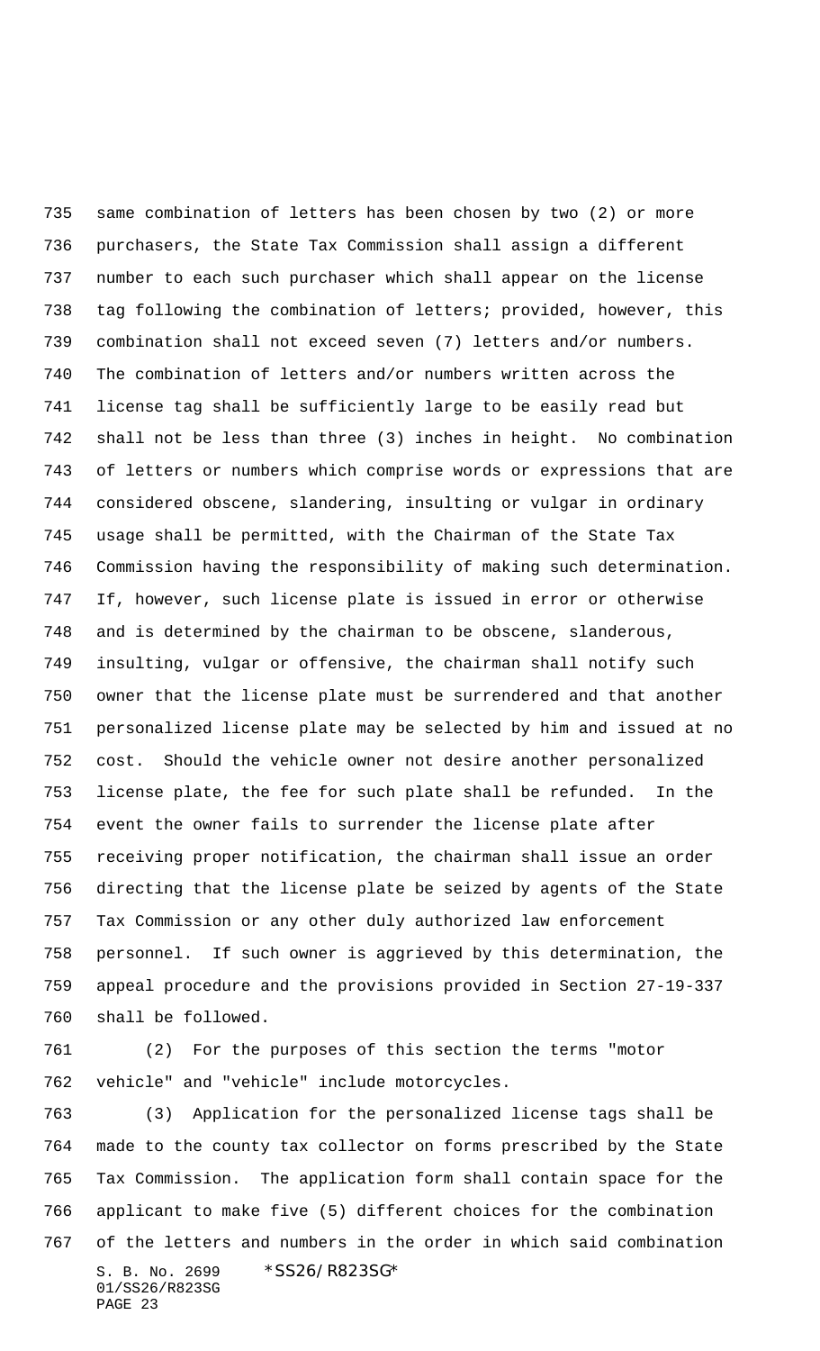same combination of letters has been chosen by two (2) or more purchasers, the State Tax Commission shall assign a different number to each such purchaser which shall appear on the license tag following the combination of letters; provided, however, this combination shall not exceed seven (7) letters and/or numbers. The combination of letters and/or numbers written across the license tag shall be sufficiently large to be easily read but shall not be less than three (3) inches in height. No combination of letters or numbers which comprise words or expressions that are considered obscene, slandering, insulting or vulgar in ordinary usage shall be permitted, with the Chairman of the State Tax Commission having the responsibility of making such determination. If, however, such license plate is issued in error or otherwise and is determined by the chairman to be obscene, slanderous, insulting, vulgar or offensive, the chairman shall notify such owner that the license plate must be surrendered and that another personalized license plate may be selected by him and issued at no cost. Should the vehicle owner not desire another personalized license plate, the fee for such plate shall be refunded. In the event the owner fails to surrender the license plate after receiving proper notification, the chairman shall issue an order directing that the license plate be seized by agents of the State Tax Commission or any other duly authorized law enforcement personnel. If such owner is aggrieved by this determination, the appeal procedure and the provisions provided in Section 27-19-337 shall be followed.

(2) For the purposes of this section the terms "motor vehicle" and "vehicle" include motorcycles.

(3) Application for the personalized license tags shall be made to the county tax collector on forms prescribed by the State Tax Commission. The application form shall contain space for the applicant to make five (5) different choices for the combination of the letters and numbers in the order in which said combination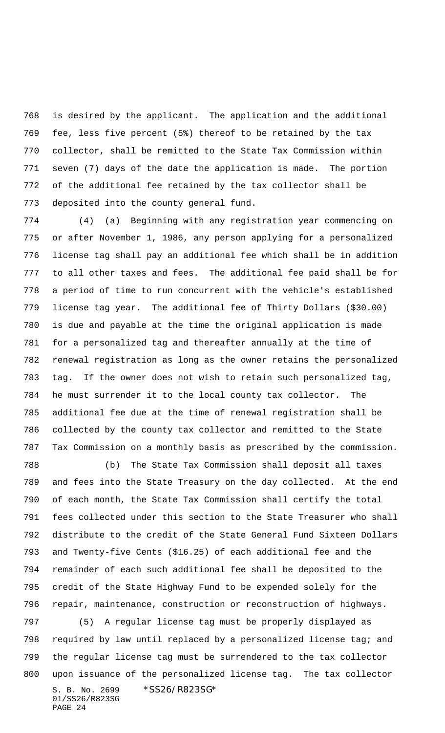is desired by the applicant. The application and the additional fee, less five percent (5%) thereof to be retained by the tax collector, shall be remitted to the State Tax Commission within seven (7) days of the date the application is made. The portion of the additional fee retained by the tax collector shall be deposited into the county general fund.

(4) (a) Beginning with any registration year commencing on or after November 1, 1986, any person applying for a personalized license tag shall pay an additional fee which shall be in addition to all other taxes and fees. The additional fee paid shall be for a period of time to run concurrent with the vehicle's established license tag year. The additional fee of Thirty Dollars ($30.00) is due and payable at the time the original application is made for a personalized tag and thereafter annually at the time of renewal registration as long as the owner retains the personalized tag. If the owner does not wish to retain such personalized tag, he must surrender it to the local county tax collector. The additional fee due at the time of renewal registration shall be collected by the county tax collector and remitted to the State Tax Commission on a monthly basis as prescribed by the commission.

(b) The State Tax Commission shall deposit all taxes and fees into the State Treasury on the day collected. At the end of each month, the State Tax Commission shall certify the total fees collected under this section to the State Treasurer who shall distribute to the credit of the State General Fund Sixteen Dollars and Twenty-five Cents ($16.25) of each additional fee and the remainder of each such additional fee shall be deposited to the credit of the State Highway Fund to be expended solely for the repair, maintenance, construction or reconstruction of highways.

(5) A regular license tag must be properly displayed as required by law until replaced by a personalized license tag; and the regular license tag must be surrendered to the tax collector upon issuance of the personalized license tag. The tax collector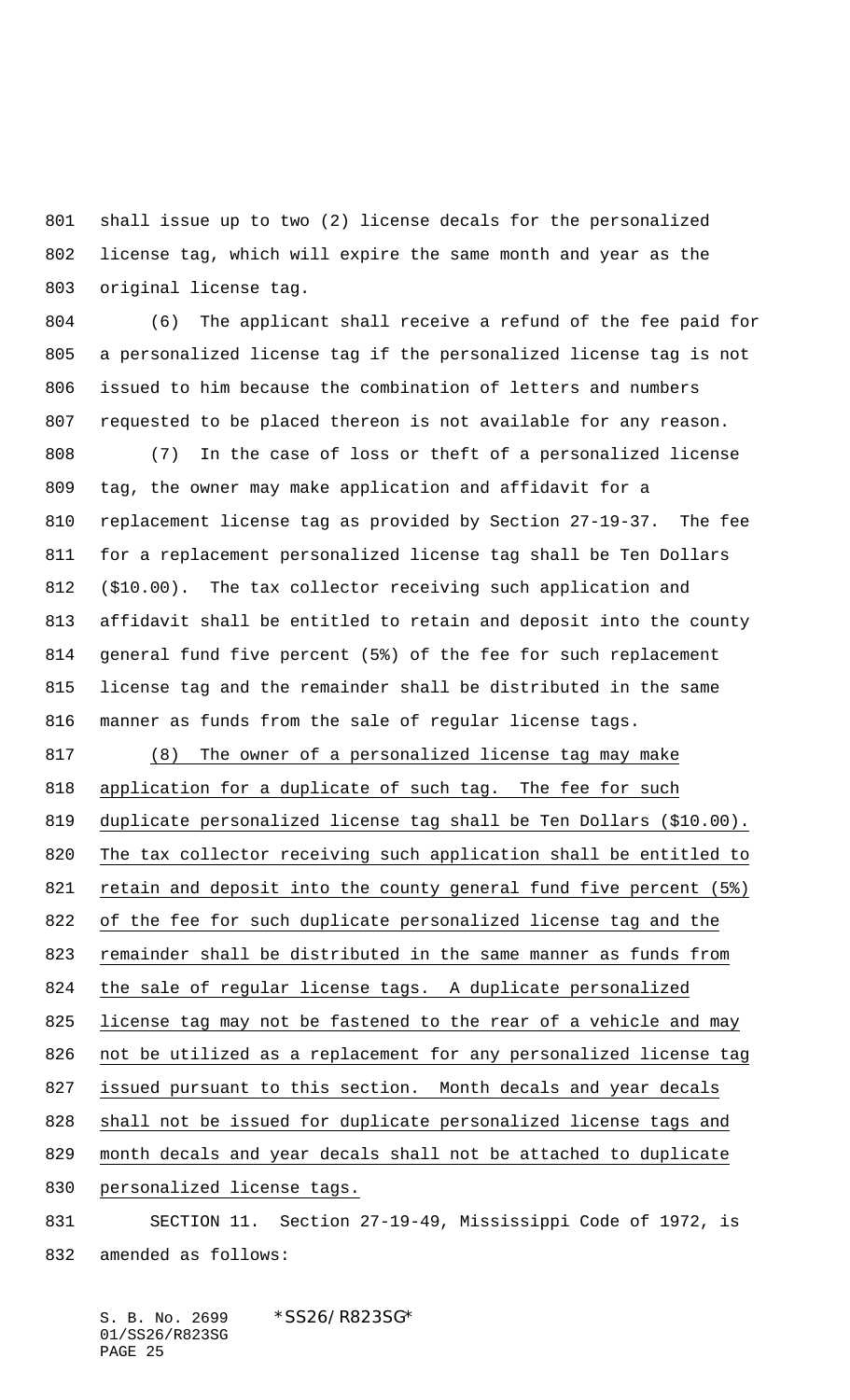shall issue up to two (2) license decals for the personalized license tag, which will expire the same month and year as the original license tag.

(6) The applicant shall receive a refund of the fee paid for a personalized license tag if the personalized license tag is not issued to him because the combination of letters and numbers requested to be placed thereon is not available for any reason.

(7) In the case of loss or theft of a personalized license tag, the owner may make application and affidavit for a replacement license tag as provided by Section 27-19-37. The fee for a replacement personalized license tag shall be Ten Dollars ($10.00). The tax collector receiving such application and affidavit shall be entitled to retain and deposit into the county general fund five percent (5%) of the fee for such replacement license tag and the remainder shall be distributed in the same manner as funds from the sale of regular license tags.

(8) The owner of a personalized license tag may make application for a duplicate of such tag. The fee for such duplicate personalized license tag shall be Ten Dollars ($10.00). The tax collector receiving such application shall be entitled to retain and deposit into the county general fund five percent (5%) of the fee for such duplicate personalized license tag and the remainder shall be distributed in the same manner as funds from the sale of regular license tags. A duplicate personalized license tag may not be fastened to the rear of a vehicle and may not be utilized as a replacement for any personalized license tag issued pursuant to this section. Month decals and year decals shall not be issued for duplicate personalized license tags and month decals and year decals shall not be attached to duplicate personalized license tags.

SECTION 11. Section 27-19-49, Mississippi Code of 1972, is amended as follows: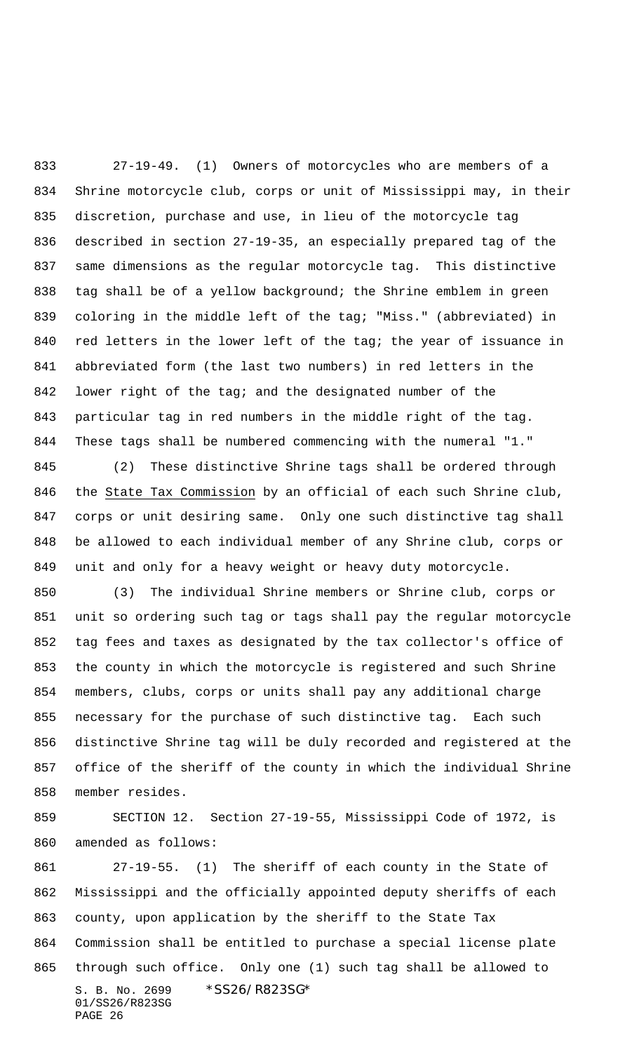27-19-49. (1) Owners of motorcycles who are members of a Shrine motorcycle club, corps or unit of Mississippi may, in their discretion, purchase and use, in lieu of the motorcycle tag described in section 27-19-35, an especially prepared tag of the same dimensions as the regular motorcycle tag. This distinctive tag shall be of a yellow background; the Shrine emblem in green coloring in the middle left of the tag; "Miss." (abbreviated) in red letters in the lower left of the tag; the year of issuance in abbreviated form (the last two numbers) in red letters in the lower right of the tag; and the designated number of the particular tag in red numbers in the middle right of the tag. These tags shall be numbered commencing with the numeral "1."

(2) These distinctive Shrine tags shall be ordered through the State Tax Commission by an official of each such Shrine club, corps or unit desiring same. Only one such distinctive tag shall be allowed to each individual member of any Shrine club, corps or unit and only for a heavy weight or heavy duty motorcycle.

(3) The individual Shrine members or Shrine club, corps or unit so ordering such tag or tags shall pay the regular motorcycle tag fees and taxes as designated by the tax collector's office of the county in which the motorcycle is registered and such Shrine members, clubs, corps or units shall pay any additional charge necessary for the purchase of such distinctive tag. Each such distinctive Shrine tag will be duly recorded and registered at the office of the sheriff of the county in which the individual Shrine member resides.

SECTION 12. Section 27-19-55, Mississippi Code of 1972, is amended as follows:

27-19-55. (1) The sheriff of each county in the State of Mississippi and the officially appointed deputy sheriffs of each county, upon application by the sheriff to the State Tax Commission shall be entitled to purchase a special license plate through such office. Only one (1) such tag shall be allowed to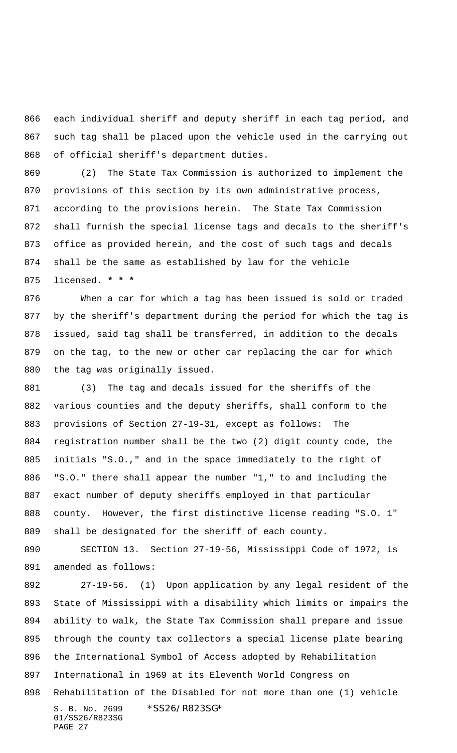each individual sheriff and deputy sheriff in each tag period, and such tag shall be placed upon the vehicle used in the carrying out of official sheriff's department duties.

(2) The State Tax Commission is authorized to implement the provisions of this section by its own administrative process, according to the provisions herein. The State Tax Commission shall furnish the special license tags and decals to the sheriff's office as provided herein, and the cost of such tags and decals shall be the same as established by law for the vehicle licensed. *** 

When a car for which a tag has been issued is sold or traded by the sheriff's department during the period for which the tag is issued, said tag shall be transferred, in addition to the decals on the tag, to the new or other car replacing the car for which the tag was originally issued.

(3) The tag and decals issued for the sheriffs of the various counties and the deputy sheriffs, shall conform to the provisions of Section 27-19-31, except as follows: The registration number shall be the two (2) digit county code, the initials "S.O.," and in the space immediately to the right of "S.O." there shall appear the number "1," to and including the exact number of deputy sheriffs employed in that particular county. However, the first distinctive license reading "S.O. 1" shall be designated for the sheriff of each county.

SECTION 13. Section 27-19-56, Mississippi Code of 1972, is amended as follows:

27-19-56. (1) Upon application by any legal resident of the State of Mississippi with a disability which limits or impairs the ability to walk, the State Tax Commission shall prepare and issue through the county tax collectors a special license plate bearing the International Symbol of Access adopted by Rehabilitation International in 1969 at its Eleventh World Congress on Rehabilitation of the Disabled for not more than one (1) vehicle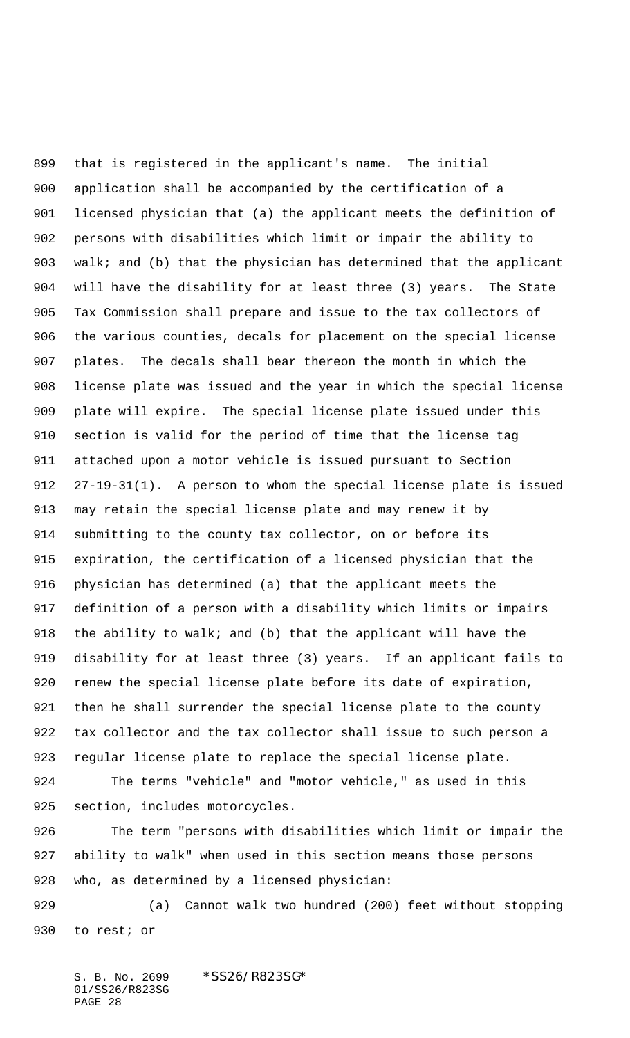that is registered in the applicant's name. The initial application shall be accompanied by the certification of a licensed physician that (a) the applicant meets the definition of persons with disabilities which limit or impair the ability to walk; and (b) that the physician has determined that the applicant will have the disability for at least three (3) years. The State Tax Commission shall prepare and issue to the tax collectors of the various counties, decals for placement on the special license plates. The decals shall bear thereon the month in which the license plate was issued and the year in which the special license plate will expire. The special license plate issued under this section is valid for the period of time that the license tag attached upon a motor vehicle is issued pursuant to Section 27-19-31(1). A person to whom the special license plate is issued may retain the special license plate and may renew it by submitting to the county tax collector, on or before its expiration, the certification of a licensed physician that the physician has determined (a) that the applicant meets the definition of a person with a disability which limits or impairs the ability to walk; and (b) that the applicant will have the disability for at least three (3) years. If an applicant fails to renew the special license plate before its date of expiration, then he shall surrender the special license plate to the county tax collector and the tax collector shall issue to such person a regular license plate to replace the special license plate.

The terms "vehicle" and "motor vehicle," as used in this section, includes motorcycles.

The term "persons with disabilities which limit or impair the ability to walk" when used in this section means those persons who, as determined by a licensed physician:

(a) Cannot walk two hundred (200) feet without stopping to rest; or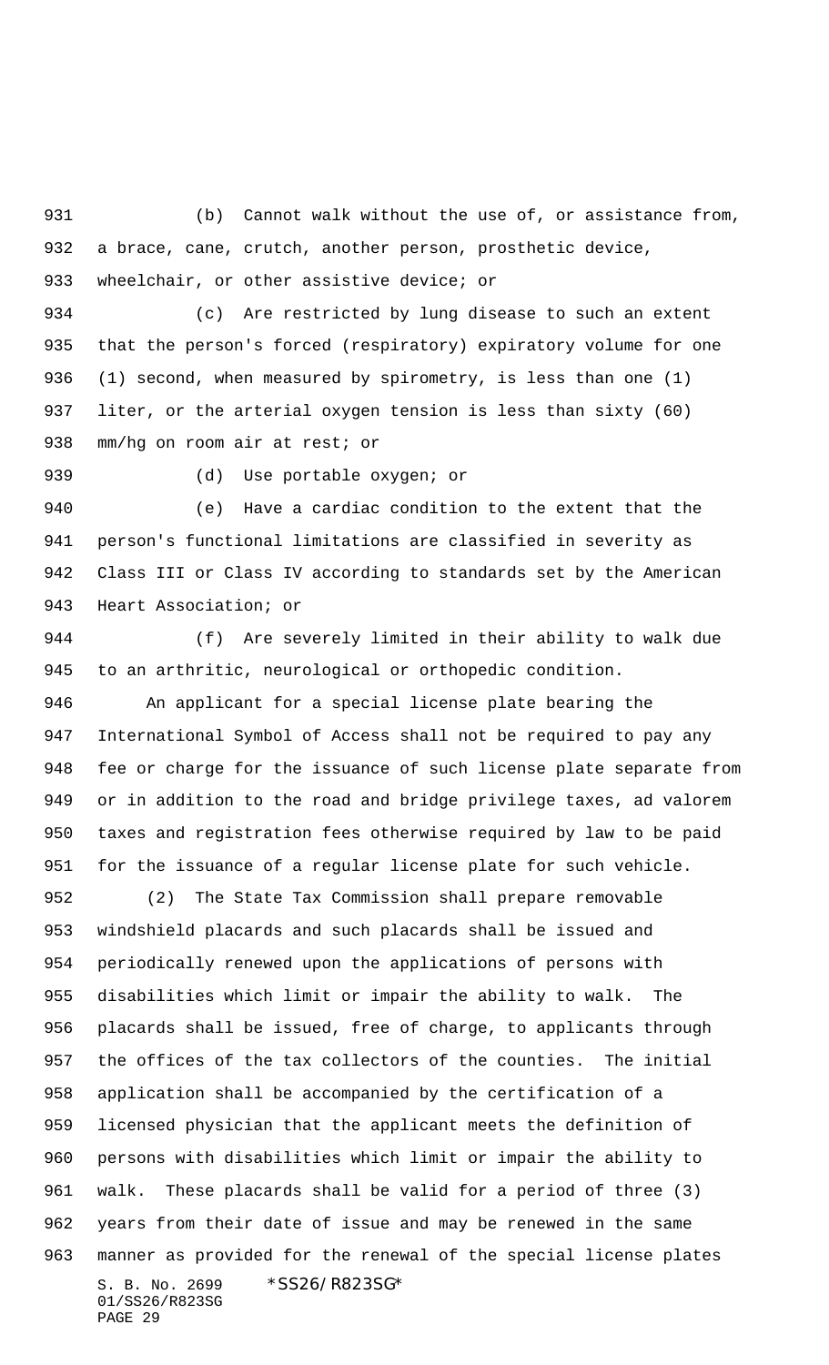(b) Cannot walk without the use of, or assistance from, a brace, cane, crutch, another person, prosthetic device, wheelchair, or other assistive device; or

(c) Are restricted by lung disease to such an extent that the person's forced (respiratory) expiratory volume for one (1) second, when measured by spirometry, is less than one (1) liter, or the arterial oxygen tension is less than sixty (60) mm/hg on room air at rest; or

(d) Use portable oxygen; or

(e) Have a cardiac condition to the extent that the person's functional limitations are classified in severity as Class III or Class IV according to standards set by the American Heart Association; or

(f) Are severely limited in their ability to walk due to an arthritic, neurological or orthopedic condition.

An applicant for a special license plate bearing the International Symbol of Access shall not be required to pay any fee or charge for the issuance of such license plate separate from or in addition to the road and bridge privilege taxes, ad valorem taxes and registration fees otherwise required by law to be paid for the issuance of a regular license plate for such vehicle.

(2) The State Tax Commission shall prepare removable windshield placards and such placards shall be issued and periodically renewed upon the applications of persons with disabilities which limit or impair the ability to walk. The placards shall be issued, free of charge, to applicants through the offices of the tax collectors of the counties. The initial application shall be accompanied by the certification of a licensed physician that the applicant meets the definition of persons with disabilities which limit or impair the ability to walk. These placards shall be valid for a period of three (3) years from their date of issue and may be renewed in the same manner as provided for the renewal of the special license plates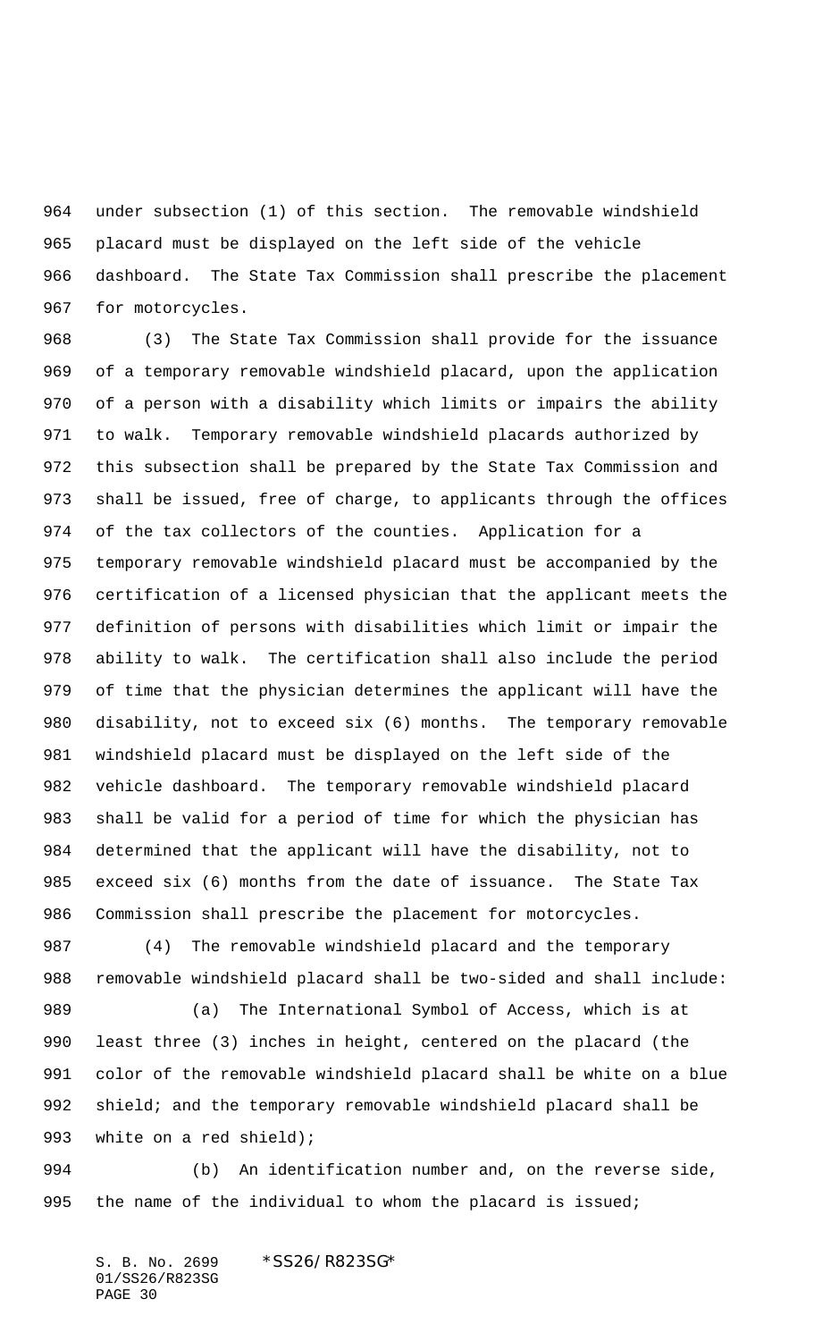under subsection (1) of this section. The removable windshield placard must be displayed on the left side of the vehicle dashboard. The State Tax Commission shall prescribe the placement for motorcycles.

(3) The State Tax Commission shall provide for the issuance of a temporary removable windshield placard, upon the application of a person with a disability which limits or impairs the ability to walk. Temporary removable windshield placards authorized by this subsection shall be prepared by the State Tax Commission and shall be issued, free of charge, to applicants through the offices of the tax collectors of the counties. Application for a temporary removable windshield placard must be accompanied by the certification of a licensed physician that the applicant meets the definition of persons with disabilities which limit or impair the ability to walk. The certification shall also include the period of time that the physician determines the applicant will have the disability, not to exceed six (6) months. The temporary removable windshield placard must be displayed on the left side of the vehicle dashboard. The temporary removable windshield placard shall be valid for a period of time for which the physician has determined that the applicant will have the disability, not to exceed six (6) months from the date of issuance. The State Tax Commission shall prescribe the placement for motorcycles.

(4) The removable windshield placard and the temporary removable windshield placard shall be two-sided and shall include:

(a) The International Symbol of Access, which is at least three (3) inches in height, centered on the placard (the color of the removable windshield placard shall be white on a blue shield; and the temporary removable windshield placard shall be white on a red shield);

(b) An identification number and, on the reverse side, the name of the individual to whom the placard is issued;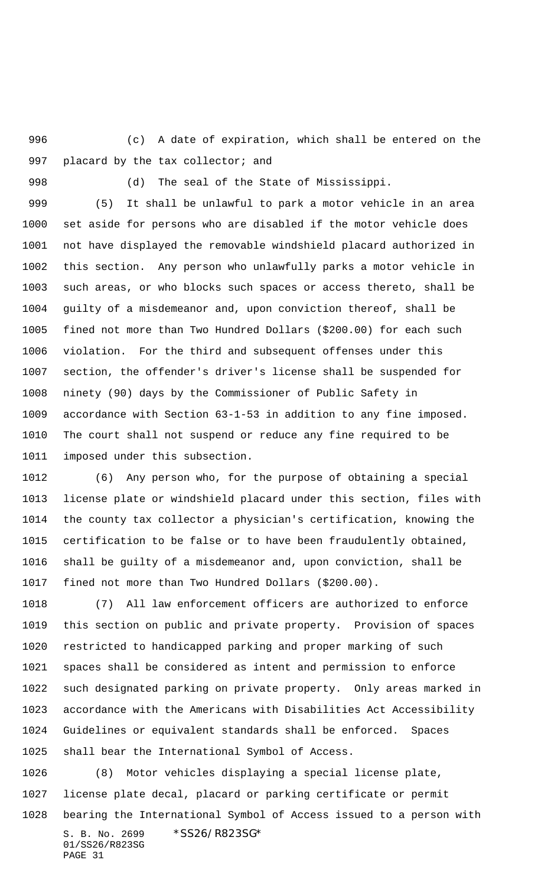(c) A date of expiration, which shall be entered on the placard by the tax collector; and

(d) The seal of the State of Mississippi.

(5) It shall be unlawful to park a motor vehicle in an area set aside for persons who are disabled if the motor vehicle does not have displayed the removable windshield placard authorized in this section. Any person who unlawfully parks a motor vehicle in such areas, or who blocks such spaces or access thereto, shall be guilty of a misdemeanor and, upon conviction thereof, shall be fined not more than Two Hundred Dollars ($200.00) for each such violation. For the third and subsequent offenses under this section, the offender's driver's license shall be suspended for ninety (90) days by the Commissioner of Public Safety in accordance with Section 63-1-53 in addition to any fine imposed. The court shall not suspend or reduce any fine required to be imposed under this subsection.

(6) Any person who, for the purpose of obtaining a special license plate or windshield placard under this section, files with the county tax collector a physician's certification, knowing the certification to be false or to have been fraudulently obtained, shall be guilty of a misdemeanor and, upon conviction, shall be fined not more than Two Hundred Dollars ($200.00).

(7) All law enforcement officers are authorized to enforce this section on public and private property. Provision of spaces restricted to handicapped parking and proper marking of such spaces shall be considered as intent and permission to enforce such designated parking on private property. Only areas marked in accordance with the Americans with Disabilities Act Accessibility Guidelines or equivalent standards shall be enforced. Spaces shall bear the International Symbol of Access.

(8) Motor vehicles displaying a special license plate, license plate decal, placard or parking certificate or permit bearing the International Symbol of Access issued to a person with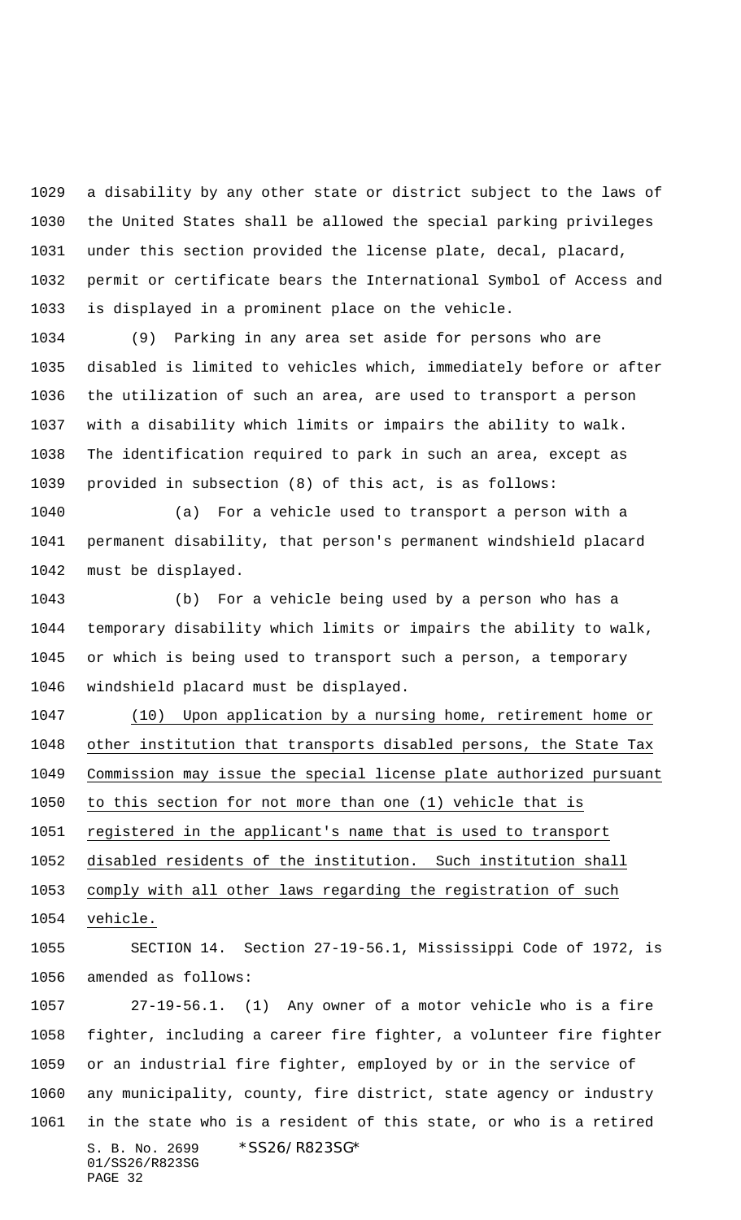a disability by any other state or district subject to the laws of the United States shall be allowed the special parking privileges under this section provided the license plate, decal, placard, permit or certificate bears the International Symbol of Access and is displayed in a prominent place on the vehicle.

(9) Parking in any area set aside for persons who are disabled is limited to vehicles which, immediately before or after the utilization of such an area, are used to transport a person with a disability which limits or impairs the ability to walk. The identification required to park in such an area, except as provided in subsection (8) of this act, is as follows:

(a) For a vehicle used to transport a person with a permanent disability, that person's permanent windshield placard must be displayed.

(b) For a vehicle being used by a person who has a temporary disability which limits or impairs the ability to walk, or which is being used to transport such a person, a temporary windshield placard must be displayed.

<u>(10) Upon application by a nursing home, retirement home or other institution that transports disabled persons, the State Tax Commission may issue the special license plate authorized pursuant to this section for not more than one (1) vehicle that is registered in the applicant's name that is used to transport disabled residents of the institution. Such institution shall comply with all other laws regarding the registration of such vehicle.</u>

SECTION 14. Section 27-19-56.1, Mississippi Code of 1972, is amended as follows:

27-19-56.1. (1) Any owner of a motor vehicle who is a fire fighter, including a career fire fighter, a volunteer fire fighter or an industrial fire fighter, employed by or in the service of any municipality, county, fire district, state agency or industry in the state who is a resident of this state, or who is a retired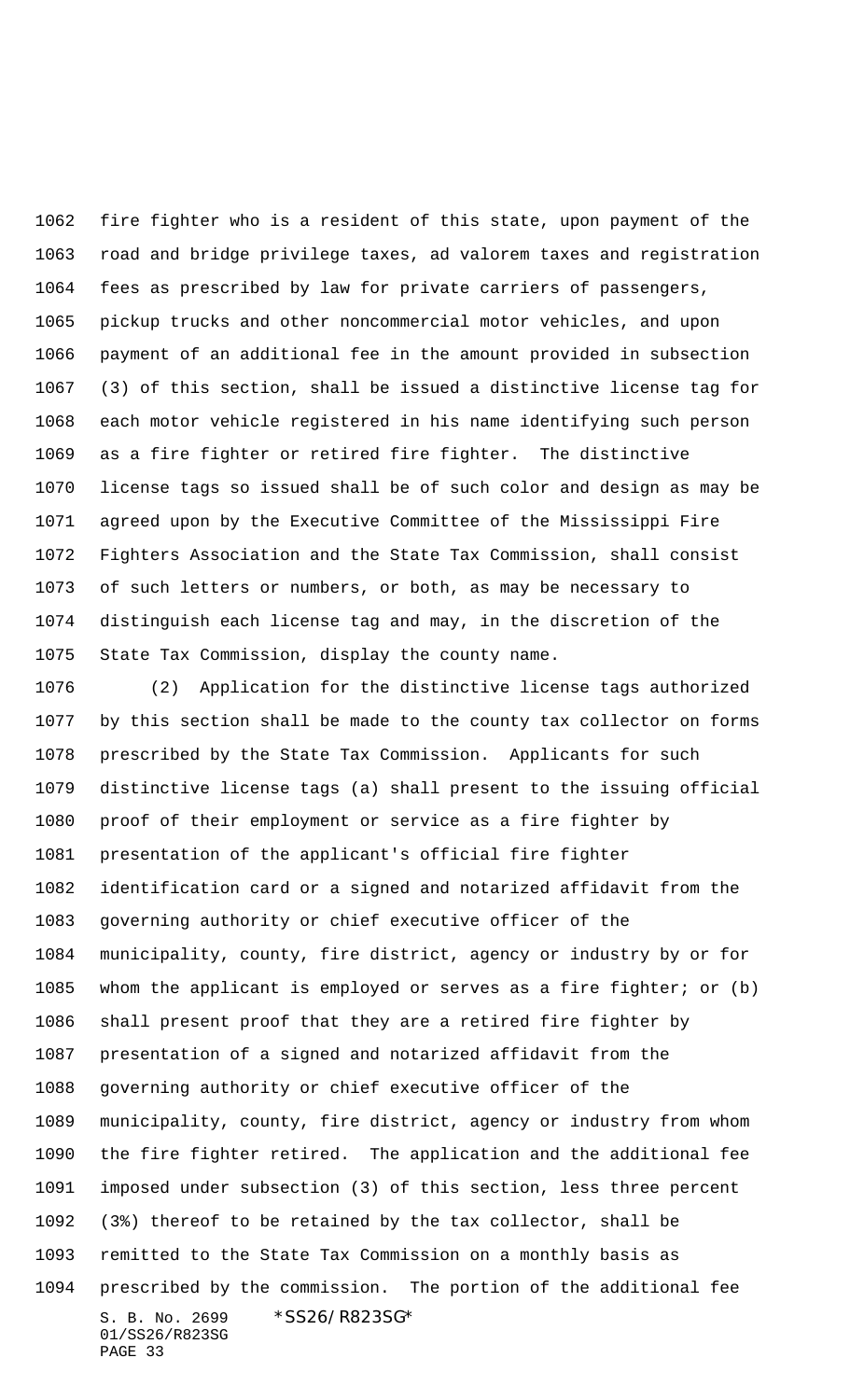fire fighter who is a resident of this state, upon payment of the road and bridge privilege taxes, ad valorem taxes and registration fees as prescribed by law for private carriers of passengers, pickup trucks and other noncommercial motor vehicles, and upon payment of an additional fee in the amount provided in subsection (3) of this section, shall be issued a distinctive license tag for each motor vehicle registered in his name identifying such person as a fire fighter or retired fire fighter. The distinctive license tags so issued shall be of such color and design as may be agreed upon by the Executive Committee of the Mississippi Fire Fighters Association and the State Tax Commission, shall consist of such letters or numbers, or both, as may be necessary to distinguish each license tag and may, in the discretion of the State Tax Commission, display the county name.

(2) Application for the distinctive license tags authorized by this section shall be made to the county tax collector on forms prescribed by the State Tax Commission. Applicants for such distinctive license tags (a) shall present to the issuing official proof of their employment or service as a fire fighter by presentation of the applicant's official fire fighter identification card or a signed and notarized affidavit from the governing authority or chief executive officer of the municipality, county, fire district, agency or industry by or for whom the applicant is employed or serves as a fire fighter; or (b) shall present proof that they are a retired fire fighter by presentation of a signed and notarized affidavit from the governing authority or chief executive officer of the municipality, county, fire district, agency or industry from whom the fire fighter retired. The application and the additional fee imposed under subsection (3) of this section, less three percent (3%) thereof to be retained by the tax collector, shall be remitted to the State Tax Commission on a monthly basis as prescribed by the commission. The portion of the additional fee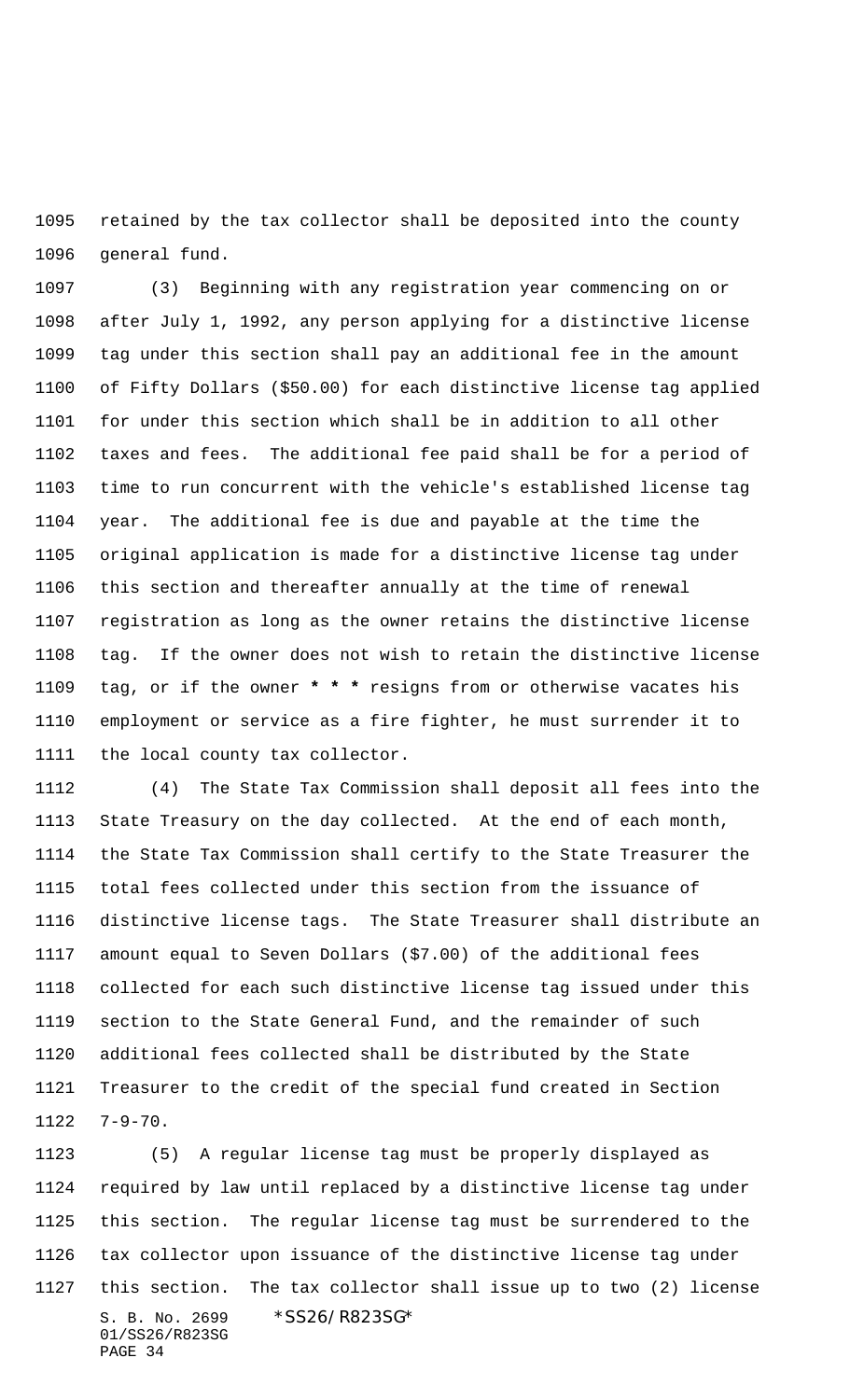retained by the tax collector shall be deposited into the county general fund.

(3) Beginning with any registration year commencing on or after July 1, 1992, any person applying for a distinctive license tag under this section shall pay an additional fee in the amount of Fifty Dollars ($50.00) for each distinctive license tag applied for under this section which shall be in addition to all other taxes and fees. The additional fee paid shall be for a period of time to run concurrent with the vehicle's established license tag year. The additional fee is due and payable at the time the original application is made for a distinctive license tag under this section and thereafter annually at the time of renewal registration as long as the owner retains the distinctive license tag. If the owner does not wish to retain the distinctive license tag, or if the owner * * * resigns from or otherwise vacates his employment or service as a fire fighter, he must surrender it to the local county tax collector.

(4) The State Tax Commission shall deposit all fees into the State Treasury on the day collected. At the end of each month, the State Tax Commission shall certify to the State Treasurer the total fees collected under this section from the issuance of distinctive license tags. The State Treasurer shall distribute an amount equal to Seven Dollars ($7.00) of the additional fees collected for each such distinctive license tag issued under this section to the State General Fund, and the remainder of such additional fees collected shall be distributed by the State Treasurer to the credit of the special fund created in Section 7-9-70.

(5) A regular license tag must be properly displayed as required by law until replaced by a distinctive license tag under this section. The regular license tag must be surrendered to the tax collector upon issuance of the distinctive license tag under this section. The tax collector shall issue up to two (2) license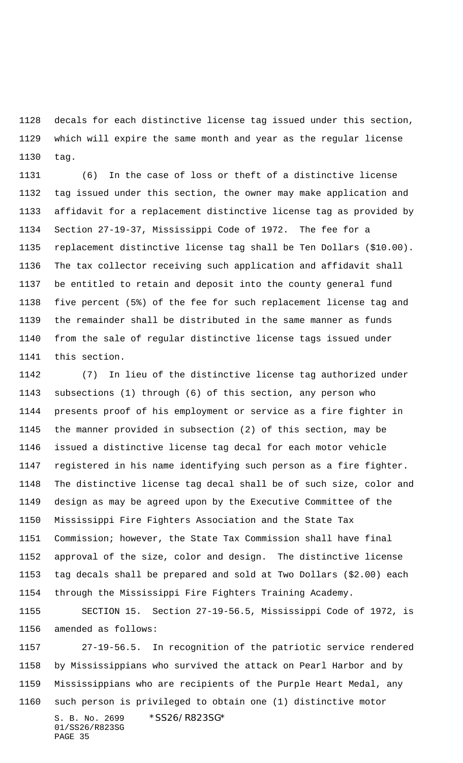decals for each distinctive license tag issued under this section, which will expire the same month and year as the regular license tag.

(6) In the case of loss or theft of a distinctive license tag issued under this section, the owner may make application and affidavit for a replacement distinctive license tag as provided by Section 27-19-37, Mississippi Code of 1972. The fee for a replacement distinctive license tag shall be Ten Dollars ($10.00). The tax collector receiving such application and affidavit shall be entitled to retain and deposit into the county general fund five percent (5%) of the fee for such replacement license tag and the remainder shall be distributed in the same manner as funds from the sale of regular distinctive license tags issued under this section.

(7) In lieu of the distinctive license tag authorized under subsections (1) through (6) of this section, any person who presents proof of his employment or service as a fire fighter in the manner provided in subsection (2) of this section, may be issued a distinctive license tag decal for each motor vehicle registered in his name identifying such person as a fire fighter. The distinctive license tag decal shall be of such size, color and design as may be agreed upon by the Executive Committee of the Mississippi Fire Fighters Association and the State Tax Commission; however, the State Tax Commission shall have final approval of the size, color and design. The distinctive license tag decals shall be prepared and sold at Two Dollars ($2.00) each through the Mississippi Fire Fighters Training Academy.

SECTION 15. Section 27-19-56.5, Mississippi Code of 1972, is amended as follows:

27-19-56.5. In recognition of the patriotic service rendered by Mississippians who survived the attack on Pearl Harbor and by Mississippians who are recipients of the Purple Heart Medal, any such person is privileged to obtain one (1) distinctive motor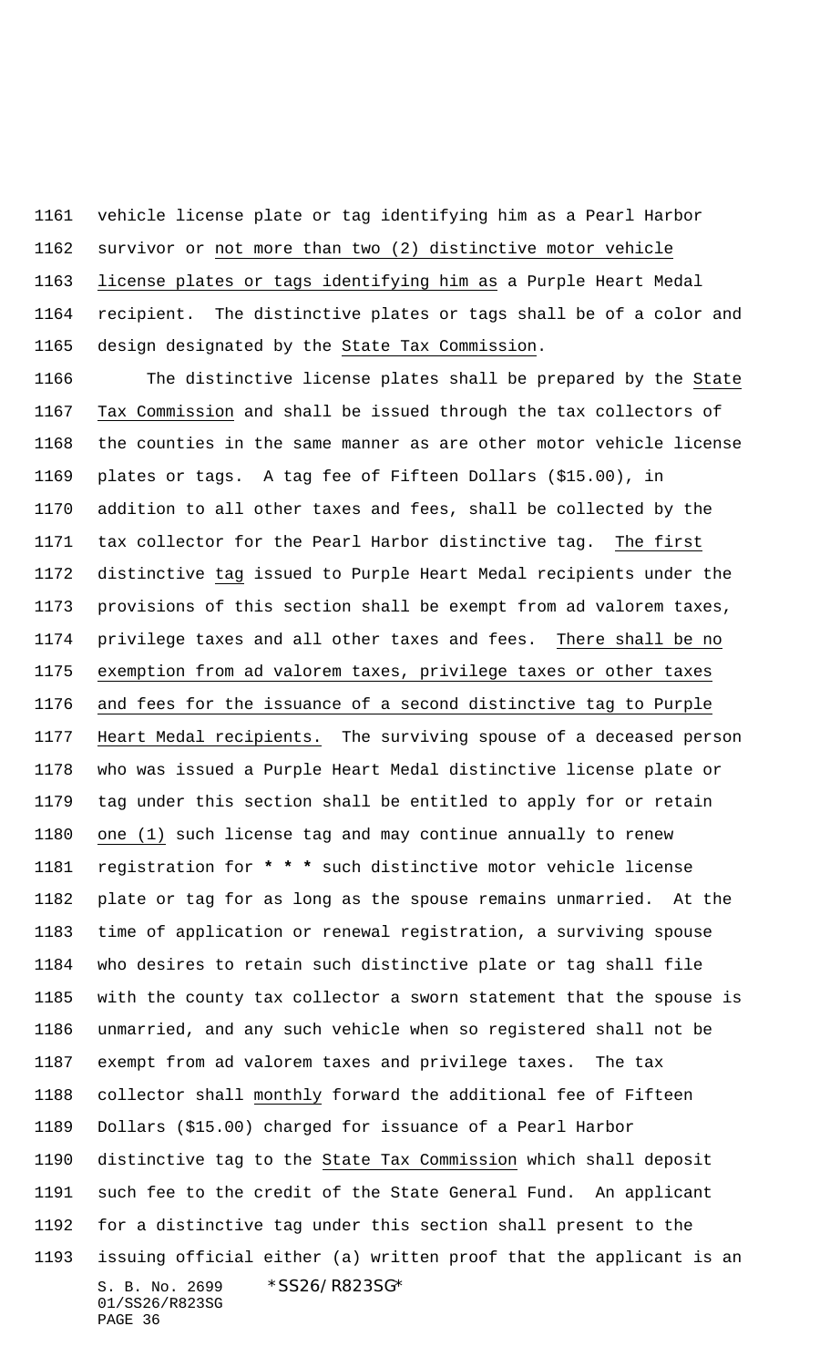vehicle license plate or tag identifying him as a Pearl Harbor survivor or not more than two (2) distinctive motor vehicle license plates or tags identifying him as a Purple Heart Medal recipient. The distinctive plates or tags shall be of a color and design designated by the State Tax Commission.

The distinctive license plates shall be prepared by the State Tax Commission and shall be issued through the tax collectors of the counties in the same manner as are other motor vehicle license plates or tags. A tag fee of Fifteen Dollars ($15.00), in addition to all other taxes and fees, shall be collected by the tax collector for the Pearl Harbor distinctive tag. The first distinctive tag issued to Purple Heart Medal recipients under the provisions of this section shall be exempt from ad valorem taxes, privilege taxes and all other taxes and fees. There shall be no exemption from ad valorem taxes, privilege taxes or other taxes and fees for the issuance of a second distinctive tag to Purple Heart Medal recipients. The surviving spouse of a deceased person who was issued a Purple Heart Medal distinctive license plate or tag under this section shall be entitled to apply for or retain one (1) such license tag and may continue annually to renew registration for * * * such distinctive motor vehicle license plate or tag for as long as the spouse remains unmarried. At the time of application or renewal registration, a surviving spouse who desires to retain such distinctive plate or tag shall file with the county tax collector a sworn statement that the spouse is unmarried, and any such vehicle when so registered shall not be exempt from ad valorem taxes and privilege taxes. The tax collector shall monthly forward the additional fee of Fifteen Dollars ($15.00) charged for issuance of a Pearl Harbor distinctive tag to the State Tax Commission which shall deposit such fee to the credit of the State General Fund. An applicant for a distinctive tag under this section shall present to the issuing official either (a) written proof that the applicant is an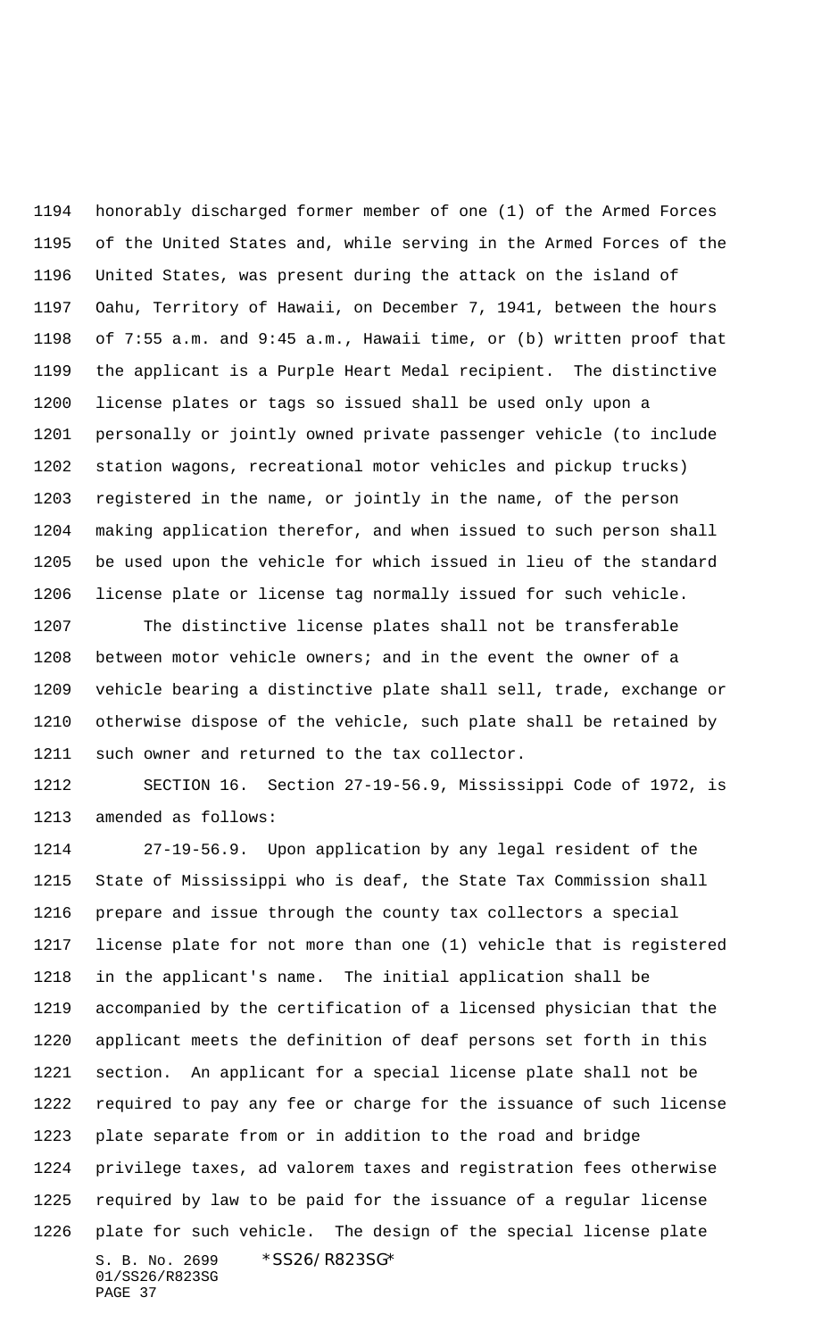honorably discharged former member of one (1) of the Armed Forces of the United States and, while serving in the Armed Forces of the United States, was present during the attack on the island of Oahu, Territory of Hawaii, on December 7, 1941, between the hours of 7:55 a.m. and 9:45 a.m., Hawaii time, or (b) written proof that the applicant is a Purple Heart Medal recipient. The distinctive license plates or tags so issued shall be used only upon a personally or jointly owned private passenger vehicle (to include station wagons, recreational motor vehicles and pickup trucks) registered in the name, or jointly in the name, of the person making application therefor, and when issued to such person shall be used upon the vehicle for which issued in lieu of the standard license plate or license tag normally issued for such vehicle.

The distinctive license plates shall not be transferable between motor vehicle owners; and in the event the owner of a vehicle bearing a distinctive plate shall sell, trade, exchange or otherwise dispose of the vehicle, such plate shall be retained by such owner and returned to the tax collector.

SECTION 16. Section 27-19-56.9, Mississippi Code of 1972, is amended as follows:

27-19-56.9. Upon application by any legal resident of the State of Mississippi who is deaf, the State Tax Commission shall prepare and issue through the county tax collectors a special license plate for not more than one (1) vehicle that is registered in the applicant's name. The initial application shall be accompanied by the certification of a licensed physician that the applicant meets the definition of deaf persons set forth in this section. An applicant for a special license plate shall not be required to pay any fee or charge for the issuance of such license plate separate from or in addition to the road and bridge privilege taxes, ad valorem taxes and registration fees otherwise required by law to be paid for the issuance of a regular license plate for such vehicle. The design of the special license plate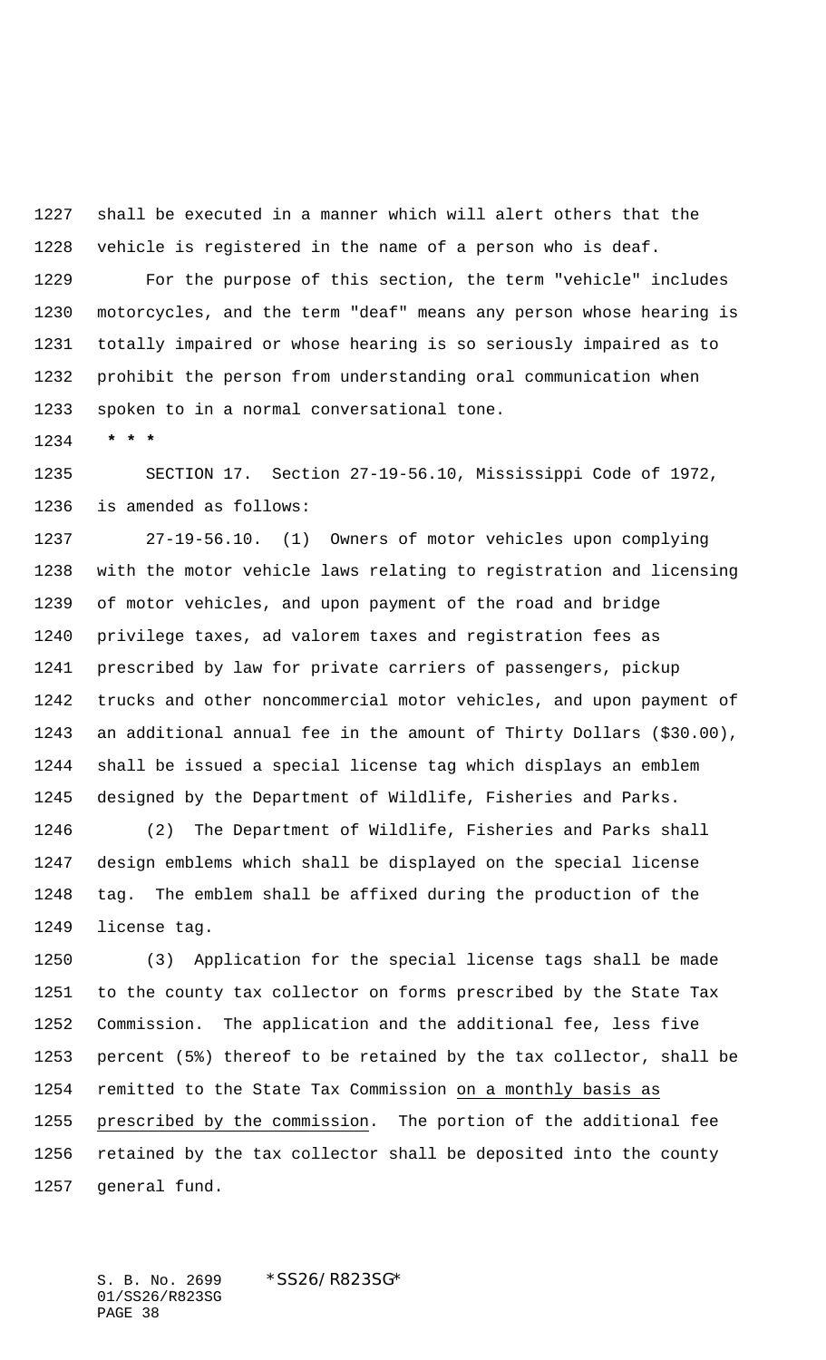shall be executed in a manner which will alert others that the vehicle is registered in the name of a person who is deaf.

For the purpose of this section, the term "vehicle" includes motorcycles, and the term "deaf" means any person whose hearing is totally impaired or whose hearing is so seriously impaired as to prohibit the person from understanding oral communication when spoken to in a normal conversational tone.

**\* \* \***

SECTION 17. Section 27-19-56.10, Mississippi Code of 1972, is amended as follows:

27-19-56.10. (1) Owners of motor vehicles upon complying with the motor vehicle laws relating to registration and licensing of motor vehicles, and upon payment of the road and bridge privilege taxes, ad valorem taxes and registration fees as prescribed by law for private carriers of passengers, pickup trucks and other noncommercial motor vehicles, and upon payment of an additional annual fee in the amount of Thirty Dollars ($30.00), shall be issued a special license tag which displays an emblem designed by the Department of Wildlife, Fisheries and Parks.

(2) The Department of Wildlife, Fisheries and Parks shall design emblems which shall be displayed on the special license tag. The emblem shall be affixed during the production of the license tag.

(3) Application for the special license tags shall be made to the county tax collector on forms prescribed by the State Tax Commission. The application and the additional fee, less five percent (5%) thereof to be retained by the tax collector, shall be remitted to the State Tax Commission <u>on a monthly basis as prescribed by the commission</u>. The portion of the additional fee retained by the tax collector shall be deposited into the county general fund.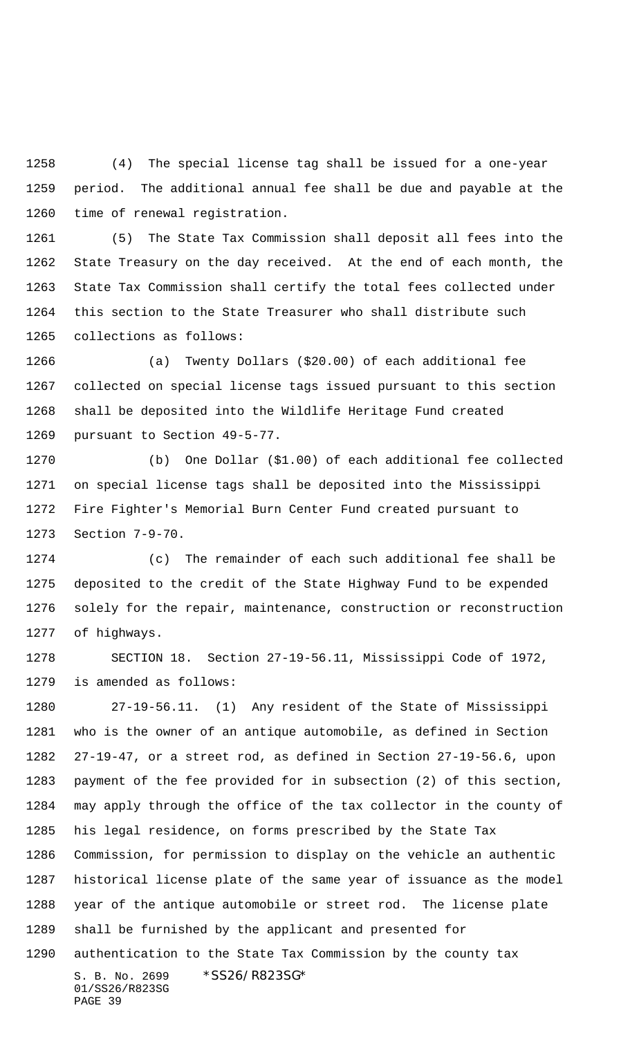(4) The special license tag shall be issued for a one-year period. The additional annual fee shall be due and payable at the time of renewal registration.

(5) The State Tax Commission shall deposit all fees into the State Treasury on the day received. At the end of each month, the State Tax Commission shall certify the total fees collected under this section to the State Treasurer who shall distribute such collections as follows:

(a) Twenty Dollars ($20.00) of each additional fee collected on special license tags issued pursuant to this section shall be deposited into the Wildlife Heritage Fund created pursuant to Section 49-5-77.

(b) One Dollar ($1.00) of each additional fee collected on special license tags shall be deposited into the Mississippi Fire Fighter's Memorial Burn Center Fund created pursuant to Section 7-9-70.

(c) The remainder of each such additional fee shall be deposited to the credit of the State Highway Fund to be expended solely for the repair, maintenance, construction or reconstruction of highways.

SECTION 18. Section 27-19-56.11, Mississippi Code of 1972, is amended as follows:

27-19-56.11. (1) Any resident of the State of Mississippi who is the owner of an antique automobile, as defined in Section 27-19-47, or a street rod, as defined in Section 27-19-56.6, upon payment of the fee provided for in subsection (2) of this section, may apply through the office of the tax collector in the county of his legal residence, on forms prescribed by the State Tax Commission, for permission to display on the vehicle an authentic historical license plate of the same year of issuance as the model year of the antique automobile or street rod. The license plate shall be furnished by the applicant and presented for authentication to the State Tax Commission by the county tax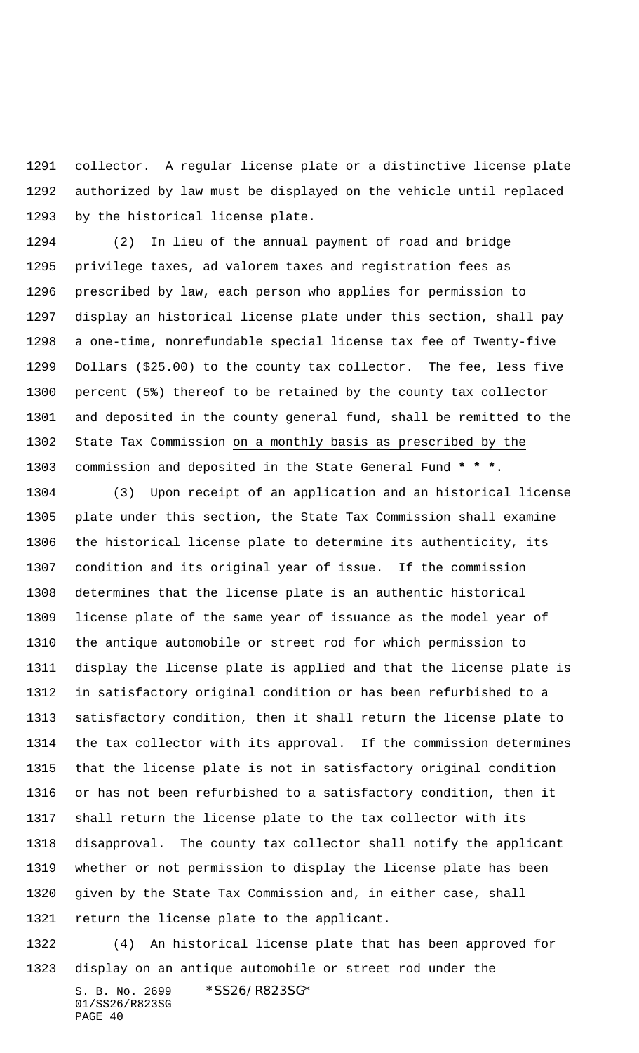collector. A regular license plate or a distinctive license plate authorized by law must be displayed on the vehicle until replaced by the historical license plate.

(2) In lieu of the annual payment of road and bridge privilege taxes, ad valorem taxes and registration fees as prescribed by law, each person who applies for permission to display an historical license plate under this section, shall pay a one-time, nonrefundable special license tax fee of Twenty-five Dollars ($25.00) to the county tax collector. The fee, less five percent (5%) thereof to be retained by the county tax collector and deposited in the county general fund, shall be remitted to the State Tax Commission on a monthly basis as prescribed by the commission and deposited in the State General Fund * * *.

(3) Upon receipt of an application and an historical license plate under this section, the State Tax Commission shall examine the historical license plate to determine its authenticity, its condition and its original year of issue. If the commission determines that the license plate is an authentic historical license plate of the same year of issuance as the model year of the antique automobile or street rod for which permission to display the license plate is applied and that the license plate is in satisfactory original condition or has been refurbished to a satisfactory condition, then it shall return the license plate to the tax collector with its approval. If the commission determines that the license plate is not in satisfactory original condition or has not been refurbished to a satisfactory condition, then it shall return the license plate to the tax collector with its disapproval. The county tax collector shall notify the applicant whether or not permission to display the license plate has been given by the State Tax Commission and, in either case, shall return the license plate to the applicant.

(4) An historical license plate that has been approved for display on an antique automobile or street rod under the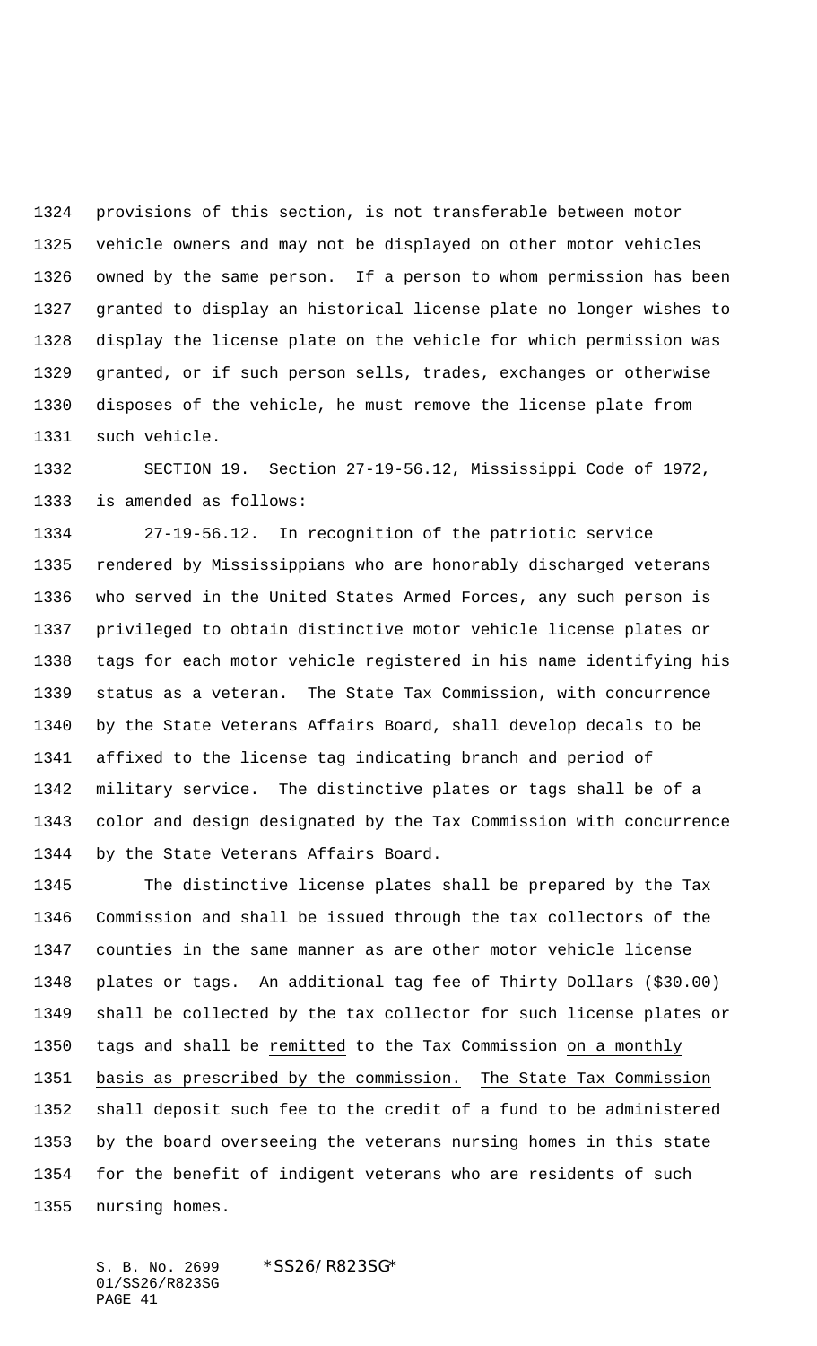provisions of this section, is not transferable between motor vehicle owners and may not be displayed on other motor vehicles owned by the same person. If a person to whom permission has been granted to display an historical license plate no longer wishes to display the license plate on the vehicle for which permission was granted, or if such person sells, trades, exchanges or otherwise disposes of the vehicle, he must remove the license plate from such vehicle.

SECTION 19. Section 27-19-56.12, Mississippi Code of 1972, is amended as follows:

27-19-56.12. In recognition of the patriotic service rendered by Mississippians who are honorably discharged veterans who served in the United States Armed Forces, any such person is privileged to obtain distinctive motor vehicle license plates or tags for each motor vehicle registered in his name identifying his status as a veteran. The State Tax Commission, with concurrence by the State Veterans Affairs Board, shall develop decals to be affixed to the license tag indicating branch and period of military service. The distinctive plates or tags shall be of a color and design designated by the Tax Commission with concurrence by the State Veterans Affairs Board.

The distinctive license plates shall be prepared by the Tax Commission and shall be issued through the tax collectors of the counties in the same manner as are other motor vehicle license plates or tags. An additional tag fee of Thirty Dollars ($30.00) shall be collected by the tax collector for such license plates or tags and shall be <u>remitted</u> to the Tax Commission <u>on a monthly basis as prescribed by the commission.</u> <u>The State Tax Commission</u> shall deposit such fee to the credit of a fund to be administered by the board overseeing the veterans nursing homes in this state for the benefit of indigent veterans who are residents of such nursing homes.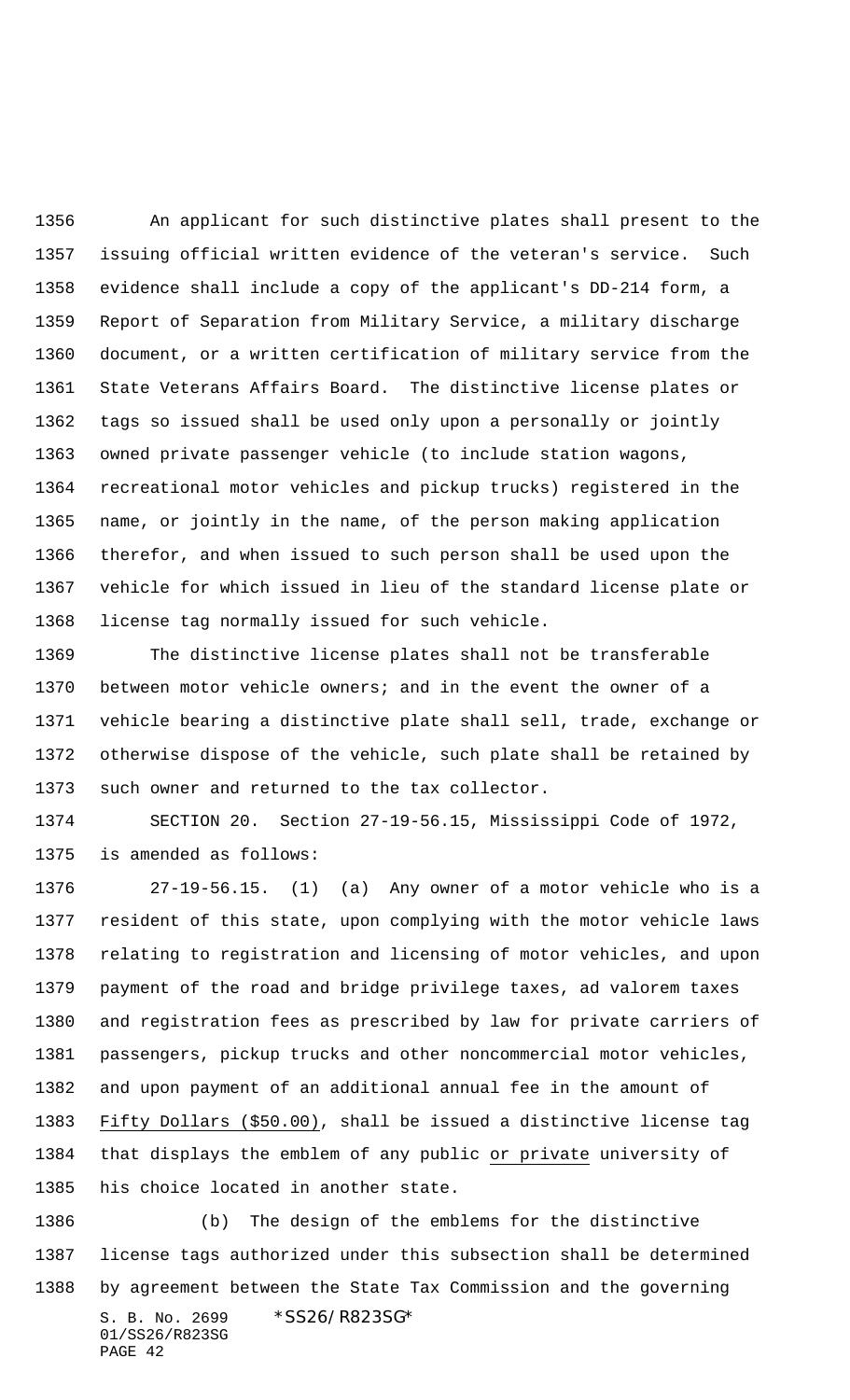An applicant for such distinctive plates shall present to the issuing official written evidence of the veteran's service. Such evidence shall include a copy of the applicant's DD-214 form, a Report of Separation from Military Service, a military discharge document, or a written certification of military service from the State Veterans Affairs Board. The distinctive license plates or tags so issued shall be used only upon a personally or jointly owned private passenger vehicle (to include station wagons, recreational motor vehicles and pickup trucks) registered in the name, or jointly in the name, of the person making application therefor, and when issued to such person shall be used upon the vehicle for which issued in lieu of the standard license plate or license tag normally issued for such vehicle.

The distinctive license plates shall not be transferable between motor vehicle owners; and in the event the owner of a vehicle bearing a distinctive plate shall sell, trade, exchange or otherwise dispose of the vehicle, such plate shall be retained by such owner and returned to the tax collector.

SECTION 20. Section 27-19-56.15, Mississippi Code of 1972, is amended as follows:

27-19-56.15. (1) (a) Any owner of a motor vehicle who is a resident of this state, upon complying with the motor vehicle laws relating to registration and licensing of motor vehicles, and upon payment of the road and bridge privilege taxes, ad valorem taxes and registration fees as prescribed by law for private carriers of passengers, pickup trucks and other noncommercial motor vehicles, and upon payment of an additional annual fee in the amount of <u>Fifty Dollars ($50.00)</u>, shall be issued a distinctive license tag that displays the emblem of any public <u>or private</u> university of his choice located in another state.

(b) The design of the emblems for the distinctive license tags authorized under this subsection shall be determined by agreement between the State Tax Commission and the governing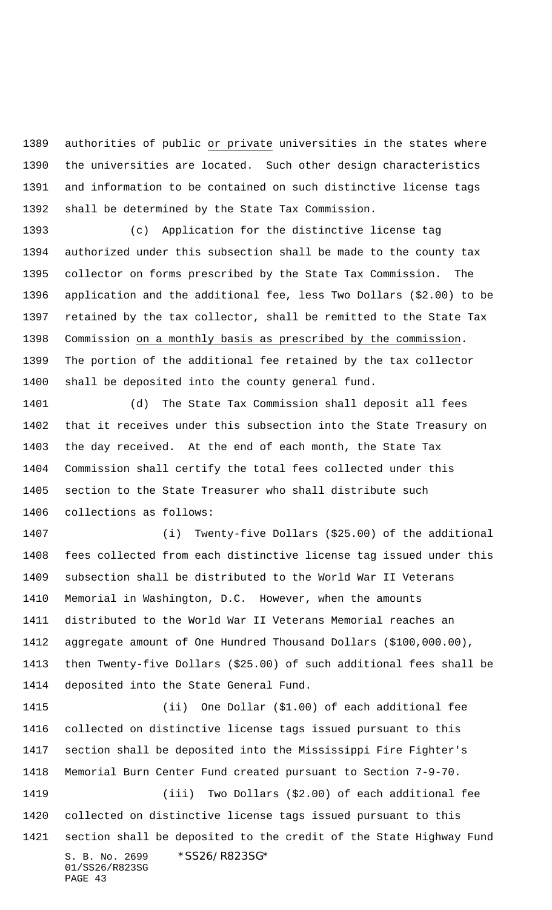authorities of public <u>or private</u> universities in the states where the universities are located. Such other design characteristics and information to be contained on such distinctive license tags shall be determined by the State Tax Commission.

(c) Application for the distinctive license tag authorized under this subsection shall be made to the county tax collector on forms prescribed by the State Tax Commission. The application and the additional fee, less Two Dollars ($2.00) to be retained by the tax collector, shall be remitted to the State Tax Commission <u>on a monthly basis as prescribed by the commission</u>. The portion of the additional fee retained by the tax collector shall be deposited into the county general fund.

(d) The State Tax Commission shall deposit all fees that it receives under this subsection into the State Treasury on the day received. At the end of each month, the State Tax Commission shall certify the total fees collected under this section to the State Treasurer who shall distribute such collections as follows:

(i) Twenty-five Dollars ($25.00) of the additional fees collected from each distinctive license tag issued under this subsection shall be distributed to the World War II Veterans Memorial in Washington, D.C. However, when the amounts distributed to the World War II Veterans Memorial reaches an aggregate amount of One Hundred Thousand Dollars ($100,000.00), then Twenty-five Dollars ($25.00) of such additional fees shall be deposited into the State General Fund.

(ii) One Dollar ($1.00) of each additional fee collected on distinctive license tags issued pursuant to this section shall be deposited into the Mississippi Fire Fighter's Memorial Burn Center Fund created pursuant to Section 7-9-70.

(iii) Two Dollars ($2.00) of each additional fee collected on distinctive license tags issued pursuant to this section shall be deposited to the credit of the State Highway Fund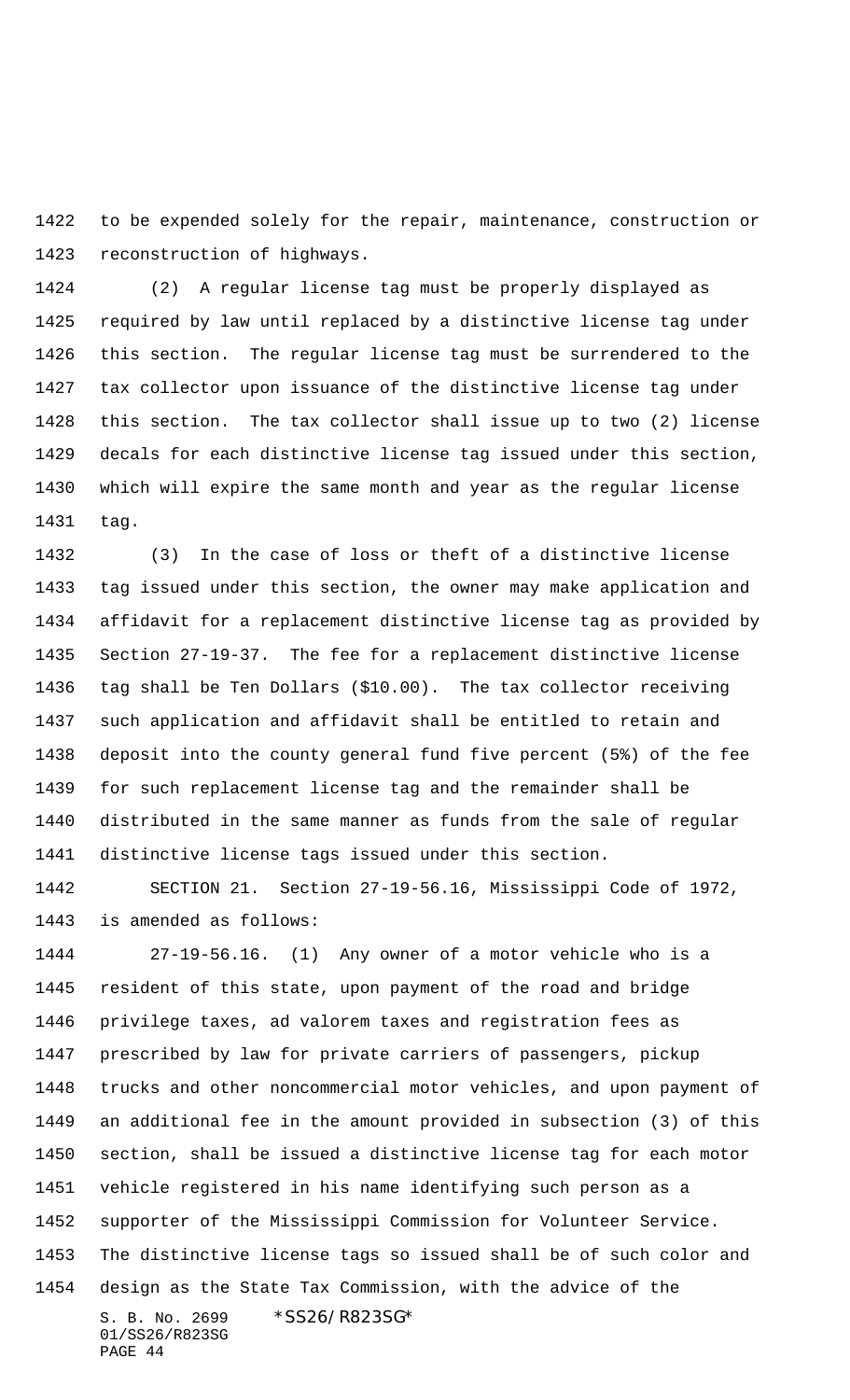to be expended solely for the repair, maintenance, construction or reconstruction of highways.

(2) A regular license tag must be properly displayed as required by law until replaced by a distinctive license tag under this section. The regular license tag must be surrendered to the tax collector upon issuance of the distinctive license tag under this section. The tax collector shall issue up to two (2) license decals for each distinctive license tag issued under this section, which will expire the same month and year as the regular license tag.

(3) In the case of loss or theft of a distinctive license tag issued under this section, the owner may make application and affidavit for a replacement distinctive license tag as provided by Section 27-19-37. The fee for a replacement distinctive license tag shall be Ten Dollars ($10.00). The tax collector receiving such application and affidavit shall be entitled to retain and deposit into the county general fund five percent (5%) of the fee for such replacement license tag and the remainder shall be distributed in the same manner as funds from the sale of regular distinctive license tags issued under this section.

SECTION 21. Section 27-19-56.16, Mississippi Code of 1972, is amended as follows:

27-19-56.16. (1) Any owner of a motor vehicle who is a resident of this state, upon payment of the road and bridge privilege taxes, ad valorem taxes and registration fees as prescribed by law for private carriers of passengers, pickup trucks and other noncommercial motor vehicles, and upon payment of an additional fee in the amount provided in subsection (3) of this section, shall be issued a distinctive license tag for each motor vehicle registered in his name identifying such person as a supporter of the Mississippi Commission for Volunteer Service. The distinctive license tags so issued shall be of such color and design as the State Tax Commission, with the advice of the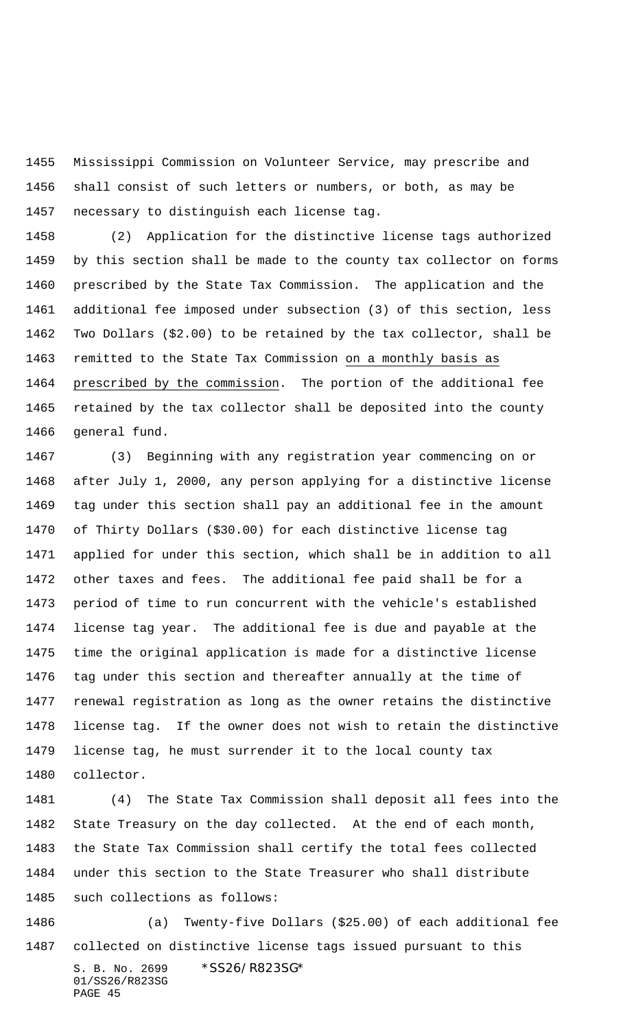Mississippi Commission on Volunteer Service, may prescribe and shall consist of such letters or numbers, or both, as may be necessary to distinguish each license tag.

(2) Application for the distinctive license tags authorized by this section shall be made to the county tax collector on forms prescribed by the State Tax Commission. The application and the additional fee imposed under subsection (3) of this section, less Two Dollars ($2.00) to be retained by the tax collector, shall be remitted to the State Tax Commission on a monthly basis as prescribed by the commission. The portion of the additional fee retained by the tax collector shall be deposited into the county general fund.

(3) Beginning with any registration year commencing on or after July 1, 2000, any person applying for a distinctive license tag under this section shall pay an additional fee in the amount of Thirty Dollars ($30.00) for each distinctive license tag applied for under this section, which shall be in addition to all other taxes and fees. The additional fee paid shall be for a period of time to run concurrent with the vehicle's established license tag year. The additional fee is due and payable at the time the original application is made for a distinctive license tag under this section and thereafter annually at the time of renewal registration as long as the owner retains the distinctive license tag. If the owner does not wish to retain the distinctive license tag, he must surrender it to the local county tax collector.

(4) The State Tax Commission shall deposit all fees into the State Treasury on the day collected. At the end of each month, the State Tax Commission shall certify the total fees collected under this section to the State Treasurer who shall distribute such collections as follows:

(a) Twenty-five Dollars ($25.00) of each additional fee collected on distinctive license tags issued pursuant to this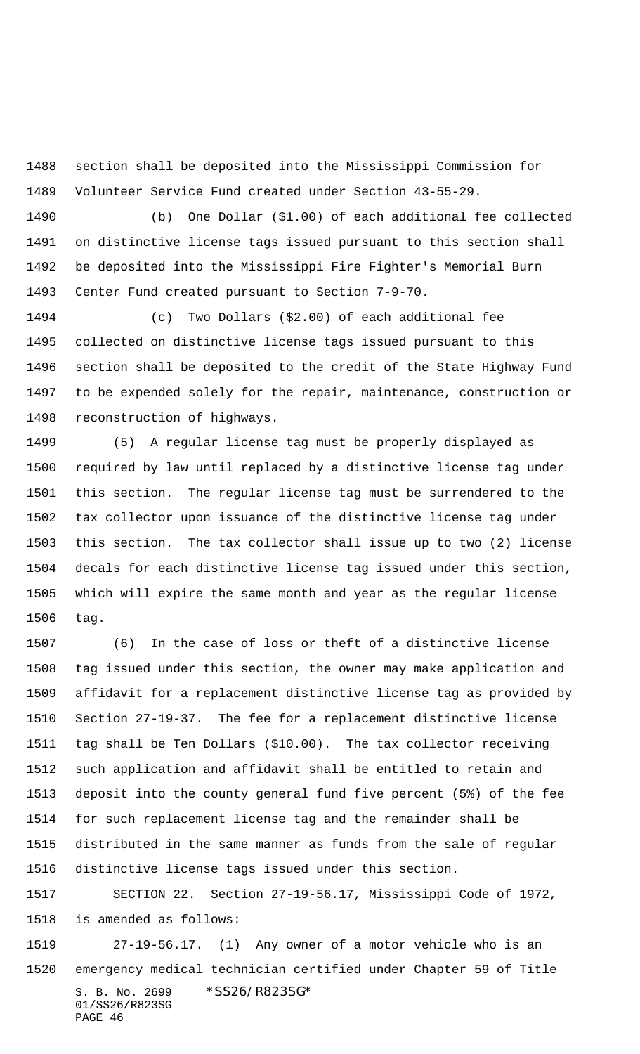section shall be deposited into the Mississippi Commission for Volunteer Service Fund created under Section 43-55-29.

(b) One Dollar ($1.00) of each additional fee collected on distinctive license tags issued pursuant to this section shall be deposited into the Mississippi Fire Fighter's Memorial Burn Center Fund created pursuant to Section 7-9-70.

(c) Two Dollars ($2.00) of each additional fee collected on distinctive license tags issued pursuant to this section shall be deposited to the credit of the State Highway Fund to be expended solely for the repair, maintenance, construction or reconstruction of highways.

(5) A regular license tag must be properly displayed as required by law until replaced by a distinctive license tag under this section. The regular license tag must be surrendered to the tax collector upon issuance of the distinctive license tag under this section. The tax collector shall issue up to two (2) license decals for each distinctive license tag issued under this section, which will expire the same month and year as the regular license tag.

(6) In the case of loss or theft of a distinctive license tag issued under this section, the owner may make application and affidavit for a replacement distinctive license tag as provided by Section 27-19-37. The fee for a replacement distinctive license tag shall be Ten Dollars ($10.00). The tax collector receiving such application and affidavit shall be entitled to retain and deposit into the county general fund five percent (5%) of the fee for such replacement license tag and the remainder shall be distributed in the same manner as funds from the sale of regular distinctive license tags issued under this section.

SECTION 22. Section 27-19-56.17, Mississippi Code of 1972, is amended as follows:

27-19-56.17. (1) Any owner of a motor vehicle who is an emergency medical technician certified under Chapter 59 of Title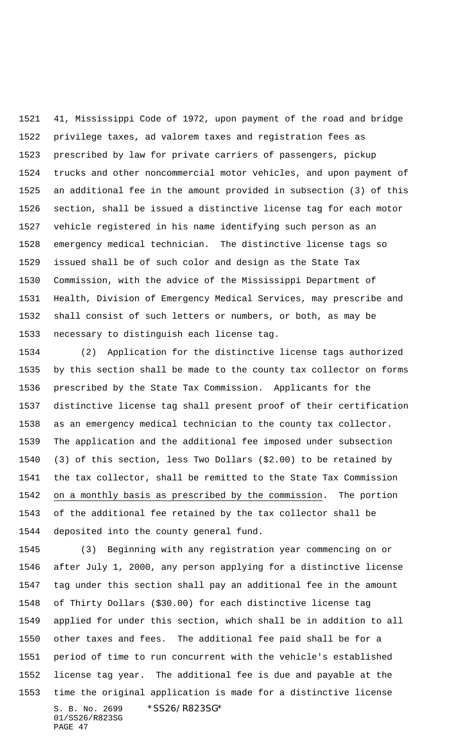41, Mississippi Code of 1972, upon payment of the road and bridge privilege taxes, ad valorem taxes and registration fees as prescribed by law for private carriers of passengers, pickup trucks and other noncommercial motor vehicles, and upon payment of an additional fee in the amount provided in subsection (3) of this section, shall be issued a distinctive license tag for each motor vehicle registered in his name identifying such person as an emergency medical technician. The distinctive license tags so issued shall be of such color and design as the State Tax Commission, with the advice of the Mississippi Department of Health, Division of Emergency Medical Services, may prescribe and shall consist of such letters or numbers, or both, as may be necessary to distinguish each license tag.

(2) Application for the distinctive license tags authorized by this section shall be made to the county tax collector on forms prescribed by the State Tax Commission. Applicants for the distinctive license tag shall present proof of their certification as an emergency medical technician to the county tax collector. The application and the additional fee imposed under subsection (3) of this section, less Two Dollars ($2.00) to be retained by the tax collector, shall be remitted to the State Tax Commission on a monthly basis as prescribed by the commission. The portion of the additional fee retained by the tax collector shall be deposited into the county general fund.

(3) Beginning with any registration year commencing on or after July 1, 2000, any person applying for a distinctive license tag under this section shall pay an additional fee in the amount of Thirty Dollars ($30.00) for each distinctive license tag applied for under this section, which shall be in addition to all other taxes and fees. The additional fee paid shall be for a period of time to run concurrent with the vehicle's established license tag year. The additional fee is due and payable at the time the original application is made for a distinctive license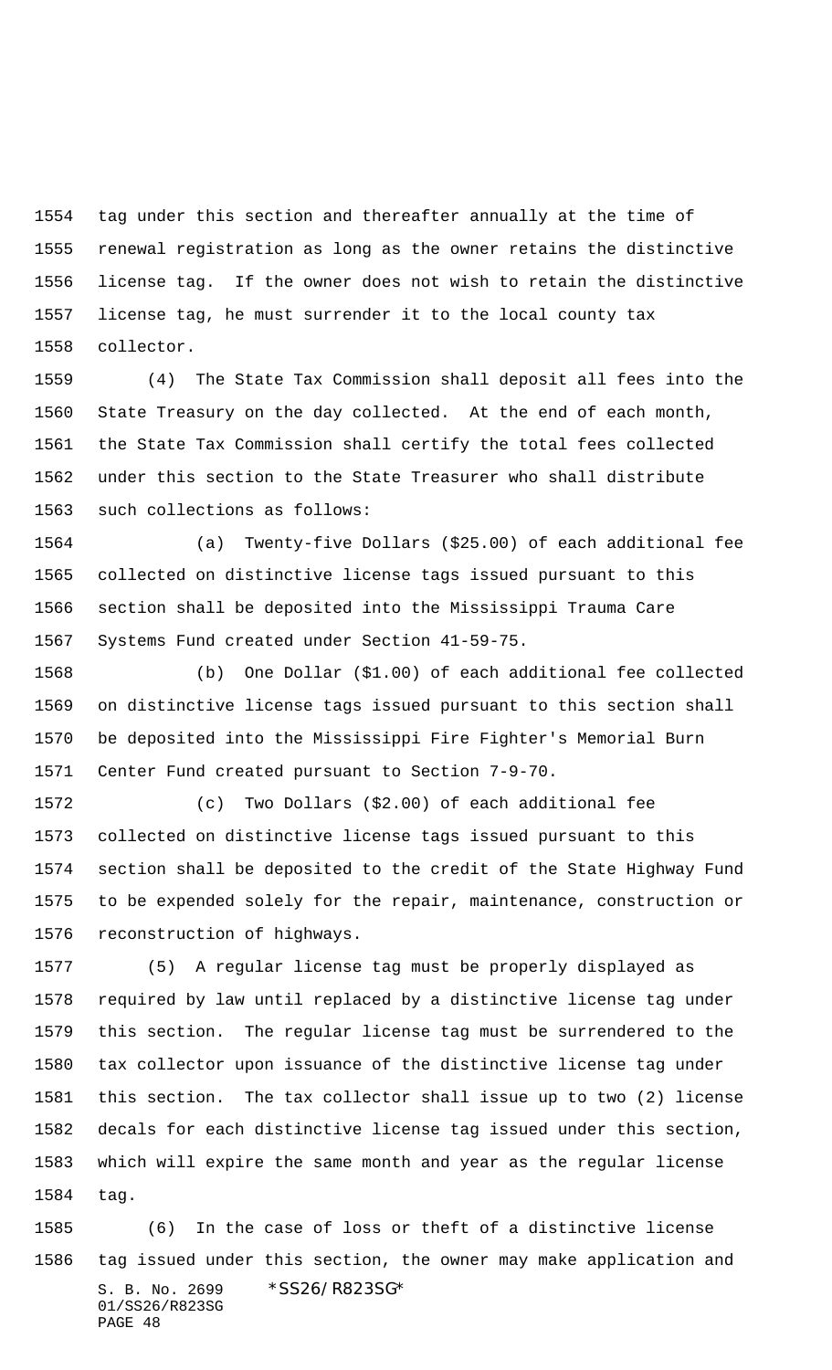tag under this section and thereafter annually at the time of renewal registration as long as the owner retains the distinctive license tag. If the owner does not wish to retain the distinctive license tag, he must surrender it to the local county tax collector.

(4) The State Tax Commission shall deposit all fees into the State Treasury on the day collected. At the end of each month, the State Tax Commission shall certify the total fees collected under this section to the State Treasurer who shall distribute such collections as follows:

(a) Twenty-five Dollars ($25.00) of each additional fee collected on distinctive license tags issued pursuant to this section shall be deposited into the Mississippi Trauma Care Systems Fund created under Section 41-59-75.

(b) One Dollar ($1.00) of each additional fee collected on distinctive license tags issued pursuant to this section shall be deposited into the Mississippi Fire Fighter's Memorial Burn Center Fund created pursuant to Section 7-9-70.

(c) Two Dollars ($2.00) of each additional fee collected on distinctive license tags issued pursuant to this section shall be deposited to the credit of the State Highway Fund to be expended solely for the repair, maintenance, construction or reconstruction of highways.

(5) A regular license tag must be properly displayed as required by law until replaced by a distinctive license tag under this section. The regular license tag must be surrendered to the tax collector upon issuance of the distinctive license tag under this section. The tax collector shall issue up to two (2) license decals for each distinctive license tag issued under this section, which will expire the same month and year as the regular license tag.

(6) In the case of loss or theft of a distinctive license tag issued under this section, the owner may make application and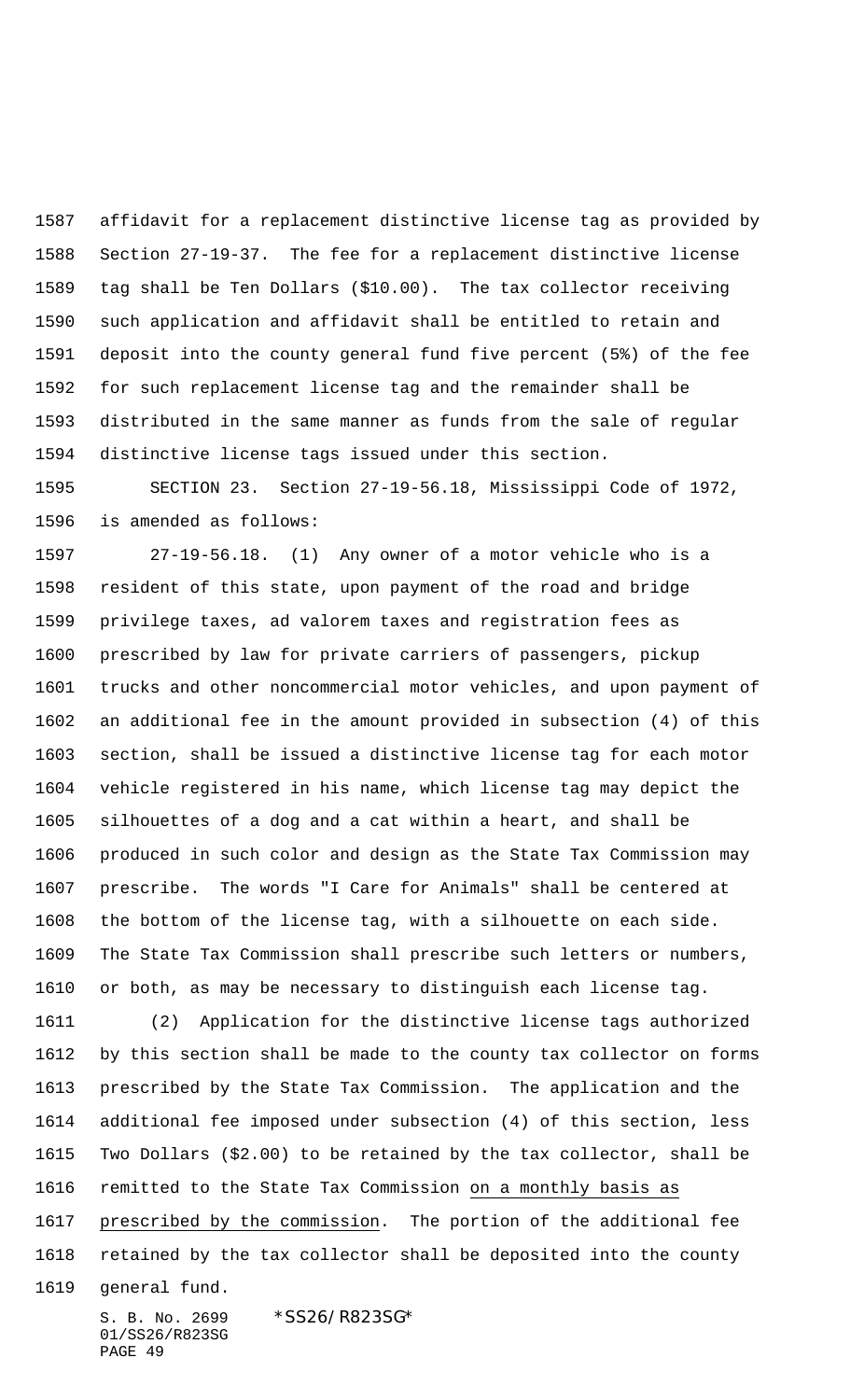affidavit for a replacement distinctive license tag as provided by Section 27-19-37. The fee for a replacement distinctive license tag shall be Ten Dollars ($10.00). The tax collector receiving such application and affidavit shall be entitled to retain and deposit into the county general fund five percent (5%) of the fee for such replacement license tag and the remainder shall be distributed in the same manner as funds from the sale of regular distinctive license tags issued under this section.

SECTION 23. Section 27-19-56.18, Mississippi Code of 1972, is amended as follows:

27-19-56.18. (1) Any owner of a motor vehicle who is a resident of this state, upon payment of the road and bridge privilege taxes, ad valorem taxes and registration fees as prescribed by law for private carriers of passengers, pickup trucks and other noncommercial motor vehicles, and upon payment of an additional fee in the amount provided in subsection (4) of this section, shall be issued a distinctive license tag for each motor vehicle registered in his name, which license tag may depict the silhouettes of a dog and a cat within a heart, and shall be produced in such color and design as the State Tax Commission may prescribe. The words "I Care for Animals" shall be centered at the bottom of the license tag, with a silhouette on each side. The State Tax Commission shall prescribe such letters or numbers, or both, as may be necessary to distinguish each license tag.

(2) Application for the distinctive license tags authorized by this section shall be made to the county tax collector on forms prescribed by the State Tax Commission. The application and the additional fee imposed under subsection (4) of this section, less Two Dollars ($2.00) to be retained by the tax collector, shall be remitted to the State Tax Commission <u>on a monthly basis as prescribed by the commission</u>. The portion of the additional fee retained by the tax collector shall be deposited into the county general fund.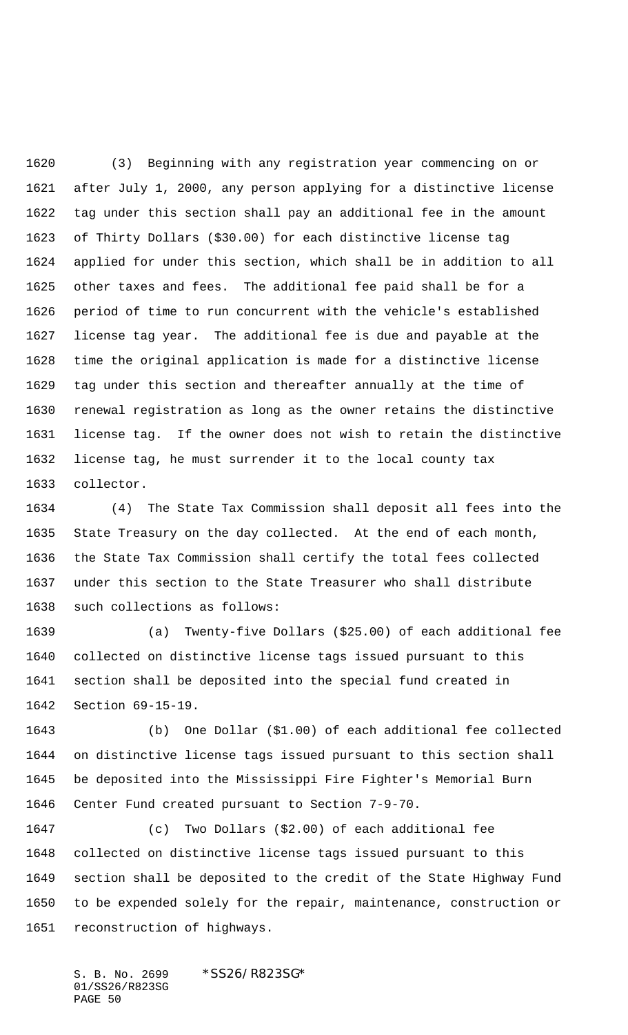(3) Beginning with any registration year commencing on or after July 1, 2000, any person applying for a distinctive license tag under this section shall pay an additional fee in the amount of Thirty Dollars ($30.00) for each distinctive license tag applied for under this section, which shall be in addition to all other taxes and fees. The additional fee paid shall be for a period of time to run concurrent with the vehicle's established license tag year. The additional fee is due and payable at the time the original application is made for a distinctive license tag under this section and thereafter annually at the time of renewal registration as long as the owner retains the distinctive license tag. If the owner does not wish to retain the distinctive license tag, he must surrender it to the local county tax collector.

(4) The State Tax Commission shall deposit all fees into the State Treasury on the day collected. At the end of each month, the State Tax Commission shall certify the total fees collected under this section to the State Treasurer who shall distribute such collections as follows:

(a) Twenty-five Dollars ($25.00) of each additional fee collected on distinctive license tags issued pursuant to this section shall be deposited into the special fund created in Section 69-15-19.

(b) One Dollar ($1.00) of each additional fee collected on distinctive license tags issued pursuant to this section shall be deposited into the Mississippi Fire Fighter's Memorial Burn Center Fund created pursuant to Section 7-9-70.

(c) Two Dollars ($2.00) of each additional fee collected on distinctive license tags issued pursuant to this section shall be deposited to the credit of the State Highway Fund to be expended solely for the repair, maintenance, construction or reconstruction of highways.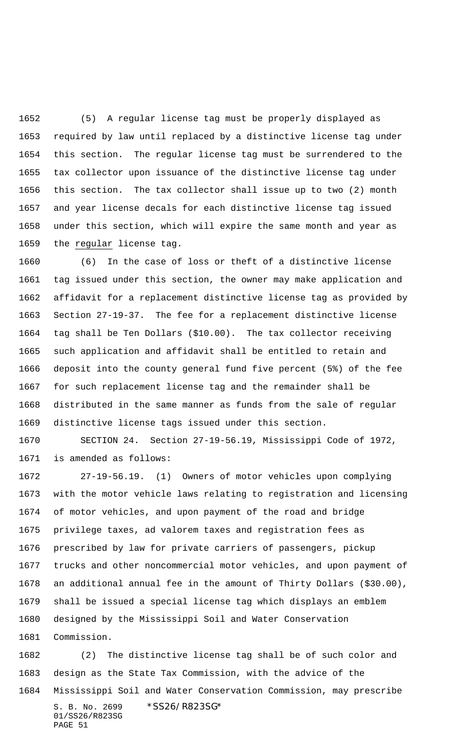(5) A regular license tag must be properly displayed as required by law until replaced by a distinctive license tag under this section. The regular license tag must be surrendered to the tax collector upon issuance of the distinctive license tag under this section. The tax collector shall issue up to two (2) month and year license decals for each distinctive license tag issued under this section, which will expire the same month and year as the regular license tag.

(6) In the case of loss or theft of a distinctive license tag issued under this section, the owner may make application and affidavit for a replacement distinctive license tag as provided by Section 27-19-37. The fee for a replacement distinctive license tag shall be Ten Dollars ($10.00). The tax collector receiving such application and affidavit shall be entitled to retain and deposit into the county general fund five percent (5%) of the fee for such replacement license tag and the remainder shall be distributed in the same manner as funds from the sale of regular distinctive license tags issued under this section.

SECTION 24. Section 27-19-56.19, Mississippi Code of 1972, is amended as follows:

27-19-56.19. (1) Owners of motor vehicles upon complying with the motor vehicle laws relating to registration and licensing of motor vehicles, and upon payment of the road and bridge privilege taxes, ad valorem taxes and registration fees as prescribed by law for private carriers of passengers, pickup trucks and other noncommercial motor vehicles, and upon payment of an additional annual fee in the amount of Thirty Dollars ($30.00), shall be issued a special license tag which displays an emblem designed by the Mississippi Soil and Water Conservation Commission.

(2) The distinctive license tag shall be of such color and design as the State Tax Commission, with the advice of the Mississippi Soil and Water Conservation Commission, may prescribe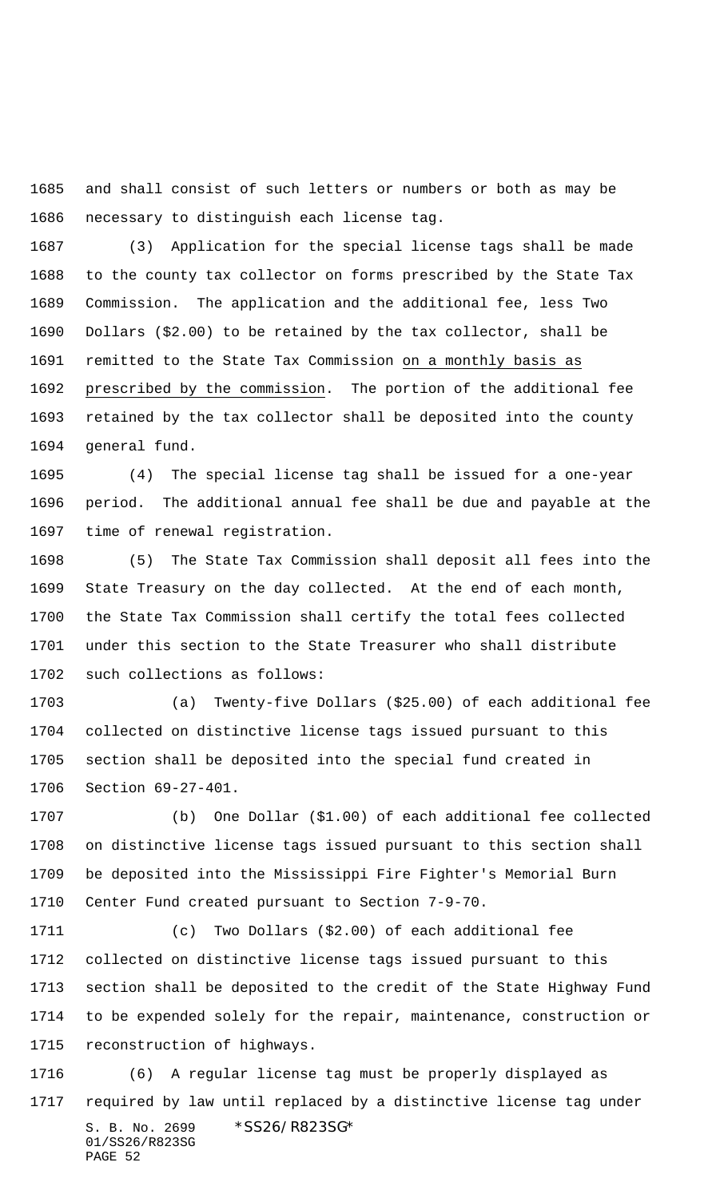and shall consist of such letters or numbers or both as may be necessary to distinguish each license tag.

(3) Application for the special license tags shall be made to the county tax collector on forms prescribed by the State Tax Commission. The application and the additional fee, less Two Dollars ($2.00) to be retained by the tax collector, shall be remitted to the State Tax Commission on a monthly basis as prescribed by the commission. The portion of the additional fee retained by the tax collector shall be deposited into the county general fund.

(4) The special license tag shall be issued for a one-year period. The additional annual fee shall be due and payable at the time of renewal registration.

(5) The State Tax Commission shall deposit all fees into the State Treasury on the day collected. At the end of each month, the State Tax Commission shall certify the total fees collected under this section to the State Treasurer who shall distribute such collections as follows:

(a) Twenty-five Dollars ($25.00) of each additional fee collected on distinctive license tags issued pursuant to this section shall be deposited into the special fund created in Section 69-27-401.

(b) One Dollar ($1.00) of each additional fee collected on distinctive license tags issued pursuant to this section shall be deposited into the Mississippi Fire Fighter's Memorial Burn Center Fund created pursuant to Section 7-9-70.

(c) Two Dollars ($2.00) of each additional fee collected on distinctive license tags issued pursuant to this section shall be deposited to the credit of the State Highway Fund to be expended solely for the repair, maintenance, construction or reconstruction of highways.

(6) A regular license tag must be properly displayed as required by law until replaced by a distinctive license tag under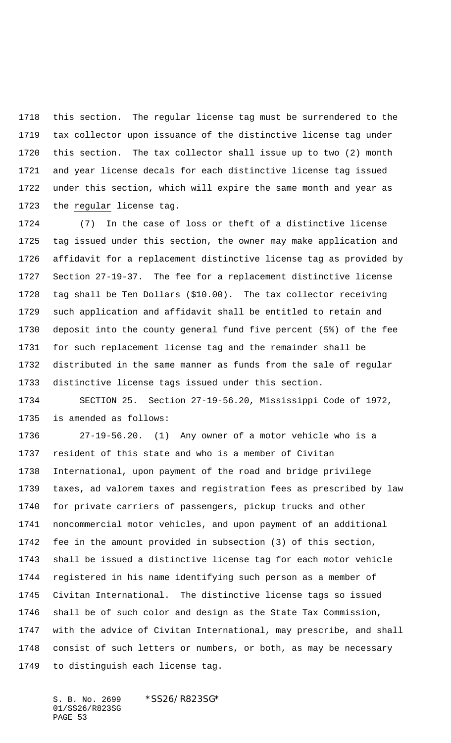this section. The regular license tag must be surrendered to the tax collector upon issuance of the distinctive license tag under this section. The tax collector shall issue up to two (2) month and year license decals for each distinctive license tag issued under this section, which will expire the same month and year as the regular license tag.

(7) In the case of loss or theft of a distinctive license tag issued under this section, the owner may make application and affidavit for a replacement distinctive license tag as provided by Section 27-19-37. The fee for a replacement distinctive license tag shall be Ten Dollars ($10.00). The tax collector receiving such application and affidavit shall be entitled to retain and deposit into the county general fund five percent (5%) of the fee for such replacement license tag and the remainder shall be distributed in the same manner as funds from the sale of regular distinctive license tags issued under this section.

SECTION 25. Section 27-19-56.20, Mississippi Code of 1972, is amended as follows:

27-19-56.20. (1) Any owner of a motor vehicle who is a resident of this state and who is a member of Civitan International, upon payment of the road and bridge privilege taxes, ad valorem taxes and registration fees as prescribed by law for private carriers of passengers, pickup trucks and other noncommercial motor vehicles, and upon payment of an additional fee in the amount provided in subsection (3) of this section, shall be issued a distinctive license tag for each motor vehicle registered in his name identifying such person as a member of Civitan International. The distinctive license tags so issued shall be of such color and design as the State Tax Commission, with the advice of Civitan International, may prescribe, and shall consist of such letters or numbers, or both, as may be necessary to distinguish each license tag.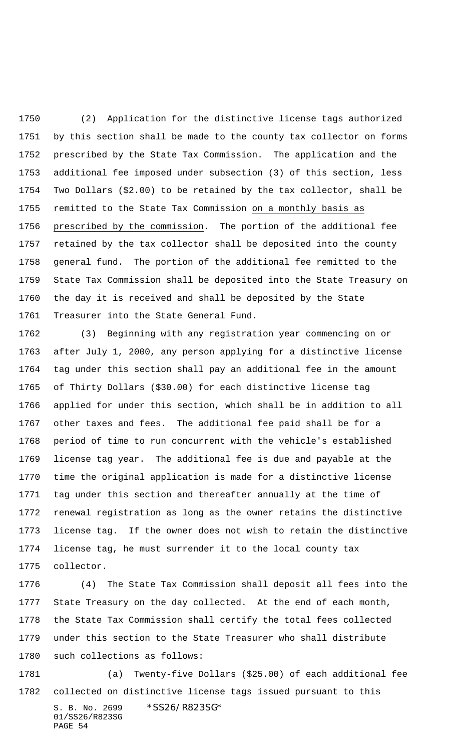(2) Application for the distinctive license tags authorized by this section shall be made to the county tax collector on forms prescribed by the State Tax Commission. The application and the additional fee imposed under subsection (3) of this section, less Two Dollars ($2.00) to be retained by the tax collector, shall be remitted to the State Tax Commission <u>on a monthly basis as prescribed by the commission</u>. The portion of the additional fee retained by the tax collector shall be deposited into the county general fund. The portion of the additional fee remitted to the State Tax Commission shall be deposited into the State Treasury on the day it is received and shall be deposited by the State Treasurer into the State General Fund.

(3) Beginning with any registration year commencing on or after July 1, 2000, any person applying for a distinctive license tag under this section shall pay an additional fee in the amount of Thirty Dollars ($30.00) for each distinctive license tag applied for under this section, which shall be in addition to all other taxes and fees. The additional fee paid shall be for a period of time to run concurrent with the vehicle's established license tag year. The additional fee is due and payable at the time the original application is made for a distinctive license tag under this section and thereafter annually at the time of renewal registration as long as the owner retains the distinctive license tag. If the owner does not wish to retain the distinctive license tag, he must surrender it to the local county tax collector.

(4) The State Tax Commission shall deposit all fees into the State Treasury on the day collected. At the end of each month, the State Tax Commission shall certify the total fees collected under this section to the State Treasurer who shall distribute such collections as follows:

(a) Twenty-five Dollars ($25.00) of each additional fee collected on distinctive license tags issued pursuant to this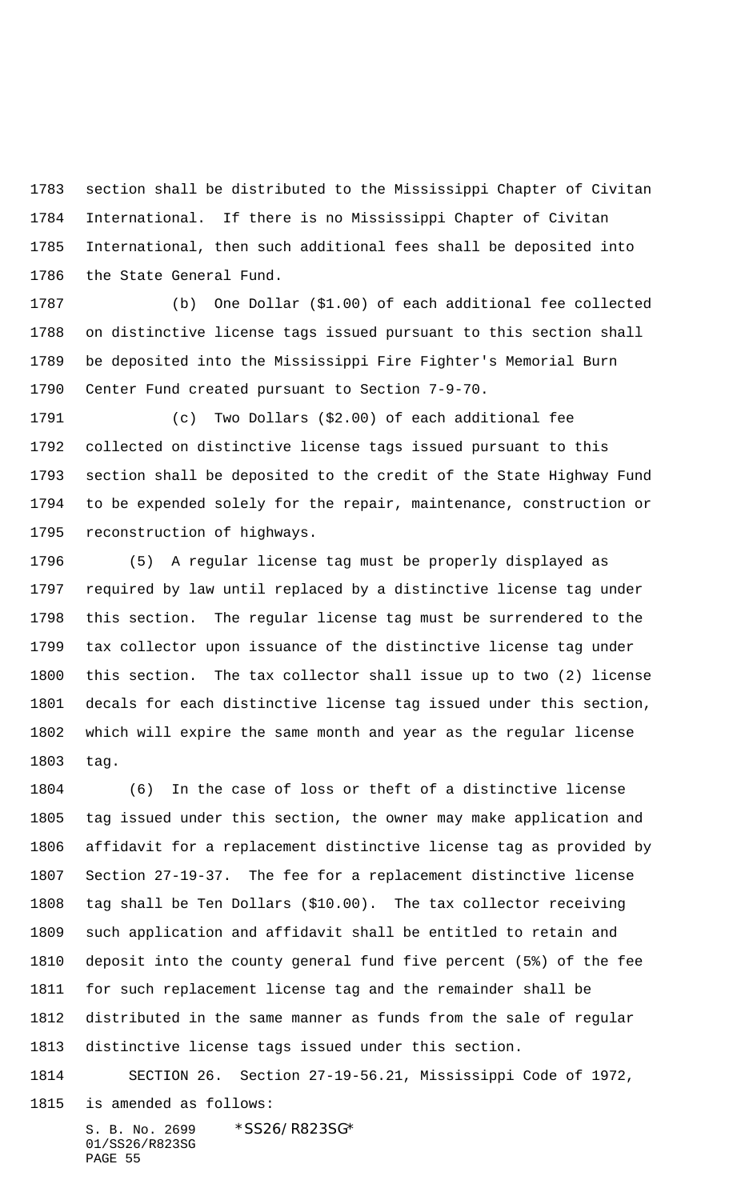section shall be distributed to the Mississippi Chapter of Civitan International. If there is no Mississippi Chapter of Civitan International, then such additional fees shall be deposited into the State General Fund.

(b) One Dollar ($1.00) of each additional fee collected on distinctive license tags issued pursuant to this section shall be deposited into the Mississippi Fire Fighter's Memorial Burn Center Fund created pursuant to Section 7-9-70.

(c) Two Dollars ($2.00) of each additional fee collected on distinctive license tags issued pursuant to this section shall be deposited to the credit of the State Highway Fund to be expended solely for the repair, maintenance, construction or reconstruction of highways.

(5) A regular license tag must be properly displayed as required by law until replaced by a distinctive license tag under this section. The regular license tag must be surrendered to the tax collector upon issuance of the distinctive license tag under this section. The tax collector shall issue up to two (2) license decals for each distinctive license tag issued under this section, which will expire the same month and year as the regular license tag.

(6) In the case of loss or theft of a distinctive license tag issued under this section, the owner may make application and affidavit for a replacement distinctive license tag as provided by Section 27-19-37. The fee for a replacement distinctive license tag shall be Ten Dollars ($10.00). The tax collector receiving such application and affidavit shall be entitled to retain and deposit into the county general fund five percent (5%) of the fee for such replacement license tag and the remainder shall be distributed in the same manner as funds from the sale of regular distinctive license tags issued under this section.

SECTION 26. Section 27-19-56.21, Mississippi Code of 1972, is amended as follows: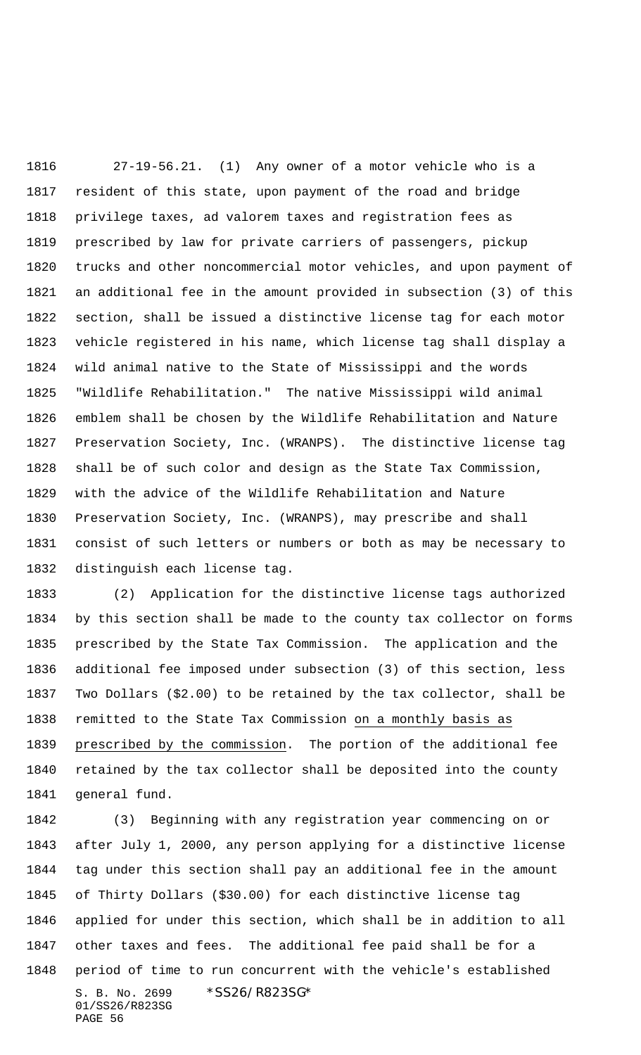27-19-56.21. (1) Any owner of a motor vehicle who is a resident of this state, upon payment of the road and bridge privilege taxes, ad valorem taxes and registration fees as prescribed by law for private carriers of passengers, pickup trucks and other noncommercial motor vehicles, and upon payment of an additional fee in the amount provided in subsection (3) of this section, shall be issued a distinctive license tag for each motor vehicle registered in his name, which license tag shall display a wild animal native to the State of Mississippi and the words "Wildlife Rehabilitation." The native Mississippi wild animal emblem shall be chosen by the Wildlife Rehabilitation and Nature Preservation Society, Inc. (WRANPS). The distinctive license tag shall be of such color and design as the State Tax Commission, with the advice of the Wildlife Rehabilitation and Nature Preservation Society, Inc. (WRANPS), may prescribe and shall consist of such letters or numbers or both as may be necessary to distinguish each license tag.

(2) Application for the distinctive license tags authorized by this section shall be made to the county tax collector on forms prescribed by the State Tax Commission. The application and the additional fee imposed under subsection (3) of this section, less Two Dollars ($2.00) to be retained by the tax collector, shall be remitted to the State Tax Commission on a monthly basis as prescribed by the commission. The portion of the additional fee retained by the tax collector shall be deposited into the county general fund.

(3) Beginning with any registration year commencing on or after July 1, 2000, any person applying for a distinctive license tag under this section shall pay an additional fee in the amount of Thirty Dollars ($30.00) for each distinctive license tag applied for under this section, which shall be in addition to all other taxes and fees. The additional fee paid shall be for a period of time to run concurrent with the vehicle's established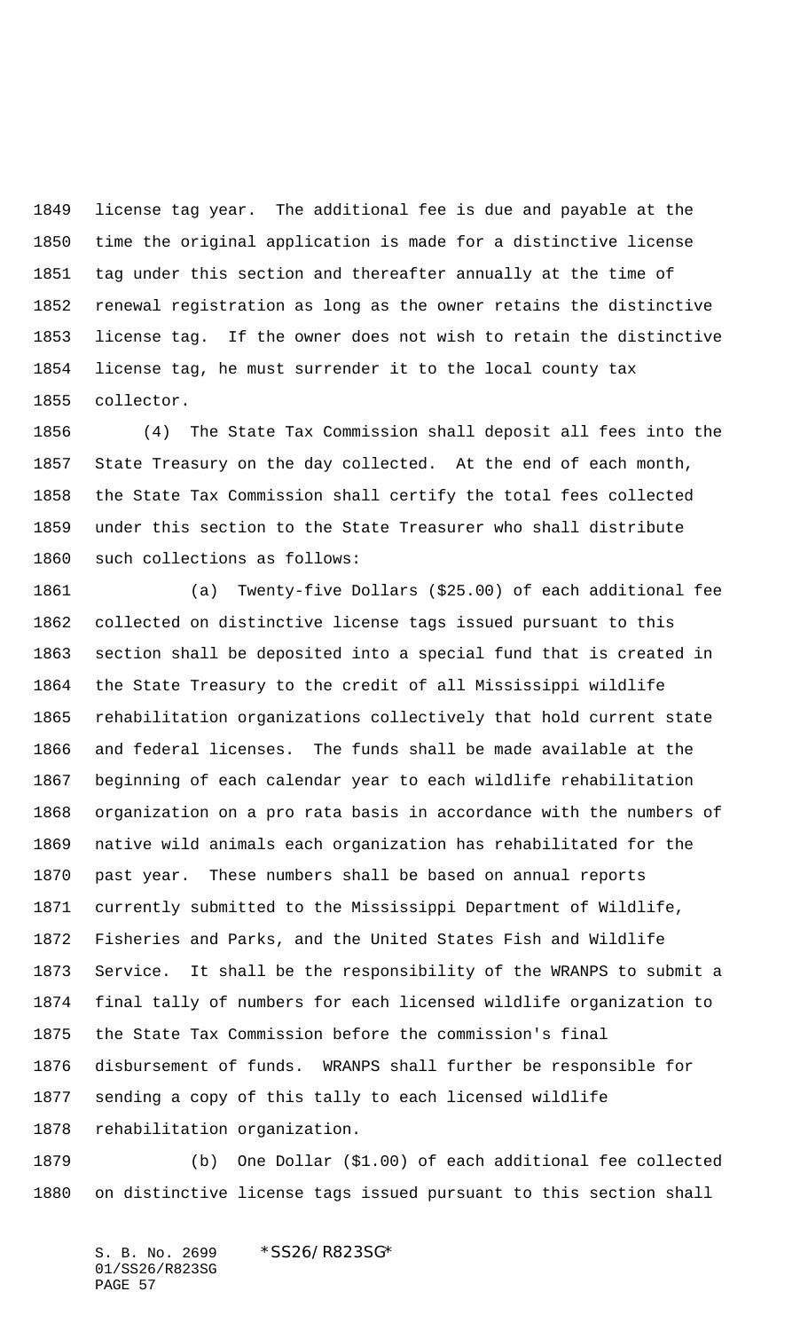license tag year. The additional fee is due and payable at the time the original application is made for a distinctive license tag under this section and thereafter annually at the time of renewal registration as long as the owner retains the distinctive license tag. If the owner does not wish to retain the distinctive license tag, he must surrender it to the local county tax collector.

(4) The State Tax Commission shall deposit all fees into the State Treasury on the day collected. At the end of each month, the State Tax Commission shall certify the total fees collected under this section to the State Treasurer who shall distribute such collections as follows:

(a) Twenty-five Dollars ($25.00) of each additional fee collected on distinctive license tags issued pursuant to this section shall be deposited into a special fund that is created in the State Treasury to the credit of all Mississippi wildlife rehabilitation organizations collectively that hold current state and federal licenses. The funds shall be made available at the beginning of each calendar year to each wildlife rehabilitation organization on a pro rata basis in accordance with the numbers of native wild animals each organization has rehabilitated for the past year. These numbers shall be based on annual reports currently submitted to the Mississippi Department of Wildlife, Fisheries and Parks, and the United States Fish and Wildlife Service. It shall be the responsibility of the WRANPS to submit a final tally of numbers for each licensed wildlife organization to the State Tax Commission before the commission's final disbursement of funds. WRANPS shall further be responsible for sending a copy of this tally to each licensed wildlife rehabilitation organization.

(b) One Dollar ($1.00) of each additional fee collected on distinctive license tags issued pursuant to this section shall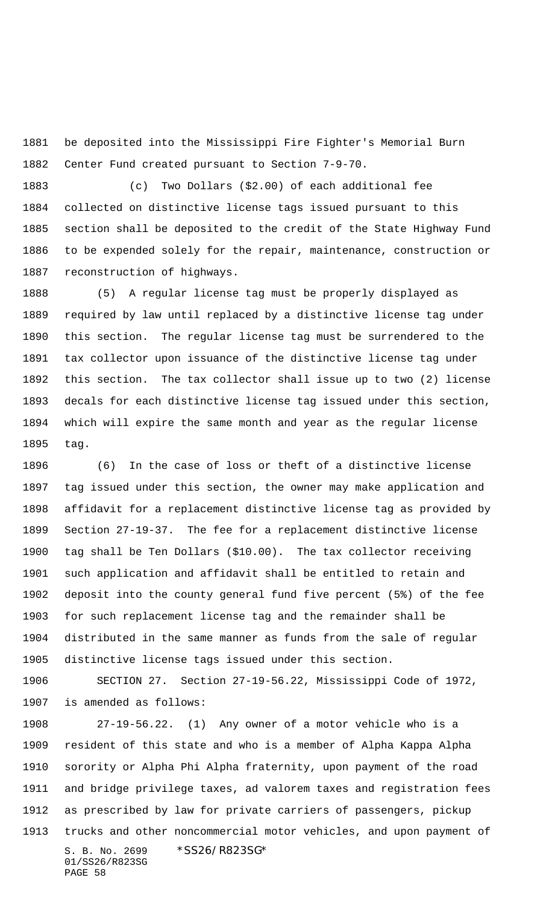be deposited into the Mississippi Fire Fighter's Memorial Burn Center Fund created pursuant to Section 7-9-70.

(c) Two Dollars ($2.00) of each additional fee collected on distinctive license tags issued pursuant to this section shall be deposited to the credit of the State Highway Fund to be expended solely for the repair, maintenance, construction or reconstruction of highways.

(5) A regular license tag must be properly displayed as required by law until replaced by a distinctive license tag under this section. The regular license tag must be surrendered to the tax collector upon issuance of the distinctive license tag under this section. The tax collector shall issue up to two (2) license decals for each distinctive license tag issued under this section, which will expire the same month and year as the regular license tag.

(6) In the case of loss or theft of a distinctive license tag issued under this section, the owner may make application and affidavit for a replacement distinctive license tag as provided by Section 27-19-37. The fee for a replacement distinctive license tag shall be Ten Dollars ($10.00). The tax collector receiving such application and affidavit shall be entitled to retain and deposit into the county general fund five percent (5%) of the fee for such replacement license tag and the remainder shall be distributed in the same manner as funds from the sale of regular distinctive license tags issued under this section.

SECTION 27. Section 27-19-56.22, Mississippi Code of 1972, is amended as follows:

27-19-56.22. (1) Any owner of a motor vehicle who is a resident of this state and who is a member of Alpha Kappa Alpha sorority or Alpha Phi Alpha fraternity, upon payment of the road and bridge privilege taxes, ad valorem taxes and registration fees as prescribed by law for private carriers of passengers, pickup trucks and other noncommercial motor vehicles, and upon payment of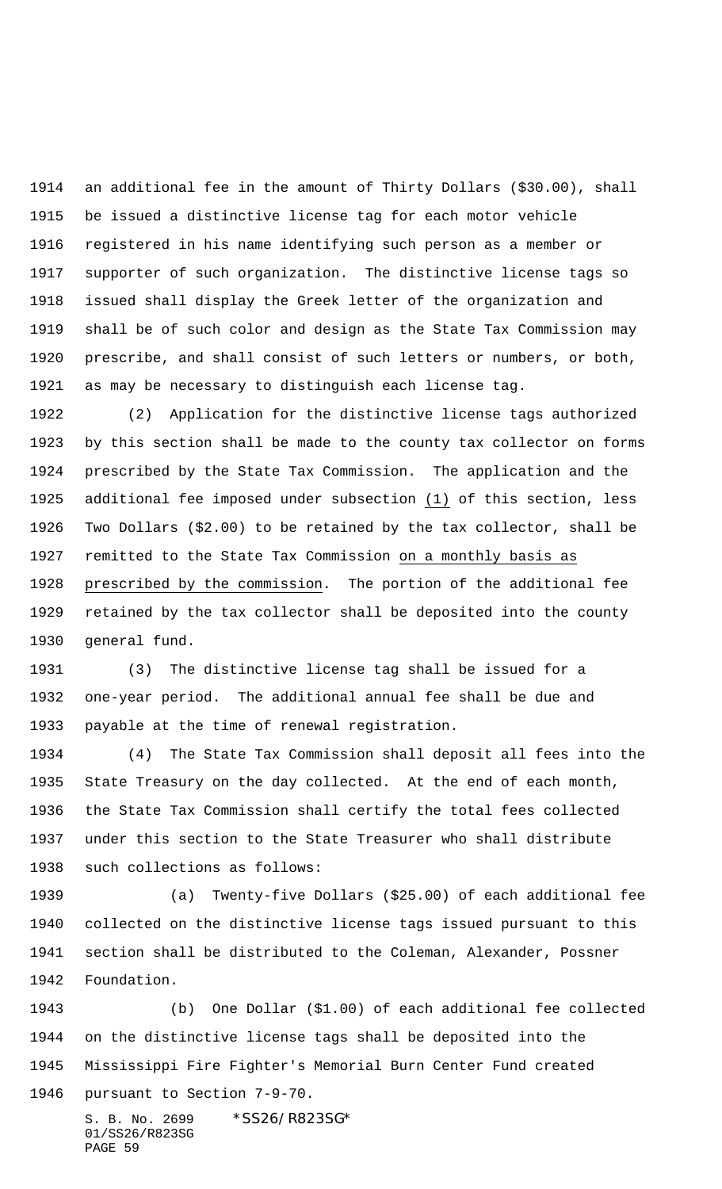an additional fee in the amount of Thirty Dollars ($30.00), shall be issued a distinctive license tag for each motor vehicle registered in his name identifying such person as a member or supporter of such organization. The distinctive license tags so issued shall display the Greek letter of the organization and shall be of such color and design as the State Tax Commission may prescribe, and shall consist of such letters or numbers, or both, as may be necessary to distinguish each license tag.

(2) Application for the distinctive license tags authorized by this section shall be made to the county tax collector on forms prescribed by the State Tax Commission. The application and the additional fee imposed under subsection (1) of this section, less Two Dollars ($2.00) to be retained by the tax collector, shall be remitted to the State Tax Commission on a monthly basis as prescribed by the commission. The portion of the additional fee retained by the tax collector shall be deposited into the county general fund.

(3) The distinctive license tag shall be issued for a one-year period. The additional annual fee shall be due and payable at the time of renewal registration.

(4) The State Tax Commission shall deposit all fees into the State Treasury on the day collected. At the end of each month, the State Tax Commission shall certify the total fees collected under this section to the State Treasurer who shall distribute such collections as follows:

(a) Twenty-five Dollars ($25.00) of each additional fee collected on the distinctive license tags issued pursuant to this section shall be distributed to the Coleman, Alexander, Possner Foundation.

(b) One Dollar ($1.00) of each additional fee collected on the distinctive license tags shall be deposited into the Mississippi Fire Fighter's Memorial Burn Center Fund created pursuant to Section 7-9-70.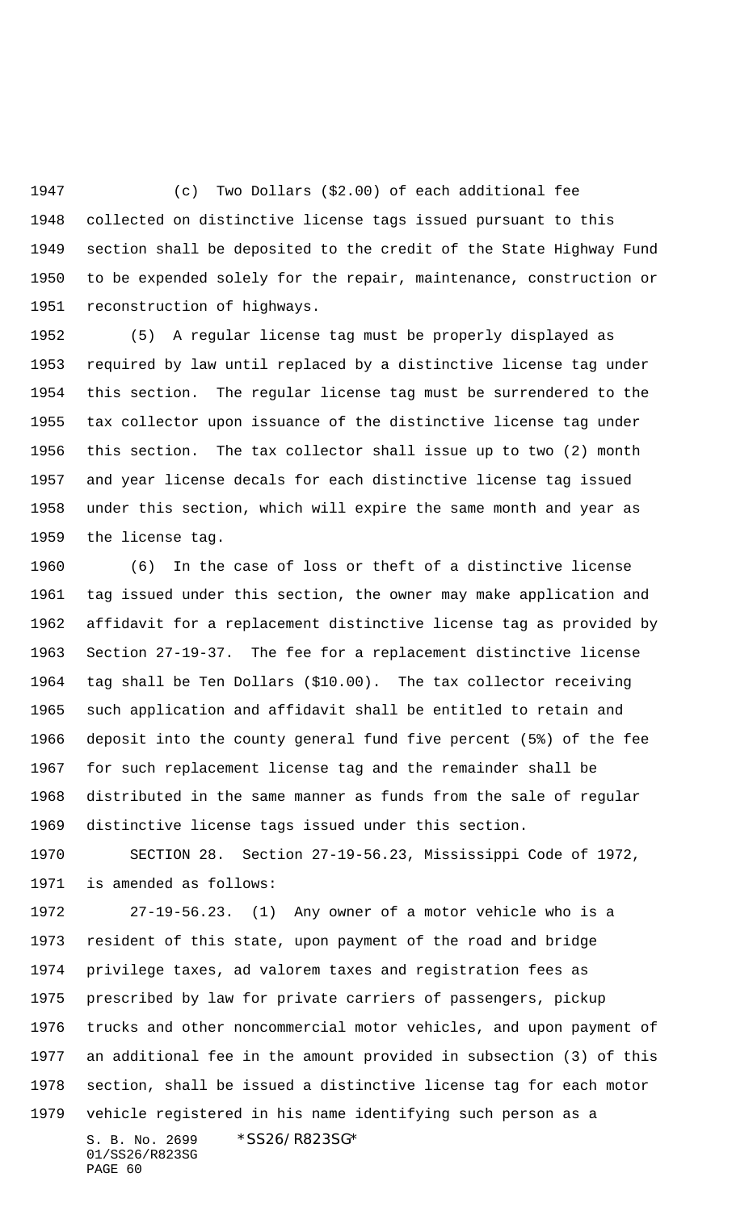(c) Two Dollars ($2.00) of each additional fee collected on distinctive license tags issued pursuant to this section shall be deposited to the credit of the State Highway Fund to be expended solely for the repair, maintenance, construction or reconstruction of highways.

(5) A regular license tag must be properly displayed as required by law until replaced by a distinctive license tag under this section. The regular license tag must be surrendered to the tax collector upon issuance of the distinctive license tag under this section. The tax collector shall issue up to two (2) month and year license decals for each distinctive license tag issued under this section, which will expire the same month and year as the license tag.

(6) In the case of loss or theft of a distinctive license tag issued under this section, the owner may make application and affidavit for a replacement distinctive license tag as provided by Section 27-19-37. The fee for a replacement distinctive license tag shall be Ten Dollars ($10.00). The tax collector receiving such application and affidavit shall be entitled to retain and deposit into the county general fund five percent (5%) of the fee for such replacement license tag and the remainder shall be distributed in the same manner as funds from the sale of regular distinctive license tags issued under this section.

SECTION 28. Section 27-19-56.23, Mississippi Code of 1972, is amended as follows:

27-19-56.23. (1) Any owner of a motor vehicle who is a resident of this state, upon payment of the road and bridge privilege taxes, ad valorem taxes and registration fees as prescribed by law for private carriers of passengers, pickup trucks and other noncommercial motor vehicles, and upon payment of an additional fee in the amount provided in subsection (3) of this section, shall be issued a distinctive license tag for each motor vehicle registered in his name identifying such person as a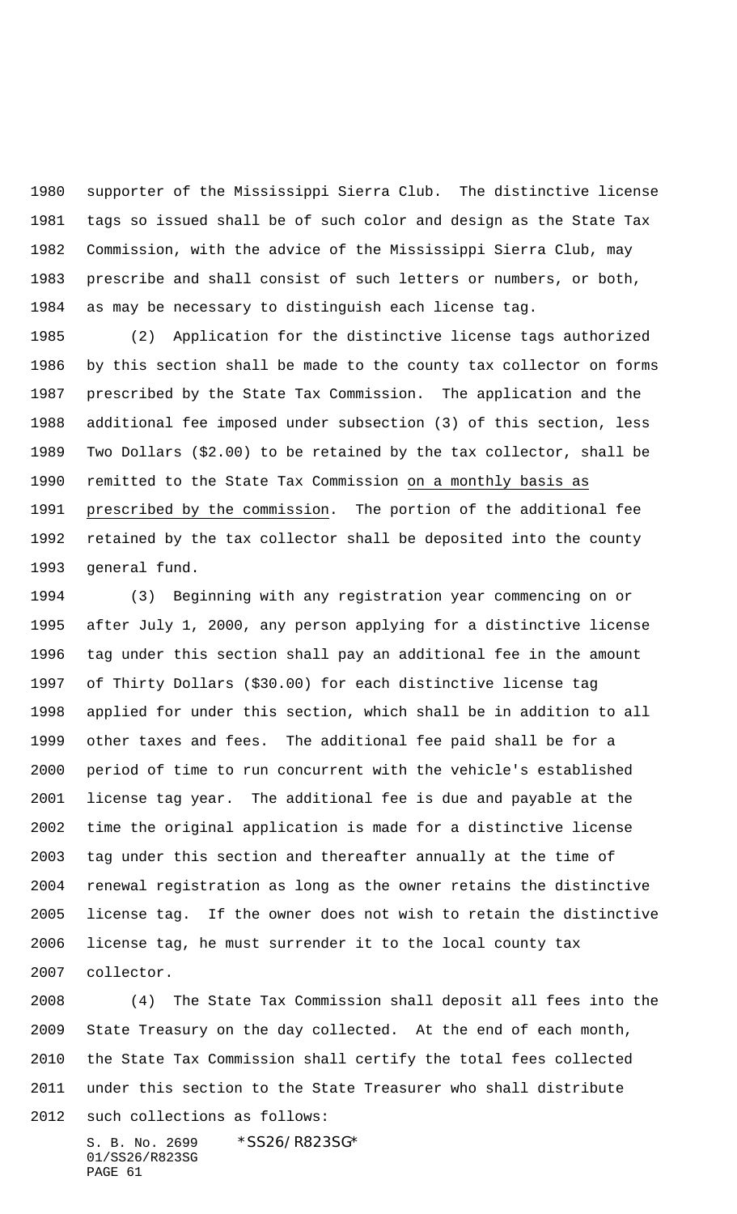supporter of the Mississippi Sierra Club. The distinctive license tags so issued shall be of such color and design as the State Tax Commission, with the advice of the Mississippi Sierra Club, may prescribe and shall consist of such letters or numbers, or both, as may be necessary to distinguish each license tag.

(2) Application for the distinctive license tags authorized by this section shall be made to the county tax collector on forms prescribed by the State Tax Commission. The application and the additional fee imposed under subsection (3) of this section, less Two Dollars ($2.00) to be retained by the tax collector, shall be remitted to the State Tax Commission on a monthly basis as prescribed by the commission. The portion of the additional fee retained by the tax collector shall be deposited into the county general fund.

(3) Beginning with any registration year commencing on or after July 1, 2000, any person applying for a distinctive license tag under this section shall pay an additional fee in the amount of Thirty Dollars ($30.00) for each distinctive license tag applied for under this section, which shall be in addition to all other taxes and fees. The additional fee paid shall be for a period of time to run concurrent with the vehicle's established license tag year. The additional fee is due and payable at the time the original application is made for a distinctive license tag under this section and thereafter annually at the time of renewal registration as long as the owner retains the distinctive license tag. If the owner does not wish to retain the distinctive license tag, he must surrender it to the local county tax collector.

(4) The State Tax Commission shall deposit all fees into the State Treasury on the day collected. At the end of each month, the State Tax Commission shall certify the total fees collected under this section to the State Treasurer who shall distribute such collections as follows: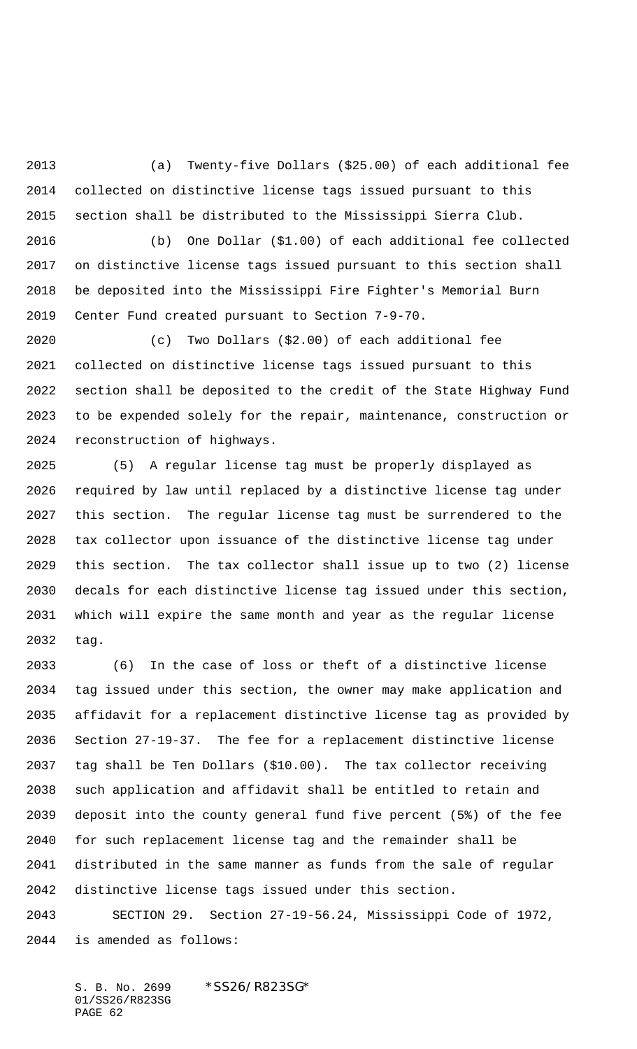(a) Twenty-five Dollars ($25.00) of each additional fee collected on distinctive license tags issued pursuant to this section shall be distributed to the Mississippi Sierra Club.

(b) One Dollar ($1.00) of each additional fee collected on distinctive license tags issued pursuant to this section shall be deposited into the Mississippi Fire Fighter's Memorial Burn Center Fund created pursuant to Section 7-9-70.

(c) Two Dollars ($2.00) of each additional fee collected on distinctive license tags issued pursuant to this section shall be deposited to the credit of the State Highway Fund to be expended solely for the repair, maintenance, construction or reconstruction of highways.

(5) A regular license tag must be properly displayed as required by law until replaced by a distinctive license tag under this section. The regular license tag must be surrendered to the tax collector upon issuance of the distinctive license tag under this section. The tax collector shall issue up to two (2) license decals for each distinctive license tag issued under this section, which will expire the same month and year as the regular license tag.

(6) In the case of loss or theft of a distinctive license tag issued under this section, the owner may make application and affidavit for a replacement distinctive license tag as provided by Section 27-19-37. The fee for a replacement distinctive license tag shall be Ten Dollars ($10.00). The tax collector receiving such application and affidavit shall be entitled to retain and deposit into the county general fund five percent (5%) of the fee for such replacement license tag and the remainder shall be distributed in the same manner as funds from the sale of regular distinctive license tags issued under this section.

SECTION 29. Section 27-19-56.24, Mississippi Code of 1972, is amended as follows: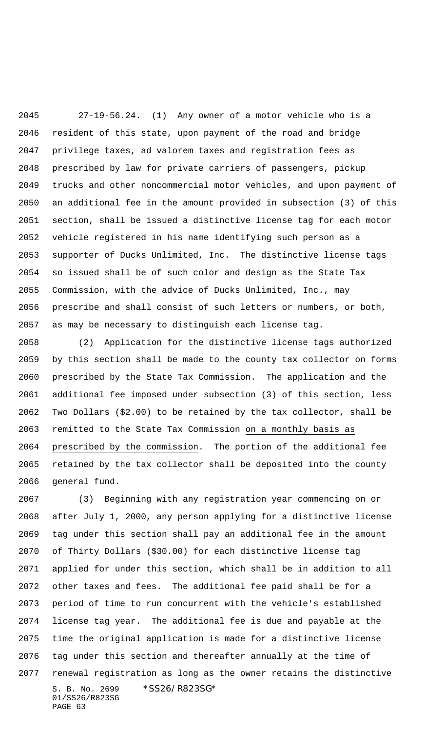27-19-56.24. (1) Any owner of a motor vehicle who is a resident of this state, upon payment of the road and bridge privilege taxes, ad valorem taxes and registration fees as prescribed by law for private carriers of passengers, pickup trucks and other noncommercial motor vehicles, and upon payment of an additional fee in the amount provided in subsection (3) of this section, shall be issued a distinctive license tag for each motor vehicle registered in his name identifying such person as a supporter of Ducks Unlimited, Inc. The distinctive license tags so issued shall be of such color and design as the State Tax Commission, with the advice of Ducks Unlimited, Inc., may prescribe and shall consist of such letters or numbers, or both, as may be necessary to distinguish each license tag.

(2) Application for the distinctive license tags authorized by this section shall be made to the county tax collector on forms prescribed by the State Tax Commission. The application and the additional fee imposed under subsection (3) of this section, less Two Dollars ($2.00) to be retained by the tax collector, shall be remitted to the State Tax Commission <u>on a monthly basis as prescribed by the commission</u>. The portion of the additional fee retained by the tax collector shall be deposited into the county general fund.

(3) Beginning with any registration year commencing on or after July 1, 2000, any person applying for a distinctive license tag under this section shall pay an additional fee in the amount of Thirty Dollars ($30.00) for each distinctive license tag applied for under this section, which shall be in addition to all other taxes and fees. The additional fee paid shall be for a period of time to run concurrent with the vehicle's established license tag year. The additional fee is due and payable at the time the original application is made for a distinctive license tag under this section and thereafter annually at the time of renewal registration as long as the owner retains the distinctive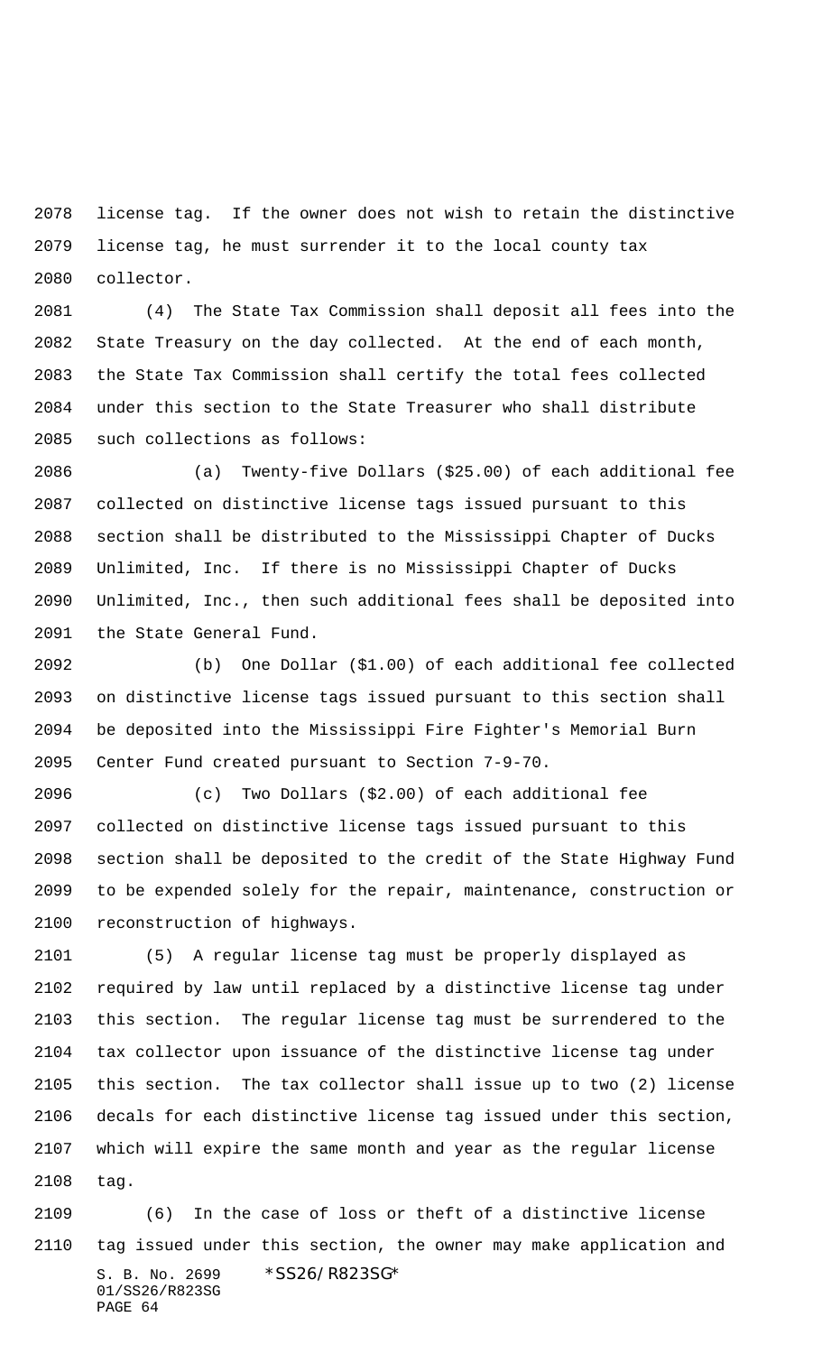license tag. If the owner does not wish to retain the distinctive license tag, he must surrender it to the local county tax collector.

(4) The State Tax Commission shall deposit all fees into the State Treasury on the day collected. At the end of each month, the State Tax Commission shall certify the total fees collected under this section to the State Treasurer who shall distribute such collections as follows:

(a) Twenty-five Dollars ($25.00) of each additional fee collected on distinctive license tags issued pursuant to this section shall be distributed to the Mississippi Chapter of Ducks Unlimited, Inc. If there is no Mississippi Chapter of Ducks Unlimited, Inc., then such additional fees shall be deposited into the State General Fund.

(b) One Dollar ($1.00) of each additional fee collected on distinctive license tags issued pursuant to this section shall be deposited into the Mississippi Fire Fighter's Memorial Burn Center Fund created pursuant to Section 7-9-70.

(c) Two Dollars ($2.00) of each additional fee collected on distinctive license tags issued pursuant to this section shall be deposited to the credit of the State Highway Fund to be expended solely for the repair, maintenance, construction or reconstruction of highways.

(5) A regular license tag must be properly displayed as required by law until replaced by a distinctive license tag under this section. The regular license tag must be surrendered to the tax collector upon issuance of the distinctive license tag under this section. The tax collector shall issue up to two (2) license decals for each distinctive license tag issued under this section, which will expire the same month and year as the regular license tag.

(6) In the case of loss or theft of a distinctive license tag issued under this section, the owner may make application and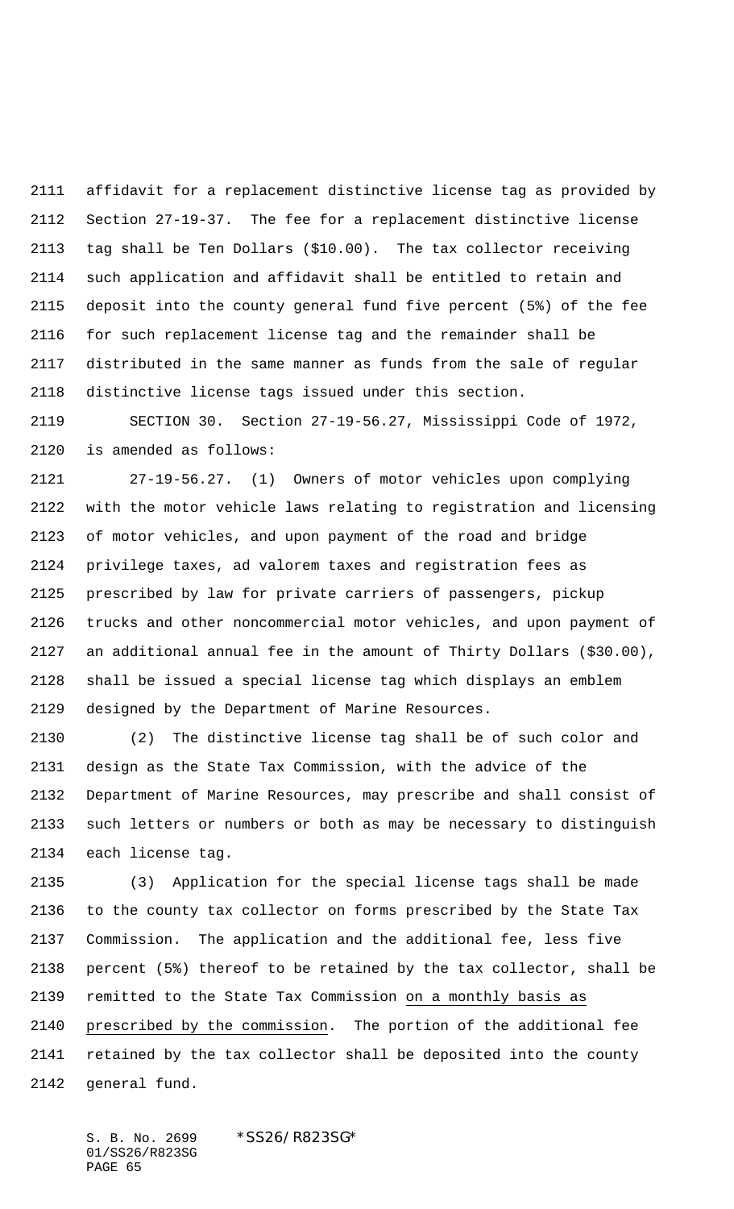affidavit for a replacement distinctive license tag as provided by Section 27-19-37. The fee for a replacement distinctive license tag shall be Ten Dollars ($10.00). The tax collector receiving such application and affidavit shall be entitled to retain and deposit into the county general fund five percent (5%) of the fee for such replacement license tag and the remainder shall be distributed in the same manner as funds from the sale of regular distinctive license tags issued under this section.

SECTION 30. Section 27-19-56.27, Mississippi Code of 1972, is amended as follows:

27-19-56.27. (1) Owners of motor vehicles upon complying with the motor vehicle laws relating to registration and licensing of motor vehicles, and upon payment of the road and bridge privilege taxes, ad valorem taxes and registration fees as prescribed by law for private carriers of passengers, pickup trucks and other noncommercial motor vehicles, and upon payment of an additional annual fee in the amount of Thirty Dollars ($30.00), shall be issued a special license tag which displays an emblem designed by the Department of Marine Resources.

(2) The distinctive license tag shall be of such color and design as the State Tax Commission, with the advice of the Department of Marine Resources, may prescribe and shall consist of such letters or numbers or both as may be necessary to distinguish each license tag.

(3) Application for the special license tags shall be made to the county tax collector on forms prescribed by the State Tax Commission. The application and the additional fee, less five percent (5%) thereof to be retained by the tax collector, shall be remitted to the State Tax Commission on a monthly basis as prescribed by the commission. The portion of the additional fee retained by the tax collector shall be deposited into the county general fund.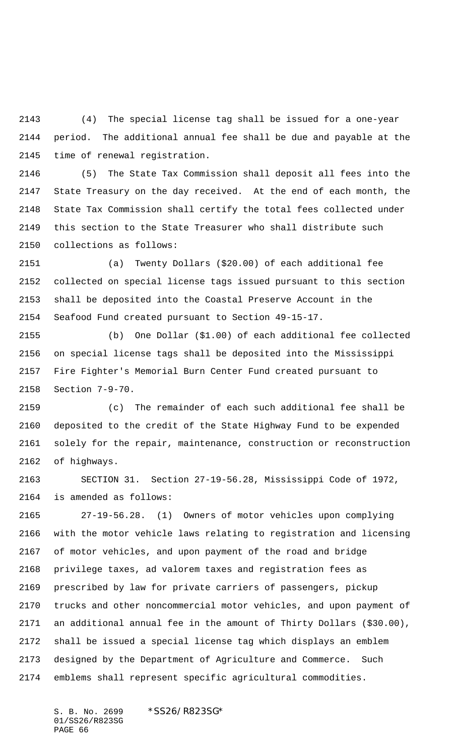(4) The special license tag shall be issued for a one-year period. The additional annual fee shall be due and payable at the time of renewal registration.

(5) The State Tax Commission shall deposit all fees into the State Treasury on the day received. At the end of each month, the State Tax Commission shall certify the total fees collected under this section to the State Treasurer who shall distribute such collections as follows:

(a) Twenty Dollars ($20.00) of each additional fee collected on special license tags issued pursuant to this section shall be deposited into the Coastal Preserve Account in the Seafood Fund created pursuant to Section 49-15-17.

(b) One Dollar ($1.00) of each additional fee collected on special license tags shall be deposited into the Mississippi Fire Fighter's Memorial Burn Center Fund created pursuant to Section 7-9-70.

(c) The remainder of each such additional fee shall be deposited to the credit of the State Highway Fund to be expended solely for the repair, maintenance, construction or reconstruction of highways.

SECTION 31. Section 27-19-56.28, Mississippi Code of 1972, is amended as follows:

27-19-56.28. (1) Owners of motor vehicles upon complying with the motor vehicle laws relating to registration and licensing of motor vehicles, and upon payment of the road and bridge privilege taxes, ad valorem taxes and registration fees as prescribed by law for private carriers of passengers, pickup trucks and other noncommercial motor vehicles, and upon payment of an additional annual fee in the amount of Thirty Dollars ($30.00), shall be issued a special license tag which displays an emblem designed by the Department of Agriculture and Commerce. Such emblems shall represent specific agricultural commodities.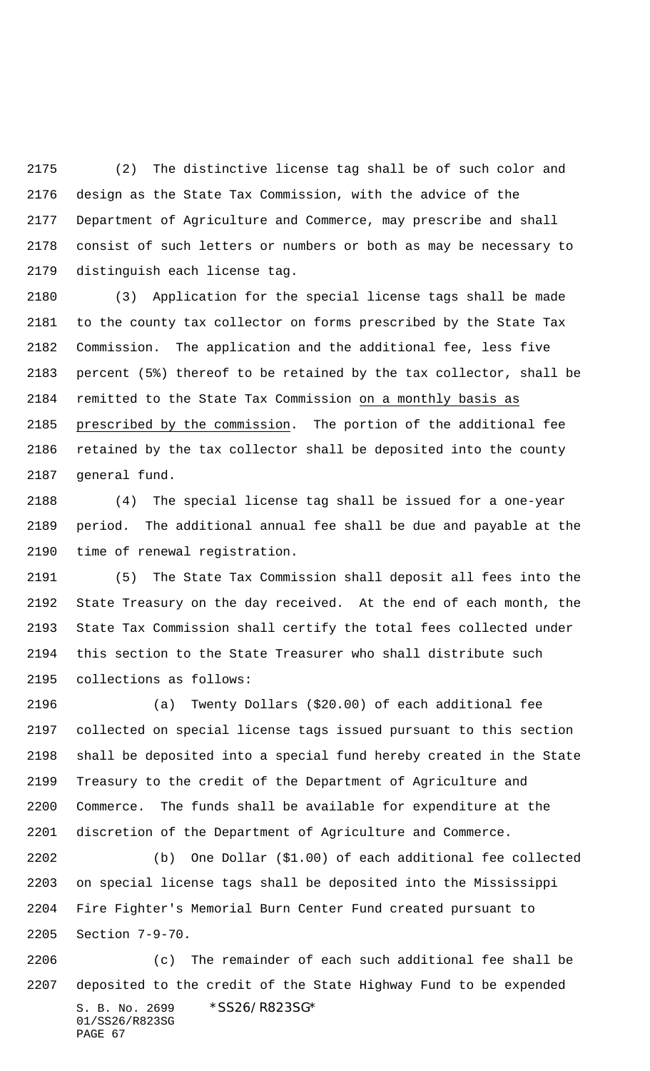(2) The distinctive license tag shall be of such color and design as the State Tax Commission, with the advice of the Department of Agriculture and Commerce, may prescribe and shall consist of such letters or numbers or both as may be necessary to distinguish each license tag.

(3) Application for the special license tags shall be made to the county tax collector on forms prescribed by the State Tax Commission. The application and the additional fee, less five percent (5%) thereof to be retained by the tax collector, shall be remitted to the State Tax Commission on a monthly basis as prescribed by the commission. The portion of the additional fee retained by the tax collector shall be deposited into the county general fund.

(4) The special license tag shall be issued for a one-year period. The additional annual fee shall be due and payable at the time of renewal registration.

(5) The State Tax Commission shall deposit all fees into the State Treasury on the day received. At the end of each month, the State Tax Commission shall certify the total fees collected under this section to the State Treasurer who shall distribute such collections as follows:

(a) Twenty Dollars ($20.00) of each additional fee collected on special license tags issued pursuant to this section shall be deposited into a special fund hereby created in the State Treasury to the credit of the Department of Agriculture and Commerce. The funds shall be available for expenditure at the discretion of the Department of Agriculture and Commerce.

(b) One Dollar ($1.00) of each additional fee collected on special license tags shall be deposited into the Mississippi Fire Fighter's Memorial Burn Center Fund created pursuant to Section 7-9-70.

(c) The remainder of each such additional fee shall be deposited to the credit of the State Highway Fund to be expended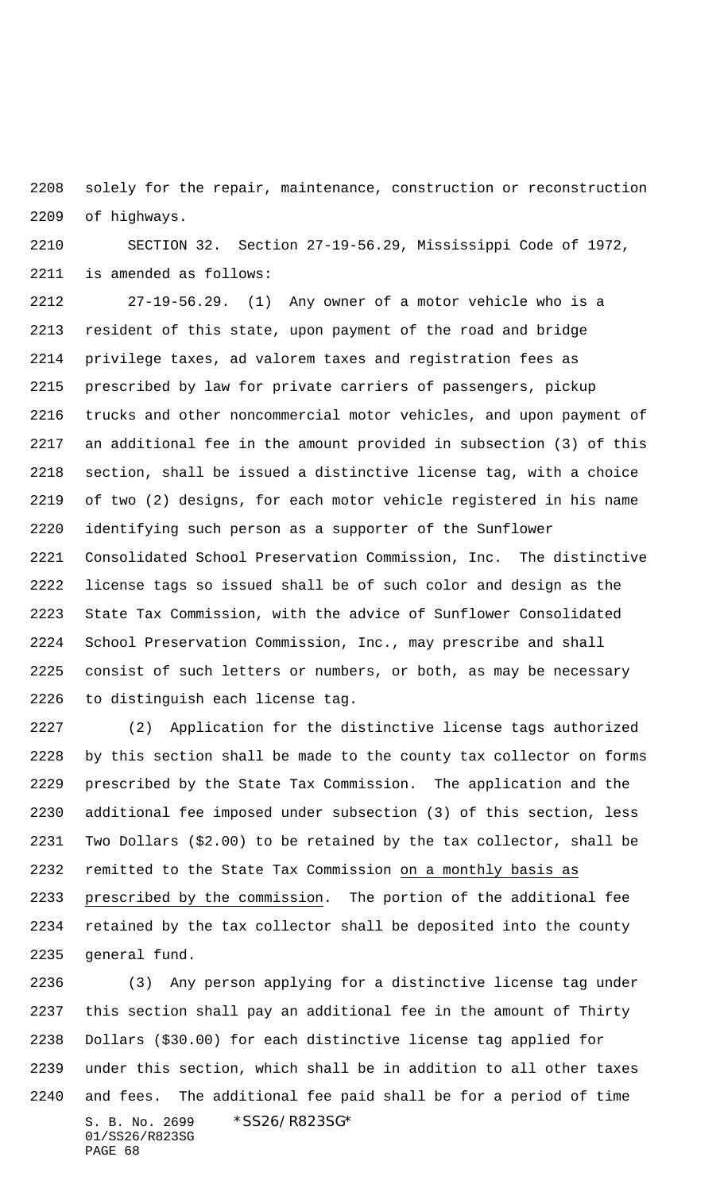solely for the repair, maintenance, construction or reconstruction of highways.

SECTION 32. Section 27-19-56.29, Mississippi Code of 1972, is amended as follows:

27-19-56.29. (1) Any owner of a motor vehicle who is a resident of this state, upon payment of the road and bridge privilege taxes, ad valorem taxes and registration fees as prescribed by law for private carriers of passengers, pickup trucks and other noncommercial motor vehicles, and upon payment of an additional fee in the amount provided in subsection (3) of this section, shall be issued a distinctive license tag, with a choice of two (2) designs, for each motor vehicle registered in his name identifying such person as a supporter of the Sunflower Consolidated School Preservation Commission, Inc. The distinctive license tags so issued shall be of such color and design as the State Tax Commission, with the advice of Sunflower Consolidated School Preservation Commission, Inc., may prescribe and shall consist of such letters or numbers, or both, as may be necessary to distinguish each license tag.

(2) Application for the distinctive license tags authorized by this section shall be made to the county tax collector on forms prescribed by the State Tax Commission. The application and the additional fee imposed under subsection (3) of this section, less Two Dollars ($2.00) to be retained by the tax collector, shall be remitted to the State Tax Commission on a monthly basis as prescribed by the commission. The portion of the additional fee retained by the tax collector shall be deposited into the county general fund.

(3) Any person applying for a distinctive license tag under this section shall pay an additional fee in the amount of Thirty Dollars ($30.00) for each distinctive license tag applied for under this section, which shall be in addition to all other taxes and fees. The additional fee paid shall be for a period of time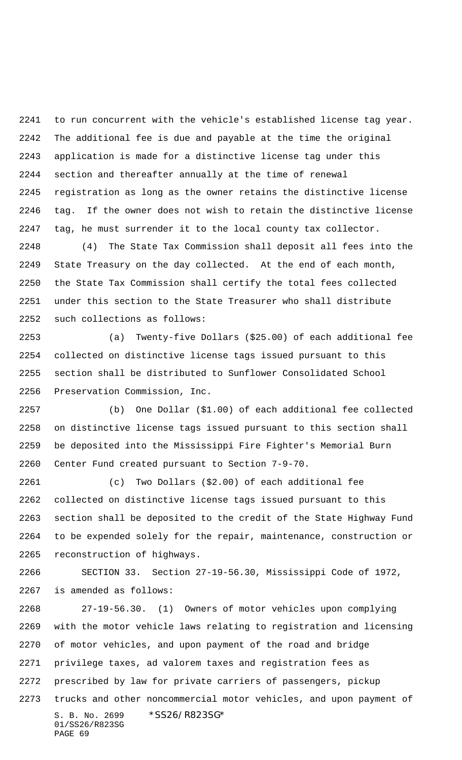to run concurrent with the vehicle's established license tag year. The additional fee is due and payable at the time the original application is made for a distinctive license tag under this section and thereafter annually at the time of renewal registration as long as the owner retains the distinctive license tag. If the owner does not wish to retain the distinctive license tag, he must surrender it to the local county tax collector.

(4) The State Tax Commission shall deposit all fees into the State Treasury on the day collected. At the end of each month, the State Tax Commission shall certify the total fees collected under this section to the State Treasurer who shall distribute such collections as follows:

(a) Twenty-five Dollars ($25.00) of each additional fee collected on distinctive license tags issued pursuant to this section shall be distributed to Sunflower Consolidated School Preservation Commission, Inc.

(b) One Dollar ($1.00) of each additional fee collected on distinctive license tags issued pursuant to this section shall be deposited into the Mississippi Fire Fighter's Memorial Burn Center Fund created pursuant to Section 7-9-70.

(c) Two Dollars ($2.00) of each additional fee collected on distinctive license tags issued pursuant to this section shall be deposited to the credit of the State Highway Fund to be expended solely for the repair, maintenance, construction or reconstruction of highways.

SECTION 33. Section 27-19-56.30, Mississippi Code of 1972, is amended as follows:

27-19-56.30. (1) Owners of motor vehicles upon complying with the motor vehicle laws relating to registration and licensing of motor vehicles, and upon payment of the road and bridge privilege taxes, ad valorem taxes and registration fees as prescribed by law for private carriers of passengers, pickup trucks and other noncommercial motor vehicles, and upon payment of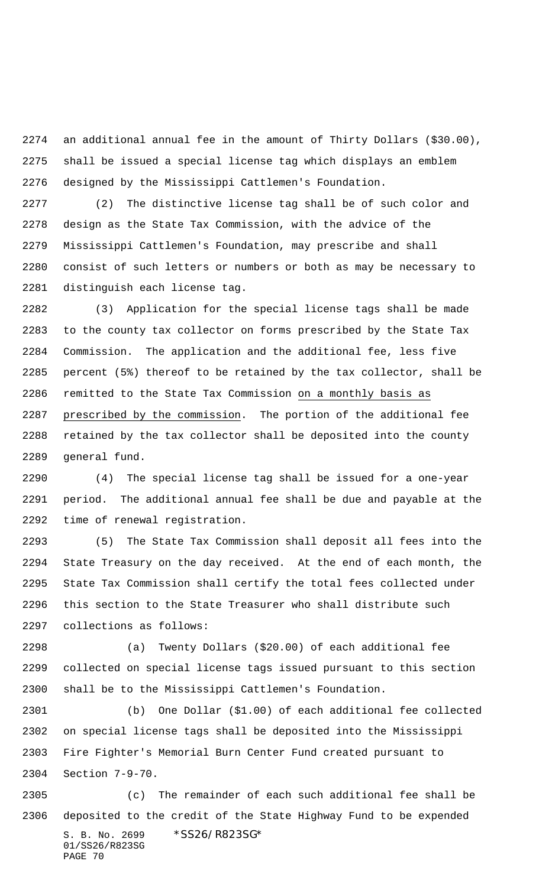an additional annual fee in the amount of Thirty Dollars ($30.00), shall be issued a special license tag which displays an emblem designed by the Mississippi Cattlemen's Foundation.

(2) The distinctive license tag shall be of such color and design as the State Tax Commission, with the advice of the Mississippi Cattlemen's Foundation, may prescribe and shall consist of such letters or numbers or both as may be necessary to distinguish each license tag.

(3) Application for the special license tags shall be made to the county tax collector on forms prescribed by the State Tax Commission. The application and the additional fee, less five percent (5%) thereof to be retained by the tax collector, shall be remitted to the State Tax Commission on a monthly basis as prescribed by the commission. The portion of the additional fee retained by the tax collector shall be deposited into the county general fund.

(4) The special license tag shall be issued for a one-year period. The additional annual fee shall be due and payable at the time of renewal registration.

(5) The State Tax Commission shall deposit all fees into the State Treasury on the day received. At the end of each month, the State Tax Commission shall certify the total fees collected under this section to the State Treasurer who shall distribute such collections as follows:

(a) Twenty Dollars ($20.00) of each additional fee collected on special license tags issued pursuant to this section shall be to the Mississippi Cattlemen's Foundation.

(b) One Dollar ($1.00) of each additional fee collected on special license tags shall be deposited into the Mississippi Fire Fighter's Memorial Burn Center Fund created pursuant to Section 7-9-70.

(c) The remainder of each such additional fee shall be deposited to the credit of the State Highway Fund to be expended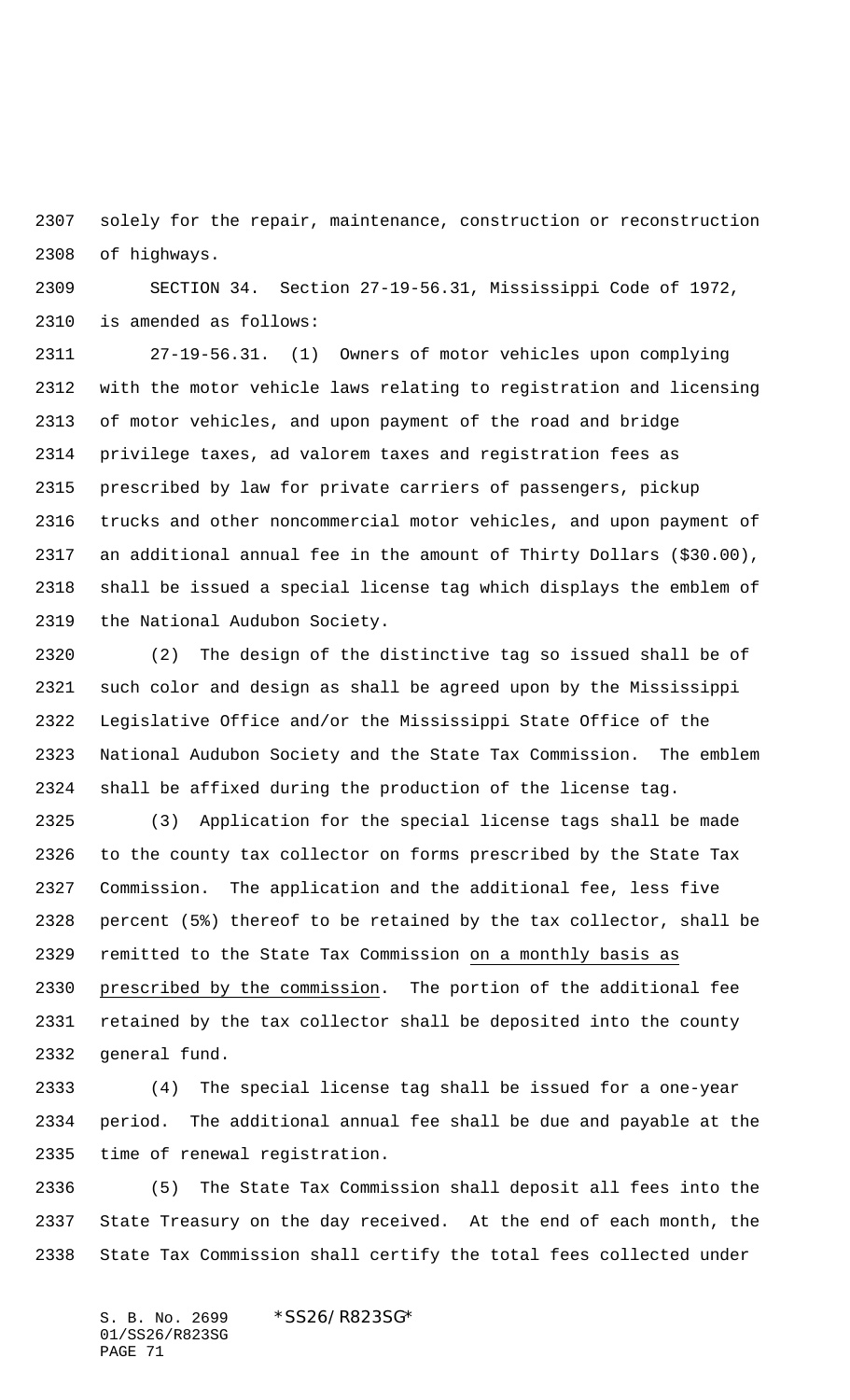solely for the repair, maintenance, construction or reconstruction of highways.

SECTION 34. Section 27-19-56.31, Mississippi Code of 1972, is amended as follows:

27-19-56.31. (1) Owners of motor vehicles upon complying with the motor vehicle laws relating to registration and licensing of motor vehicles, and upon payment of the road and bridge privilege taxes, ad valorem taxes and registration fees as prescribed by law for private carriers of passengers, pickup trucks and other noncommercial motor vehicles, and upon payment of an additional annual fee in the amount of Thirty Dollars ($30.00), shall be issued a special license tag which displays the emblem of the National Audubon Society.

(2) The design of the distinctive tag so issued shall be of such color and design as shall be agreed upon by the Mississippi Legislative Office and/or the Mississippi State Office of the National Audubon Society and the State Tax Commission. The emblem shall be affixed during the production of the license tag.

(3) Application for the special license tags shall be made to the county tax collector on forms prescribed by the State Tax Commission. The application and the additional fee, less five percent (5%) thereof to be retained by the tax collector, shall be remitted to the State Tax Commission on a monthly basis as prescribed by the commission. The portion of the additional fee retained by the tax collector shall be deposited into the county general fund.

(4) The special license tag shall be issued for a one-year period. The additional annual fee shall be due and payable at the time of renewal registration.

(5) The State Tax Commission shall deposit all fees into the State Treasury on the day received. At the end of each month, the State Tax Commission shall certify the total fees collected under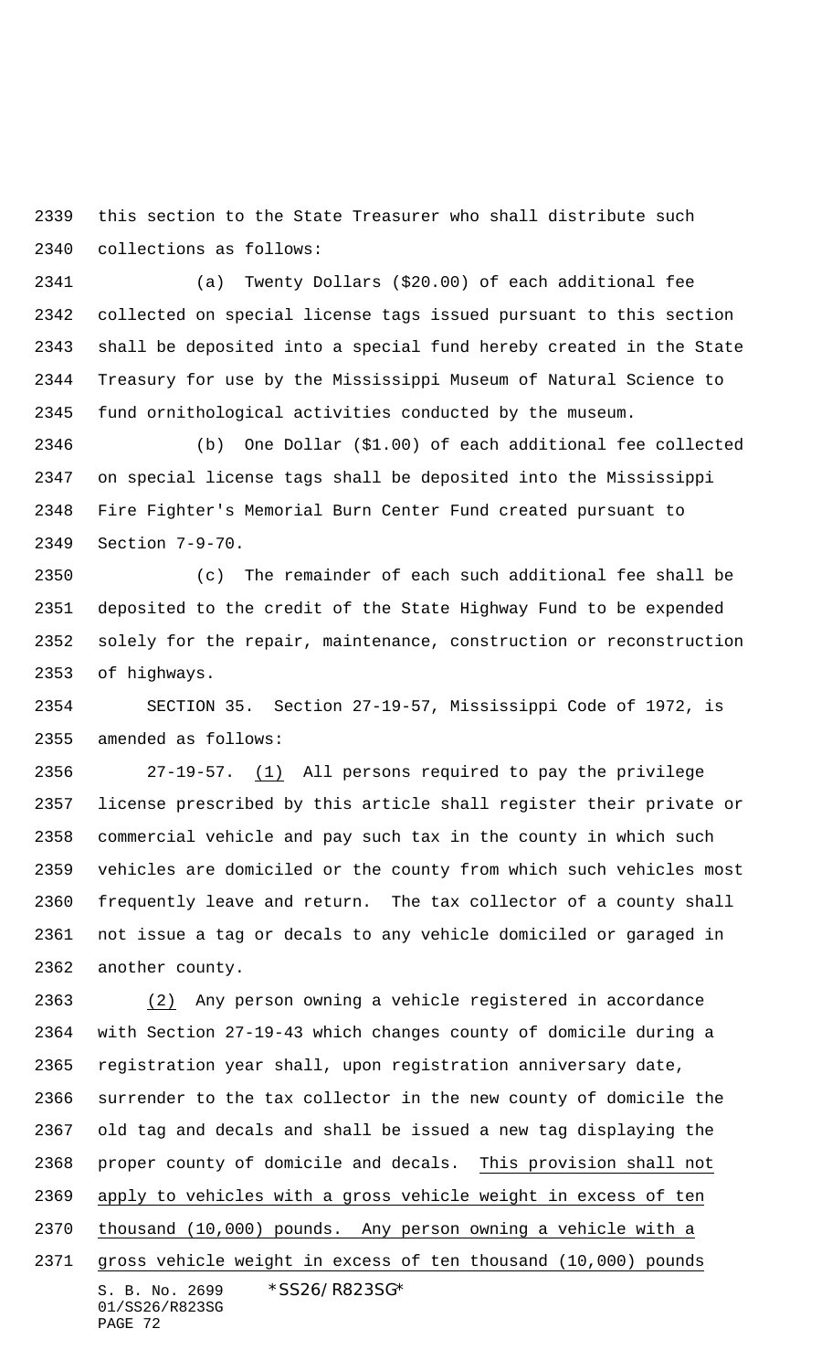this section to the State Treasurer who shall distribute such collections as follows:

(a) Twenty Dollars ($20.00) of each additional fee collected on special license tags issued pursuant to this section shall be deposited into a special fund hereby created in the State Treasury for use by the Mississippi Museum of Natural Science to fund ornithological activities conducted by the museum.

(b) One Dollar ($1.00) of each additional fee collected on special license tags shall be deposited into the Mississippi Fire Fighter's Memorial Burn Center Fund created pursuant to Section 7-9-70.

(c) The remainder of each such additional fee shall be deposited to the credit of the State Highway Fund to be expended solely for the repair, maintenance, construction or reconstruction of highways.

SECTION 35. Section 27-19-57, Mississippi Code of 1972, is amended as follows:

27-19-57. (1) All persons required to pay the privilege license prescribed by this article shall register their private or commercial vehicle and pay such tax in the county in which such vehicles are domiciled or the county from which such vehicles most frequently leave and return. The tax collector of a county shall not issue a tag or decals to any vehicle domiciled or garaged in another county.

(2) Any person owning a vehicle registered in accordance with Section 27-19-43 which changes county of domicile during a registration year shall, upon registration anniversary date, surrender to the tax collector in the new county of domicile the old tag and decals and shall be issued a new tag displaying the proper county of domicile and decals. This provision shall not apply to vehicles with a gross vehicle weight in excess of ten thousand (10,000) pounds. Any person owning a vehicle with a gross vehicle weight in excess of ten thousand (10,000) pounds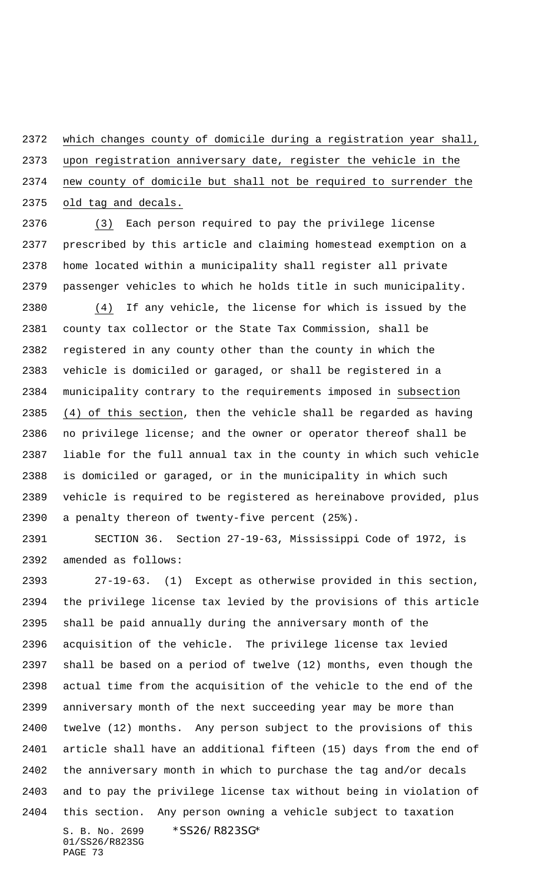which changes county of domicile during a registration year shall, upon registration anniversary date, register the vehicle in the new county of domicile but shall not be required to surrender the old tag and decals.

(3) Each person required to pay the privilege license prescribed by this article and claiming homestead exemption on a home located within a municipality shall register all private passenger vehicles to which he holds title in such municipality.

(4) If any vehicle, the license for which is issued by the county tax collector or the State Tax Commission, shall be registered in any county other than the county in which the vehicle is domiciled or garaged, or shall be registered in a municipality contrary to the requirements imposed in subsection (4) of this section, then the vehicle shall be regarded as having no privilege license; and the owner or operator thereof shall be liable for the full annual tax in the county in which such vehicle is domiciled or garaged, or in the municipality in which such vehicle is required to be registered as hereinabove provided, plus a penalty thereon of twenty-five percent (25%).

SECTION 36. Section 27-19-63, Mississippi Code of 1972, is amended as follows:

27-19-63. (1) Except as otherwise provided in this section, the privilege license tax levied by the provisions of this article shall be paid annually during the anniversary month of the acquisition of the vehicle. The privilege license tax levied shall be based on a period of twelve (12) months, even though the actual time from the acquisition of the vehicle to the end of the anniversary month of the next succeeding year may be more than twelve (12) months. Any person subject to the provisions of this article shall have an additional fifteen (15) days from the end of the anniversary month in which to purchase the tag and/or decals and to pay the privilege license tax without being in violation of this section. Any person owning a vehicle subject to taxation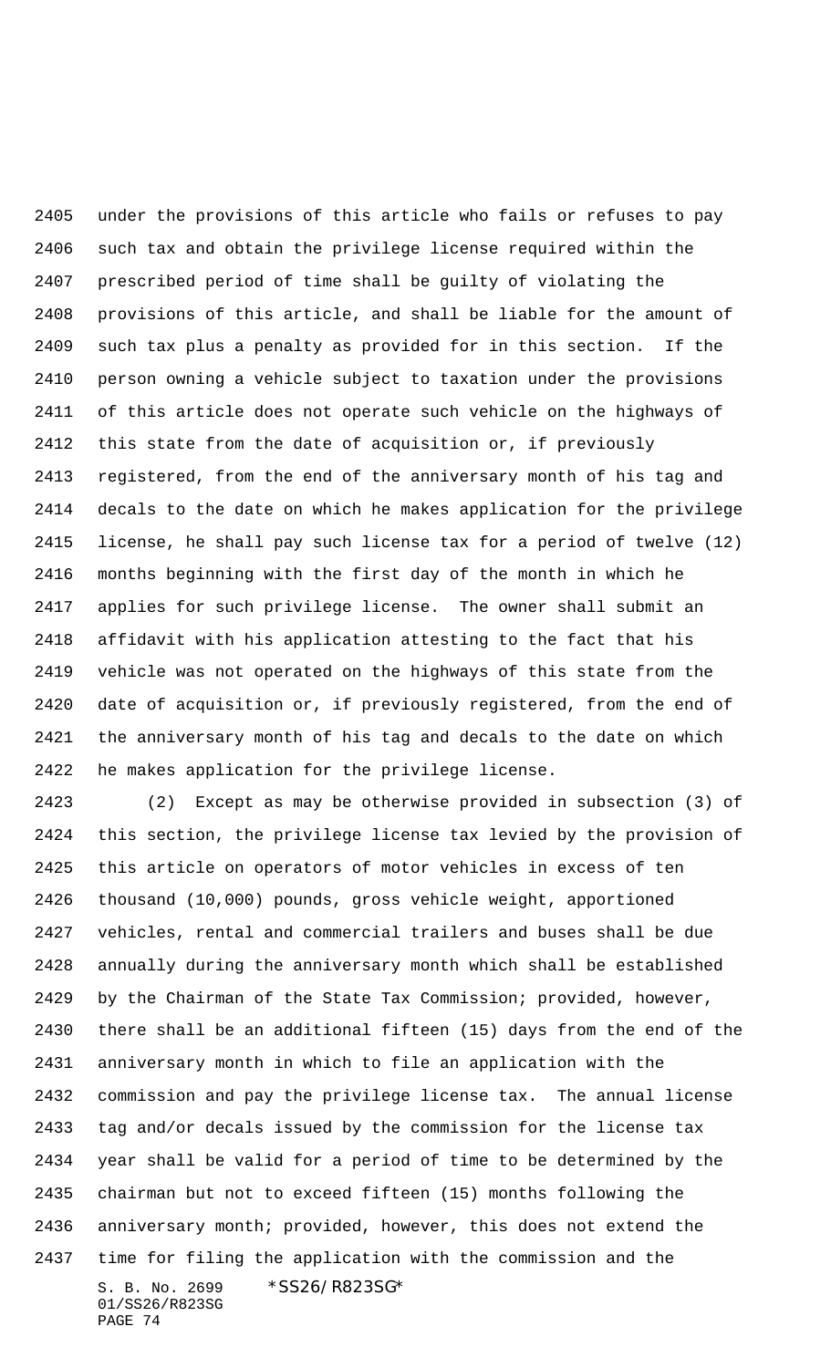under the provisions of this article who fails or refuses to pay such tax and obtain the privilege license required within the prescribed period of time shall be guilty of violating the provisions of this article, and shall be liable for the amount of such tax plus a penalty as provided for in this section. If the person owning a vehicle subject to taxation under the provisions of this article does not operate such vehicle on the highways of this state from the date of acquisition or, if previously registered, from the end of the anniversary month of his tag and decals to the date on which he makes application for the privilege license, he shall pay such license tax for a period of twelve (12) months beginning with the first day of the month in which he applies for such privilege license. The owner shall submit an affidavit with his application attesting to the fact that his vehicle was not operated on the highways of this state from the date of acquisition or, if previously registered, from the end of the anniversary month of his tag and decals to the date on which he makes application for the privilege license.

(2) Except as may be otherwise provided in subsection (3) of this section, the privilege license tax levied by the provision of this article on operators of motor vehicles in excess of ten thousand (10,000) pounds, gross vehicle weight, apportioned vehicles, rental and commercial trailers and buses shall be due annually during the anniversary month which shall be established by the Chairman of the State Tax Commission; provided, however, there shall be an additional fifteen (15) days from the end of the anniversary month in which to file an application with the commission and pay the privilege license tax. The annual license tag and/or decals issued by the commission for the license tax year shall be valid for a period of time to be determined by the chairman but not to exceed fifteen (15) months following the anniversary month; provided, however, this does not extend the time for filing the application with the commission and the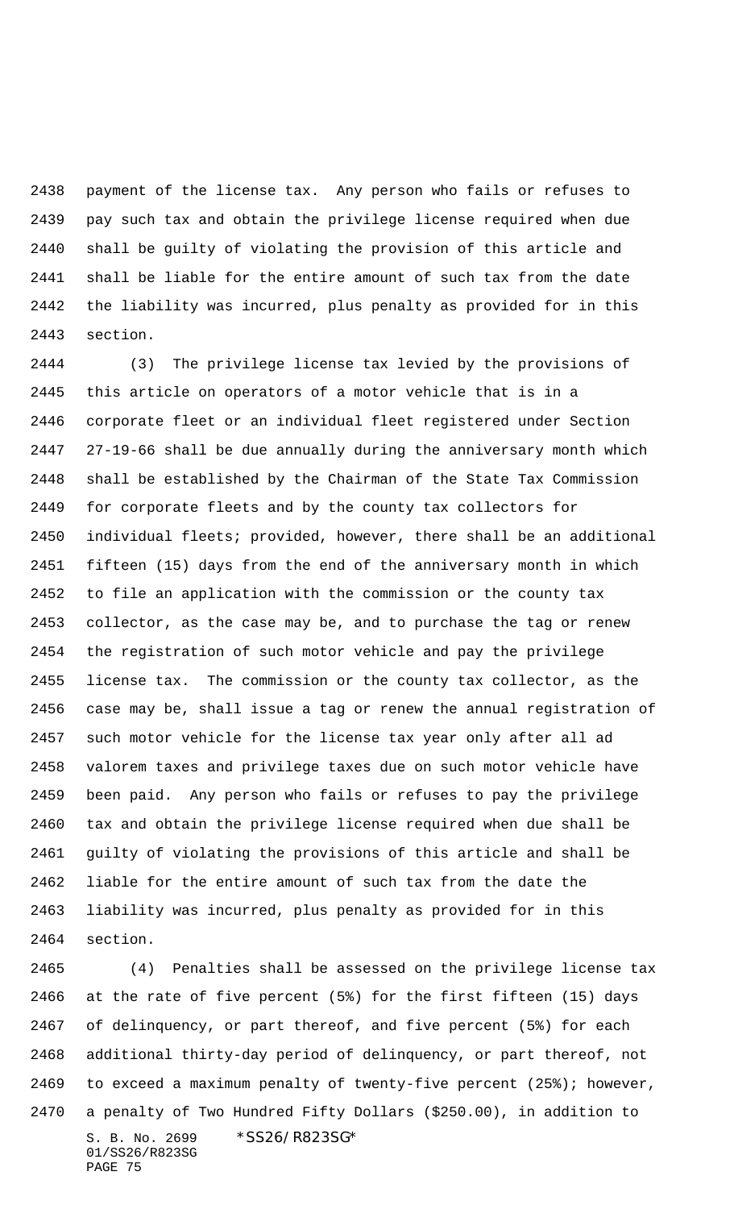payment of the license tax. Any person who fails or refuses to pay such tax and obtain the privilege license required when due shall be guilty of violating the provision of this article and shall be liable for the entire amount of such tax from the date the liability was incurred, plus penalty as provided for in this section.

(3) The privilege license tax levied by the provisions of this article on operators of a motor vehicle that is in a corporate fleet or an individual fleet registered under Section 27-19-66 shall be due annually during the anniversary month which shall be established by the Chairman of the State Tax Commission for corporate fleets and by the county tax collectors for individual fleets; provided, however, there shall be an additional fifteen (15) days from the end of the anniversary month in which to file an application with the commission or the county tax collector, as the case may be, and to purchase the tag or renew the registration of such motor vehicle and pay the privilege license tax. The commission or the county tax collector, as the case may be, shall issue a tag or renew the annual registration of such motor vehicle for the license tax year only after all ad valorem taxes and privilege taxes due on such motor vehicle have been paid. Any person who fails or refuses to pay the privilege tax and obtain the privilege license required when due shall be guilty of violating the provisions of this article and shall be liable for the entire amount of such tax from the date the liability was incurred, plus penalty as provided for in this section.

(4) Penalties shall be assessed on the privilege license tax at the rate of five percent (5%) for the first fifteen (15) days of delinquency, or part thereof, and five percent (5%) for each additional thirty-day period of delinquency, or part thereof, not to exceed a maximum penalty of twenty-five percent (25%); however, a penalty of Two Hundred Fifty Dollars ($250.00), in addition to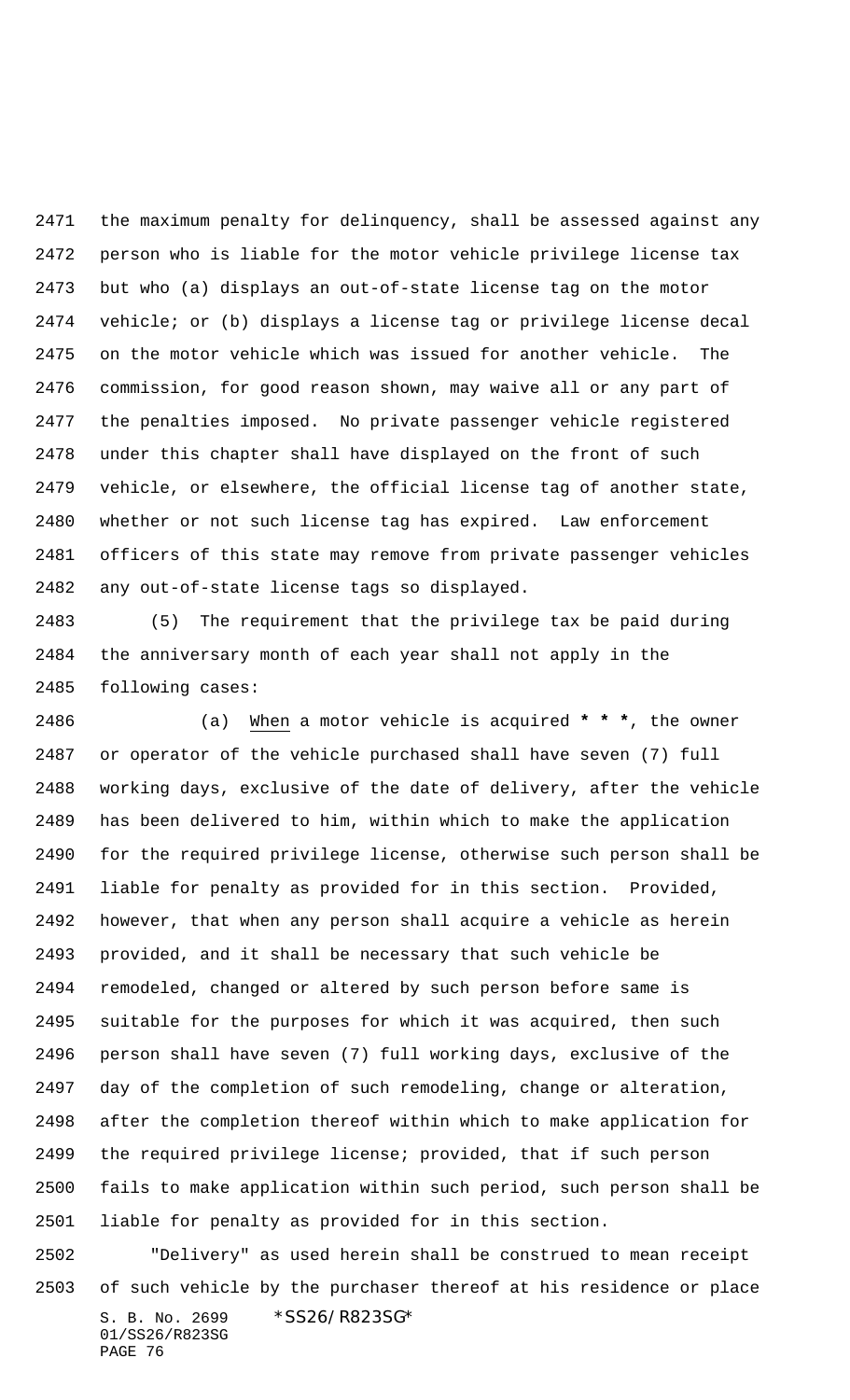the maximum penalty for delinquency, shall be assessed against any person who is liable for the motor vehicle privilege license tax but who (a) displays an out-of-state license tag on the motor vehicle; or (b) displays a license tag or privilege license decal on the motor vehicle which was issued for another vehicle. The commission, for good reason shown, may waive all or any part of the penalties imposed. No private passenger vehicle registered under this chapter shall have displayed on the front of such vehicle, or elsewhere, the official license tag of another state, whether or not such license tag has expired. Law enforcement officers of this state may remove from private passenger vehicles any out-of-state license tags so displayed.

(5) The requirement that the privilege tax be paid during the anniversary month of each year shall not apply in the following cases:

(a) When a motor vehicle is acquired *** * * ***, the owner or operator of the vehicle purchased shall have seven (7) full working days, exclusive of the date of delivery, after the vehicle has been delivered to him, within which to make the application for the required privilege license, otherwise such person shall be liable for penalty as provided for in this section. Provided, however, that when any person shall acquire a vehicle as herein provided, and it shall be necessary that such vehicle be remodeled, changed or altered by such person before same is suitable for the purposes for which it was acquired, then such person shall have seven (7) full working days, exclusive of the day of the completion of such remodeling, change or alteration, after the completion thereof within which to make application for the required privilege license; provided, that if such person fails to make application within such period, such person shall be liable for penalty as provided for in this section.

"Delivery" as used herein shall be construed to mean receipt of such vehicle by the purchaser thereof at his residence or place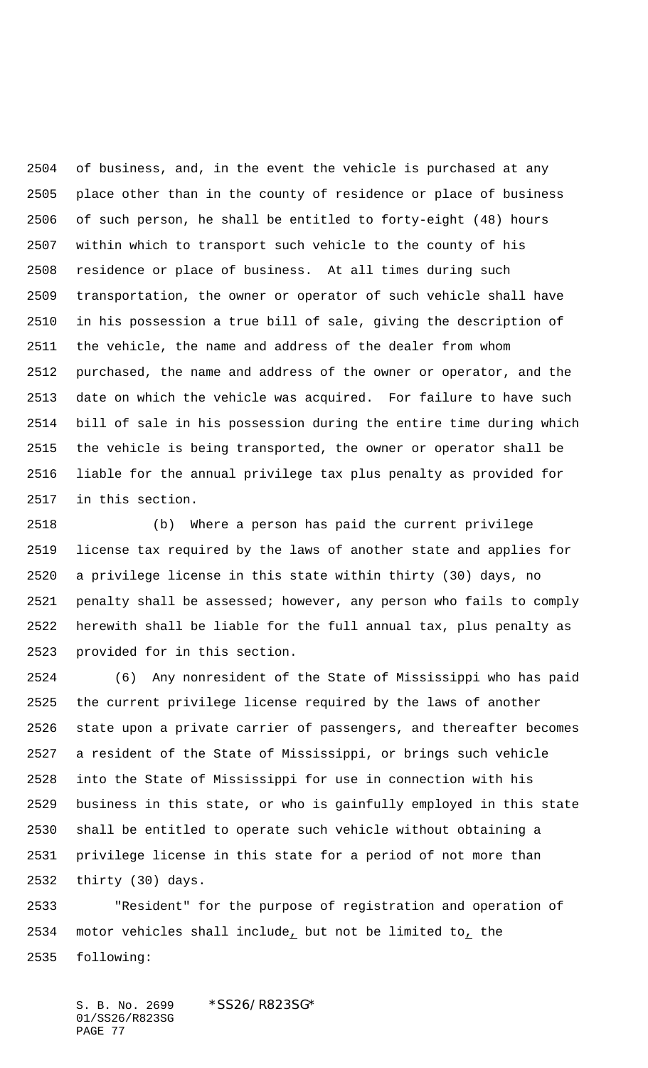of business, and, in the event the vehicle is purchased at any place other than in the county of residence or place of business of such person, he shall be entitled to forty-eight (48) hours within which to transport such vehicle to the county of his residence or place of business. At all times during such transportation, the owner or operator of such vehicle shall have in his possession a true bill of sale, giving the description of the vehicle, the name and address of the dealer from whom purchased, the name and address of the owner or operator, and the date on which the vehicle was acquired. For failure to have such bill of sale in his possession during the entire time during which the vehicle is being transported, the owner or operator shall be liable for the annual privilege tax plus penalty as provided for in this section.

(b) Where a person has paid the current privilege license tax required by the laws of another state and applies for a privilege license in this state within thirty (30) days, no penalty shall be assessed; however, any person who fails to comply herewith shall be liable for the full annual tax, plus penalty as provided for in this section.

(6) Any nonresident of the State of Mississippi who has paid the current privilege license required by the laws of another state upon a private carrier of passengers, and thereafter becomes a resident of the State of Mississippi, or brings such vehicle into the State of Mississippi for use in connection with his business in this state, or who is gainfully employed in this state shall be entitled to operate such vehicle without obtaining a privilege license in this state for a period of not more than thirty (30) days.

"Resident" for the purpose of registration and operation of motor vehicles shall include, but not be limited to, the following: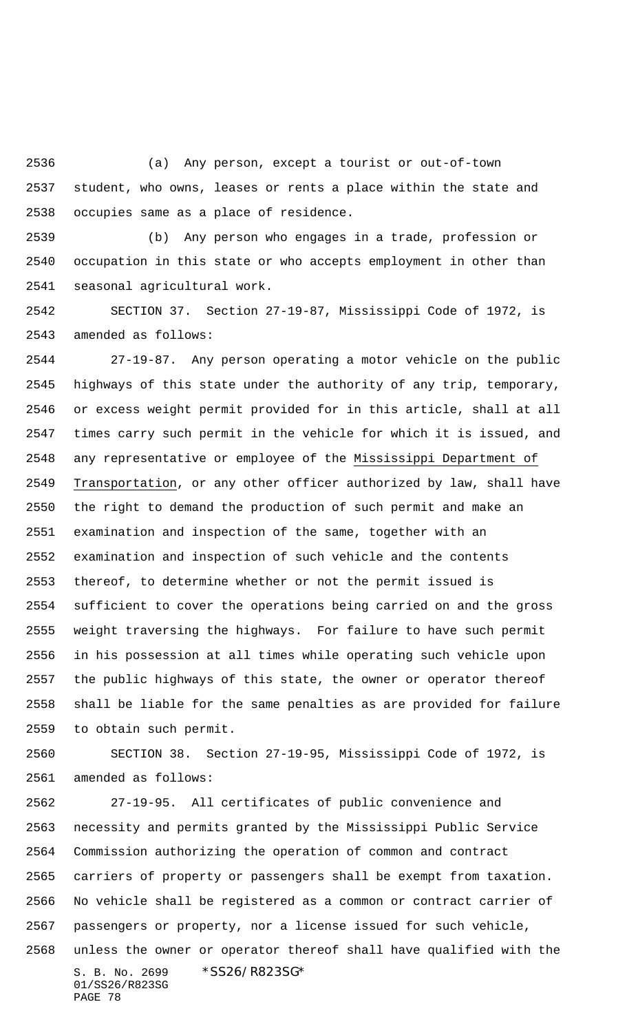(a) Any person, except a tourist or out-of-town student, who owns, leases or rents a place within the state and occupies same as a place of residence.

(b) Any person who engages in a trade, profession or occupation in this state or who accepts employment in other than seasonal agricultural work.

SECTION 37. Section 27-19-87, Mississippi Code of 1972, is amended as follows:

27-19-87. Any person operating a motor vehicle on the public highways of this state under the authority of any trip, temporary, or excess weight permit provided for in this article, shall at all times carry such permit in the vehicle for which it is issued, and any representative or employee of the Mississippi Department of Transportation, or any other officer authorized by law, shall have the right to demand the production of such permit and make an examination and inspection of the same, together with an examination and inspection of such vehicle and the contents thereof, to determine whether or not the permit issued is sufficient to cover the operations being carried on and the gross weight traversing the highways. For failure to have such permit in his possession at all times while operating such vehicle upon the public highways of this state, the owner or operator thereof shall be liable for the same penalties as are provided for failure to obtain such permit.

SECTION 38. Section 27-19-95, Mississippi Code of 1972, is amended as follows:

27-19-95. All certificates of public convenience and necessity and permits granted by the Mississippi Public Service Commission authorizing the operation of common and contract carriers of property or passengers shall be exempt from taxation. No vehicle shall be registered as a common or contract carrier of passengers or property, nor a license issued for such vehicle, unless the owner or operator thereof shall have qualified with the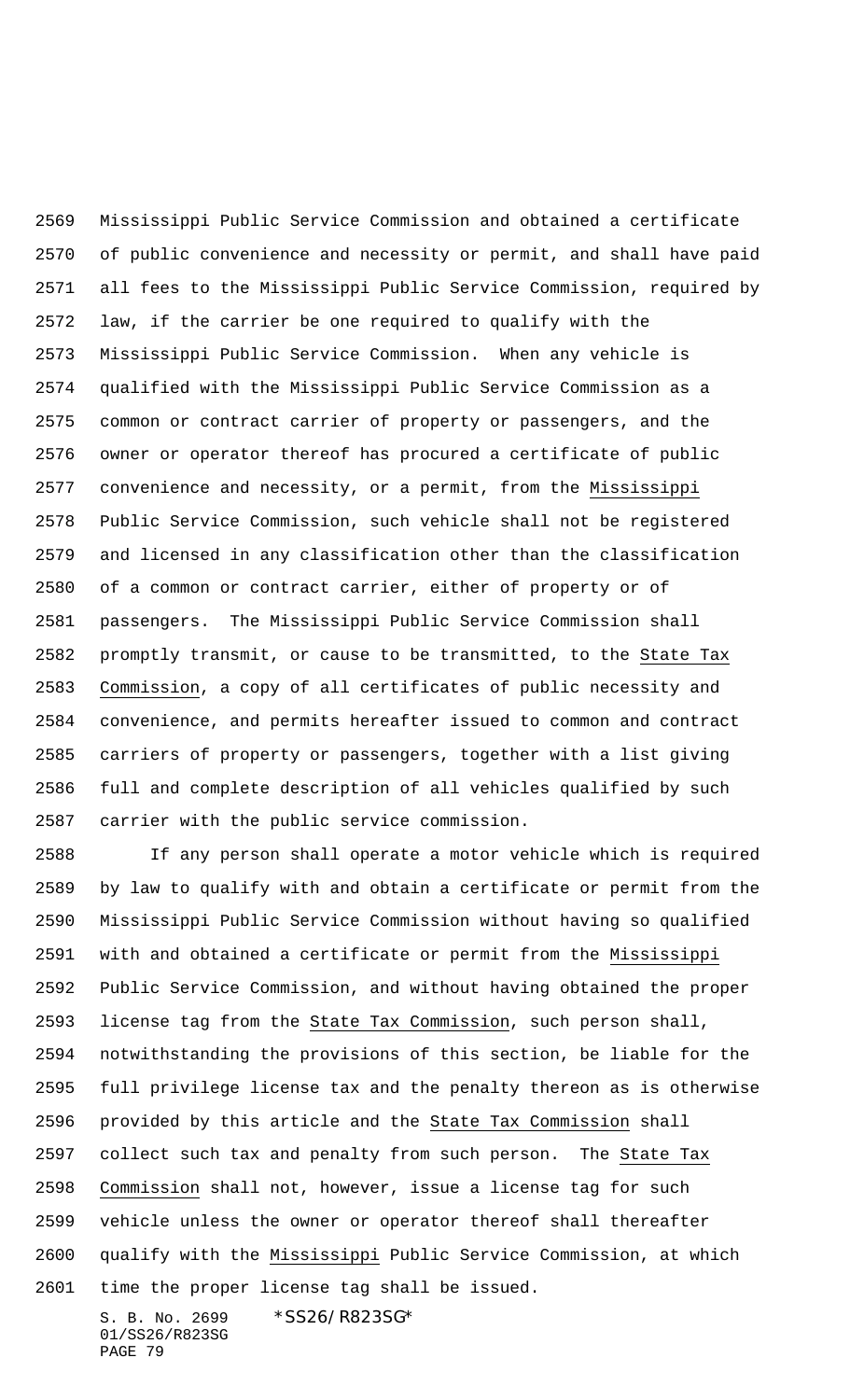Mississippi Public Service Commission and obtained a certificate of public convenience and necessity or permit, and shall have paid all fees to the Mississippi Public Service Commission, required by law, if the carrier be one required to qualify with the Mississippi Public Service Commission. When any vehicle is qualified with the Mississippi Public Service Commission as a common or contract carrier of property or passengers, and the owner or operator thereof has procured a certificate of public convenience and necessity, or a permit, from the Mississippi Public Service Commission, such vehicle shall not be registered and licensed in any classification other than the classification of a common or contract carrier, either of property or of passengers. The Mississippi Public Service Commission shall promptly transmit, or cause to be transmitted, to the State Tax Commission, a copy of all certificates of public necessity and convenience, and permits hereafter issued to common and contract carriers of property or passengers, together with a list giving full and complete description of all vehicles qualified by such carrier with the public service commission.

If any person shall operate a motor vehicle which is required by law to qualify with and obtain a certificate or permit from the Mississippi Public Service Commission without having so qualified with and obtained a certificate or permit from the Mississippi Public Service Commission, and without having obtained the proper license tag from the State Tax Commission, such person shall, notwithstanding the provisions of this section, be liable for the full privilege license tax and the penalty thereon as is otherwise provided by this article and the State Tax Commission shall collect such tax and penalty from such person. The State Tax Commission shall not, however, issue a license tag for such vehicle unless the owner or operator thereof shall thereafter qualify with the Mississippi Public Service Commission, at which time the proper license tag shall be issued.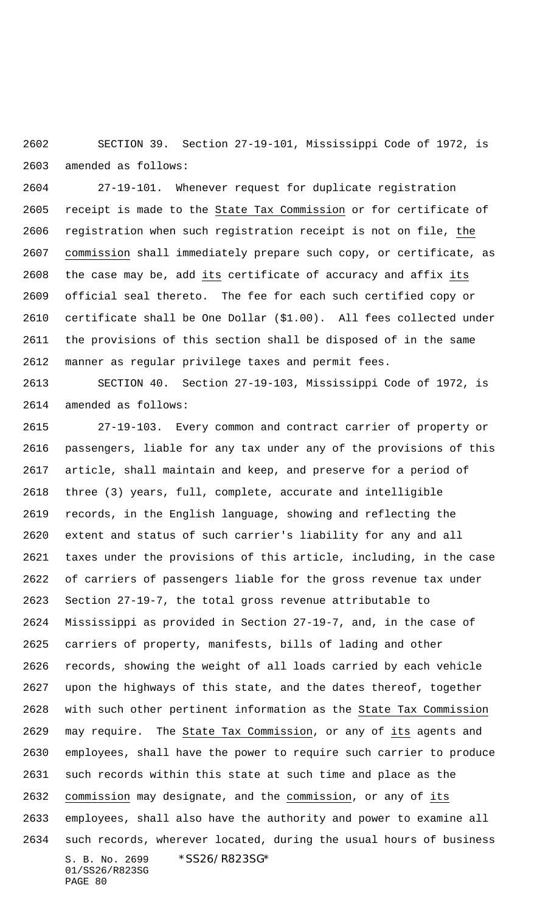SECTION 39. Section 27-19-101, Mississippi Code of 1972, is amended as follows:

27-19-101. Whenever request for duplicate registration receipt is made to the State Tax Commission or for certificate of registration when such registration receipt is not on file, the commission shall immediately prepare such copy, or certificate, as the case may be, add its certificate of accuracy and affix its official seal thereto. The fee for each such certified copy or certificate shall be One Dollar ($1.00). All fees collected under the provisions of this section shall be disposed of in the same manner as regular privilege taxes and permit fees.

SECTION 40. Section 27-19-103, Mississippi Code of 1972, is amended as follows:

27-19-103. Every common and contract carrier of property or passengers, liable for any tax under any of the provisions of this article, shall maintain and keep, and preserve for a period of three (3) years, full, complete, accurate and intelligible records, in the English language, showing and reflecting the extent and status of such carrier's liability for any and all taxes under the provisions of this article, including, in the case of carriers of passengers liable for the gross revenue tax under Section 27-19-7, the total gross revenue attributable to Mississippi as provided in Section 27-19-7, and, in the case of carriers of property, manifests, bills of lading and other records, showing the weight of all loads carried by each vehicle upon the highways of this state, and the dates thereof, together with such other pertinent information as the State Tax Commission may require. The State Tax Commission, or any of its agents and employees, shall have the power to require such carrier to produce such records within this state at such time and place as the commission may designate, and the commission, or any of its employees, shall also have the authority and power to examine all such records, wherever located, during the usual hours of business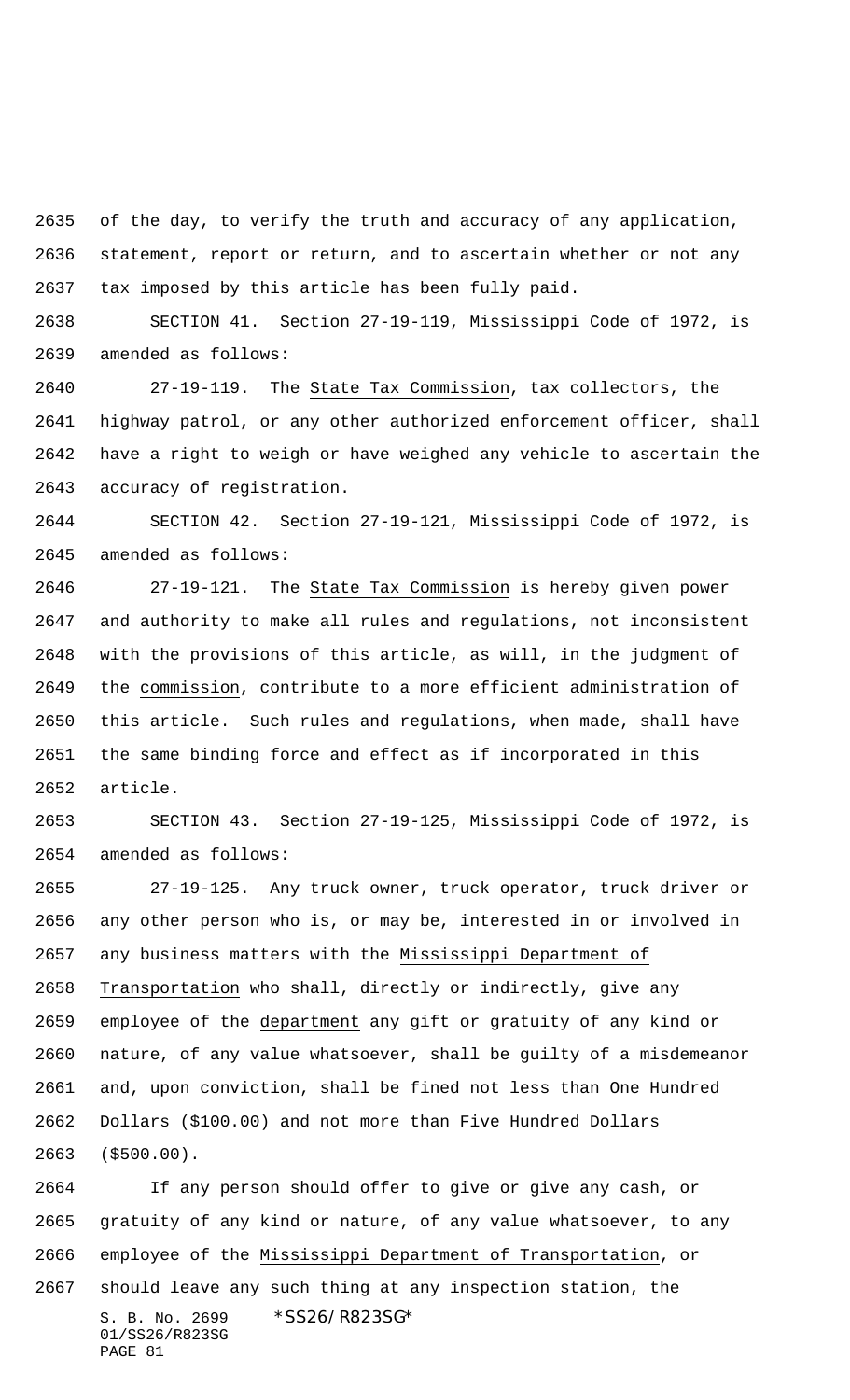of the day, to verify the truth and accuracy of any application, statement, report or return, and to ascertain whether or not any tax imposed by this article has been fully paid.

SECTION 41. Section 27-19-119, Mississippi Code of 1972, is amended as follows:

27-19-119. The State Tax Commission, tax collectors, the highway patrol, or any other authorized enforcement officer, shall have a right to weigh or have weighed any vehicle to ascertain the accuracy of registration.

SECTION 42. Section 27-19-121, Mississippi Code of 1972, is amended as follows:

27-19-121. The State Tax Commission is hereby given power and authority to make all rules and regulations, not inconsistent with the provisions of this article, as will, in the judgment of the commission, contribute to a more efficient administration of this article. Such rules and regulations, when made, shall have the same binding force and effect as if incorporated in this article.

SECTION 43. Section 27-19-125, Mississippi Code of 1972, is amended as follows:

27-19-125. Any truck owner, truck operator, truck driver or any other person who is, or may be, interested in or involved in any business matters with the Mississippi Department of Transportation who shall, directly or indirectly, give any employee of the department any gift or gratuity of any kind or nature, of any value whatsoever, shall be guilty of a misdemeanor and, upon conviction, shall be fined not less than One Hundred Dollars ($100.00) and not more than Five Hundred Dollars ($500.00).

If any person should offer to give or give any cash, or gratuity of any kind or nature, of any value whatsoever, to any employee of the Mississippi Department of Transportation, or should leave any such thing at any inspection station, the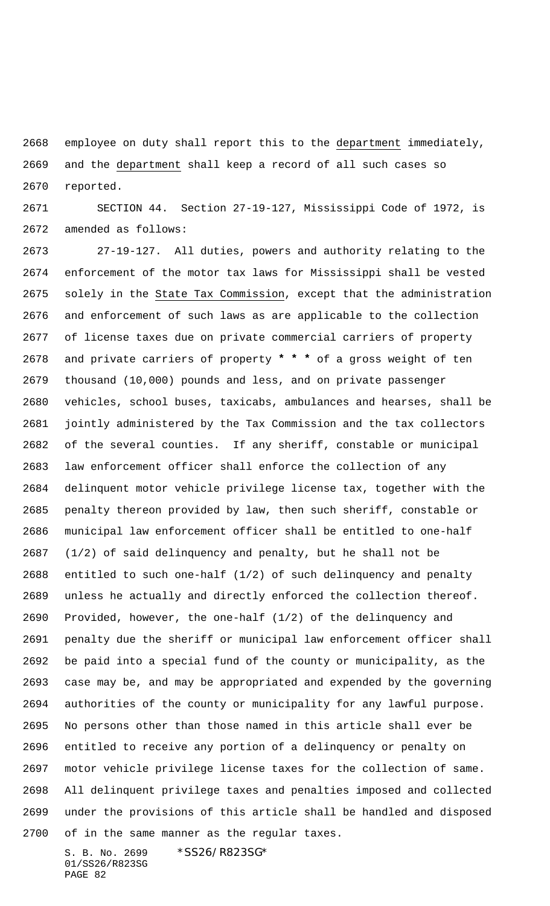employee on duty shall report this to the department immediately, and the department shall keep a record of all such cases so reported.

SECTION 44. Section 27-19-127, Mississippi Code of 1972, is amended as follows:

27-19-127. All duties, powers and authority relating to the enforcement of the motor tax laws for Mississippi shall be vested solely in the State Tax Commission, except that the administration and enforcement of such laws as are applicable to the collection of license taxes due on private commercial carriers of property and private carriers of property *** of a gross weight of ten thousand (10,000) pounds and less, and on private passenger vehicles, school buses, taxicabs, ambulances and hearses, shall be jointly administered by the Tax Commission and the tax collectors of the several counties. If any sheriff, constable or municipal law enforcement officer shall enforce the collection of any delinquent motor vehicle privilege license tax, together with the penalty thereon provided by law, then such sheriff, constable or municipal law enforcement officer shall be entitled to one-half (1/2) of said delinquency and penalty, but he shall not be entitled to such one-half (1/2) of such delinquency and penalty unless he actually and directly enforced the collection thereof. Provided, however, the one-half (1/2) of the delinquency and penalty due the sheriff or municipal law enforcement officer shall be paid into a special fund of the county or municipality, as the case may be, and may be appropriated and expended by the governing authorities of the county or municipality for any lawful purpose. No persons other than those named in this article shall ever be entitled to receive any portion of a delinquency or penalty on motor vehicle privilege license taxes for the collection of same. All delinquent privilege taxes and penalties imposed and collected under the provisions of this article shall be handled and disposed of in the same manner as the regular taxes.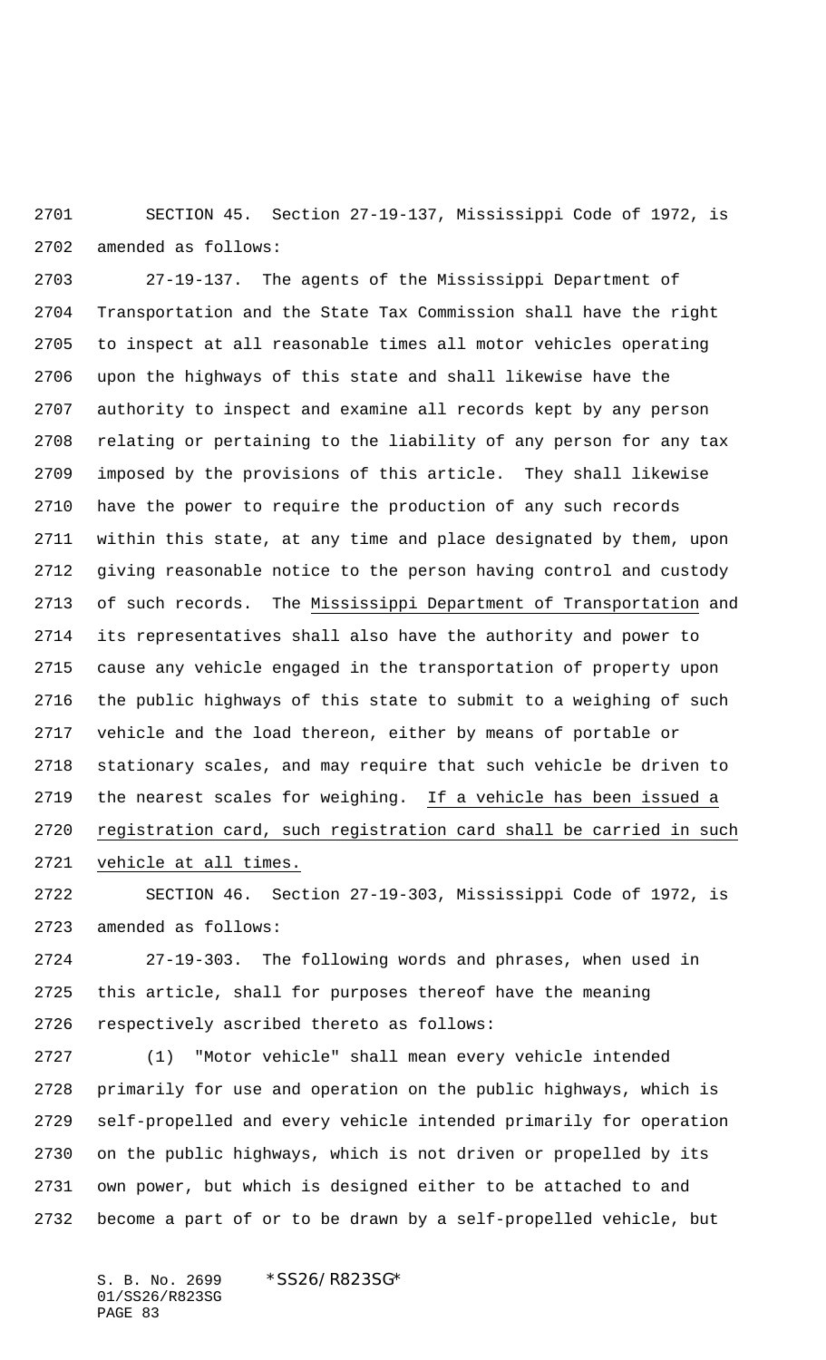SECTION 45. Section 27-19-137, Mississippi Code of 1972, is amended as follows:

27-19-137. The agents of the Mississippi Department of Transportation and the State Tax Commission shall have the right to inspect at all reasonable times all motor vehicles operating upon the highways of this state and shall likewise have the authority to inspect and examine all records kept by any person relating or pertaining to the liability of any person for any tax imposed by the provisions of this article. They shall likewise have the power to require the production of any such records within this state, at any time and place designated by them, upon giving reasonable notice to the person having control and custody of such records. The Mississippi Department of Transportation and its representatives shall also have the authority and power to cause any vehicle engaged in the transportation of property upon the public highways of this state to submit to a weighing of such vehicle and the load thereon, either by means of portable or stationary scales, and may require that such vehicle be driven to the nearest scales for weighing. If a vehicle has been issued a registration card, such registration card shall be carried in such vehicle at all times.

SECTION 46. Section 27-19-303, Mississippi Code of 1972, is amended as follows:

27-19-303. The following words and phrases, when used in this article, shall for purposes thereof have the meaning respectively ascribed thereto as follows:

(1) "Motor vehicle" shall mean every vehicle intended primarily for use and operation on the public highways, which is self-propelled and every vehicle intended primarily for operation on the public highways, which is not driven or propelled by its own power, but which is designed either to be attached to and become a part of or to be drawn by a self-propelled vehicle, but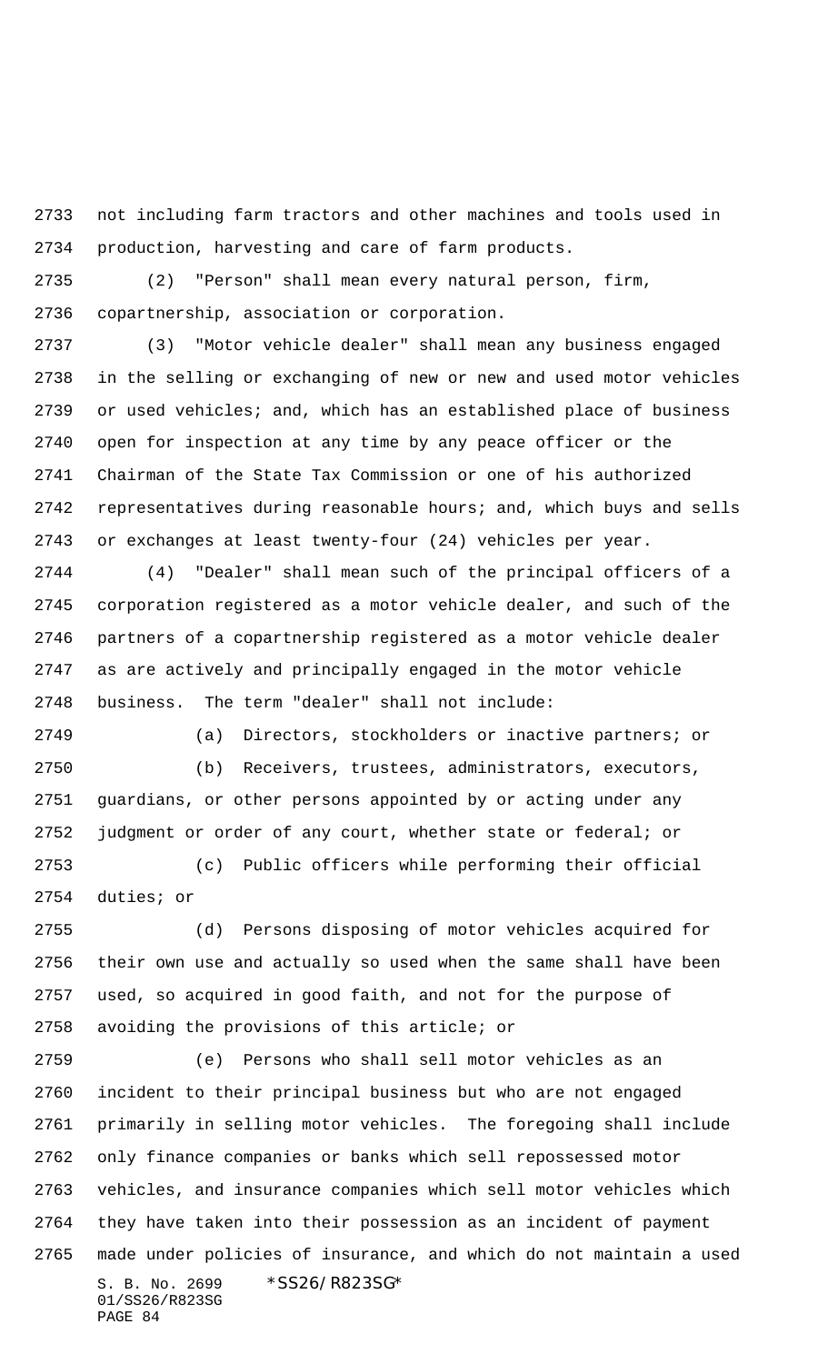not including farm tractors and other machines and tools used in production, harvesting and care of farm products.

(2) "Person" shall mean every natural person, firm, copartnership, association or corporation.

(3) "Motor vehicle dealer" shall mean any business engaged in the selling or exchanging of new or new and used motor vehicles or used vehicles; and, which has an established place of business open for inspection at any time by any peace officer or the Chairman of the State Tax Commission or one of his authorized representatives during reasonable hours; and, which buys and sells or exchanges at least twenty-four (24) vehicles per year.

(4) "Dealer" shall mean such of the principal officers of a corporation registered as a motor vehicle dealer, and such of the partners of a copartnership registered as a motor vehicle dealer as are actively and principally engaged in the motor vehicle business. The term "dealer" shall not include:

(a) Directors, stockholders or inactive partners; or

(b) Receivers, trustees, administrators, executors, guardians, or other persons appointed by or acting under any judgment or order of any court, whether state or federal; or

(c) Public officers while performing their official duties; or

(d) Persons disposing of motor vehicles acquired for their own use and actually so used when the same shall have been used, so acquired in good faith, and not for the purpose of avoiding the provisions of this article; or

(e) Persons who shall sell motor vehicles as an incident to their principal business but who are not engaged primarily in selling motor vehicles. The foregoing shall include only finance companies or banks which sell repossessed motor vehicles, and insurance companies which sell motor vehicles which they have taken into their possession as an incident of payment made under policies of insurance, and which do not maintain a used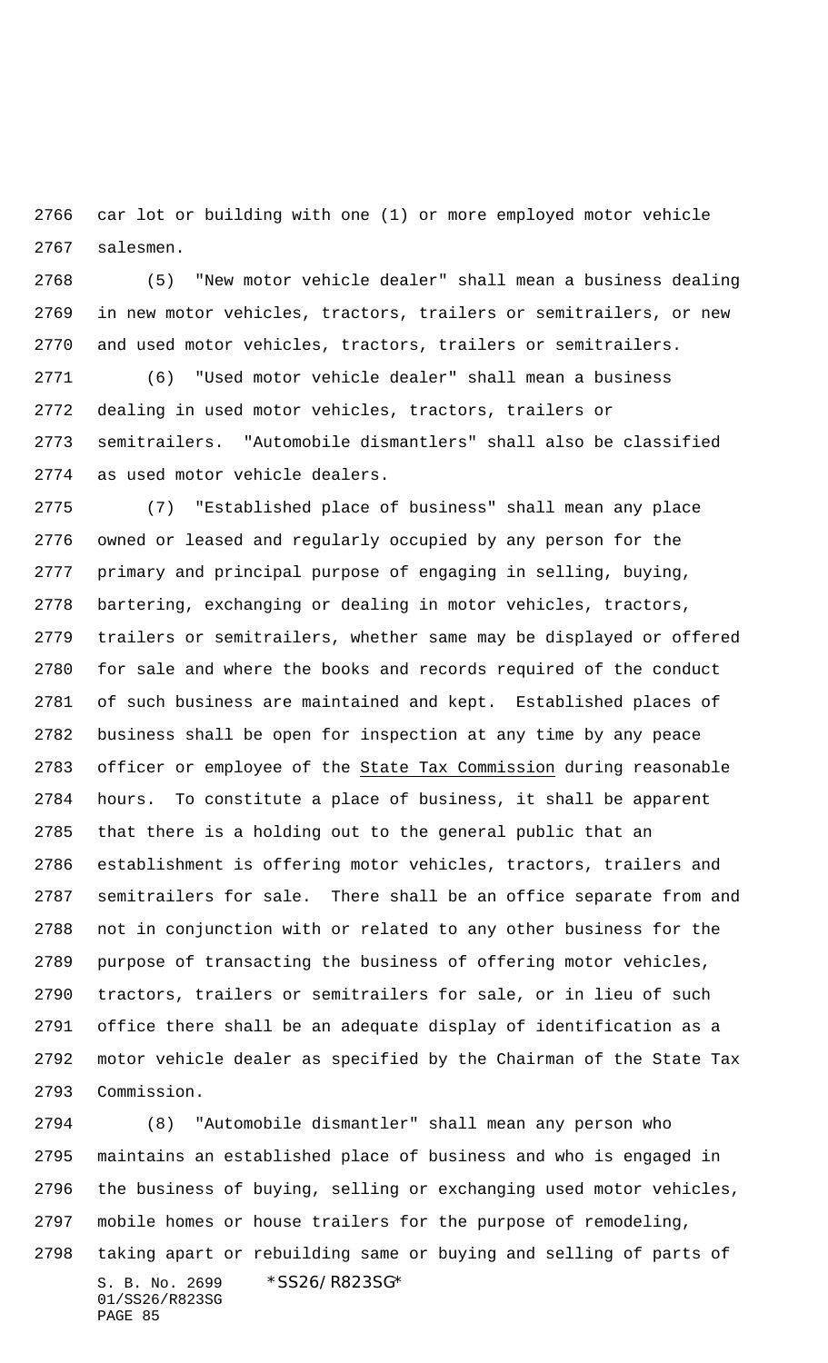car lot or building with one (1) or more employed motor vehicle salesmen.

(5) "New motor vehicle dealer" shall mean a business dealing in new motor vehicles, tractors, trailers or semitrailers, or new and used motor vehicles, tractors, trailers or semitrailers.

(6) "Used motor vehicle dealer" shall mean a business dealing in used motor vehicles, tractors, trailers or semitrailers. "Automobile dismantlers" shall also be classified as used motor vehicle dealers.

(7) "Established place of business" shall mean any place owned or leased and regularly occupied by any person for the primary and principal purpose of engaging in selling, buying, bartering, exchanging or dealing in motor vehicles, tractors, trailers or semitrailers, whether same may be displayed or offered for sale and where the books and records required of the conduct of such business are maintained and kept. Established places of business shall be open for inspection at any time by any peace officer or employee of the State Tax Commission during reasonable hours. To constitute a place of business, it shall be apparent that there is a holding out to the general public that an establishment is offering motor vehicles, tractors, trailers and semitrailers for sale. There shall be an office separate from and not in conjunction with or related to any other business for the purpose of transacting the business of offering motor vehicles, tractors, trailers or semitrailers for sale, or in lieu of such office there shall be an adequate display of identification as a motor vehicle dealer as specified by the Chairman of the State Tax Commission.

(8) "Automobile dismantler" shall mean any person who maintains an established place of business and who is engaged in the business of buying, selling or exchanging used motor vehicles, mobile homes or house trailers for the purpose of remodeling, taking apart or rebuilding same or buying and selling of parts of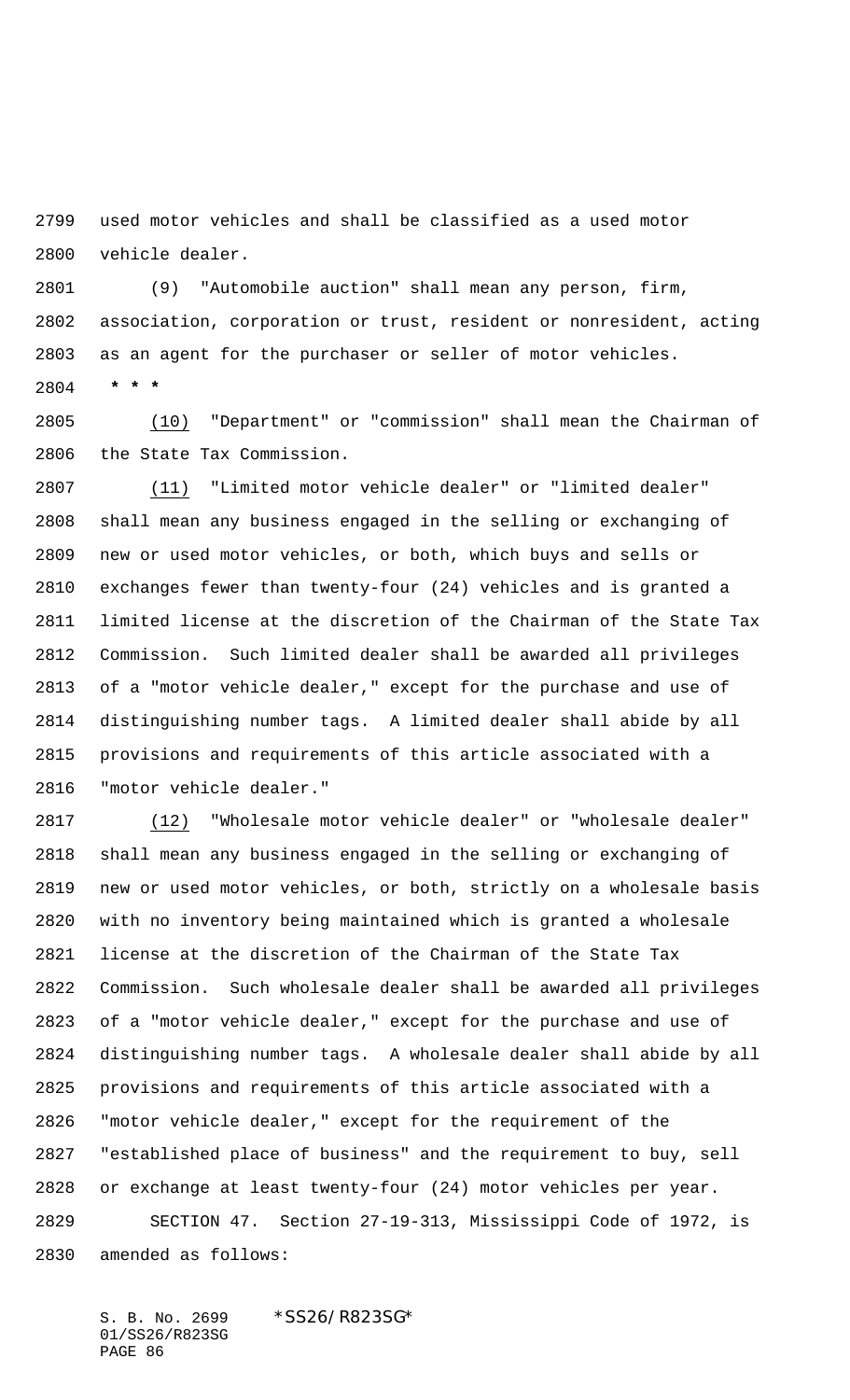used motor vehicles and shall be classified as a used motor vehicle dealer.

(9) "Automobile auction" shall mean any person, firm, association, corporation or trust, resident or nonresident, acting as an agent for the purchaser or seller of motor vehicles.

* * *

(10) "Department" or "commission" shall mean the Chairman of the State Tax Commission.

(11) "Limited motor vehicle dealer" or "limited dealer" shall mean any business engaged in the selling or exchanging of new or used motor vehicles, or both, which buys and sells or exchanges fewer than twenty-four (24) vehicles and is granted a limited license at the discretion of the Chairman of the State Tax Commission. Such limited dealer shall be awarded all privileges of a "motor vehicle dealer," except for the purchase and use of distinguishing number tags. A limited dealer shall abide by all provisions and requirements of this article associated with a "motor vehicle dealer."

(12) "Wholesale motor vehicle dealer" or "wholesale dealer" shall mean any business engaged in the selling or exchanging of new or used motor vehicles, or both, strictly on a wholesale basis with no inventory being maintained which is granted a wholesale license at the discretion of the Chairman of the State Tax Commission. Such wholesale dealer shall be awarded all privileges of a "motor vehicle dealer," except for the purchase and use of distinguishing number tags. A wholesale dealer shall abide by all provisions and requirements of this article associated with a "motor vehicle dealer," except for the requirement of the "established place of business" and the requirement to buy, sell or exchange at least twenty-four (24) motor vehicles per year.

SECTION 47. Section 27-19-313, Mississippi Code of 1972, is amended as follows: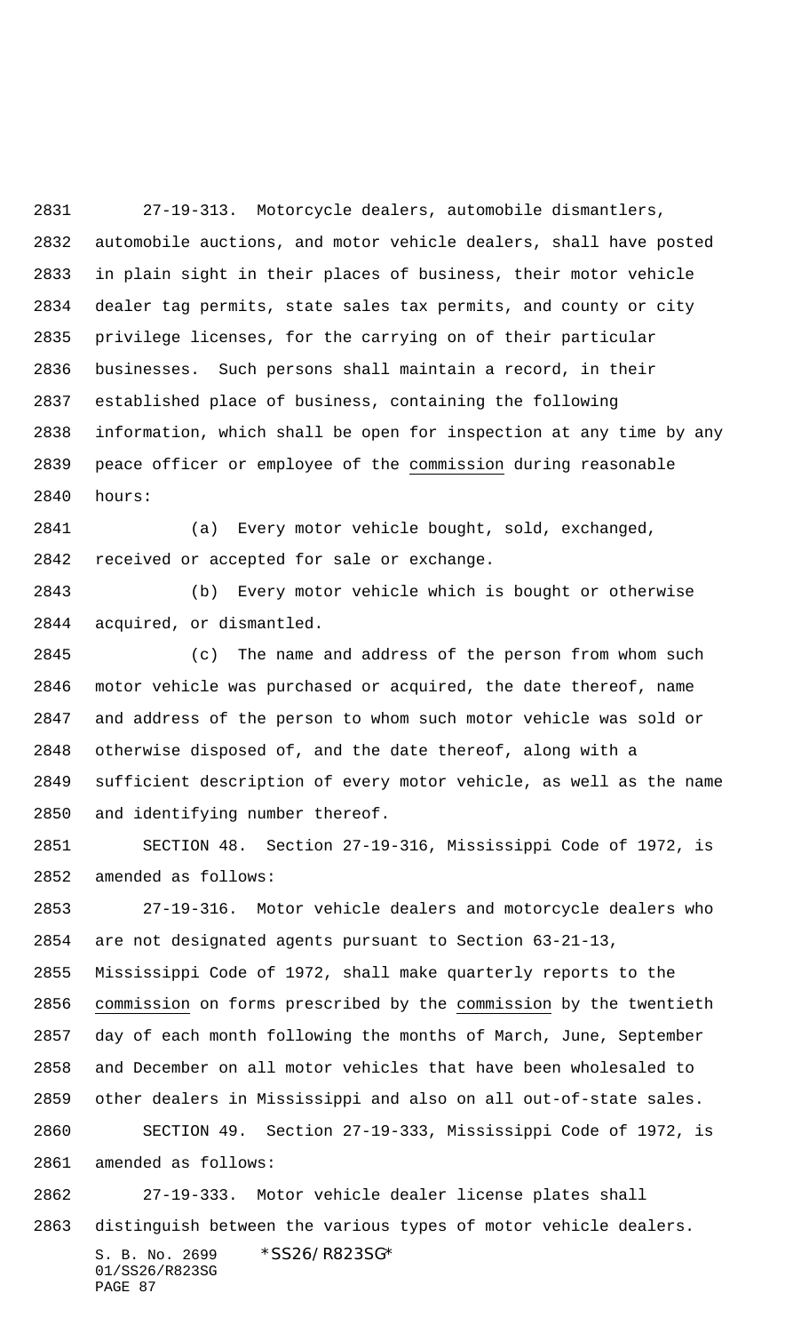27-19-313. Motorcycle dealers, automobile dismantlers, automobile auctions, and motor vehicle dealers, shall have posted in plain sight in their places of business, their motor vehicle dealer tag permits, state sales tax permits, and county or city privilege licenses, for the carrying on of their particular businesses. Such persons shall maintain a record, in their established place of business, containing the following information, which shall be open for inspection at any time by any peace officer or employee of the commission during reasonable hours:

(a) Every motor vehicle bought, sold, exchanged, received or accepted for sale or exchange.

(b) Every motor vehicle which is bought or otherwise acquired, or dismantled.

(c) The name and address of the person from whom such motor vehicle was purchased or acquired, the date thereof, name and address of the person to whom such motor vehicle was sold or otherwise disposed of, and the date thereof, along with a sufficient description of every motor vehicle, as well as the name and identifying number thereof.

SECTION 48. Section 27-19-316, Mississippi Code of 1972, is amended as follows:

27-19-316. Motor vehicle dealers and motorcycle dealers who are not designated agents pursuant to Section 63-21-13, Mississippi Code of 1972, shall make quarterly reports to the commission on forms prescribed by the commission by the twentieth day of each month following the months of March, June, September and December on all motor vehicles that have been wholesaled to other dealers in Mississippi and also on all out-of-state sales.

SECTION 49. Section 27-19-333, Mississippi Code of 1972, is amended as follows:

27-19-333. Motor vehicle dealer license plates shall distinguish between the various types of motor vehicle dealers.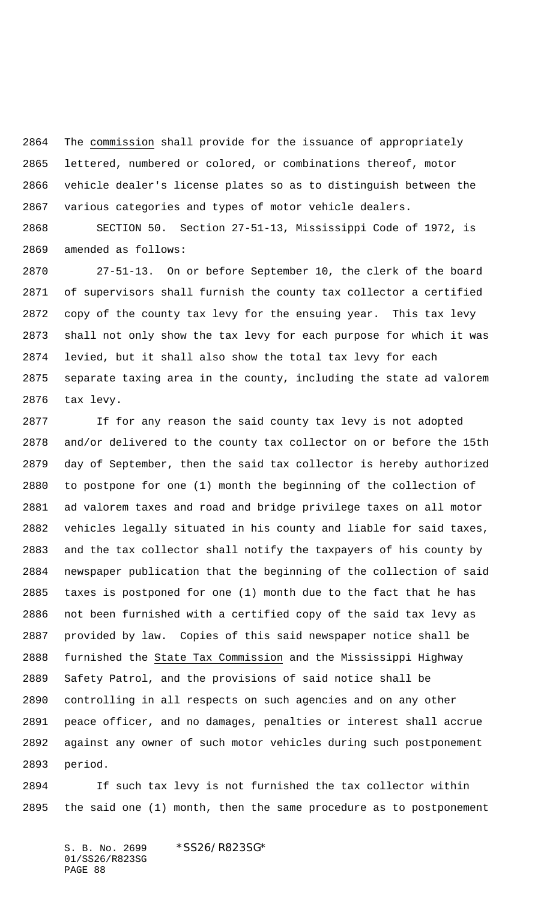The commission shall provide for the issuance of appropriately lettered, numbered or colored, or combinations thereof, motor vehicle dealer's license plates so as to distinguish between the various categories and types of motor vehicle dealers.

SECTION 50. Section 27-51-13, Mississippi Code of 1972, is amended as follows:

27-51-13. On or before September 10, the clerk of the board of supervisors shall furnish the county tax collector a certified copy of the county tax levy for the ensuing year. This tax levy shall not only show the tax levy for each purpose for which it was levied, but it shall also show the total tax levy for each separate taxing area in the county, including the state ad valorem tax levy.

If for any reason the said county tax levy is not adopted and/or delivered to the county tax collector on or before the 15th day of September, then the said tax collector is hereby authorized to postpone for one (1) month the beginning of the collection of ad valorem taxes and road and bridge privilege taxes on all motor vehicles legally situated in his county and liable for said taxes, and the tax collector shall notify the taxpayers of his county by newspaper publication that the beginning of the collection of said taxes is postponed for one (1) month due to the fact that he has not been furnished with a certified copy of the said tax levy as provided by law. Copies of this said newspaper notice shall be furnished the State Tax Commission and the Mississippi Highway Safety Patrol, and the provisions of said notice shall be controlling in all respects on such agencies and on any other peace officer, and no damages, penalties or interest shall accrue against any owner of such motor vehicles during such postponement period.

If such tax levy is not furnished the tax collector within the said one (1) month, then the same procedure as to postponement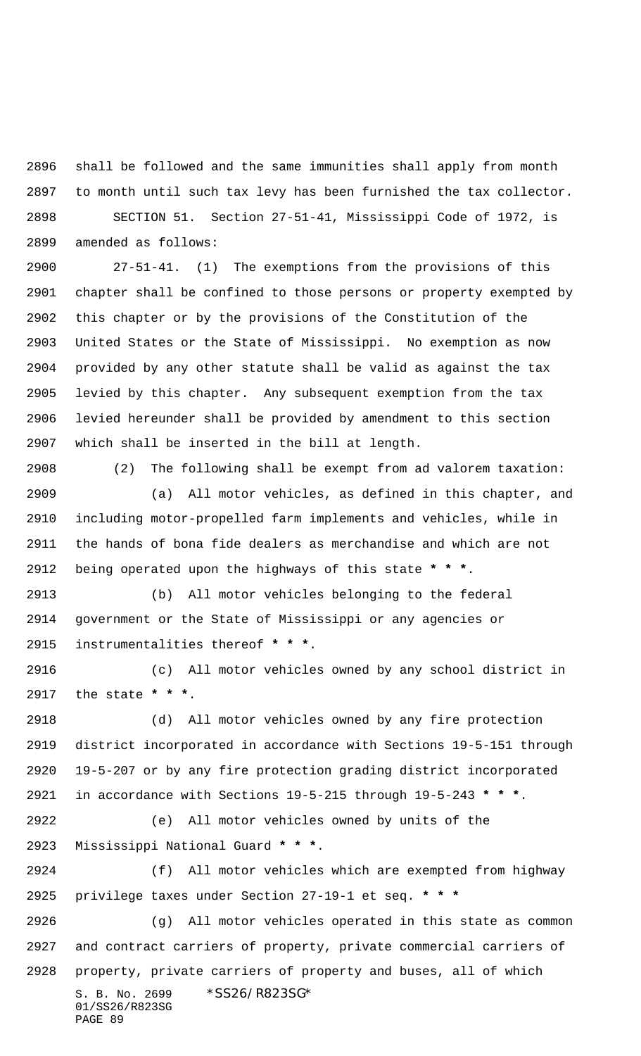shall be followed and the same immunities shall apply from month to month until such tax levy has been furnished the tax collector.

SECTION 51. Section 27-51-41, Mississippi Code of 1972, is amended as follows:

27-51-41. (1) The exemptions from the provisions of this chapter shall be confined to those persons or property exempted by this chapter or by the provisions of the Constitution of the United States or the State of Mississippi. No exemption as now provided by any other statute shall be valid as against the tax levied by this chapter. Any subsequent exemption from the tax levied hereunder shall be provided by amendment to this section which shall be inserted in the bill at length.

(2) The following shall be exempt from ad valorem taxation:

(a) All motor vehicles, as defined in this chapter, and including motor-propelled farm implements and vehicles, while in the hands of bona fide dealers as merchandise and which are not being operated upon the highways of this state **\* \* \***.

(b) All motor vehicles belonging to the federal government or the State of Mississippi or any agencies or instrumentalities thereof **\* \* \***.

(c) All motor vehicles owned by any school district in the state **\* \* \***.

(d) All motor vehicles owned by any fire protection district incorporated in accordance with Sections 19-5-151 through 19-5-207 or by any fire protection grading district incorporated in accordance with Sections 19-5-215 through 19-5-243 **\* \* \***.

(e) All motor vehicles owned by units of the Mississippi National Guard **\* \* \***.

(f) All motor vehicles which are exempted from highway privilege taxes under Section 27-19-1 et seq. **\* \* \***

(g) All motor vehicles operated in this state as common and contract carriers of property, private commercial carriers of property, private carriers of property and buses, all of which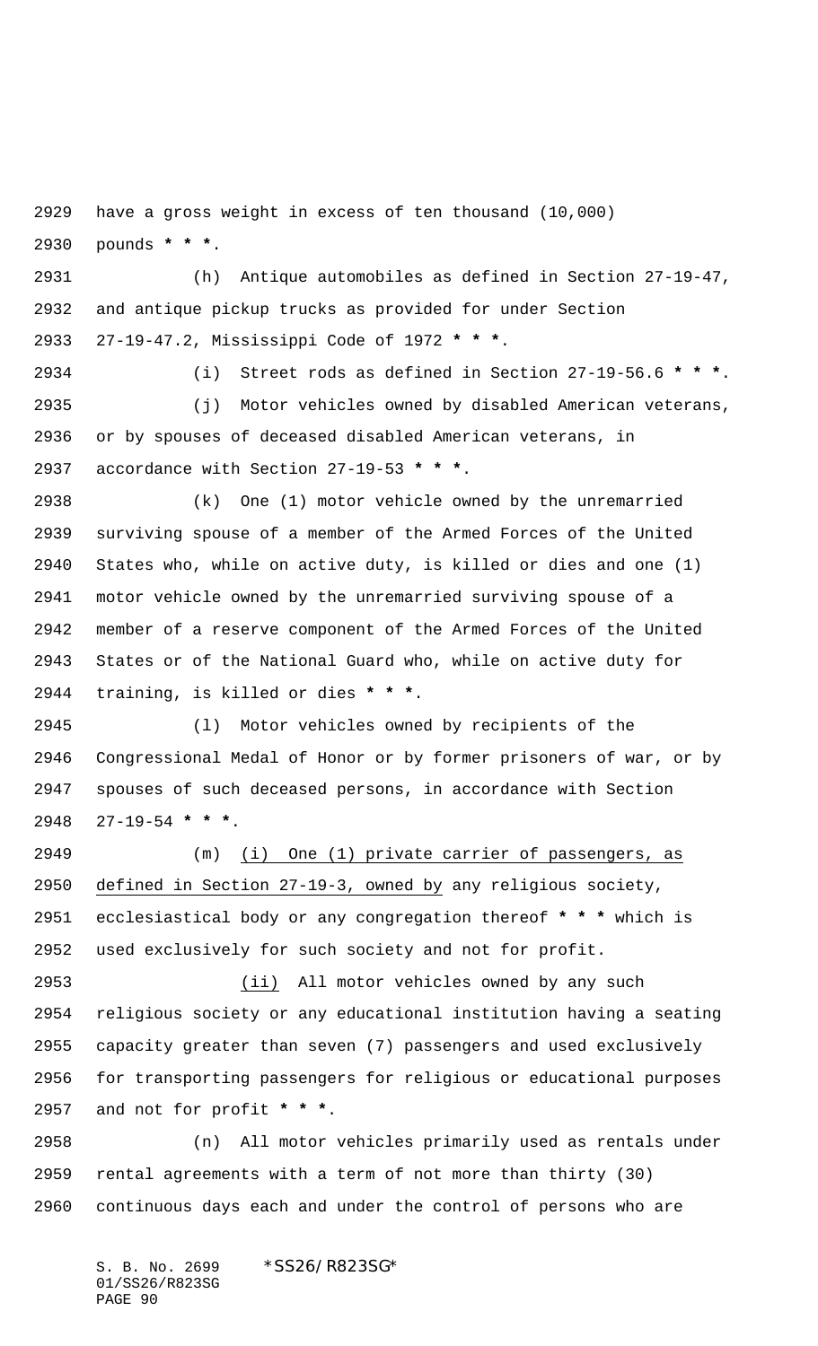have a gross weight in excess of ten thousand (10,000) pounds * * *.

(h) Antique automobiles as defined in Section 27-19-47, and antique pickup trucks as provided for under Section 27-19-47.2, Mississippi Code of 1972 * * *.

(i) Street rods as defined in Section 27-19-56.6 * * *.

(j) Motor vehicles owned by disabled American veterans, or by spouses of deceased disabled American veterans, in accordance with Section 27-19-53 * * *.

(k) One (1) motor vehicle owned by the unremarried surviving spouse of a member of the Armed Forces of the United States who, while on active duty, is killed or dies and one (1) motor vehicle owned by the unremarried surviving spouse of a member of a reserve component of the Armed Forces of the United States or of the National Guard who, while on active duty for training, is killed or dies * * *.

(l) Motor vehicles owned by recipients of the Congressional Medal of Honor or by former prisoners of war, or by spouses of such deceased persons, in accordance with Section 27-19-54 * * *.

(m) <u>(i) One (1) private carrier of passengers, as defined in Section 27-19-3, owned by</u> any religious society, ecclesiastical body or any congregation thereof * * * which is used exclusively for such society and not for profit.

<u>(ii)</u> All motor vehicles owned by any such religious society or any educational institution having a seating capacity greater than seven (7) passengers and used exclusively for transporting passengers for religious or educational purposes and not for profit * * *.

(n) All motor vehicles primarily used as rentals under rental agreements with a term of not more than thirty (30) continuous days each and under the control of persons who are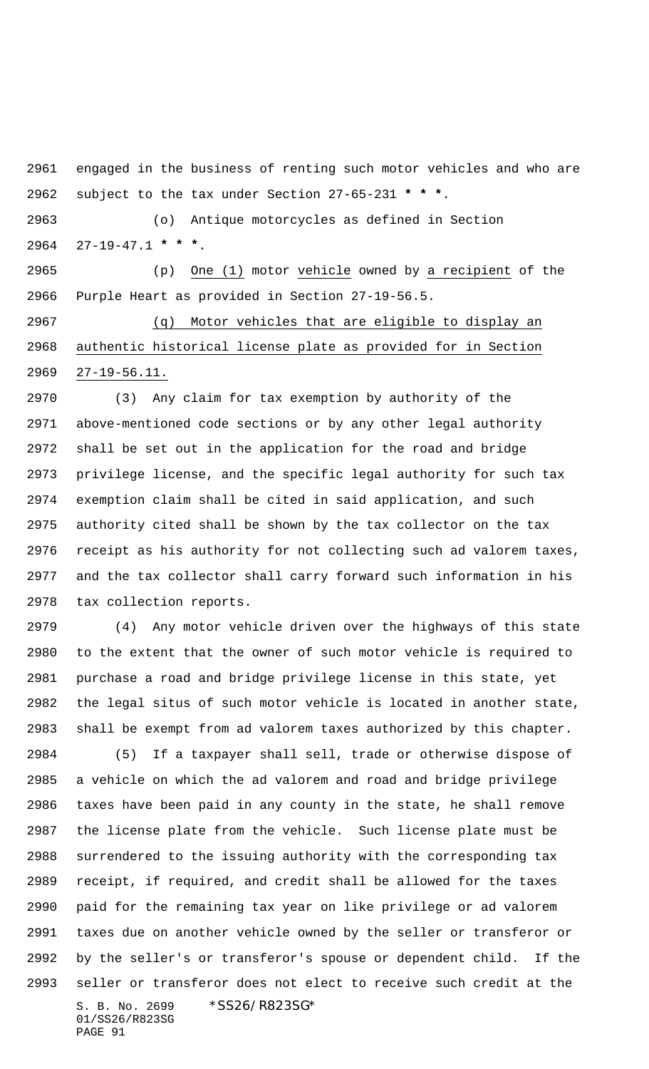engaged in the business of renting such motor vehicles and who are subject to the tax under Section 27-65-231 * * *.

(o) Antique motorcycles as defined in Section 27-19-47.1 * * *.

(p) One (1) motor vehicle owned by a recipient of the Purple Heart as provided in Section 27-19-56.5.

(q) Motor vehicles that are eligible to display an authentic historical license plate as provided for in Section 27-19-56.11.

(3) Any claim for tax exemption by authority of the above-mentioned code sections or by any other legal authority shall be set out in the application for the road and bridge privilege license, and the specific legal authority for such tax exemption claim shall be cited in said application, and such authority cited shall be shown by the tax collector on the tax receipt as his authority for not collecting such ad valorem taxes, and the tax collector shall carry forward such information in his tax collection reports.

(4) Any motor vehicle driven over the highways of this state to the extent that the owner of such motor vehicle is required to purchase a road and bridge privilege license in this state, yet the legal situs of such motor vehicle is located in another state, shall be exempt from ad valorem taxes authorized by this chapter.

(5) If a taxpayer shall sell, trade or otherwise dispose of a vehicle on which the ad valorem and road and bridge privilege taxes have been paid in any county in the state, he shall remove the license plate from the vehicle. Such license plate must be surrendered to the issuing authority with the corresponding tax receipt, if required, and credit shall be allowed for the taxes paid for the remaining tax year on like privilege or ad valorem taxes due on another vehicle owned by the seller or transferor or by the seller's or transferor's spouse or dependent child. If the seller or transferor does not elect to receive such credit at the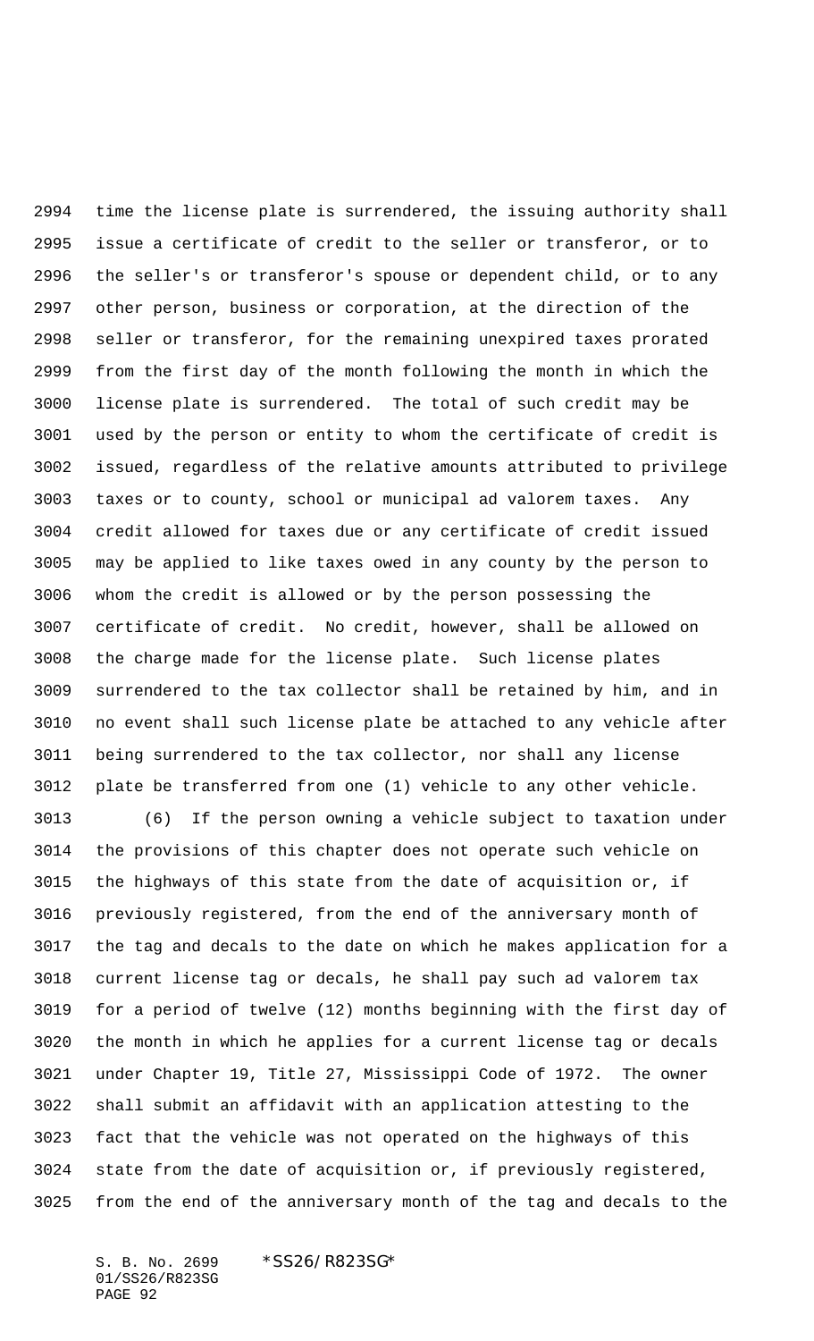time the license plate is surrendered, the issuing authority shall issue a certificate of credit to the seller or transferor, or to the seller's or transferor's spouse or dependent child, or to any other person, business or corporation, at the direction of the seller or transferor, for the remaining unexpired taxes prorated from the first day of the month following the month in which the license plate is surrendered. The total of such credit may be used by the person or entity to whom the certificate of credit is issued, regardless of the relative amounts attributed to privilege taxes or to county, school or municipal ad valorem taxes. Any credit allowed for taxes due or any certificate of credit issued may be applied to like taxes owed in any county by the person to whom the credit is allowed or by the person possessing the certificate of credit. No credit, however, shall be allowed on the charge made for the license plate. Such license plates surrendered to the tax collector shall be retained by him, and in no event shall such license plate be attached to any vehicle after being surrendered to the tax collector, nor shall any license plate be transferred from one (1) vehicle to any other vehicle.

(6) If the person owning a vehicle subject to taxation under the provisions of this chapter does not operate such vehicle on the highways of this state from the date of acquisition or, if previously registered, from the end of the anniversary month of the tag and decals to the date on which he makes application for a current license tag or decals, he shall pay such ad valorem tax for a period of twelve (12) months beginning with the first day of the month in which he applies for a current license tag or decals under Chapter 19, Title 27, Mississippi Code of 1972. The owner shall submit an affidavit with an application attesting to the fact that the vehicle was not operated on the highways of this state from the date of acquisition or, if previously registered, from the end of the anniversary month of the tag and decals to the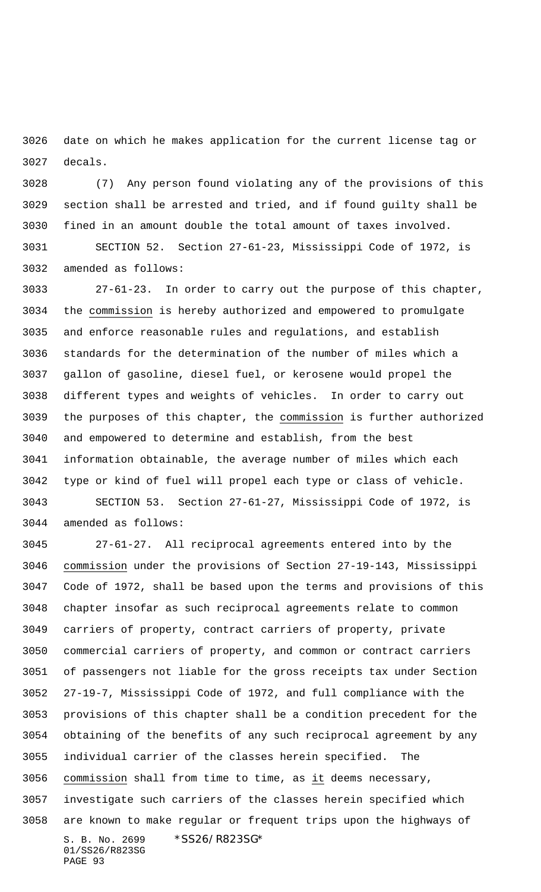date on which he makes application for the current license tag or decals.

(7) Any person found violating any of the provisions of this section shall be arrested and tried, and if found guilty shall be fined in an amount double the total amount of taxes involved.

SECTION 52. Section 27-61-23, Mississippi Code of 1972, is amended as follows:

27-61-23. In order to carry out the purpose of this chapter, the commission is hereby authorized and empowered to promulgate and enforce reasonable rules and regulations, and establish standards for the determination of the number of miles which a gallon of gasoline, diesel fuel, or kerosene would propel the different types and weights of vehicles. In order to carry out the purposes of this chapter, the commission is further authorized and empowered to determine and establish, from the best information obtainable, the average number of miles which each type or kind of fuel will propel each type or class of vehicle.

SECTION 53. Section 27-61-27, Mississippi Code of 1972, is amended as follows:

27-61-27. All reciprocal agreements entered into by the commission under the provisions of Section 27-19-143, Mississippi Code of 1972, shall be based upon the terms and provisions of this chapter insofar as such reciprocal agreements relate to common carriers of property, contract carriers of property, private commercial carriers of property, and common or contract carriers of passengers not liable for the gross receipts tax under Section 27-19-7, Mississippi Code of 1972, and full compliance with the provisions of this chapter shall be a condition precedent for the obtaining of the benefits of any such reciprocal agreement by any individual carrier of the classes herein specified. The commission shall from time to time, as it deems necessary, investigate such carriers of the classes herein specified which are known to make regular or frequent trips upon the highways of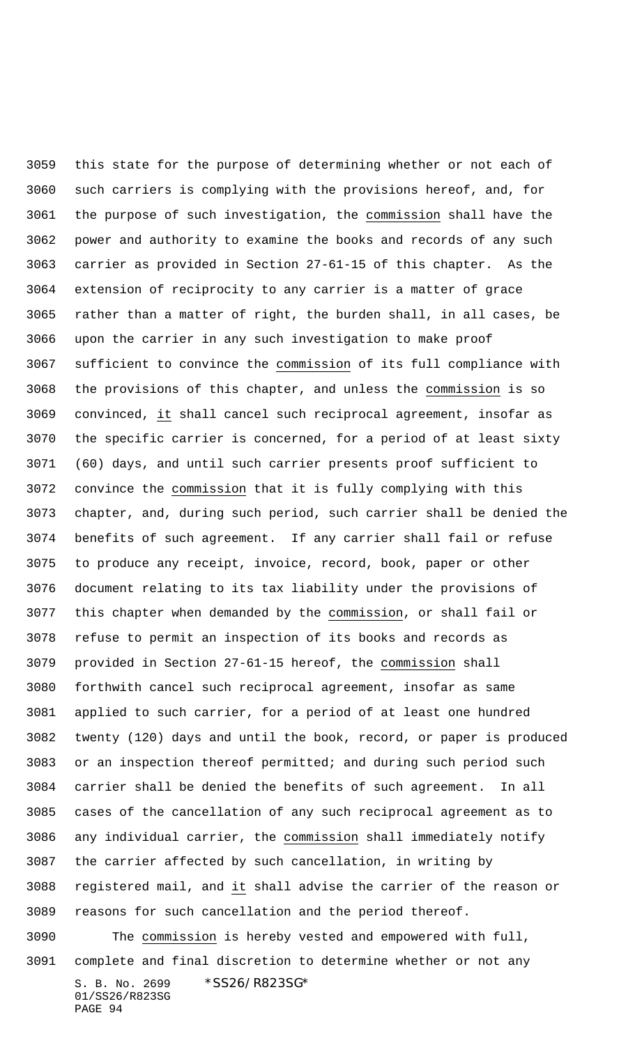this state for the purpose of determining whether or not each of such carriers is complying with the provisions hereof, and, for the purpose of such investigation, the commission shall have the power and authority to examine the books and records of any such carrier as provided in Section 27-61-15 of this chapter. As the extension of reciprocity to any carrier is a matter of grace rather than a matter of right, the burden shall, in all cases, be upon the carrier in any such investigation to make proof sufficient to convince the commission of its full compliance with the provisions of this chapter, and unless the commission is so convinced, it shall cancel such reciprocal agreement, insofar as the specific carrier is concerned, for a period of at least sixty (60) days, and until such carrier presents proof sufficient to convince the commission that it is fully complying with this chapter, and, during such period, such carrier shall be denied the benefits of such agreement. If any carrier shall fail or refuse to produce any receipt, invoice, record, book, paper or other document relating to its tax liability under the provisions of this chapter when demanded by the commission, or shall fail or refuse to permit an inspection of its books and records as provided in Section 27-61-15 hereof, the commission shall forthwith cancel such reciprocal agreement, insofar as same applied to such carrier, for a period of at least one hundred twenty (120) days and until the book, record, or paper is produced or an inspection thereof permitted; and during such period such carrier shall be denied the benefits of such agreement. In all cases of the cancellation of any such reciprocal agreement as to any individual carrier, the commission shall immediately notify the carrier affected by such cancellation, in writing by registered mail, and it shall advise the carrier of the reason or reasons for such cancellation and the period thereof.

The commission is hereby vested and empowered with full, complete and final discretion to determine whether or not any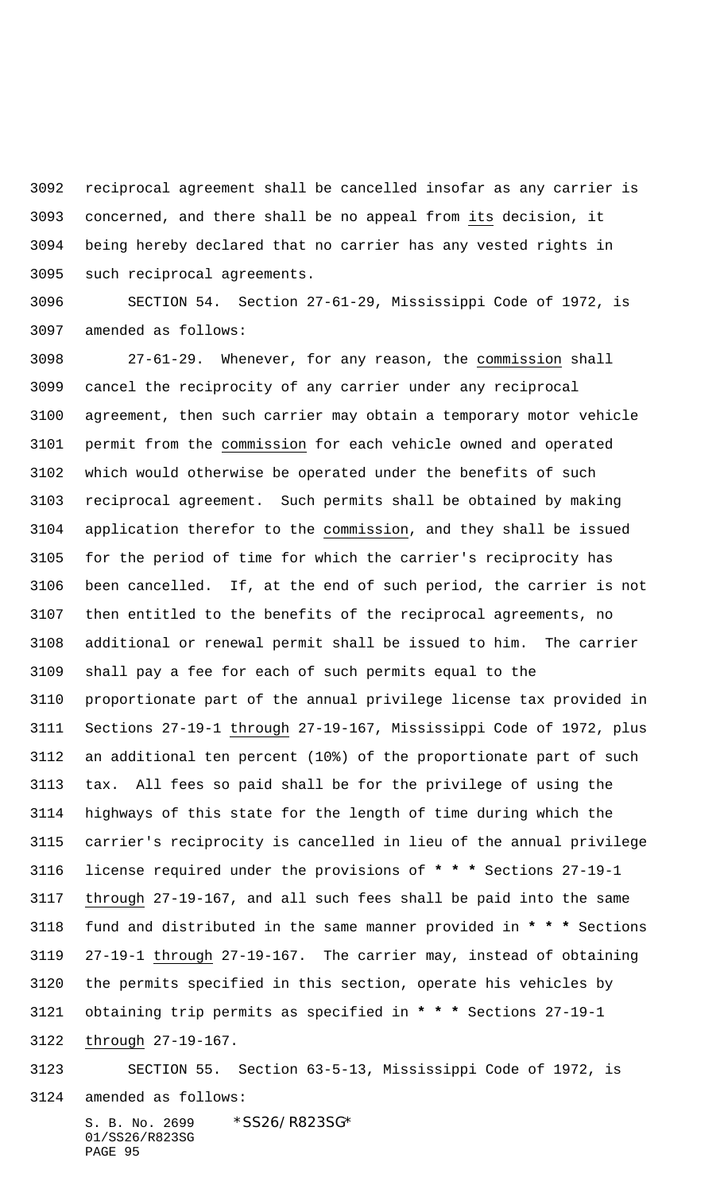reciprocal agreement shall be cancelled insofar as any carrier is concerned, and there shall be no appeal from its decision, it being hereby declared that no carrier has any vested rights in such reciprocal agreements.

SECTION 54. Section 27-61-29, Mississippi Code of 1972, is amended as follows:

27-61-29. Whenever, for any reason, the commission shall cancel the reciprocity of any carrier under any reciprocal agreement, then such carrier may obtain a temporary motor vehicle permit from the commission for each vehicle owned and operated which would otherwise be operated under the benefits of such reciprocal agreement. Such permits shall be obtained by making application therefor to the commission, and they shall be issued for the period of time for which the carrier's reciprocity has been cancelled. If, at the end of such period, the carrier is not then entitled to the benefits of the reciprocal agreements, no additional or renewal permit shall be issued to him. The carrier shall pay a fee for each of such permits equal to the proportionate part of the annual privilege license tax provided in Sections 27-19-1 through 27-19-167, Mississippi Code of 1972, plus an additional ten percent (10%) of the proportionate part of such tax. All fees so paid shall be for the privilege of using the highways of this state for the length of time during which the carrier's reciprocity is cancelled in lieu of the annual privilege license required under the provisions of * * * Sections 27-19-1 through 27-19-167, and all such fees shall be paid into the same fund and distributed in the same manner provided in * * * Sections 27-19-1 through 27-19-167. The carrier may, instead of obtaining the permits specified in this section, operate his vehicles by obtaining trip permits as specified in * * * Sections 27-19-1 through 27-19-167.

SECTION 55. Section 63-5-13, Mississippi Code of 1972, is amended as follows: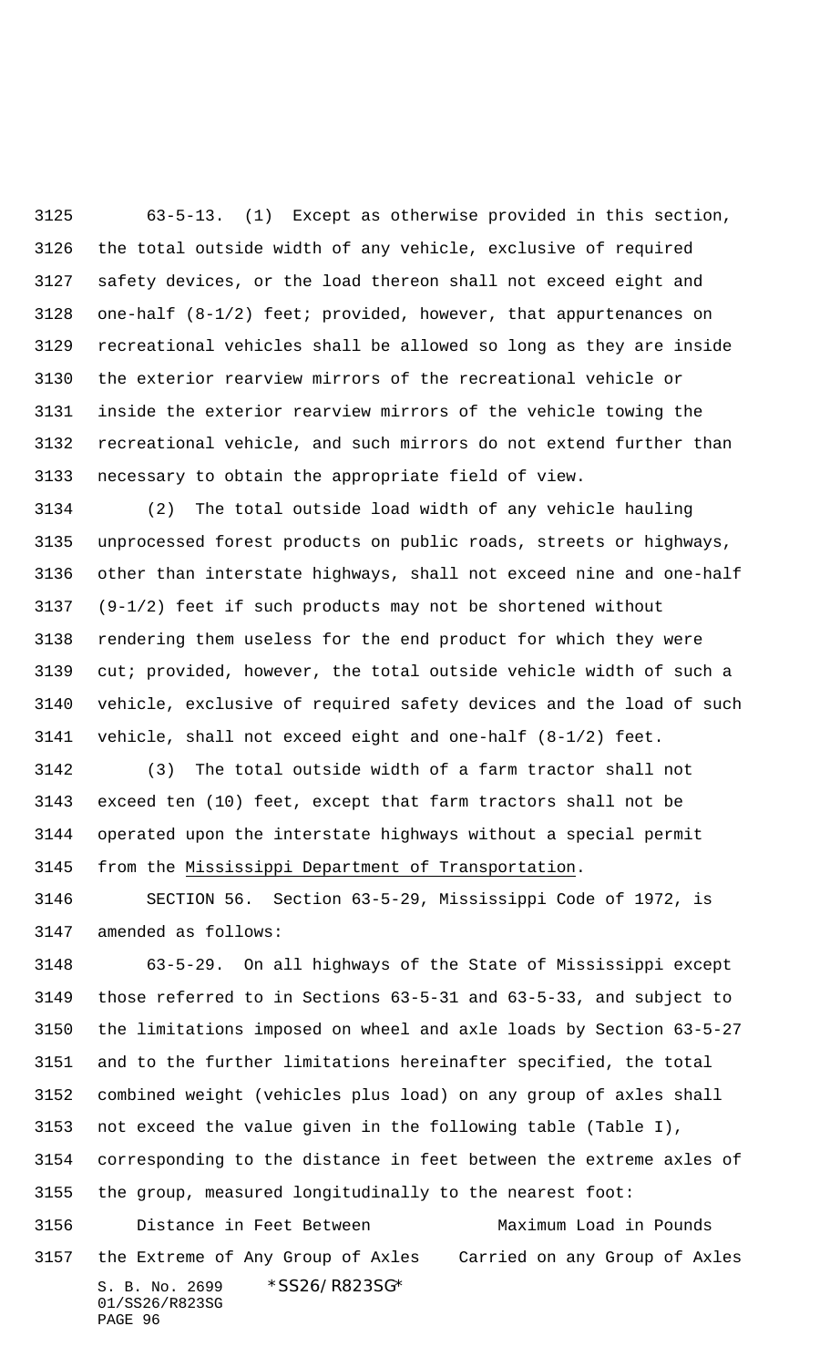63-5-13. (1) Except as otherwise provided in this section, the total outside width of any vehicle, exclusive of required safety devices, or the load thereon shall not exceed eight and one-half (8-1/2) feet; provided, however, that appurtenances on recreational vehicles shall be allowed so long as they are inside the exterior rearview mirrors of the recreational vehicle or inside the exterior rearview mirrors of the vehicle towing the recreational vehicle, and such mirrors do not extend further than necessary to obtain the appropriate field of view.

(2) The total outside load width of any vehicle hauling unprocessed forest products on public roads, streets or highways, other than interstate highways, shall not exceed nine and one-half (9-1/2) feet if such products may not be shortened without rendering them useless for the end product for which they were cut; provided, however, the total outside vehicle width of such a vehicle, exclusive of required safety devices and the load of such vehicle, shall not exceed eight and one-half (8-1/2) feet.

(3) The total outside width of a farm tractor shall not exceed ten (10) feet, except that farm tractors shall not be operated upon the interstate highways without a special permit from the Mississippi Department of Transportation.

SECTION 56. Section 63-5-29, Mississippi Code of 1972, is amended as follows:

63-5-29. On all highways of the State of Mississippi except those referred to in Sections 63-5-31 and 63-5-33, and subject to the limitations imposed on wheel and axle loads by Section 63-5-27 and to the further limitations hereinafter specified, the total combined weight (vehicles plus load) on any group of axles shall not exceed the value given in the following table (Table I), corresponding to the distance in feet between the extreme axles of the group, measured longitudinally to the nearest foot:

| Distance in Feet Between the Extreme of Any Group of Axles | Maximum Load in Pounds Carried on any Group of Axles |
| --- | --- |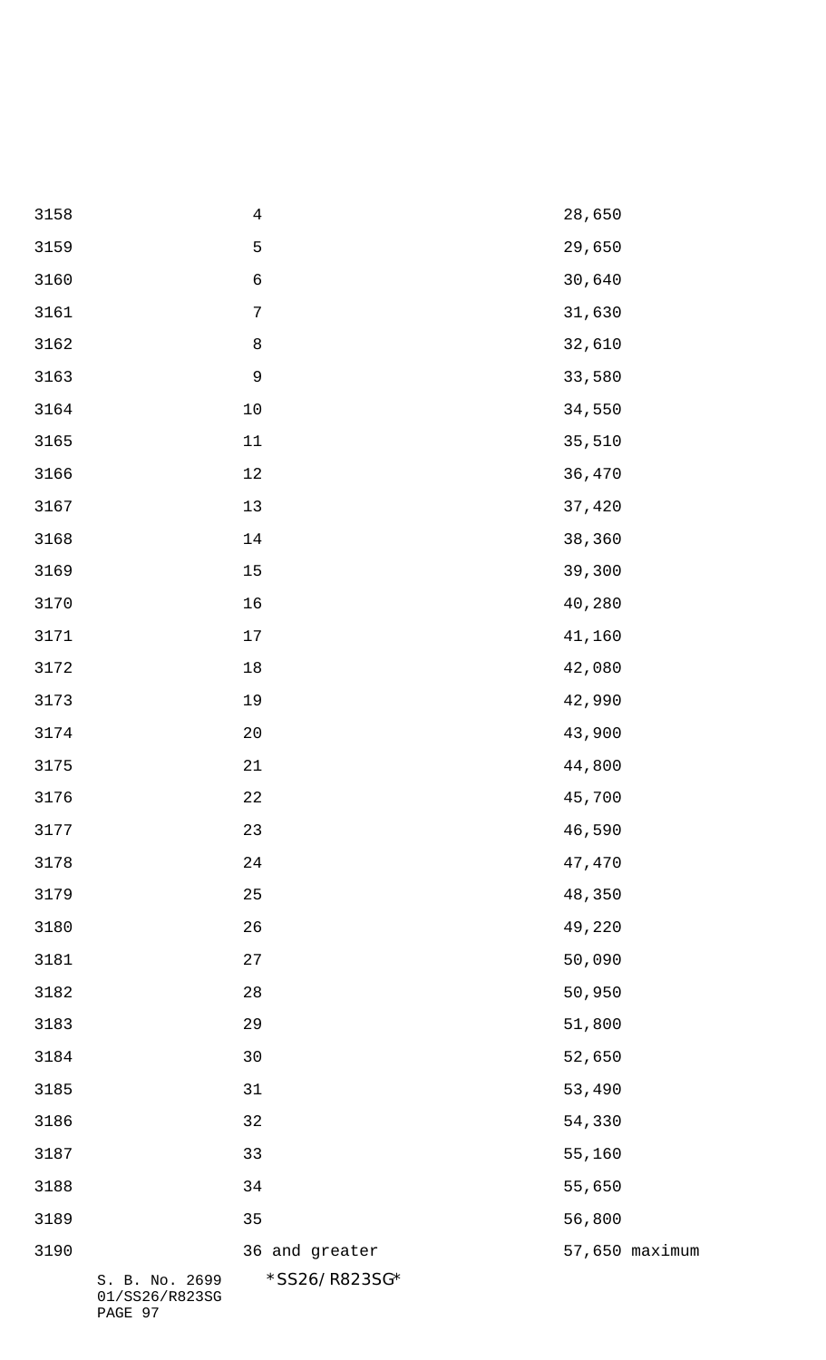| | |
|---|---|
| 4 | 28,650 |
| 5 | 29,650 |
| 6 | 30,640 |
| 7 | 31,630 |
| 8 | 32,610 |
| 9 | 33,580 |
| 10 | 34,550 |
| 11 | 35,510 |
| 12 | 36,470 |
| 13 | 37,420 |
| 14 | 38,360 |
| 15 | 39,300 |
| 16 | 40,280 |
| 17 | 41,160 |
| 18 | 42,080 |
| 19 | 42,990 |
| 20 | 43,900 |
| 21 | 44,800 |
| 22 | 45,700 |
| 23 | 46,590 |
| 24 | 47,470 |
| 25 | 48,350 |
| 26 | 49,220 |
| 27 | 50,090 |
| 28 | 50,950 |
| 29 | 51,800 |
| 30 | 52,650 |
| 31 | 53,490 |
| 32 | 54,330 |
| 33 | 55,160 |
| 34 | 55,650 |
| 35 | 56,800 |
| 36 and greater | 57,650 maximum |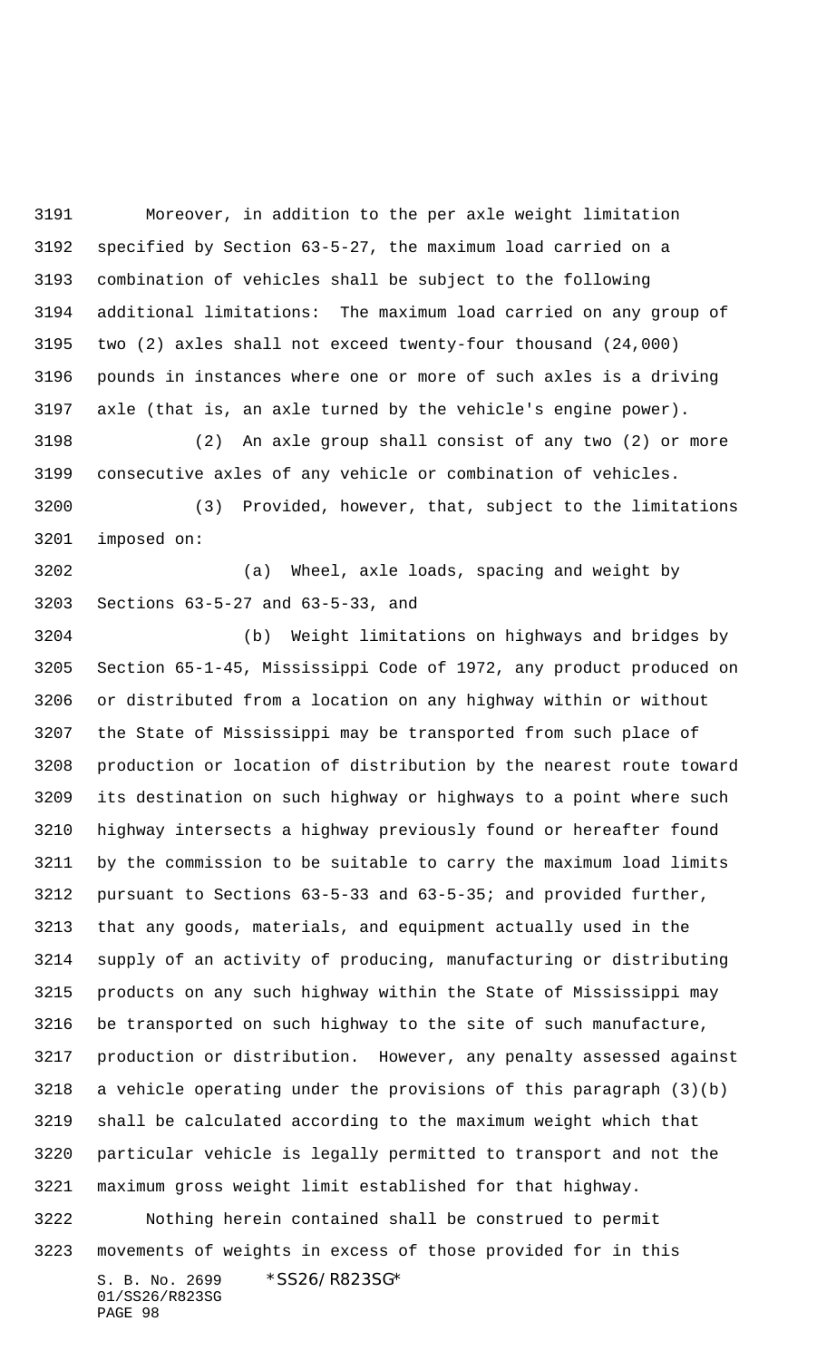Moreover, in addition to the per axle weight limitation specified by Section 63-5-27, the maximum load carried on a combination of vehicles shall be subject to the following additional limitations: The maximum load carried on any group of two (2) axles shall not exceed twenty-four thousand (24,000) pounds in instances where one or more of such axles is a driving axle (that is, an axle turned by the vehicle's engine power).

(2) An axle group shall consist of any two (2) or more consecutive axles of any vehicle or combination of vehicles.

(3) Provided, however, that, subject to the limitations imposed on:

(a) Wheel, axle loads, spacing and weight by Sections 63-5-27 and 63-5-33, and

(b) Weight limitations on highways and bridges by Section 65-1-45, Mississippi Code of 1972, any product produced on or distributed from a location on any highway within or without the State of Mississippi may be transported from such place of production or location of distribution by the nearest route toward its destination on such highway or highways to a point where such highway intersects a highway previously found or hereafter found by the commission to be suitable to carry the maximum load limits pursuant to Sections 63-5-33 and 63-5-35; and provided further, that any goods, materials, and equipment actually used in the supply of an activity of producing, manufacturing or distributing products on any such highway within the State of Mississippi may be transported on such highway to the site of such manufacture, production or distribution. However, any penalty assessed against a vehicle operating under the provisions of this paragraph (3)(b) shall be calculated according to the maximum weight which that particular vehicle is legally permitted to transport and not the maximum gross weight limit established for that highway.

Nothing herein contained shall be construed to permit movements of weights in excess of those provided for in this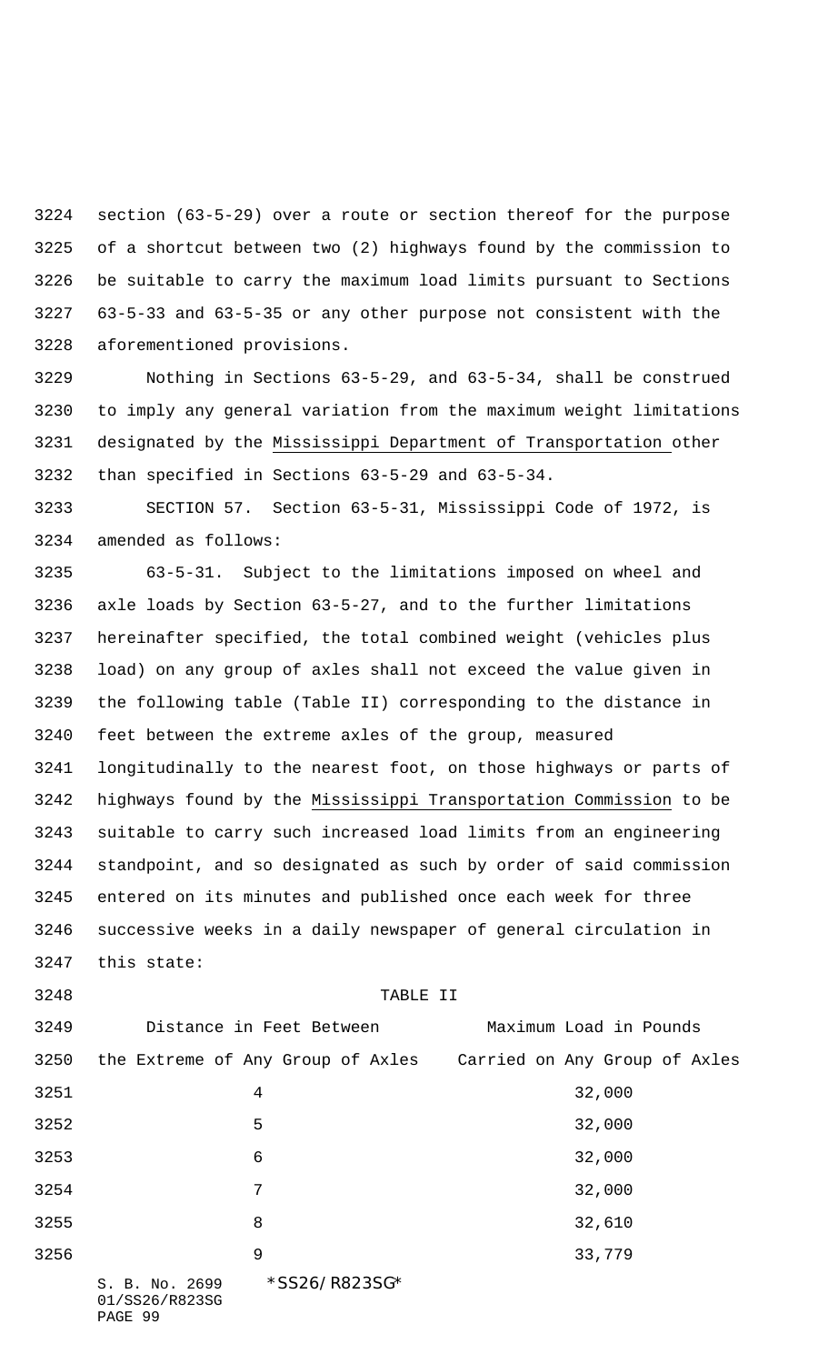section (63-5-29) over a route or section thereof for the purpose of a shortcut between two (2) highways found by the commission to be suitable to carry the maximum load limits pursuant to Sections 63-5-33 and 63-5-35 or any other purpose not consistent with the aforementioned provisions.

Nothing in Sections 63-5-29, and 63-5-34, shall be construed to imply any general variation from the maximum weight limitations designated by the Mississippi Department of Transportation other than specified in Sections 63-5-29 and 63-5-34.

SECTION 57. Section 63-5-31, Mississippi Code of 1972, is amended as follows:

63-5-31. Subject to the limitations imposed on wheel and axle loads by Section 63-5-27, and to the further limitations hereinafter specified, the total combined weight (vehicles plus load) on any group of axles shall not exceed the value given in the following table (Table II) corresponding to the distance in feet between the extreme axles of the group, measured longitudinally to the nearest foot, on those highways or parts of highways found by the Mississippi Transportation Commission to be suitable to carry such increased load limits from an engineering standpoint, and so designated as such by order of said commission entered on its minutes and published once each week for three successive weeks in a daily newspaper of general circulation in this state:

TABLE II

| Distance in Feet Between the Extreme of Any Group of Axles | Maximum Load in Pounds Carried on Any Group of Axles |
|---|---|
| 4 | 32,000 |
| 5 | 32,000 |
| 6 | 32,000 |
| 7 | 32,000 |
| 8 | 32,610 |
| 9 | 33,779 |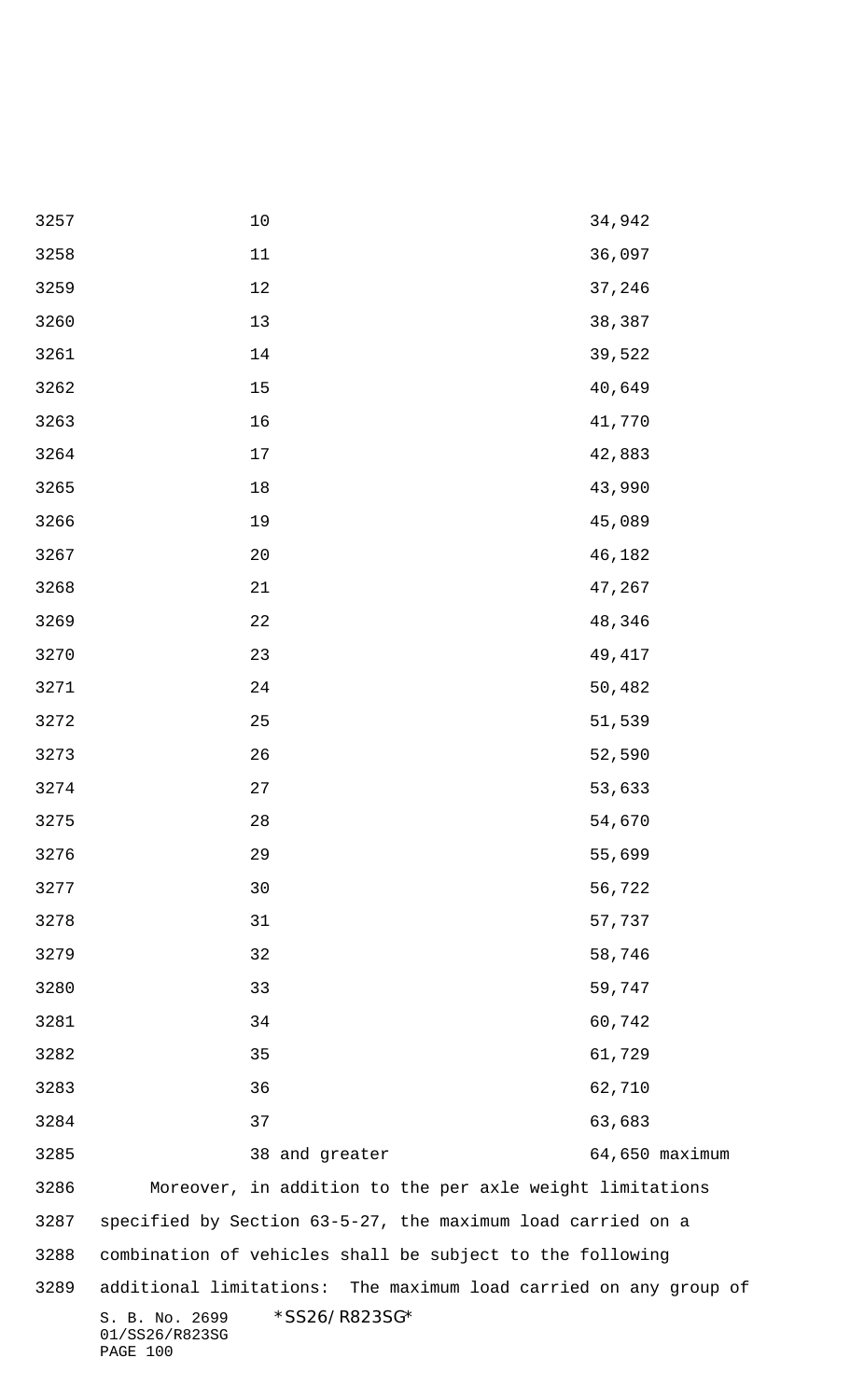| | |
|---|---|
| 10 | 34,942 |
| 11 | 36,097 |
| 12 | 37,246 |
| 13 | 38,387 |
| 14 | 39,522 |
| 15 | 40,649 |
| 16 | 41,770 |
| 17 | 42,883 |
| 18 | 43,990 |
| 19 | 45,089 |
| 20 | 46,182 |
| 21 | 47,267 |
| 22 | 48,346 |
| 23 | 49,417 |
| 24 | 50,482 |
| 25 | 51,539 |
| 26 | 52,590 |
| 27 | 53,633 |
| 28 | 54,670 |
| 29 | 55,699 |
| 30 | 56,722 |
| 31 | 57,737 |
| 32 | 58,746 |
| 33 | 59,747 |
| 34 | 60,742 |
| 35 | 61,729 |
| 36 | 62,710 |
| 37 | 63,683 |
| 38 and greater | 64,650 maximum |

Moreover, in addition to the per axle weight limitations specified by Section 63-5-27, the maximum load carried on a combination of vehicles shall be subject to the following additional limitations: The maximum load carried on any group of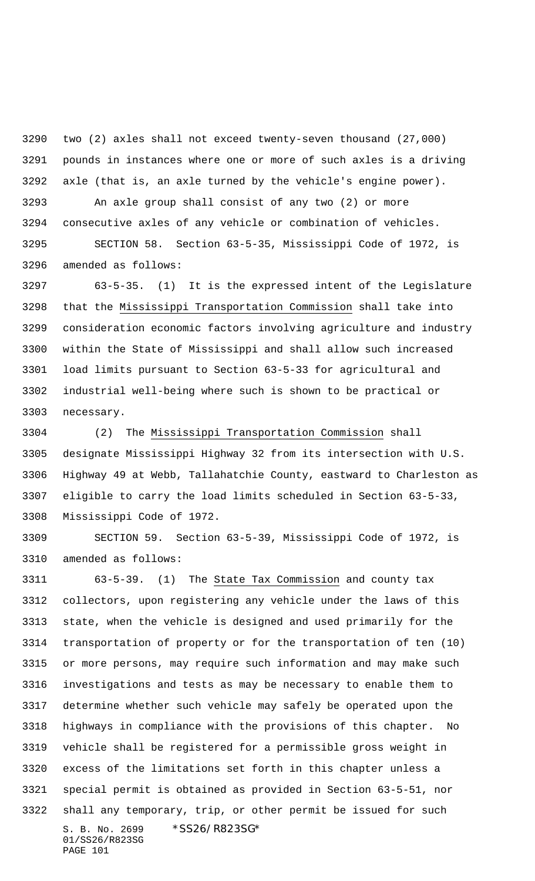two (2) axles shall not exceed twenty-seven thousand (27,000) pounds in instances where one or more of such axles is a driving axle (that is, an axle turned by the vehicle's engine power).

An axle group shall consist of any two (2) or more consecutive axles of any vehicle or combination of vehicles.

SECTION 58. Section 63-5-35, Mississippi Code of 1972, is amended as follows:

63-5-35. (1) It is the expressed intent of the Legislature that the Mississippi Transportation Commission shall take into consideration economic factors involving agriculture and industry within the State of Mississippi and shall allow such increased load limits pursuant to Section 63-5-33 for agricultural and industrial well-being where such is shown to be practical or necessary.

(2) The Mississippi Transportation Commission shall designate Mississippi Highway 32 from its intersection with U.S. Highway 49 at Webb, Tallahatchie County, eastward to Charleston as eligible to carry the load limits scheduled in Section 63-5-33, Mississippi Code of 1972.

SECTION 59. Section 63-5-39, Mississippi Code of 1972, is amended as follows:

63-5-39. (1) The State Tax Commission and county tax collectors, upon registering any vehicle under the laws of this state, when the vehicle is designed and used primarily for the transportation of property or for the transportation of ten (10) or more persons, may require such information and may make such investigations and tests as may be necessary to enable them to determine whether such vehicle may safely be operated upon the highways in compliance with the provisions of this chapter. No vehicle shall be registered for a permissible gross weight in excess of the limitations set forth in this chapter unless a special permit is obtained as provided in Section 63-5-51, nor shall any temporary, trip, or other permit be issued for such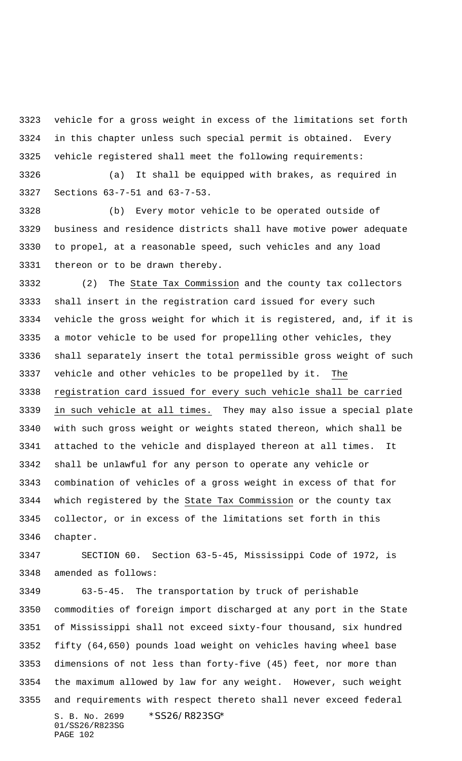vehicle for a gross weight in excess of the limitations set forth in this chapter unless such special permit is obtained. Every vehicle registered shall meet the following requirements:

(a) It shall be equipped with brakes, as required in Sections 63-7-51 and 63-7-53.

(b) Every motor vehicle to be operated outside of business and residence districts shall have motive power adequate to propel, at a reasonable speed, such vehicles and any load thereon or to be drawn thereby.

(2) The State Tax Commission and the county tax collectors shall insert in the registration card issued for every such vehicle the gross weight for which it is registered, and, if it is a motor vehicle to be used for propelling other vehicles, they shall separately insert the total permissible gross weight of such vehicle and other vehicles to be propelled by it. The registration card issued for every such vehicle shall be carried in such vehicle at all times. They may also issue a special plate with such gross weight or weights stated thereon, which shall be attached to the vehicle and displayed thereon at all times. It shall be unlawful for any person to operate any vehicle or combination of vehicles of a gross weight in excess of that for which registered by the State Tax Commission or the county tax collector, or in excess of the limitations set forth in this chapter.

SECTION 60. Section 63-5-45, Mississippi Code of 1972, is amended as follows:

63-5-45. The transportation by truck of perishable commodities of foreign import discharged at any port in the State of Mississippi shall not exceed sixty-four thousand, six hundred fifty (64,650) pounds load weight on vehicles having wheel base dimensions of not less than forty-five (45) feet, nor more than the maximum allowed by law for any weight. However, such weight and requirements with respect thereto shall never exceed federal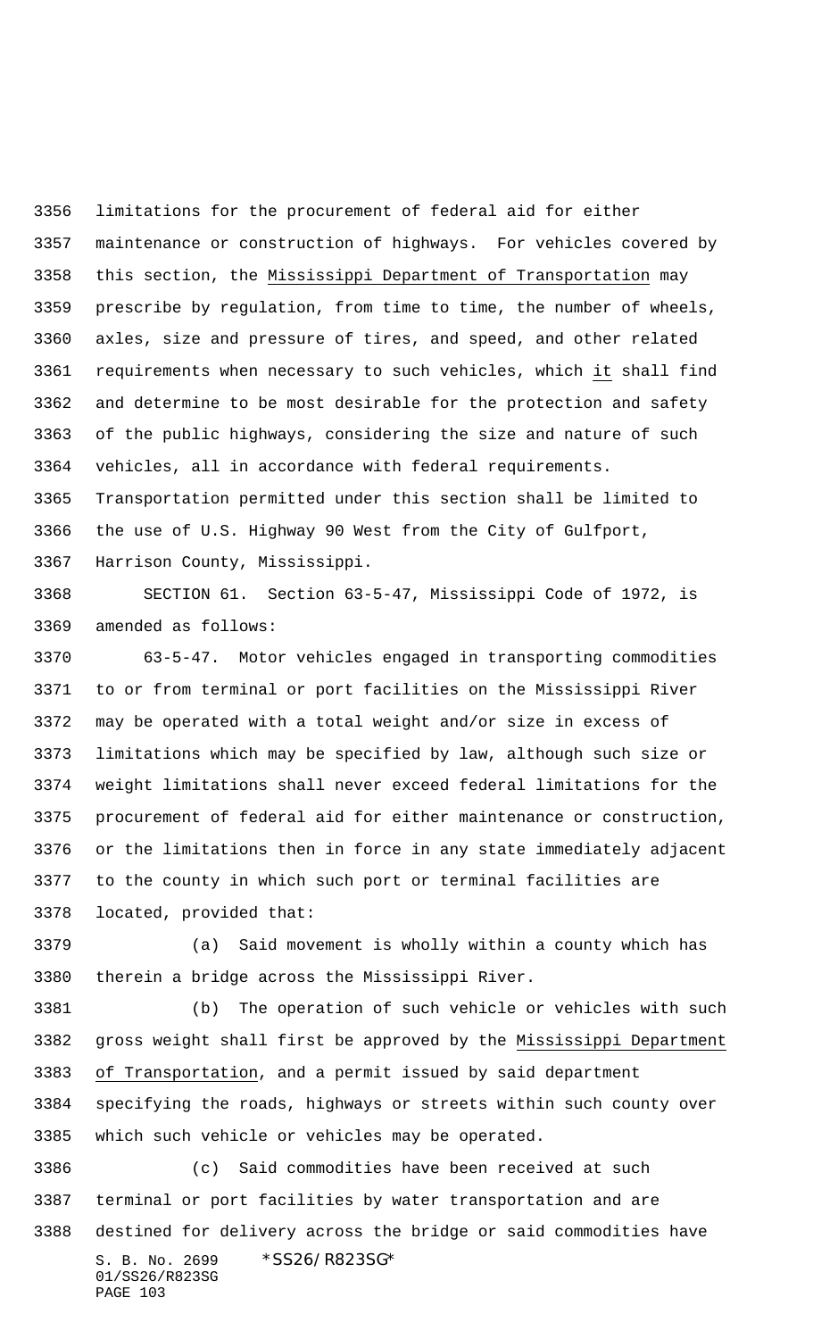limitations for the procurement of federal aid for either maintenance or construction of highways. For vehicles covered by this section, the Mississippi Department of Transportation may prescribe by regulation, from time to time, the number of wheels, axles, size and pressure of tires, and speed, and other related requirements when necessary to such vehicles, which it shall find and determine to be most desirable for the protection and safety of the public highways, considering the size and nature of such vehicles, all in accordance with federal requirements. Transportation permitted under this section shall be limited to the use of U.S. Highway 90 West from the City of Gulfport, Harrison County, Mississippi.

SECTION 61. Section 63-5-47, Mississippi Code of 1972, is amended as follows:

63-5-47. Motor vehicles engaged in transporting commodities to or from terminal or port facilities on the Mississippi River may be operated with a total weight and/or size in excess of limitations which may be specified by law, although such size or weight limitations shall never exceed federal limitations for the procurement of federal aid for either maintenance or construction, or the limitations then in force in any state immediately adjacent to the county in which such port or terminal facilities are located, provided that:

(a) Said movement is wholly within a county which has therein a bridge across the Mississippi River.

(b) The operation of such vehicle or vehicles with such gross weight shall first be approved by the Mississippi Department of Transportation, and a permit issued by said department specifying the roads, highways or streets within such county over which such vehicle or vehicles may be operated.

(c) Said commodities have been received at such terminal or port facilities by water transportation and are destined for delivery across the bridge or said commodities have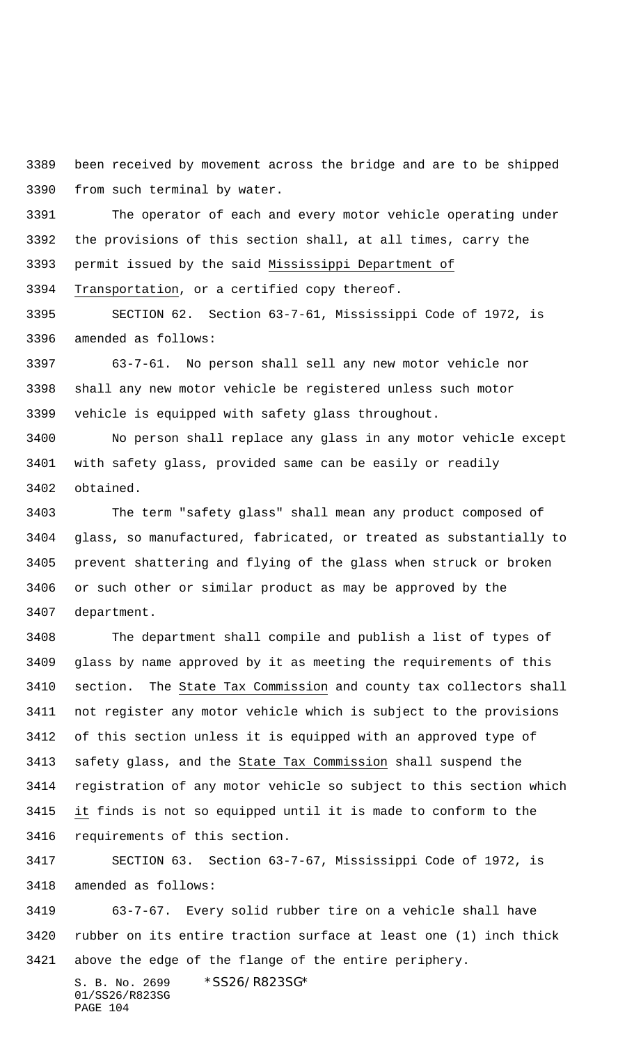been received by movement across the bridge and are to be shipped from such terminal by water.

The operator of each and every motor vehicle operating under the provisions of this section shall, at all times, carry the permit issued by the said Mississippi Department of Transportation, or a certified copy thereof.

SECTION 62. Section 63-7-61, Mississippi Code of 1972, is amended as follows:

63-7-61. No person shall sell any new motor vehicle nor shall any new motor vehicle be registered unless such motor vehicle is equipped with safety glass throughout.

No person shall replace any glass in any motor vehicle except with safety glass, provided same can be easily or readily obtained.

The term "safety glass" shall mean any product composed of glass, so manufactured, fabricated, or treated as substantially to prevent shattering and flying of the glass when struck or broken or such other or similar product as may be approved by the department.

The department shall compile and publish a list of types of glass by name approved by it as meeting the requirements of this section. The State Tax Commission and county tax collectors shall not register any motor vehicle which is subject to the provisions of this section unless it is equipped with an approved type of safety glass, and the State Tax Commission shall suspend the registration of any motor vehicle so subject to this section which it finds is not so equipped until it is made to conform to the requirements of this section.

SECTION 63. Section 63-7-67, Mississippi Code of 1972, is amended as follows:

63-7-67. Every solid rubber tire on a vehicle shall have rubber on its entire traction surface at least one (1) inch thick above the edge of the flange of the entire periphery.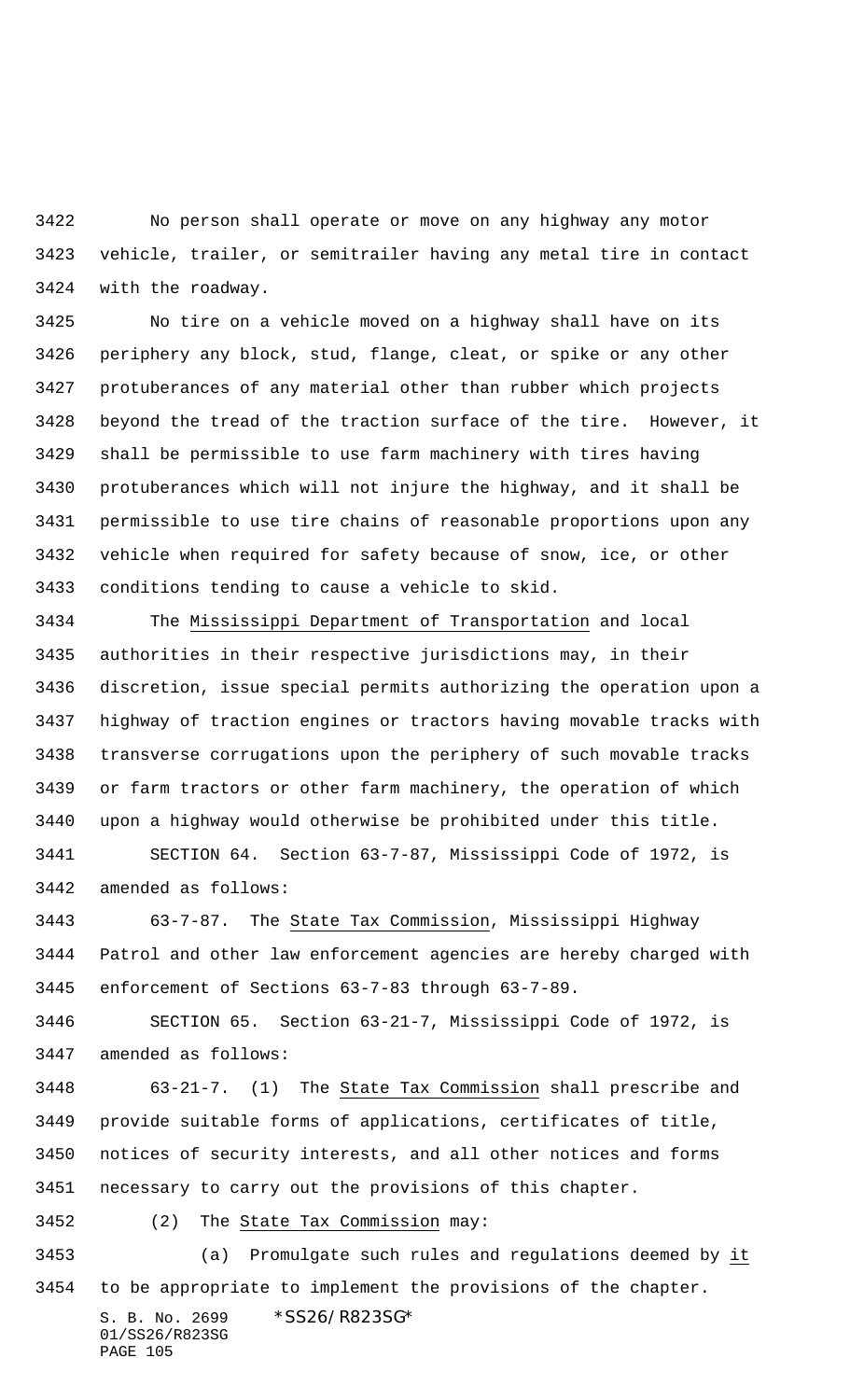No person shall operate or move on any highway any motor vehicle, trailer, or semitrailer having any metal tire in contact with the roadway.

No tire on a vehicle moved on a highway shall have on its periphery any block, stud, flange, cleat, or spike or any other protuberances of any material other than rubber which projects beyond the tread of the traction surface of the tire. However, it shall be permissible to use farm machinery with tires having protuberances which will not injure the highway, and it shall be permissible to use tire chains of reasonable proportions upon any vehicle when required for safety because of snow, ice, or other conditions tending to cause a vehicle to skid.

The Mississippi Department of Transportation and local authorities in their respective jurisdictions may, in their discretion, issue special permits authorizing the operation upon a highway of traction engines or tractors having movable tracks with transverse corrugations upon the periphery of such movable tracks or farm tractors or other farm machinery, the operation of which upon a highway would otherwise be prohibited under this title.

SECTION 64. Section 63-7-87, Mississippi Code of 1972, is amended as follows:

63-7-87. The State Tax Commission, Mississippi Highway Patrol and other law enforcement agencies are hereby charged with enforcement of Sections 63-7-83 through 63-7-89.

SECTION 65. Section 63-21-7, Mississippi Code of 1972, is amended as follows:

63-21-7. (1) The State Tax Commission shall prescribe and provide suitable forms of applications, certificates of title, notices of security interests, and all other notices and forms necessary to carry out the provisions of this chapter.

(2) The State Tax Commission may:

(a) Promulgate such rules and regulations deemed by it to be appropriate to implement the provisions of the chapter.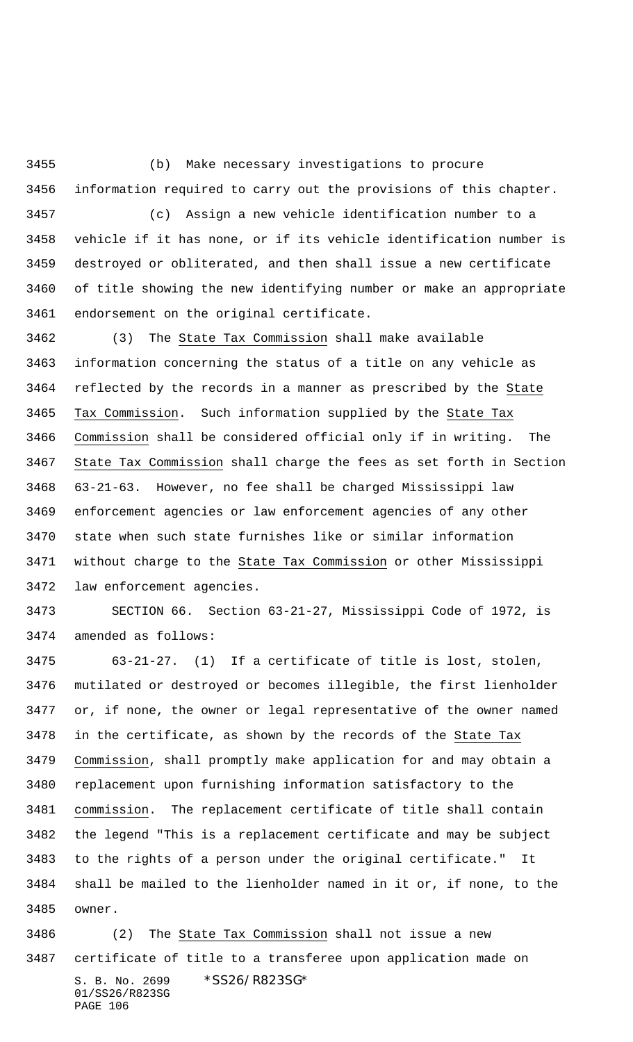(b) Make necessary investigations to procure information required to carry out the provisions of this chapter.

(c) Assign a new vehicle identification number to a vehicle if it has none, or if its vehicle identification number is destroyed or obliterated, and then shall issue a new certificate of title showing the new identifying number or make an appropriate endorsement on the original certificate.

(3) The State Tax Commission shall make available information concerning the status of a title on any vehicle as reflected by the records in a manner as prescribed by the State Tax Commission. Such information supplied by the State Tax Commission shall be considered official only if in writing. The State Tax Commission shall charge the fees as set forth in Section 63-21-63. However, no fee shall be charged Mississippi law enforcement agencies or law enforcement agencies of any other state when such state furnishes like or similar information without charge to the State Tax Commission or other Mississippi law enforcement agencies.

SECTION 66. Section 63-21-27, Mississippi Code of 1972, is amended as follows:

63-21-27. (1) If a certificate of title is lost, stolen, mutilated or destroyed or becomes illegible, the first lienholder or, if none, the owner or legal representative of the owner named in the certificate, as shown by the records of the State Tax Commission, shall promptly make application for and may obtain a replacement upon furnishing information satisfactory to the commission. The replacement certificate of title shall contain the legend "This is a replacement certificate and may be subject to the rights of a person under the original certificate." It shall be mailed to the lienholder named in it or, if none, to the owner.

(2) The State Tax Commission shall not issue a new certificate of title to a transferee upon application made on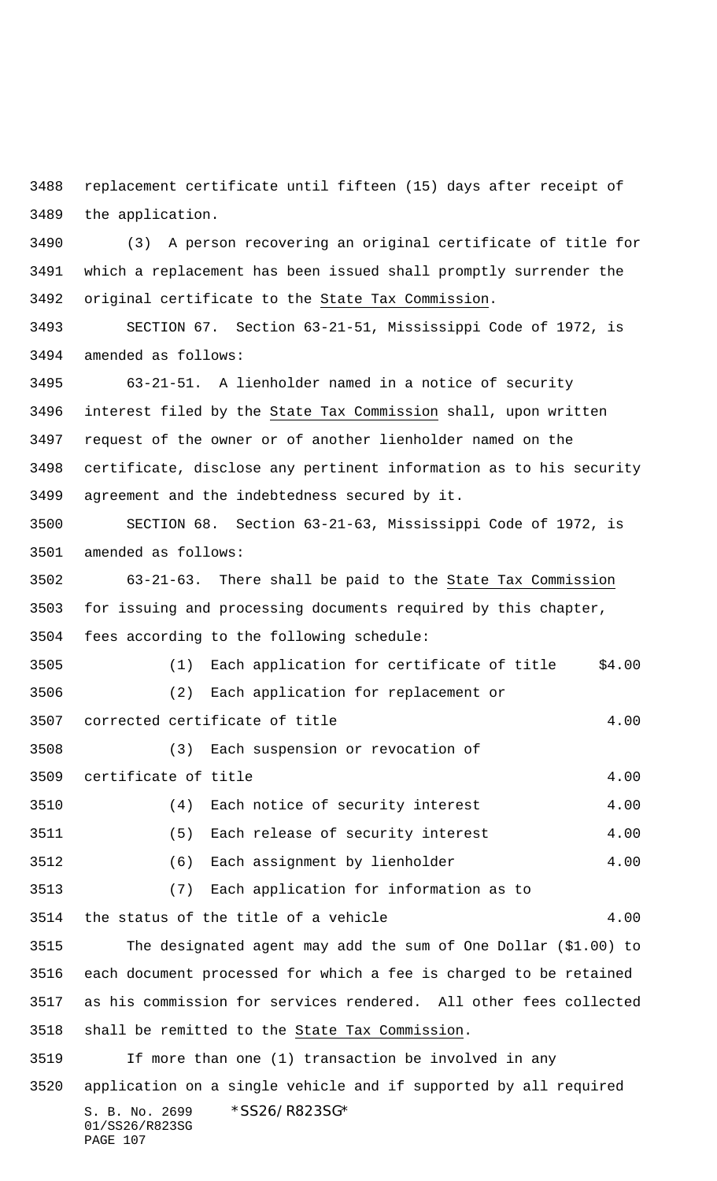replacement certificate until fifteen (15) days after receipt of the application.

(3) A person recovering an original certificate of title for which a replacement has been issued shall promptly surrender the original certificate to the State Tax Commission.

SECTION 67. Section 63-21-51, Mississippi Code of 1972, is amended as follows:

63-21-51. A lienholder named in a notice of security interest filed by the State Tax Commission shall, upon written request of the owner or of another lienholder named on the certificate, disclose any pertinent information as to his security agreement and the indebtedness secured by it.

SECTION 68. Section 63-21-63, Mississippi Code of 1972, is amended as follows:

63-21-63. There shall be paid to the State Tax Commission for issuing and processing documents required by this chapter, fees according to the following schedule:

| | |
|---|---|
| (1) Each application for certificate of title | $4.00 |
| (2) Each application for replacement or corrected certificate of title | 4.00 |
| (3) Each suspension or revocation of certificate of title | 4.00 |
| (4) Each notice of security interest | 4.00 |
| (5) Each release of security interest | 4.00 |
| (6) Each assignment by lienholder | 4.00 |
| (7) Each application for information as to the status of the title of a vehicle | 4.00 |

The designated agent may add the sum of One Dollar ($1.00) to each document processed for which a fee is charged to be retained as his commission for services rendered. All other fees collected shall be remitted to the State Tax Commission.

If more than one (1) transaction be involved in any application on a single vehicle and if supported by all required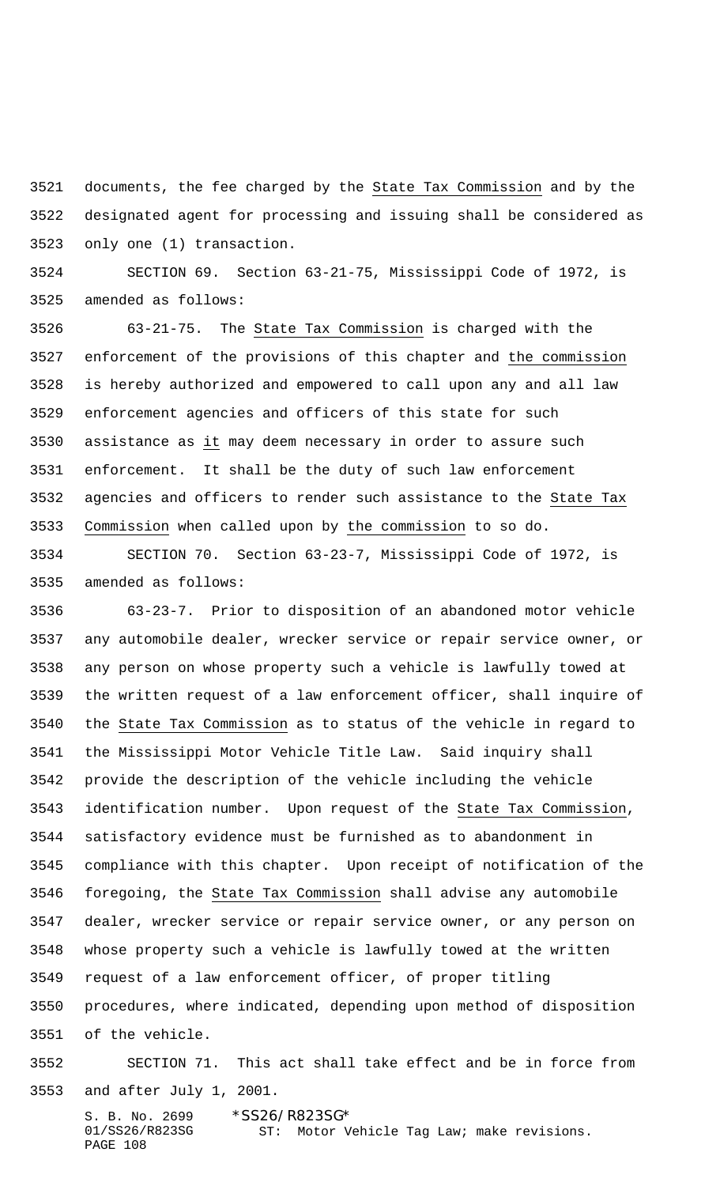documents, the fee charged by the State Tax Commission and by the designated agent for processing and issuing shall be considered as only one (1) transaction.

SECTION 69. Section 63-21-75, Mississippi Code of 1972, is amended as follows:

63-21-75. The State Tax Commission is charged with the enforcement of the provisions of this chapter and the commission is hereby authorized and empowered to call upon any and all law enforcement agencies and officers of this state for such assistance as it may deem necessary in order to assure such enforcement. It shall be the duty of such law enforcement agencies and officers to render such assistance to the State Tax Commission when called upon by the commission to so do.

SECTION 70. Section 63-23-7, Mississippi Code of 1972, is amended as follows:

63-23-7. Prior to disposition of an abandoned motor vehicle any automobile dealer, wrecker service or repair service owner, or any person on whose property such a vehicle is lawfully towed at the written request of a law enforcement officer, shall inquire of the State Tax Commission as to status of the vehicle in regard to the Mississippi Motor Vehicle Title Law. Said inquiry shall provide the description of the vehicle including the vehicle identification number. Upon request of the State Tax Commission, satisfactory evidence must be furnished as to abandonment in compliance with this chapter. Upon receipt of notification of the foregoing, the State Tax Commission shall advise any automobile dealer, wrecker service or repair service owner, or any person on whose property such a vehicle is lawfully towed at the written request of a law enforcement officer, of proper titling procedures, where indicated, depending upon method of disposition of the vehicle.

SECTION 71. This act shall take effect and be in force from and after July 1, 2001.